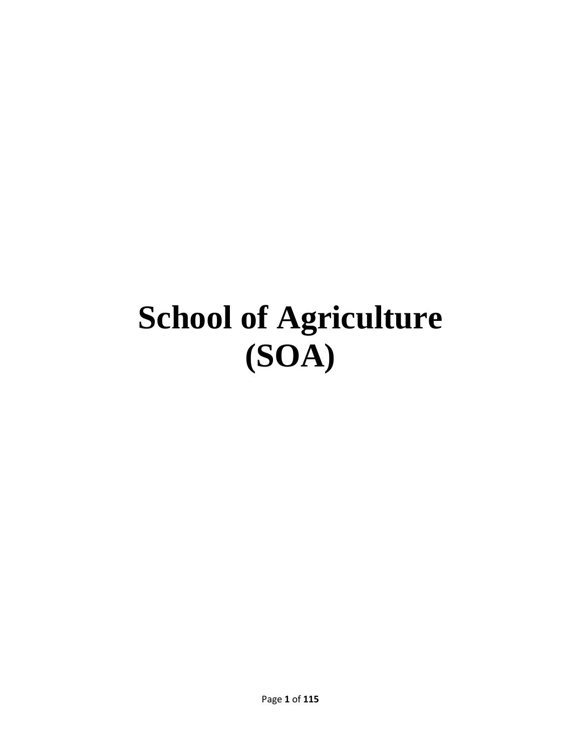# School of Agriculture (SOA)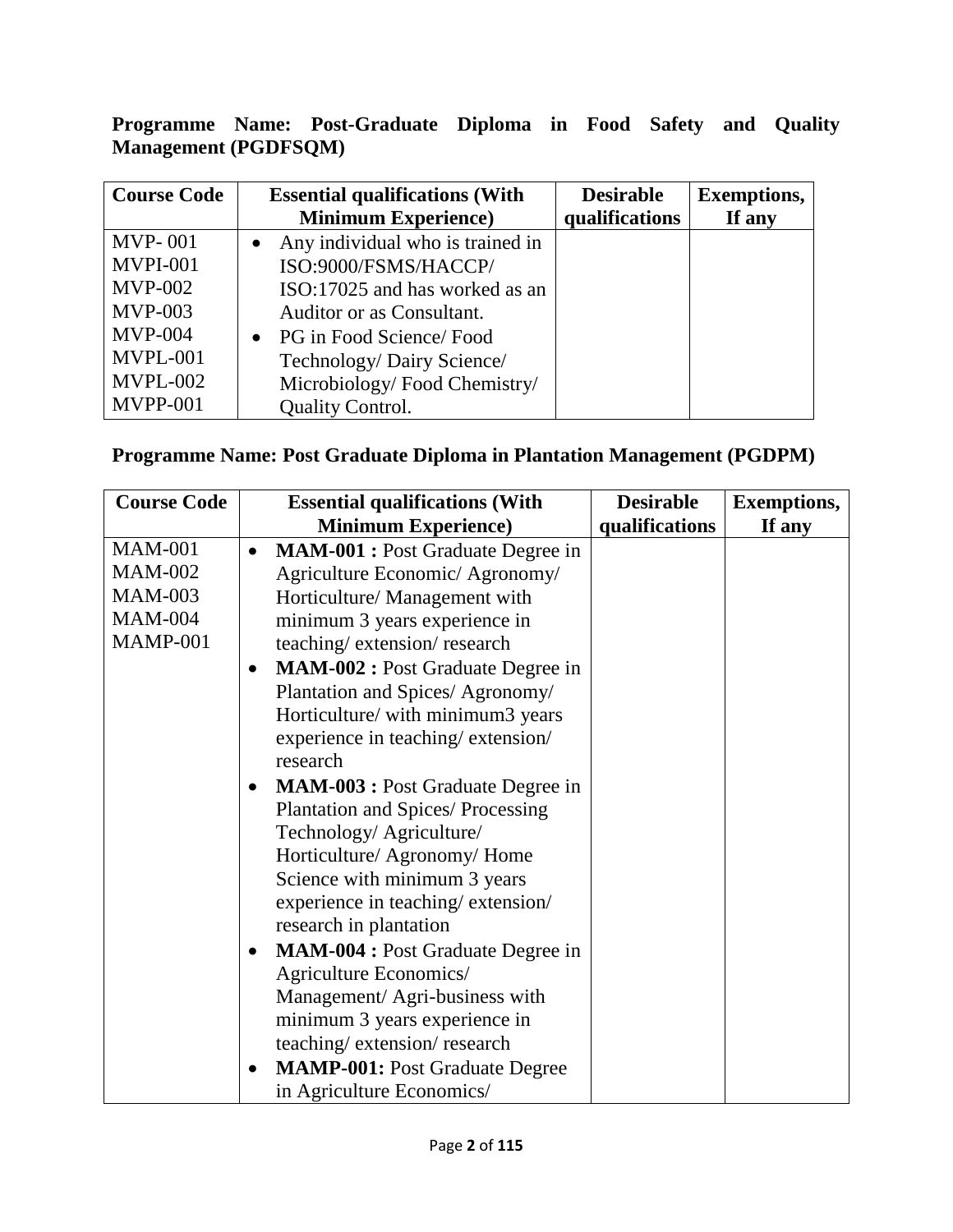**Programme Name: Post-Graduate Diploma in Food Safety and Quality Management (PGDFSQM)**

| Course Code | Essential qualifications (With Minimum Experience) | Desirable qualifications | Exemptions, If any |
|---|---|---|---|
| MVP- 001<br>MVPI-001<br>MVP-002<br>MVP-003<br>MVP-004<br>MVPL-001<br>MVPL-002<br>MVPP-001 | • Any individual who is trained in ISO:9000/FSMS/HACCP/ ISO:17025 and has worked as an Auditor or as Consultant.<br>• PG in Food Science/ Food Technology/ Dairy Science/ Microbiology/ Food Chemistry/ Quality Control. | | |

**Programme Name: Post Graduate Diploma in Plantation Management (PGDPM)**

| Course Code | Essential qualifications (With Minimum Experience) | Desirable qualifications | Exemptions, If any |
|---|---|---|---|
| MAM-001<br>MAM-002<br>MAM-003<br>MAM-004<br>MAMP-001 | • **MAM-001 :** Post Graduate Degree in Agriculture Economic/ Agronomy/ Horticulture/ Management with minimum 3 years experience in teaching/ extension/ research<br>• **MAM-002 :** Post Graduate Degree in Plantation and Spices/ Agronomy/ Horticulture/ with minimum3 years experience in teaching/ extension/ research<br>• **MAM-003 :** Post Graduate Degree in Plantation and Spices/ Processing Technology/ Agriculture/ Horticulture/ Agronomy/ Home Science with minimum 3 years experience in teaching/ extension/ research in plantation<br>• **MAM-004 :** Post Graduate Degree in Agriculture Economics/ Management/ Agri-business with minimum 3 years experience in teaching/ extension/ research<br>• **MAMP-001:** Post Graduate Degree in Agriculture Economics/ | | |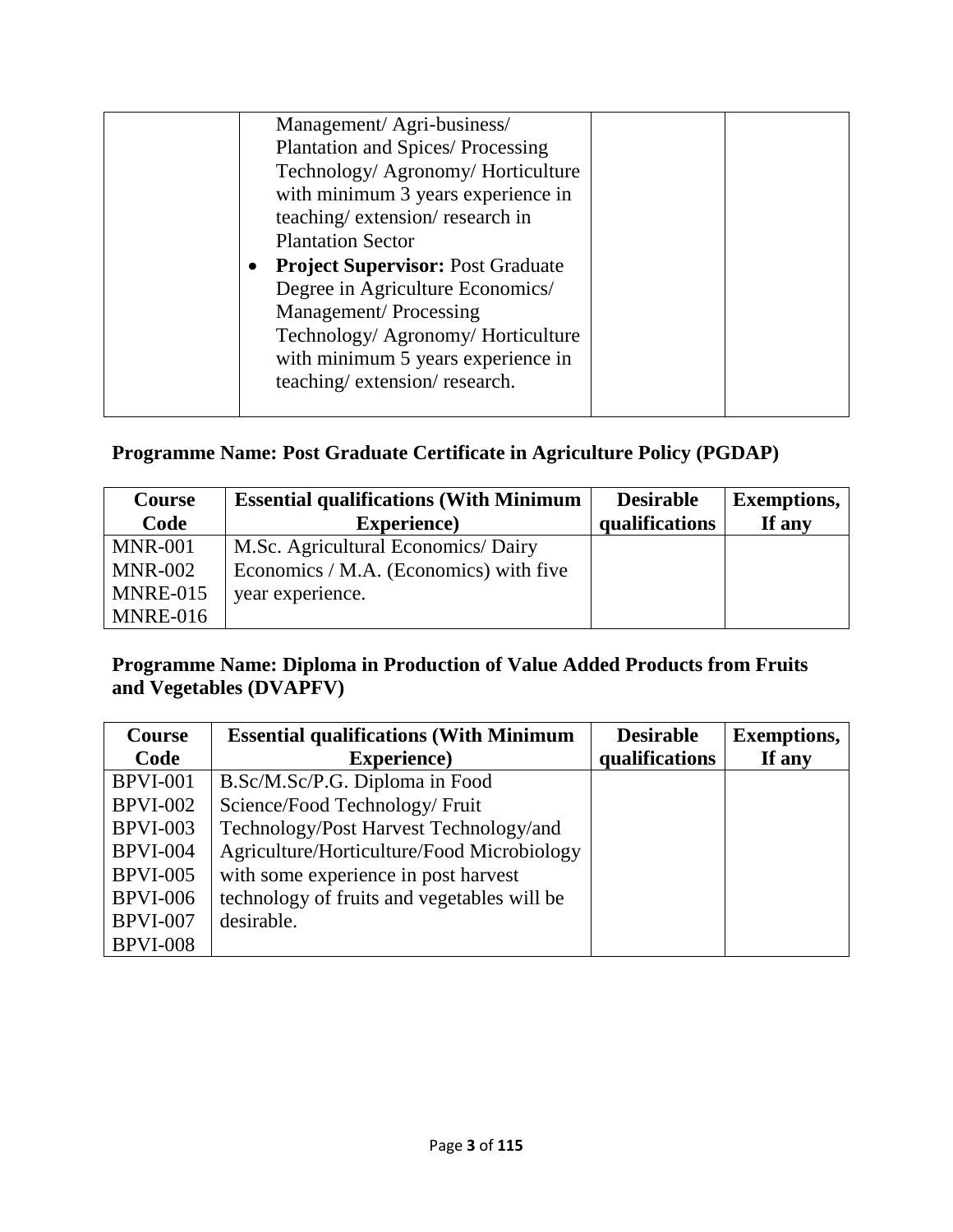| | Management/ Agri-business/ Plantation and Spices/ Processing Technology/ Agronomy/ Horticulture with minimum 3 years experience in teaching/ extension/ research in Plantation Sector<br>• **Project Supervisor:** Post Graduate Degree in Agriculture Economics/ Management/ Processing Technology/ Agronomy/ Horticulture with minimum 5 years experience in teaching/ extension/ research. | | |
|---|---|---|---|

## Programme Name: Post Graduate Certificate in Agriculture Policy (PGDAP)

| Course Code | Essential qualifications (With Minimum Experience) | Desirable qualifications | Exemptions, If any |
|---|---|---|---|
| MNR-001<br>MNR-002<br>MNRE-015<br>MNRE-016 | M.Sc. Agricultural Economics/ Dairy Economics / M.A. (Economics) with five year experience. | | |

## Programme Name: Diploma in Production of Value Added Products from Fruits and Vegetables (DVAPFV)

| Course Code | Essential qualifications (With Minimum Experience) | Desirable qualifications | Exemptions, If any |
|---|---|---|---|
| BPVI-001<br>BPVI-002<br>BPVI-003<br>BPVI-004<br>BPVI-005<br>BPVI-006<br>BPVI-007<br>BPVI-008 | B.Sc/M.Sc/P.G. Diploma in Food Science/Food Technology/ Fruit Technology/Post Harvest Technology/and Agriculture/Horticulture/Food Microbiology with some experience in post harvest technology of fruits and vegetables will be desirable. | | |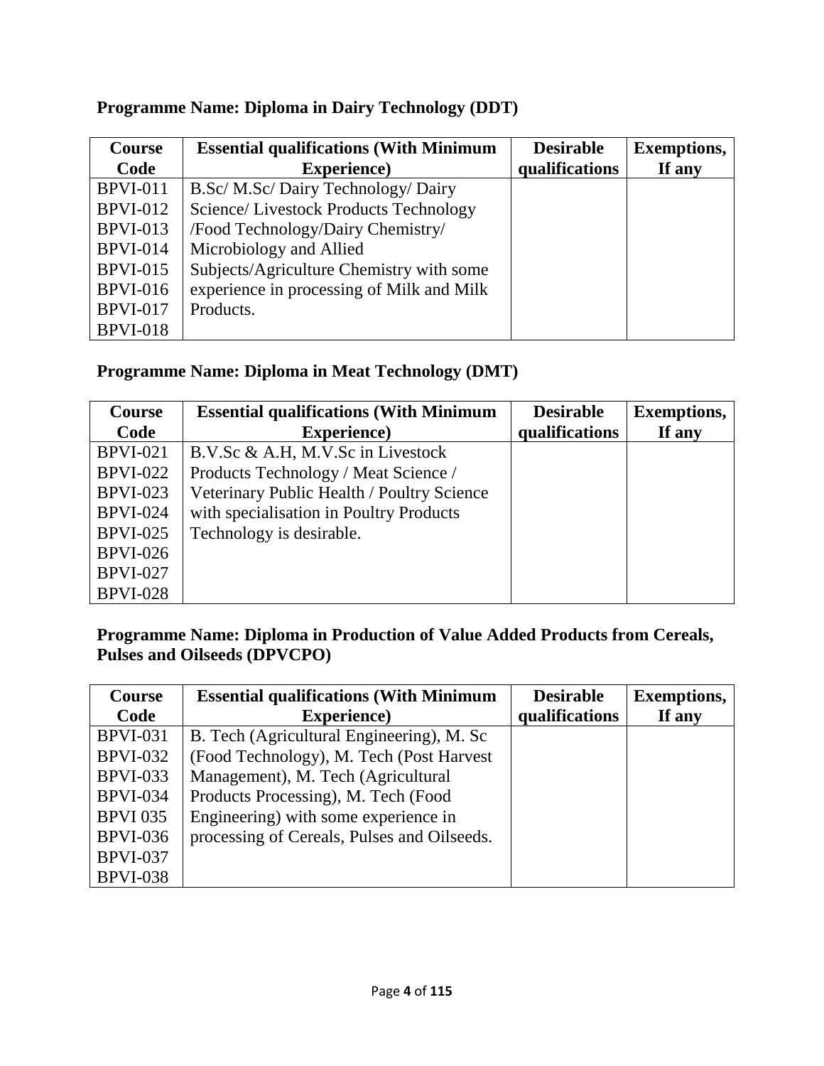**Programme Name: Diploma in Dairy Technology (DDT)**

| Course Code | Essential qualifications (With Minimum Experience) | Desirable qualifications | Exemptions, If any |
|---|---|---|---|
| BPVI-011<br>BPVI-012<br>BPVI-013<br>BPVI-014<br>BPVI-015<br>BPVI-016<br>BPVI-017<br>BPVI-018 | B.Sc/ M.Sc/ Dairy Technology/ Dairy Science/ Livestock Products Technology /Food Technology/Dairy Chemistry/ Microbiology and Allied Subjects/Agriculture Chemistry with some experience in processing of Milk and Milk Products. | | |

**Programme Name: Diploma in Meat Technology (DMT)**

| Course Code | Essential qualifications (With Minimum Experience) | Desirable qualifications | Exemptions, If any |
|---|---|---|---|
| BPVI-021<br>BPVI-022<br>BPVI-023<br>BPVI-024<br>BPVI-025<br>BPVI-026<br>BPVI-027<br>BPVI-028 | B.V.Sc & A.H, M.V.Sc in Livestock Products Technology / Meat Science / Veterinary Public Health / Poultry Science with specialisation in Poultry Products Technology is desirable. | | |

**Programme Name: Diploma in Production of Value Added Products from Cereals, Pulses and Oilseeds (DPVCPO)**

| Course Code | Essential qualifications (With Minimum Experience) | Desirable qualifications | Exemptions, If any |
|---|---|---|---|
| BPVI-031<br>BPVI-032<br>BPVI-033<br>BPVI-034<br>BPVI 035<br>BPVI-036<br>BPVI-037<br>BPVI-038 | B. Tech (Agricultural Engineering), M. Sc (Food Technology), M. Tech (Post Harvest Management), M. Tech (Agricultural Products Processing), M. Tech (Food Engineering) with some experience in processing of Cereals, Pulses and Oilseeds. | | |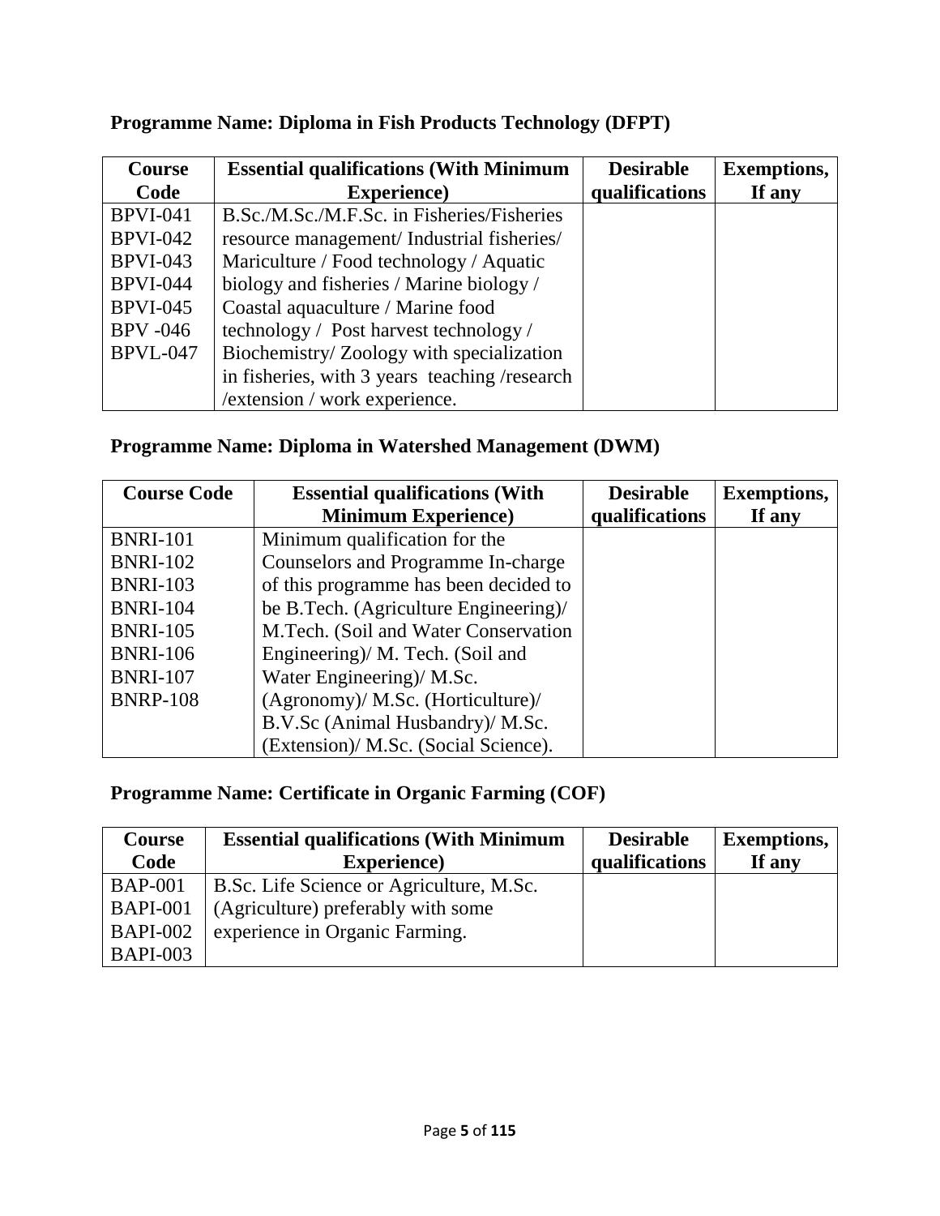**Programme Name: Diploma in Fish Products Technology (DFPT)**

| Course Code | Essential qualifications (With Minimum Experience) | Desirable qualifications | Exemptions, If any |
|---|---|---|---|
| BPVI-041<br>BPVI-042<br>BPVI-043<br>BPVI-044<br>BPVI-045<br>BPV -046<br>BPVL-047 | B.Sc./M.Sc./M.F.Sc. in Fisheries/Fisheries resource management/ Industrial fisheries/ Mariculture / Food technology / Aquatic biology and fisheries / Marine biology / Coastal aquaculture / Marine food technology / Post harvest technology / Biochemistry/ Zoology with specialization in fisheries, with 3 years teaching /research /extension / work experience. | | |

**Programme Name: Diploma in Watershed Management (DWM)**

| Course Code | Essential qualifications (With Minimum Experience) | Desirable qualifications | Exemptions, If any |
|---|---|---|---|
| BNRI-101<br>BNRI-102<br>BNRI-103<br>BNRI-104<br>BNRI-105<br>BNRI-106<br>BNRI-107<br>BNRP-108 | Minimum qualification for the Counselors and Programme In-charge of this programme has been decided to be B.Tech. (Agriculture Engineering)/ M.Tech. (Soil and Water Conservation Engineering)/ M. Tech. (Soil and Water Engineering)/ M.Sc. (Agronomy)/ M.Sc. (Horticulture)/ B.V.Sc (Animal Husbandry)/ M.Sc. (Extension)/ M.Sc. (Social Science). | | |

**Programme Name: Certificate in Organic Farming (COF)**

| Course Code | Essential qualifications (With Minimum Experience) | Desirable qualifications | Exemptions, If any |
|---|---|---|---|
| BAP-001<br>BAPI-001<br>BAPI-002<br>BAPI-003 | B.Sc. Life Science or Agriculture, M.Sc. (Agriculture) preferably with some experience in Organic Farming. | | |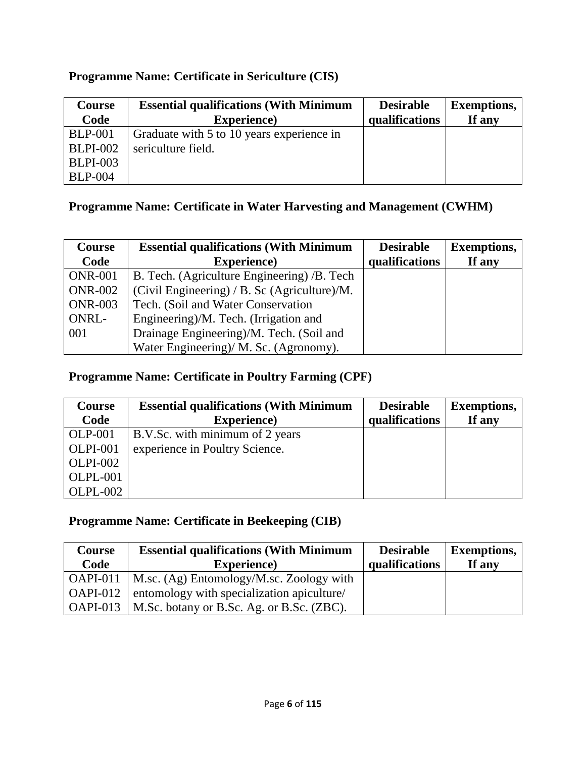**Programme Name: Certificate in Sericulture (CIS)**

| Course Code | Essential qualifications (With Minimum Experience) | Desirable qualifications | Exemptions, If any |
|---|---|---|---|
| BLP-001<br>BLPI-002<br>BLPI-003<br>BLP-004 | Graduate with 5 to 10 years experience in sericulture field. | | |

**Programme Name: Certificate in Water Harvesting and Management (CWHM)**

| Course Code | Essential qualifications (With Minimum Experience) | Desirable qualifications | Exemptions, If any |
|---|---|---|---|
| ONR-001<br>ONR-002<br>ONR-003<br>ONRL-001 | B. Tech. (Agriculture Engineering) /B. Tech (Civil Engineering) / B. Sc (Agriculture)/M. Tech. (Soil and Water Conservation Engineering)/M. Tech. (Irrigation and Drainage Engineering)/M. Tech. (Soil and Water Engineering)/ M. Sc. (Agronomy). | | |

**Programme Name: Certificate in Poultry Farming (CPF)**

| Course Code | Essential qualifications (With Minimum Experience) | Desirable qualifications | Exemptions, If any |
|---|---|---|---|
| OLP-001<br>OLPI-001<br>OLPI-002<br>OLPL-001<br>OLPL-002 | B.V.Sc. with minimum of 2 years experience in Poultry Science. | | |

**Programme Name: Certificate in Beekeeping (CIB)**

| Course Code | Essential qualifications (With Minimum Experience) | Desirable qualifications | Exemptions, If any |
|---|---|---|---|
| OAPI-011<br>OAPI-012<br>OAPI-013 | M.sc. (Ag) Entomology/M.sc. Zoology with entomology with specialization apiculture/ M.Sc. botany or B.Sc. Ag. or B.Sc. (ZBC). | | |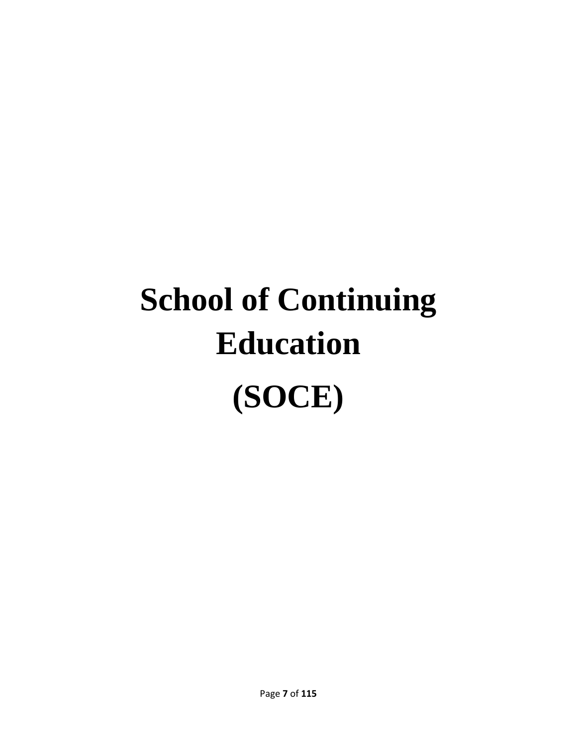# School of Continuing Education

# (SOCE)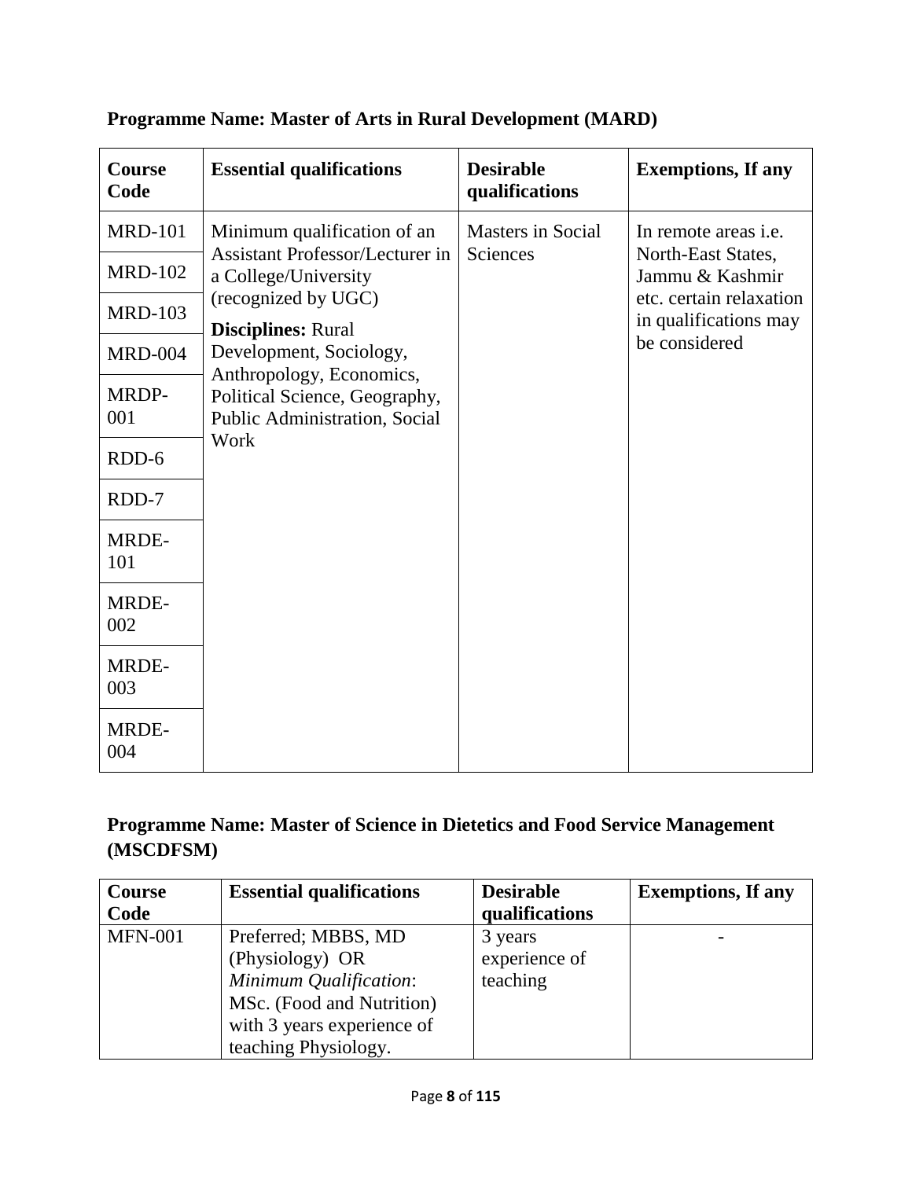**Programme Name: Master of Arts in Rural Development (MARD)**

| Course Code | Essential qualifications | Desirable qualifications | Exemptions, If any |
|---|---|---|---|
| MRD-101 | Minimum qualification of an Assistant Professor/Lecturer in a College/University (recognized by UGC) **Disciplines:** Rural Development, Sociology, Anthropology, Economics, Political Science, Geography, Public Administration, Social Work | Masters in Social Sciences | In remote areas i.e. North-East States, Jammu & Kashmir etc. certain relaxation in qualifications may be considered |
| MRD-102 | | | |
| MRD-103 | | | |
| MRD-004 | | | |
| MRDP-001 | | | |
| RDD-6 | | | |
| RDD-7 | | | |
| MRDE-101 | | | |
| MRDE-002 | | | |
| MRDE-003 | | | |
| MRDE-004 | | | |

**Programme Name: Master of Science in Dietetics and Food Service Management (MSCDFSM)**

| Course Code | Essential qualifications | Desirable qualifications | Exemptions, If any |
|---|---|---|---|
| MFN-001 | Preferred; MBBS, MD (Physiology) OR *Minimum Qualification*: MSc. (Food and Nutrition) with 3 years experience of teaching Physiology. | 3 years experience of teaching | - |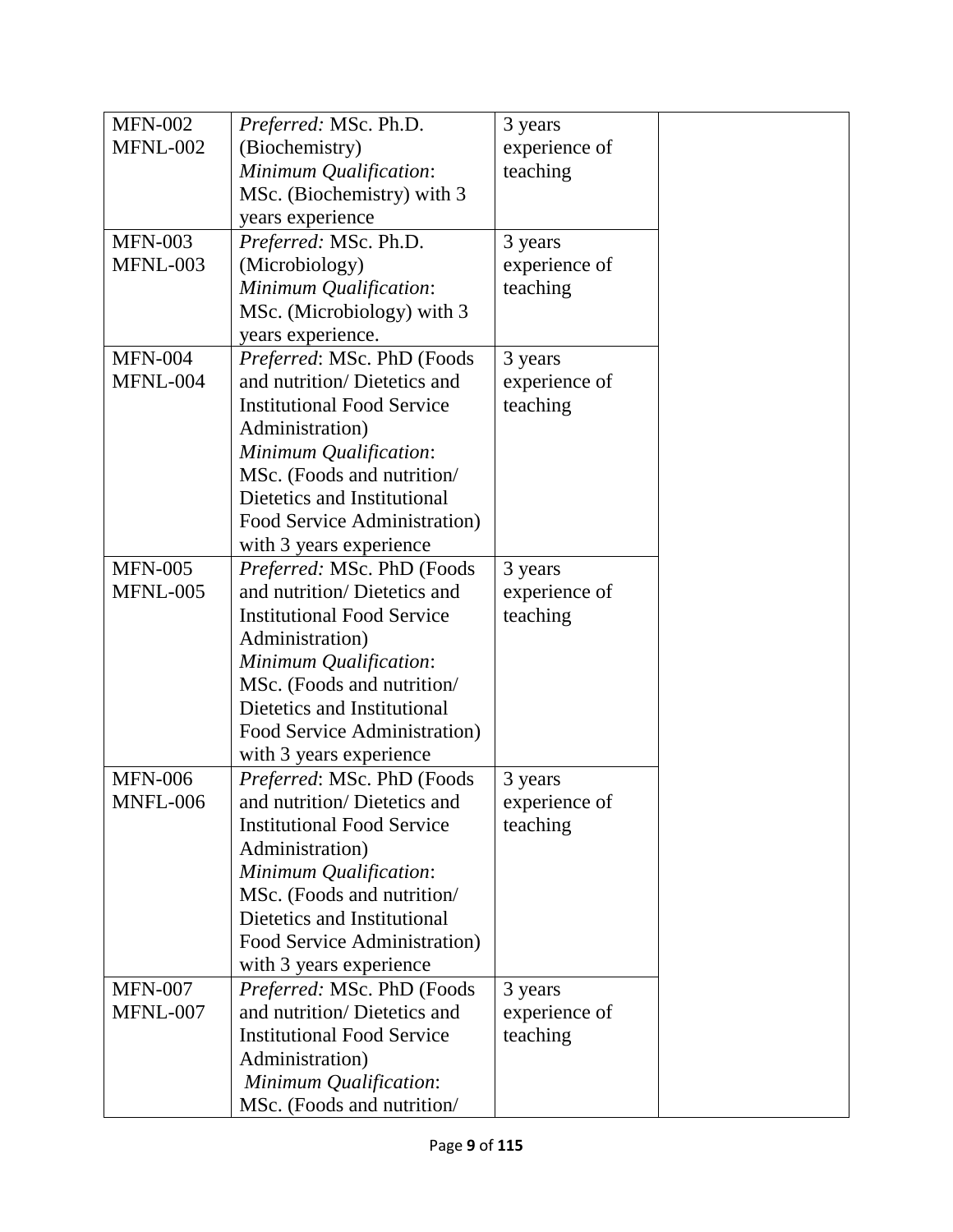| | | | |
|---|---|---|---|
| MFN-002<br>MFNL-002 | *Preferred:* MSc. Ph.D. (Biochemistry)<br>*Minimum Qualification*: MSc. (Biochemistry) with 3 years experience | 3 years experience of teaching | |
| MFN-003<br>MFNL-003 | *Preferred:* MSc. Ph.D. (Microbiology)<br>*Minimum Qualification*: MSc. (Microbiology) with 3 years experience. | 3 years experience of teaching | |
| MFN-004<br>MFNL-004 | *Preferred*: MSc. PhD (Foods and nutrition/ Dietetics and Institutional Food Service Administration)<br>*Minimum Qualification*: MSc. (Foods and nutrition/ Dietetics and Institutional Food Service Administration) with 3 years experience | 3 years experience of teaching | |
| MFN-005<br>MFNL-005 | *Preferred:* MSc. PhD (Foods and nutrition/ Dietetics and Institutional Food Service Administration)<br>*Minimum Qualification*: MSc. (Foods and nutrition/ Dietetics and Institutional Food Service Administration) with 3 years experience | 3 years experience of teaching | |
| MFN-006<br>MNFL-006 | *Preferred*: MSc. PhD (Foods and nutrition/ Dietetics and Institutional Food Service Administration)<br>*Minimum Qualification*: MSc. (Foods and nutrition/ Dietetics and Institutional Food Service Administration) with 3 years experience | 3 years experience of teaching | |
| MFN-007<br>MFNL-007 | *Preferred:* MSc. PhD (Foods and nutrition/ Dietetics and Institutional Food Service Administration)<br>*Minimum Qualification*: MSc. (Foods and nutrition/ | 3 years experience of teaching | |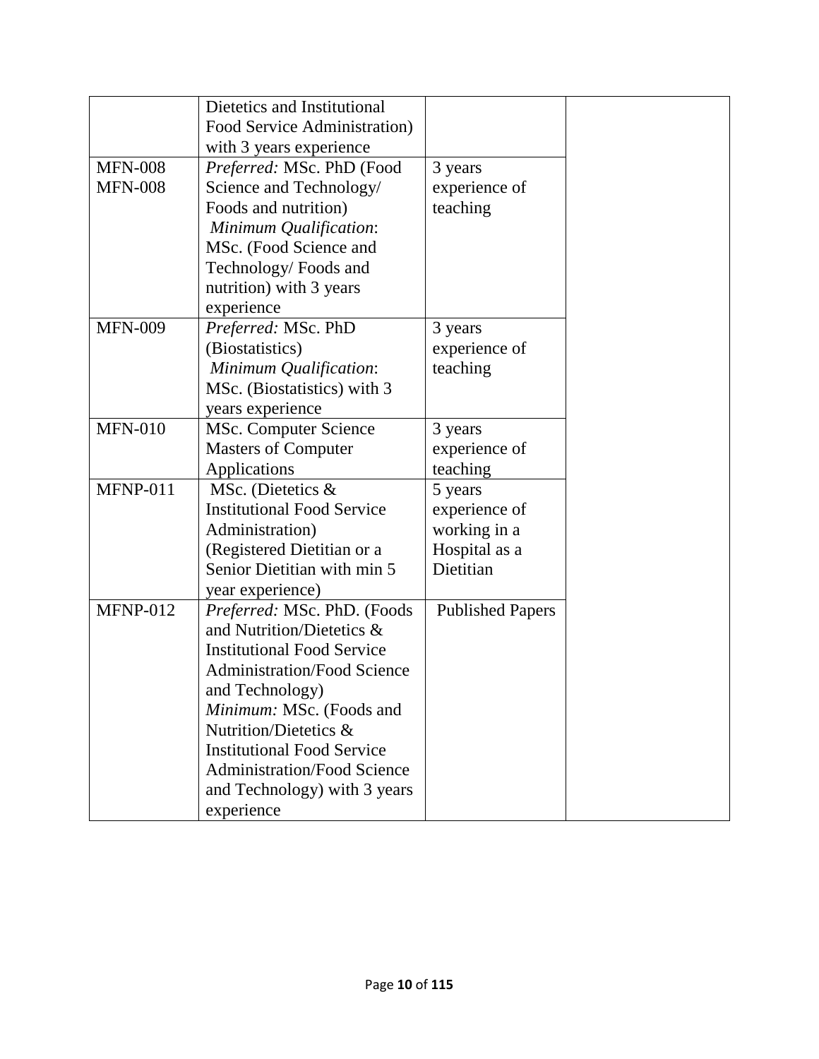| | | | |
|---|---|---|---|
| | Dietetics and Institutional Food Service Administration) with 3 years experience | | |
| MFN-008 MFN-008 | *Preferred:* MSc. PhD (Food Science and Technology/ Foods and nutrition) *Minimum Qualification*: MSc. (Food Science and Technology/ Foods and nutrition) with 3 years experience | 3 years experience of teaching | |
| MFN-009 | *Preferred:* MSc. PhD (Biostatistics) *Minimum Qualification*: MSc. (Biostatistics) with 3 years experience | 3 years experience of teaching | |
| MFN-010 | MSc. Computer Science Masters of Computer Applications | 3 years experience of teaching | |
| MFNP-011 | MSc. (Dietetics & Institutional Food Service Administration) (Registered Dietitian or a Senior Dietitian with min 5 year experience) | 5 years experience of working in a Hospital as a Dietitian | |
| MFNP-012 | *Preferred:* MSc. PhD. (Foods and Nutrition/Dietetics & Institutional Food Service Administration/Food Science and Technology) *Minimum:* MSc. (Foods and Nutrition/Dietetics & Institutional Food Service Administration/Food Science and Technology) with 3 years experience | Published Papers | |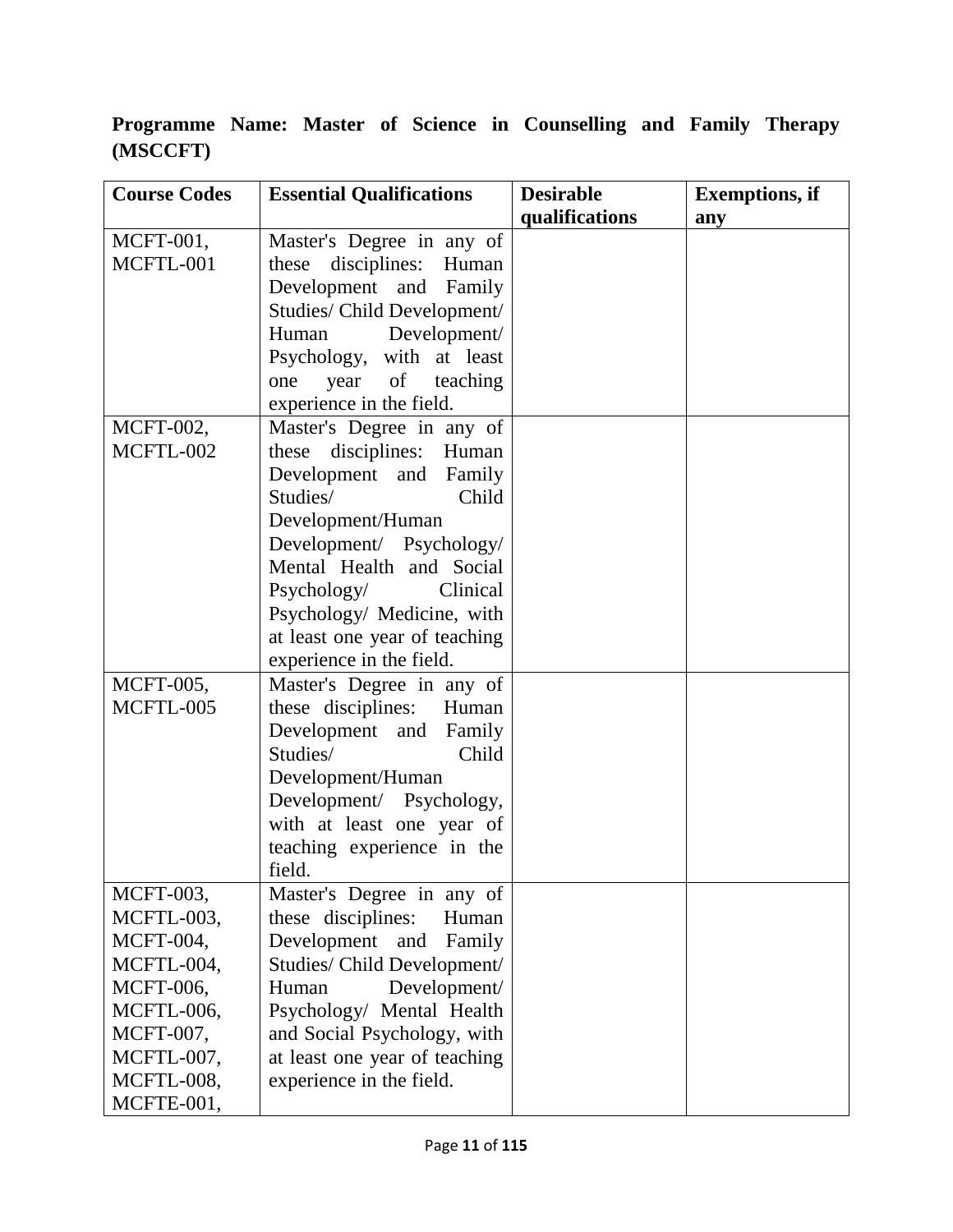**Programme Name: Master of Science in Counselling and Family Therapy (MSCCFT)**

| Course Codes | Essential Qualifications | Desirable qualifications | Exemptions, if any |
|---|---|---|---|
| MCFT-001, MCFTL-001 | Master's Degree in any of these disciplines: Human Development and Family Studies/ Child Development/ Human Development/ Psychology, with at least one year of teaching experience in the field. | | |
| MCFT-002, MCFTL-002 | Master's Degree in any of these disciplines: Human Development and Family Studies/ Child Development/Human Development/ Psychology/ Mental Health and Social Psychology/ Clinical Psychology/ Medicine, with at least one year of teaching experience in the field. | | |
| MCFT-005, MCFTL-005 | Master's Degree in any of these disciplines: Human Development and Family Studies/ Child Development/Human Development/ Psychology, with at least one year of teaching experience in the field. | | |
| MCFT-003, MCFTL-003, MCFT-004, MCFTL-004, MCFT-006, MCFTL-006, MCFT-007, MCFTL-007, MCFTL-008, MCFTE-001, | Master's Degree in any of these disciplines: Human Development and Family Studies/ Child Development/ Human Development/ Psychology/ Mental Health and Social Psychology, with at least one year of teaching experience in the field. | | |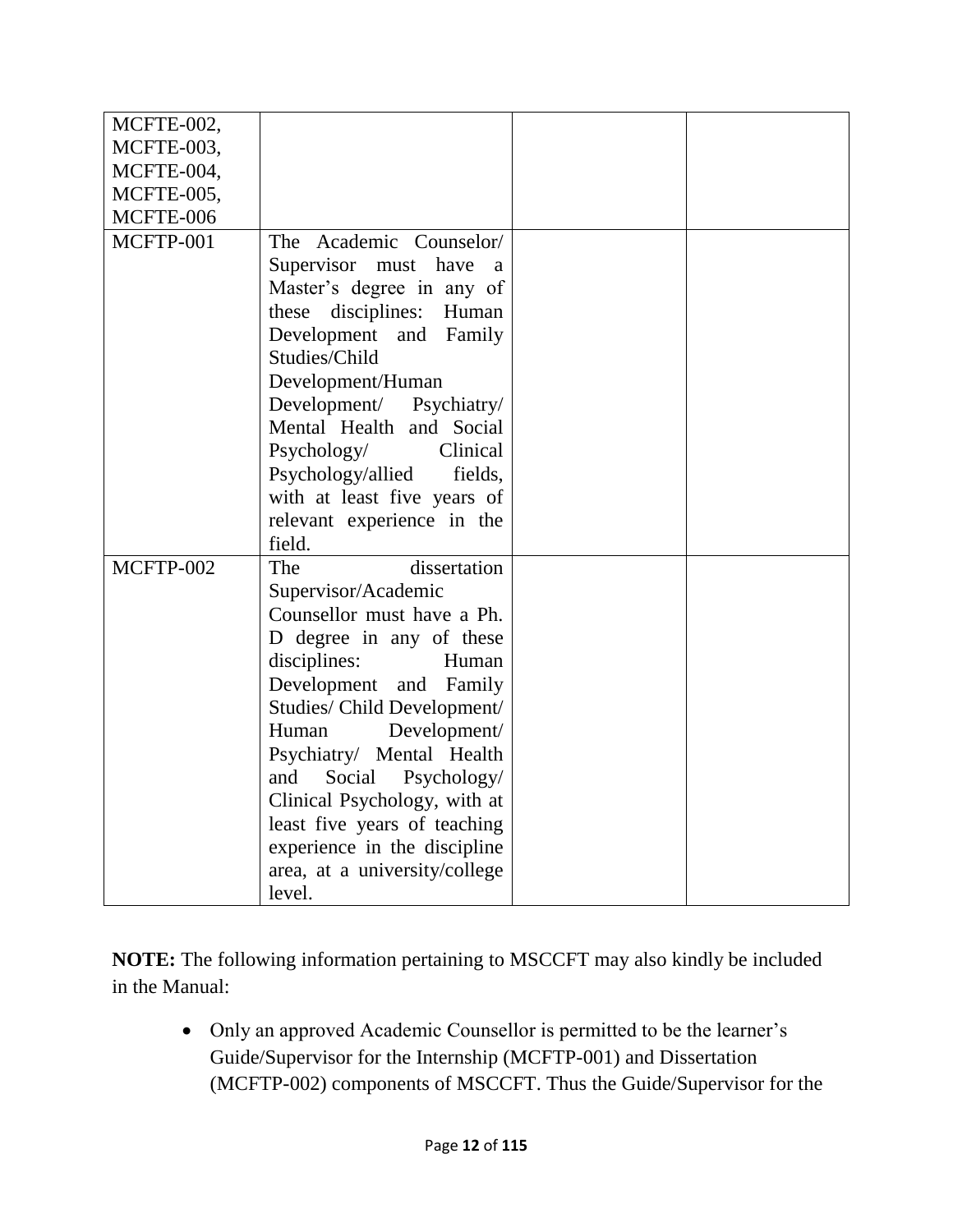| | | | |
|---|---|---|---|
| MCFTE-002, MCFTE-003, MCFTE-004, MCFTE-005, MCFTE-006 | | | |
| MCFTP-001 | The Academic Counselor/ Supervisor must have a Master's degree in any of these disciplines: Human Development and Family Studies/Child Development/Human Development/ Psychiatry/ Mental Health and Social Psychology/ Clinical Psychology/allied fields, with at least five years of relevant experience in the field. | | |
| MCFTP-002 | The dissertation Supervisor/Academic Counsellor must have a Ph. D degree in any of these disciplines: Human Development and Family Studies/ Child Development/ Human Development/ Psychiatry/ Mental Health and Social Psychology/ Clinical Psychology, with at least five years of teaching experience in the discipline area, at a university/college level. | | |

**NOTE:** The following information pertaining to MSCCFT may also kindly be included in the Manual:

- Only an approved Academic Counsellor is permitted to be the learner's Guide/Supervisor for the Internship (MCFTP-001) and Dissertation (MCFTP-002) components of MSCCFT. Thus the Guide/Supervisor for the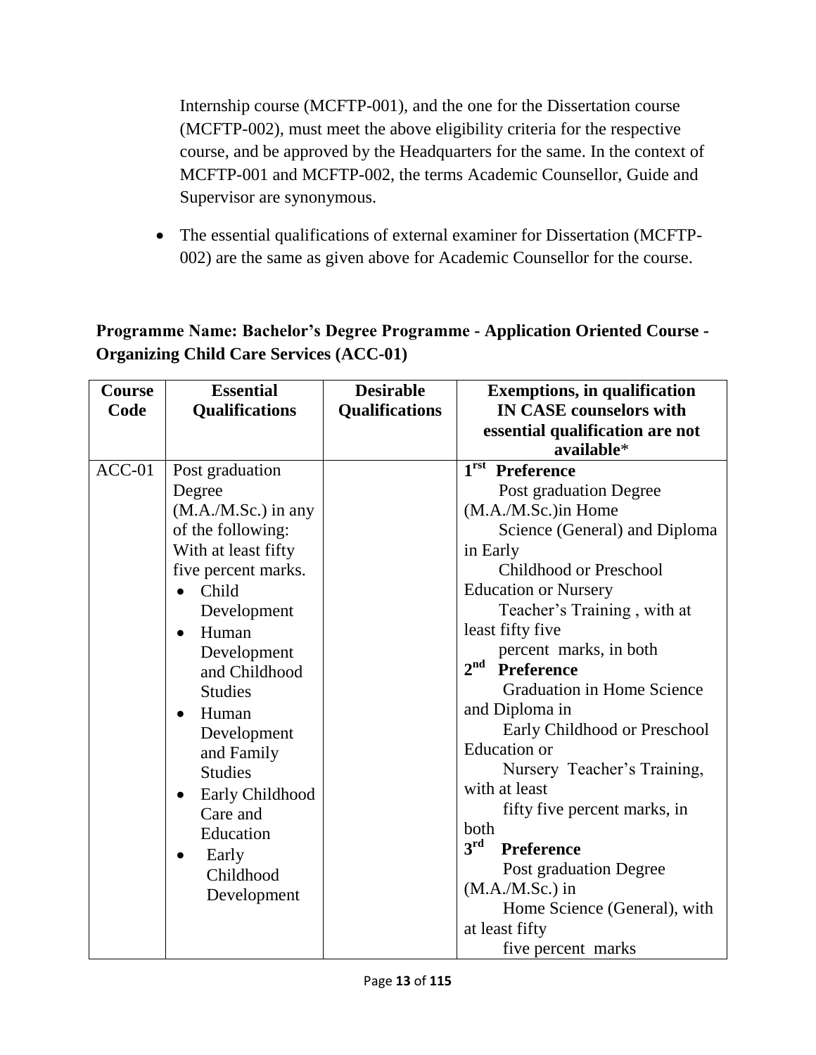Internship course (MCFTP-001), and the one for the Dissertation course (MCFTP-002), must meet the above eligibility criteria for the respective course, and be approved by the Headquarters for the same. In the context of MCFTP-001 and MCFTP-002, the terms Academic Counsellor, Guide and Supervisor are synonymous.

- The essential qualifications of external examiner for Dissertation (MCFTP-002) are the same as given above for Academic Counsellor for the course.

**Programme Name: Bachelor's Degree Programme - Application Oriented Course - Organizing Child Care Services (ACC-01)**

| Course Code | Essential Qualifications | Desirable Qualifications | Exemptions, in qualification IN CASE counselors with essential qualification are not available* |
|---|---|---|---|
| ACC-01 | Post graduation Degree (M.A./M.Sc.) in any of the following: With at least fifty five percent marks.<br>• Child Development<br>• Human Development and Childhood Studies<br>• Human Development and Family Studies<br>• Early Childhood Care and Education<br>• Early Childhood Development | | **1rst Preference**<br>Post graduation Degree (M.A./M.Sc.)in Home Science (General) and Diploma in Early Childhood or Preschool Education or Nursery Teacher's Training , with at least fifty five percent marks, in both<br>**2nd Preference**<br>Graduation in Home Science and Diploma in Early Childhood or Preschool Education or Nursery Teacher's Training, with at least fifty five percent marks, in both<br>**3rd Preference**<br>Post graduation Degree (M.A./M.Sc.) in Home Science (General), with at least fifty five percent marks |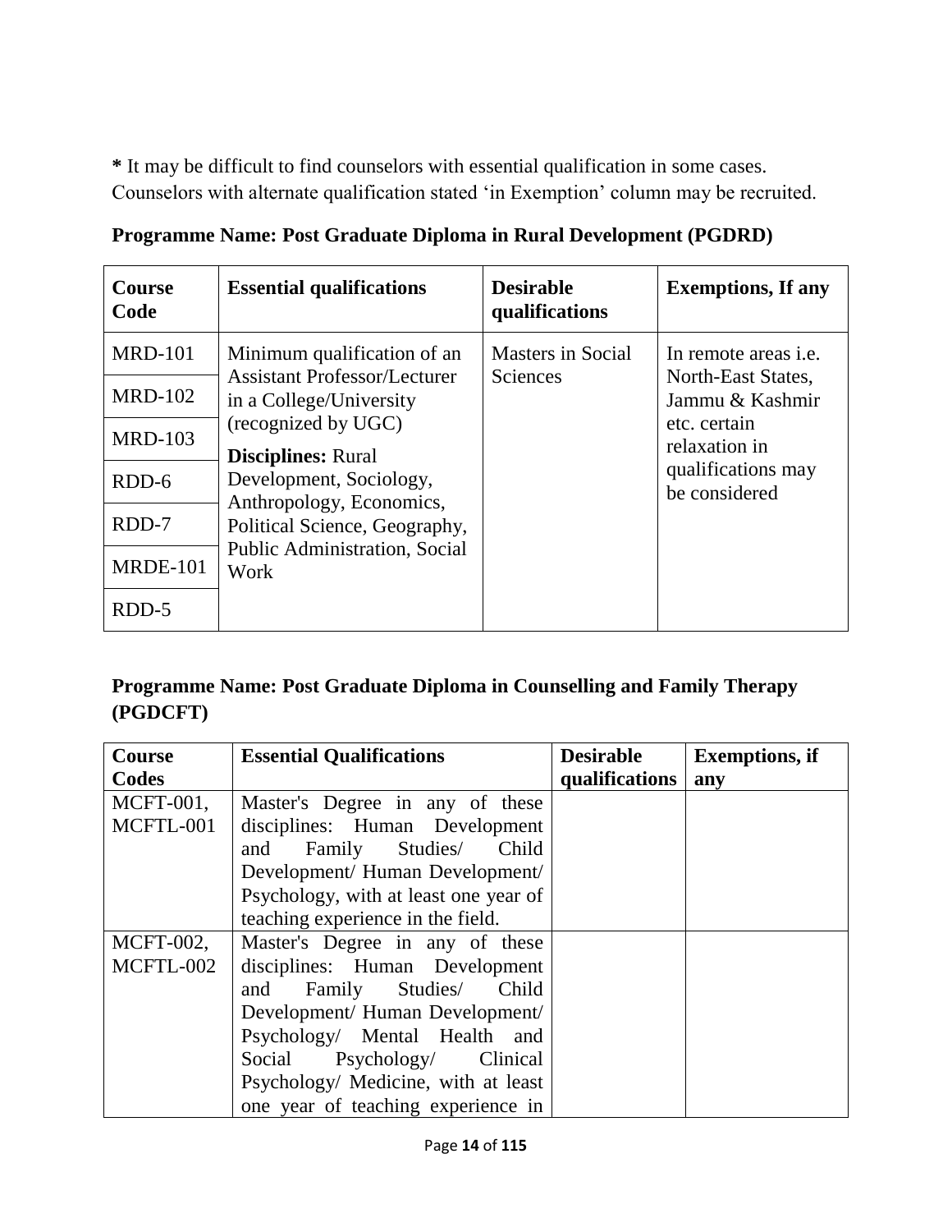**\*** It may be difficult to find counselors with essential qualification in some cases. Counselors with alternate qualification stated 'in Exemption' column may be recruited.

**Programme Name: Post Graduate Diploma in Rural Development (PGDRD)**

| Course Code | Essential qualifications | Desirable qualifications | Exemptions, If any |
|---|---|---|---|
| MRD-101 | Minimum qualification of an Assistant Professor/Lecturer in a College/University (recognized by UGC) **Disciplines:** Rural Development, Sociology, Anthropology, Economics, Political Science, Geography, Public Administration, Social Work | Masters in Social Sciences | In remote areas i.e. North-East States, Jammu & Kashmir etc. certain relaxation in qualifications may be considered |
| MRD-102 | | | |
| MRD-103 | | | |
| RDD-6 | | | |
| RDD-7 | | | |
| MRDE-101 | | | |
| RDD-5 | | | |

**Programme Name: Post Graduate Diploma in Counselling and Family Therapy (PGDCFT)**

| Course Codes | Essential Qualifications | Desirable qualifications | Exemptions, if any |
|---|---|---|---|
| MCFT-001, MCFTL-001 | Master's Degree in any of these disciplines: Human Development and Family Studies/ Child Development/ Human Development/ Psychology, with at least one year of teaching experience in the field. | | |
| MCFT-002, MCFTL-002 | Master's Degree in any of these disciplines: Human Development and Family Studies/ Child Development/ Human Development/ Psychology/ Mental Health and Social Psychology/ Clinical Psychology/ Medicine, with at least one year of teaching experience in | | |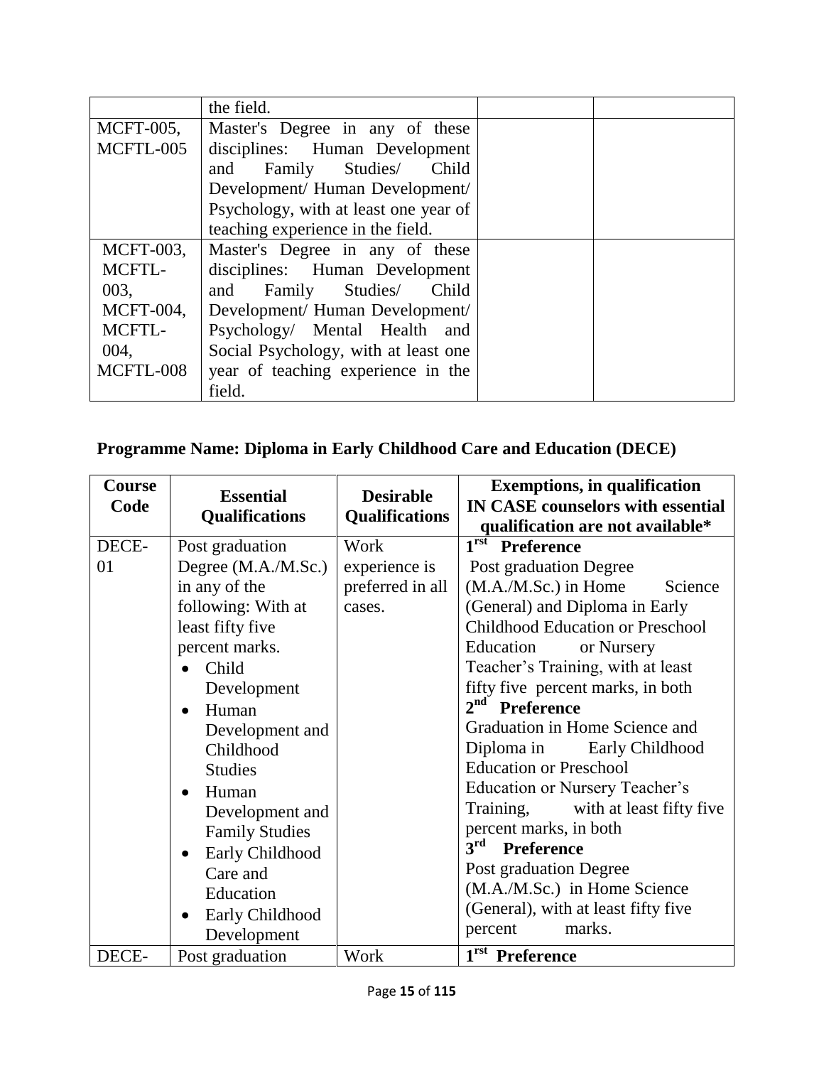| | | | |
|---|---|---|---|
| | the field. | | |
| MCFT-005, MCFTL-005 | Master's Degree in any of these disciplines: Human Development and Family Studies/ Child Development/ Human Development/ Psychology, with at least one year of teaching experience in the field. | | |
| MCFT-003, MCFTL-003, MCFT-004, MCFTL-004, MCFTL-008 | Master's Degree in any of these disciplines: Human Development and Family Studies/ Child Development/ Human Development/ Psychology/ Mental Health and Social Psychology, with at least one year of teaching experience in the field. | | |

## Programme Name: Diploma in Early Childhood Care and Education (DECE)

| Course Code | Essential Qualifications | Desirable Qualifications | Exemptions, in qualification IN CASE counselors with essential qualification are not available* |
|---|---|---|---|
| DECE-01 | Post graduation Degree (M.A./M.Sc.) in any of the following: With at least fifty five percent marks.<br>• Child Development<br>• Human Development and Childhood Studies<br>• Human Development and Family Studies<br>• Early Childhood Care and Education<br>• Early Childhood Development | Work experience is preferred in all cases. | **1rst Preference**<br>Post graduation Degree (M.A./M.Sc.) in Home Science (General) and Diploma in Early Childhood Education or Preschool Education or Nursery Teacher's Training, with at least fifty five percent marks, in both<br>**2nd Preference**<br>Graduation in Home Science and Diploma in Early Childhood Education or Preschool Education or Nursery Teacher's Training, with at least fifty five percent marks, in both<br>**3rd Preference**<br>Post graduation Degree (M.A./M.Sc.) in Home Science (General), with at least fifty five percent marks. |
| DECE- | Post graduation | Work | **1rst Preference** |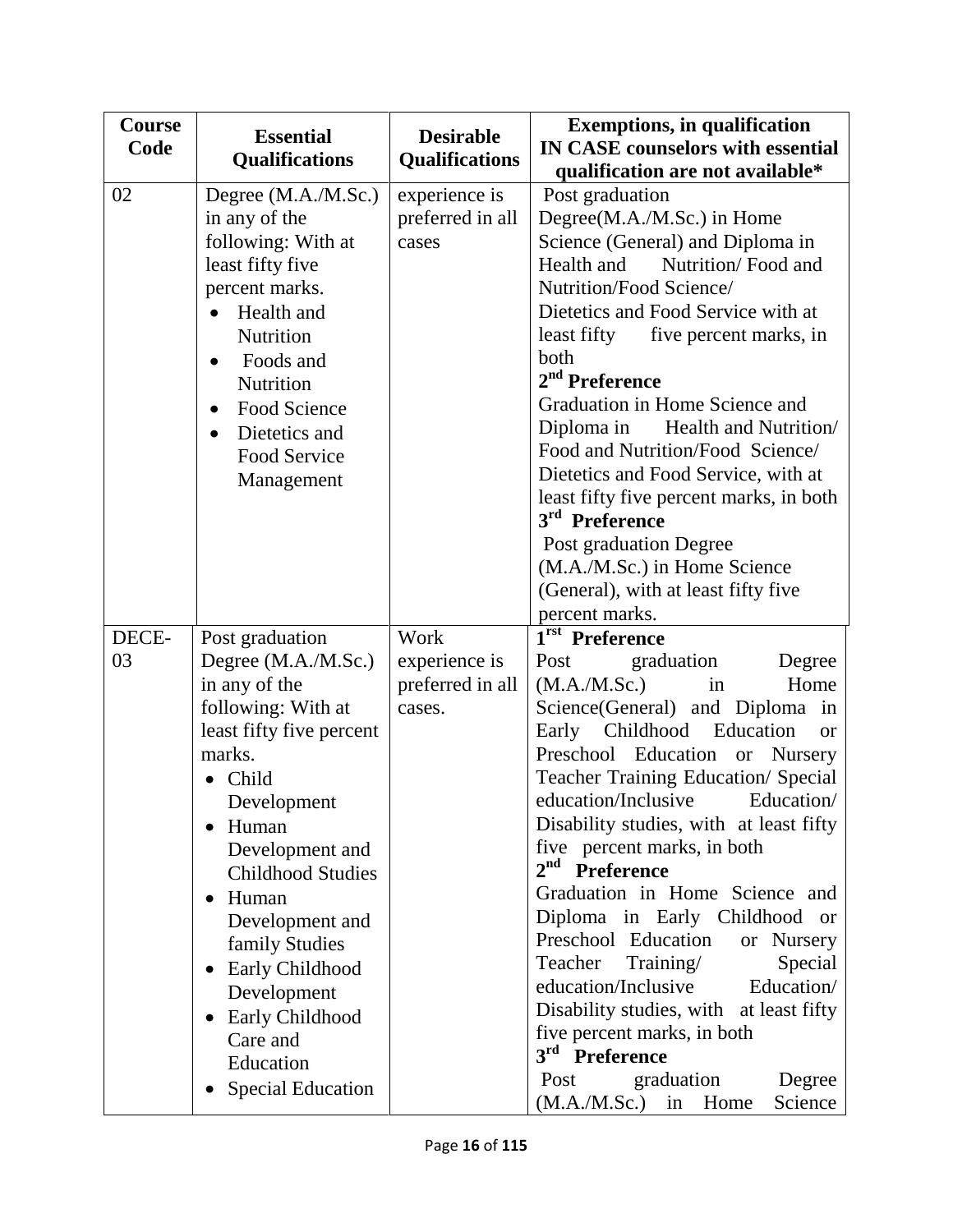| Course Code | Essential Qualifications | Desirable Qualifications | Exemptions, in qualification IN CASE counselors with essential qualification are not available* |
|---|---|---|---|
| 02 | Degree (M.A./M.Sc.) in any of the following: With at least fifty five percent marks.<br>• Health and Nutrition<br>• Foods and Nutrition<br>• Food Science<br>• Dietetics and Food Service Management | experience is preferred in all cases | Post graduation Degree(M.A./M.Sc.) in Home Science (General) and Diploma in Health and Nutrition/ Food and Nutrition/Food Science/ Dietetics and Food Service with at least fifty five percent marks, in both<br>**2nd Preference**<br>Graduation in Home Science and Diploma in Health and Nutrition/ Food and Nutrition/Food Science/ Dietetics and Food Service, with at least fifty five percent marks, in both<br>**3rd Preference**<br>Post graduation Degree (M.A./M.Sc.) in Home Science (General), with at least fifty five percent marks. |
| DECE-03 | Post graduation Degree (M.A./M.Sc.) in any of the following: With at least fifty five percent marks.<br>• Child Development<br>• Human Development and Childhood Studies<br>• Human Development and family Studies<br>• Early Childhood Development<br>• Early Childhood Care and Education<br>• Special Education | Work experience is preferred in all cases. | **1rst Preference**<br>Post graduation Degree (M.A./M.Sc.) in Home Science(General) and Diploma in Early Childhood Education or Preschool Education or Nursery Teacher Training Education/ Special education/Inclusive Education/ Disability studies, with at least fifty five percent marks, in both<br>**2nd Preference**<br>Graduation in Home Science and Diploma in Early Childhood or Preschool Education or Nursery Teacher Training/ Special education/Inclusive Education/ Disability studies, with at least fifty five percent marks, in both<br>**3rd Preference**<br>Post graduation Degree (M.A./M.Sc.) in Home Science |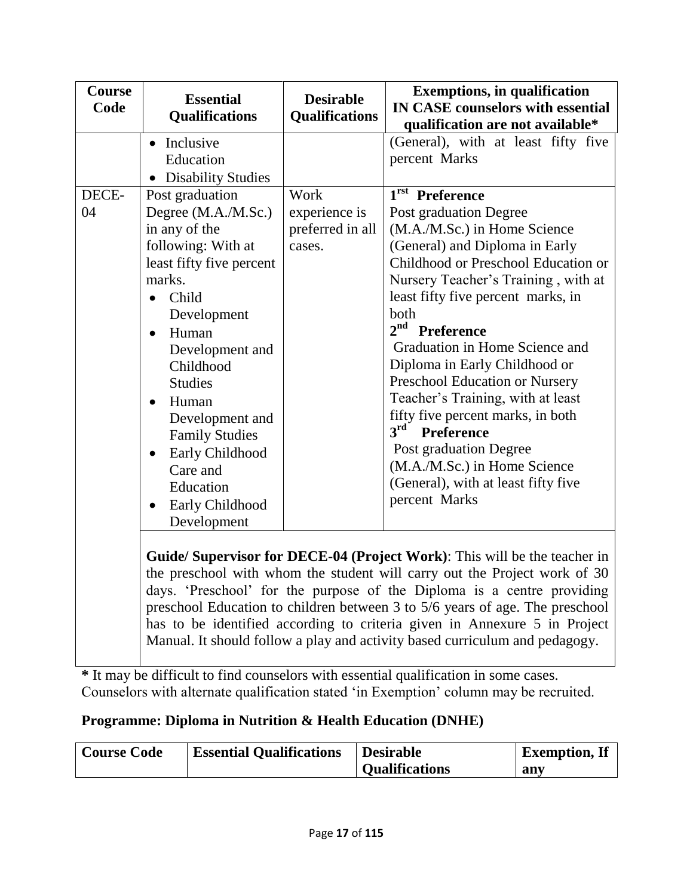| Course Code | Essential Qualifications | Desirable Qualifications | Exemptions, in qualification IN CASE counselors with essential qualification are not available* |
|---|---|---|---|
| | • Inclusive Education<br>• Disability Studies | | (General), with at least fifty five percent Marks |
| DECE-04 | Post graduation Degree (M.A./M.Sc.) in any of the following: With at least fifty five percent marks.<br>• Child Development<br>• Human Development and Childhood Studies<br>• Human Development and Family Studies<br>• Early Childhood Care and Education<br>• Early Childhood Development | Work experience is preferred in all cases. | **1rst Preference**<br>Post graduation Degree (M.A./M.Sc.) in Home Science (General) and Diploma in Early Childhood or Preschool Education or Nursery Teacher's Training , with at least fifty five percent marks, in both<br>**2nd Preference**<br>Graduation in Home Science and Diploma in Early Childhood or Preschool Education or Nursery Teacher's Training, with at least fifty five percent marks, in both<br>**3rd Preference**<br>Post graduation Degree (M.A./M.Sc.) in Home Science (General), with at least fifty five percent Marks |
| | **Guide/ Supervisor for DECE-04 (Project Work)**: This will be the teacher in the preschool with whom the student will carry out the Project work of 30 days. 'Preschool' for the purpose of the Diploma is a centre providing preschool Education to children between 3 to 5/6 years of age. The preschool has to be identified according to criteria given in Annexure 5 in Project Manual. It should follow a play and activity based curriculum and pedagogy. | | |

**\*** It may be difficult to find counselors with essential qualification in some cases. Counselors with alternate qualification stated 'in Exemption' column may be recruited.

## Programme: Diploma in Nutrition & Health Education (DNHE)

| Course Code | Essential Qualifications | Desirable Qualifications | Exemption, If any |
|---|---|---|---|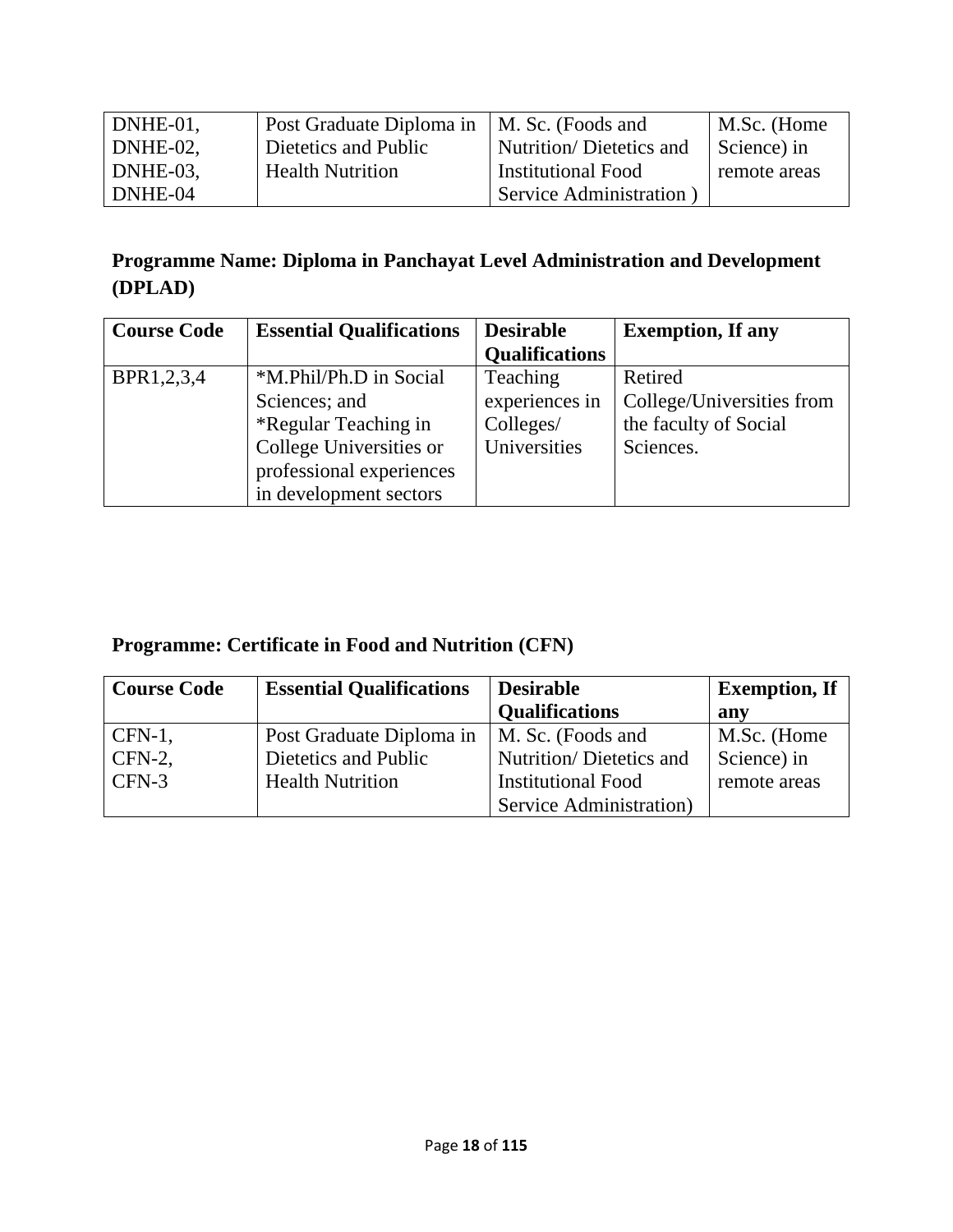| DNHE-01, DNHE-02, DNHE-03, DNHE-04 | Post Graduate Diploma in Dietetics and Public Health Nutrition | M. Sc. (Foods and Nutrition/ Dietetics and Institutional Food Service Administration ) | M.Sc. (Home Science) in remote areas |
|---|---|---|---|

## Programme Name: Diploma in Panchayat Level Administration and Development (DPLAD)

| Course Code | Essential Qualifications | Desirable Qualifications | Exemption, If any |
|---|---|---|---|
| BPR1,2,3,4 | *M.Phil/Ph.D in Social Sciences; and *Regular Teaching in College Universities or professional experiences in development sectors | Teaching experiences in Colleges/ Universities | Retired College/Universities from the faculty of Social Sciences. |

## Programme: Certificate in Food and Nutrition (CFN)

| Course Code | Essential Qualifications | Desirable Qualifications | Exemption, If any |
|---|---|---|---|
| CFN-1, CFN-2, CFN-3 | Post Graduate Diploma in Dietetics and Public Health Nutrition | M. Sc. (Foods and Nutrition/ Dietetics and Institutional Food Service Administration) | M.Sc. (Home Science) in remote areas |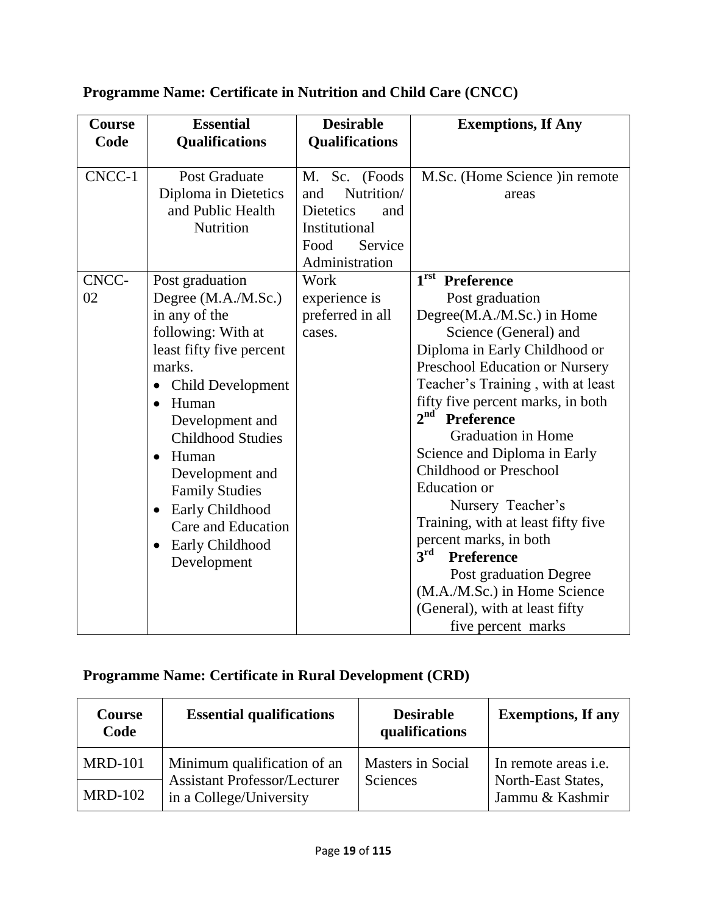**Programme Name: Certificate in Nutrition and Child Care (CNCC)**

| Course Code | Essential Qualifications | Desirable Qualifications | Exemptions, If Any |
|---|---|---|---|
| CNCC-1 | Post Graduate Diploma in Dietetics and Public Health Nutrition | M. Sc. (Foods and Nutrition/ Dietetics and Institutional Food Service Administration | M.Sc. (Home Science )in remote areas |
| CNCC-02 | Post graduation Degree (M.A./M.Sc.) in any of the following: With at least fifty five percent marks.<br>• Child Development<br>• Human Development and Childhood Studies<br>• Human Development and Family Studies<br>• Early Childhood Care and Education<br>• Early Childhood Development | Work experience is preferred in all cases. | **1rst Preference**<br>Post graduation Degree(M.A./M.Sc.) in Home Science (General) and Diploma in Early Childhood or Preschool Education or Nursery Teacher's Training , with at least fifty five percent marks, in both<br>**2nd Preference**<br>Graduation in Home Science and Diploma in Early Childhood or Preschool Education or Nursery Teacher's Training, with at least fifty five percent marks, in both<br>**3rd Preference**<br>Post graduation Degree (M.A./M.Sc.) in Home Science (General), with at least fifty five percent marks |

**Programme Name: Certificate in Rural Development (CRD)**

| Course Code | Essential qualifications | Desirable qualifications | Exemptions, If any |
|---|---|---|---|
| MRD-101 | Minimum qualification of an Assistant Professor/Lecturer in a College/University | Masters in Social Sciences | In remote areas i.e. North-East States, Jammu & Kashmir |
| MRD-102 | | | |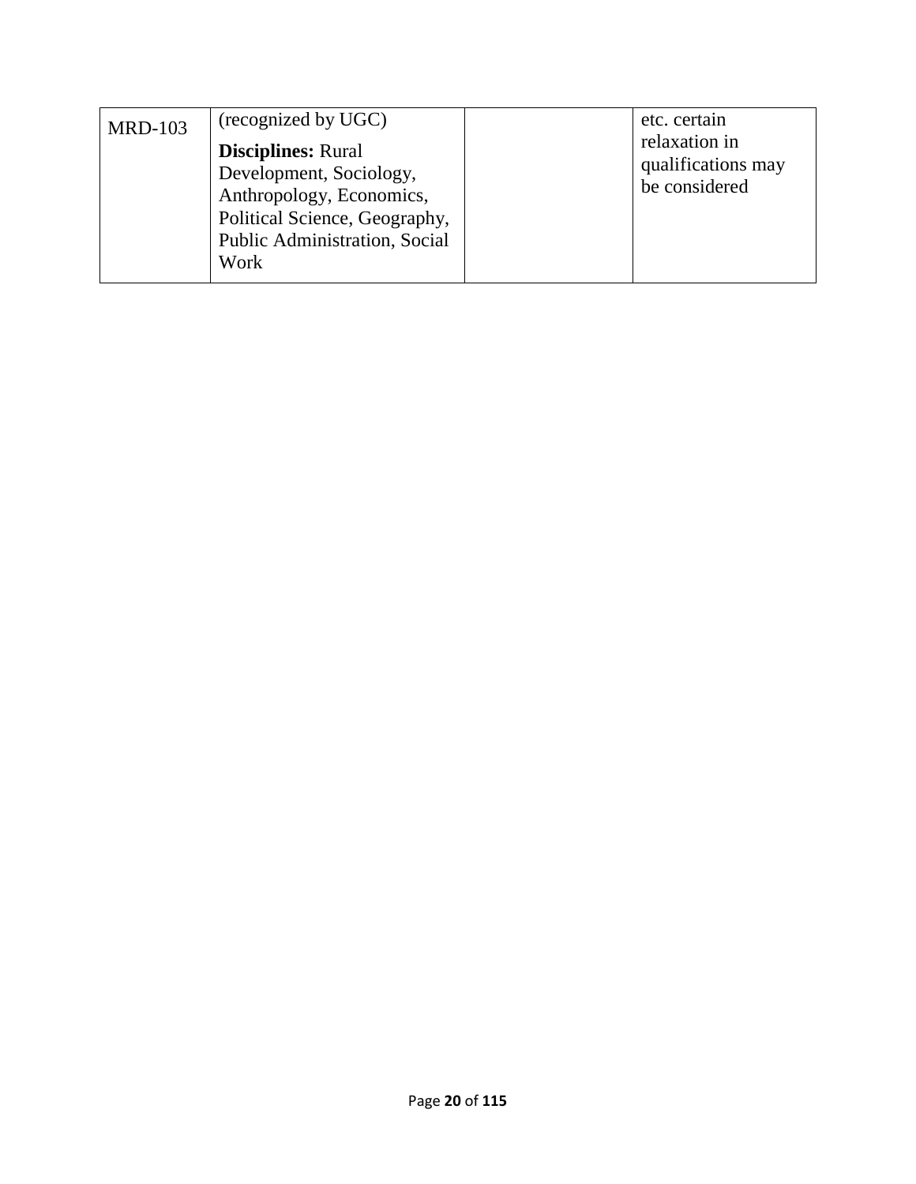| | | | |
|---|---|---|---|
| MRD-103 | (recognized by UGC)<br>**Disciplines:** Rural Development, Sociology, Anthropology, Economics, Political Science, Geography, Public Administration, Social Work | | etc. certain relaxation in qualifications may be considered |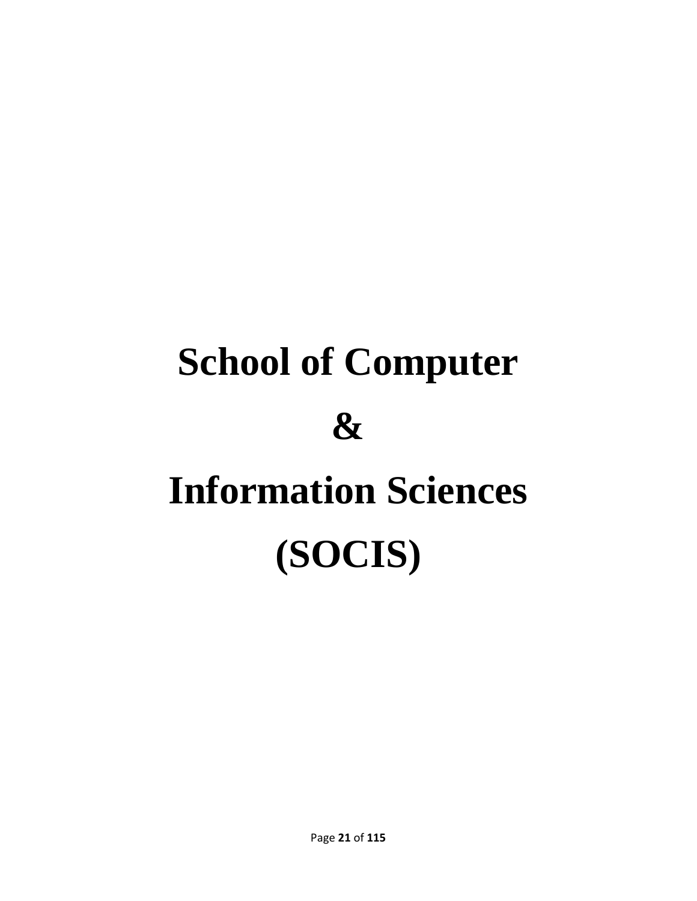# School of Computer

# &

# Information Sciences

# (SOCIS)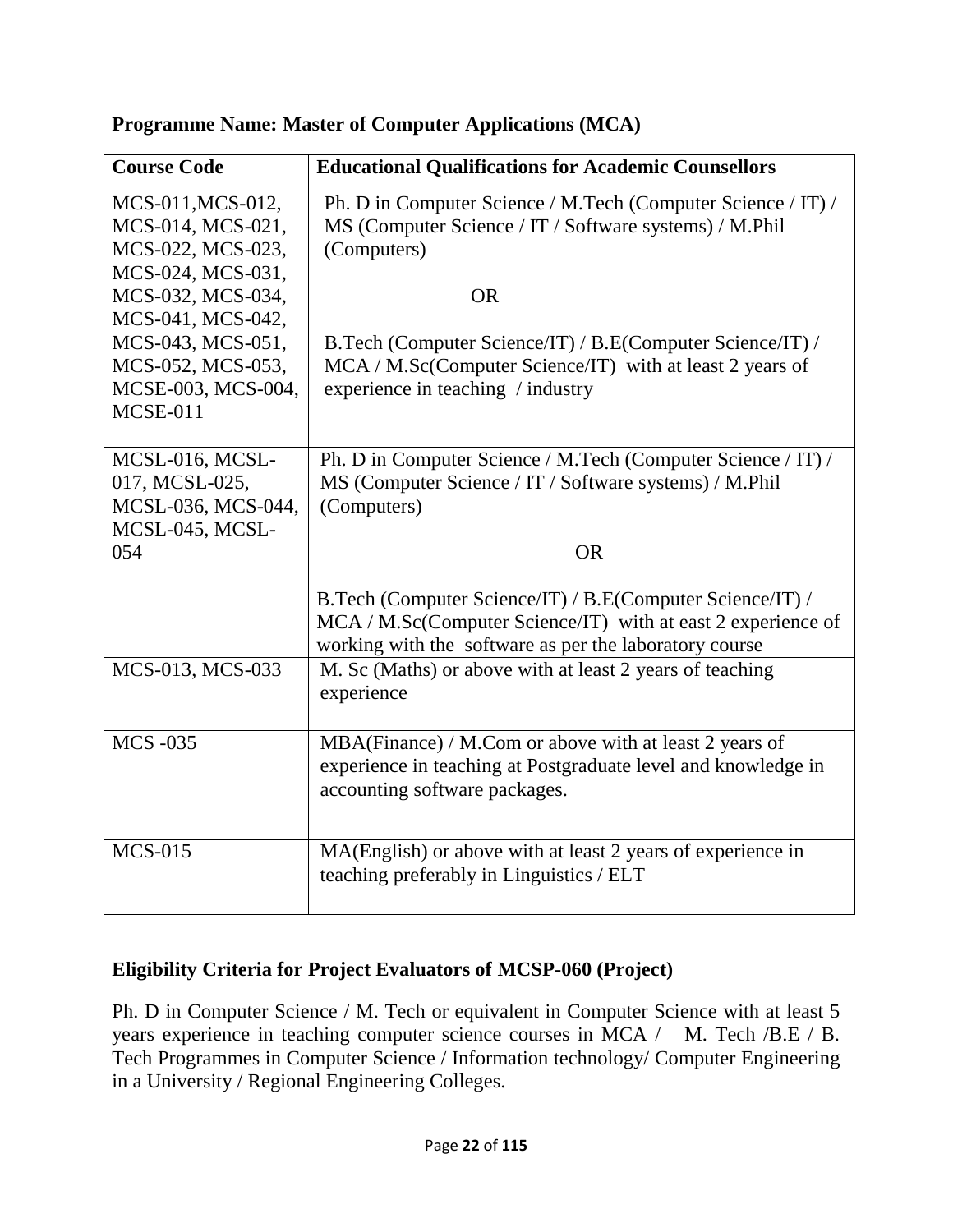**Programme Name: Master of Computer Applications (MCA)**

| Course Code | Educational Qualifications for Academic Counsellors |
|---|---|
| MCS-011,MCS-012, MCS-014, MCS-021, MCS-022, MCS-023, MCS-024, MCS-031, MCS-032, MCS-034, MCS-041, MCS-042, MCS-043, MCS-051, MCS-052, MCS-053, MCSE-003, MCS-004, MCSE-011 | Ph. D in Computer Science / M.Tech (Computer Science / IT) / MS (Computer Science / IT / Software systems) / M.Phil (Computers)<br><br>OR<br><br>B.Tech (Computer Science/IT) / B.E(Computer Science/IT) / MCA / M.Sc(Computer Science/IT) with at least 2 years of experience in teaching / industry |
| MCSL-016, MCSL-017, MCSL-025, MCSL-036, MCS-044, MCSL-045, MCSL-054 | Ph. D in Computer Science / M.Tech (Computer Science / IT) / MS (Computer Science / IT / Software systems) / M.Phil (Computers)<br><br>OR<br><br>B.Tech (Computer Science/IT) / B.E(Computer Science/IT) / MCA / M.Sc(Computer Science/IT) with at east 2 experience of working with the software as per the laboratory course |
| MCS-013, MCS-033 | M. Sc (Maths) or above with at least 2 years of teaching experience |
| MCS -035 | MBA(Finance) / M.Com or above with at least 2 years of experience in teaching at Postgraduate level and knowledge in accounting software packages. |
| MCS-015 | MA(English) or above with at least 2 years of experience in teaching preferably in Linguistics / ELT |

**Eligibility Criteria for Project Evaluators of MCSP-060 (Project)**

Ph. D in Computer Science / M. Tech or equivalent in Computer Science with at least 5 years experience in teaching computer science courses in MCA / M. Tech /B.E / B. Tech Programmes in Computer Science / Information technology/ Computer Engineering in a University / Regional Engineering Colleges.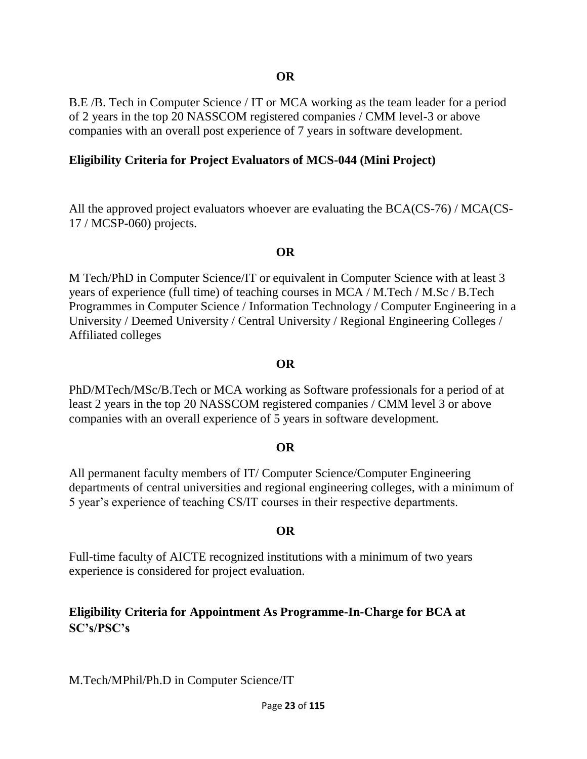**OR**

B.E /B. Tech in Computer Science / IT or MCA working as the team leader for a period of 2 years in the top 20 NASSCOM registered companies / CMM level-3 or above companies with an overall post experience of 7 years in software development.

## Eligibility Criteria for Project Evaluators of MCS-044 (Mini Project)

All the approved project evaluators whoever are evaluating the BCA(CS-76) / MCA(CS-17 / MCSP-060) projects.

**OR**

M Tech/PhD in Computer Science/IT or equivalent in Computer Science with at least 3 years of experience (full time) of teaching courses in MCA / M.Tech / M.Sc / B.Tech Programmes in Computer Science / Information Technology / Computer Engineering in a University / Deemed University / Central University / Regional Engineering Colleges / Affiliated colleges

**OR**

PhD/MTech/MSc/B.Tech or MCA working as Software professionals for a period of at least 2 years in the top 20 NASSCOM registered companies / CMM level 3 or above companies with an overall experience of 5 years in software development.

**OR**

All permanent faculty members of IT/ Computer Science/Computer Engineering departments of central universities and regional engineering colleges, with a minimum of 5 year's experience of teaching CS/IT courses in their respective departments.

**OR**

Full-time faculty of AICTE recognized institutions with a minimum of two years experience is considered for project evaluation.

## Eligibility Criteria for Appointment As Programme-In-Charge for BCA at SC's/PSC's

M.Tech/MPhil/Ph.D in Computer Science/IT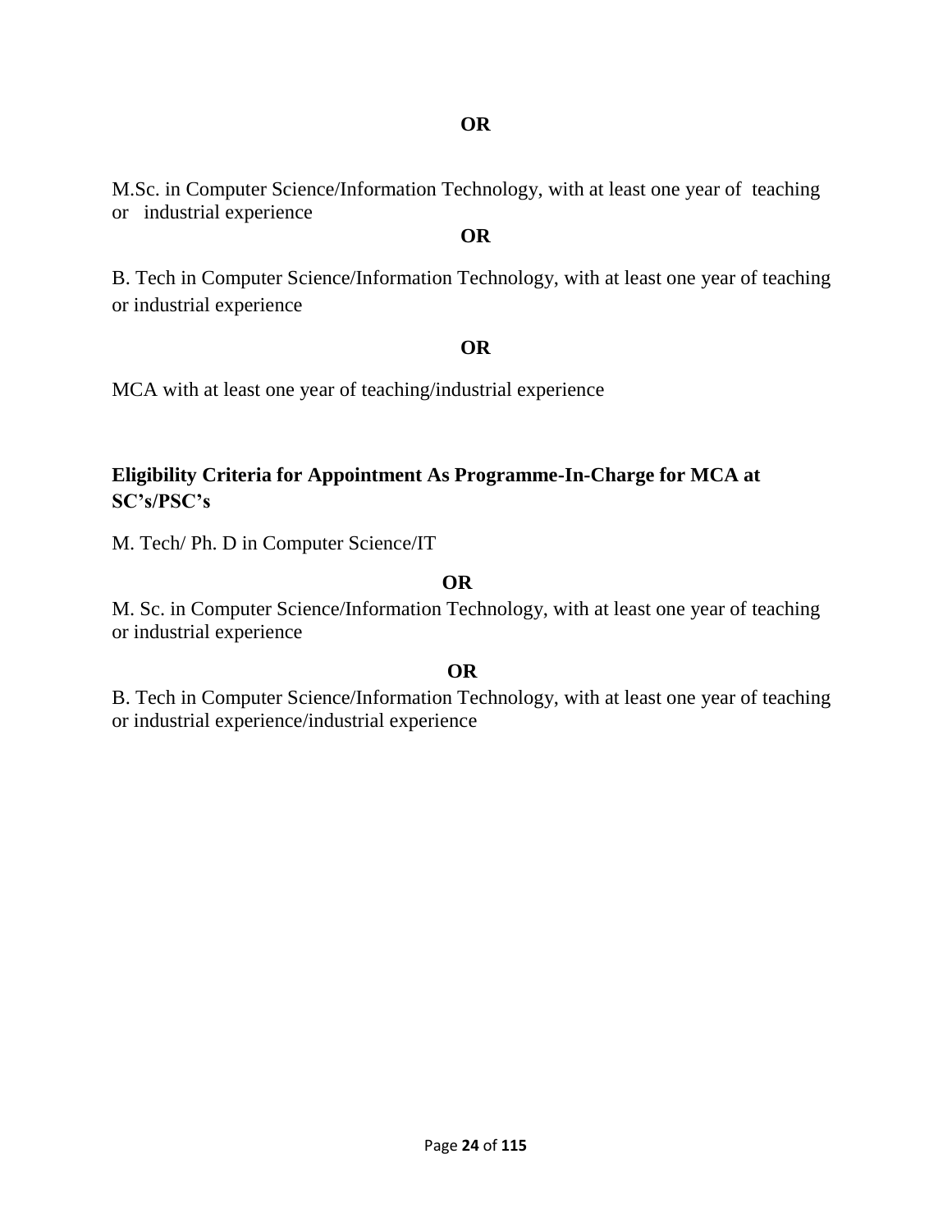**OR**

M.Sc. in Computer Science/Information Technology, with at least one year of teaching or industrial experience

**OR**

B. Tech in Computer Science/Information Technology, with at least one year of teaching or industrial experience

**OR**

MCA with at least one year of teaching/industrial experience

**Eligibility Criteria for Appointment As Programme-In-Charge for MCA at SC's/PSC's**

M. Tech/ Ph. D in Computer Science/IT

**OR**

M. Sc. in Computer Science/Information Technology, with at least one year of teaching or industrial experience

**OR**

B. Tech in Computer Science/Information Technology, with at least one year of teaching or industrial experience/industrial experience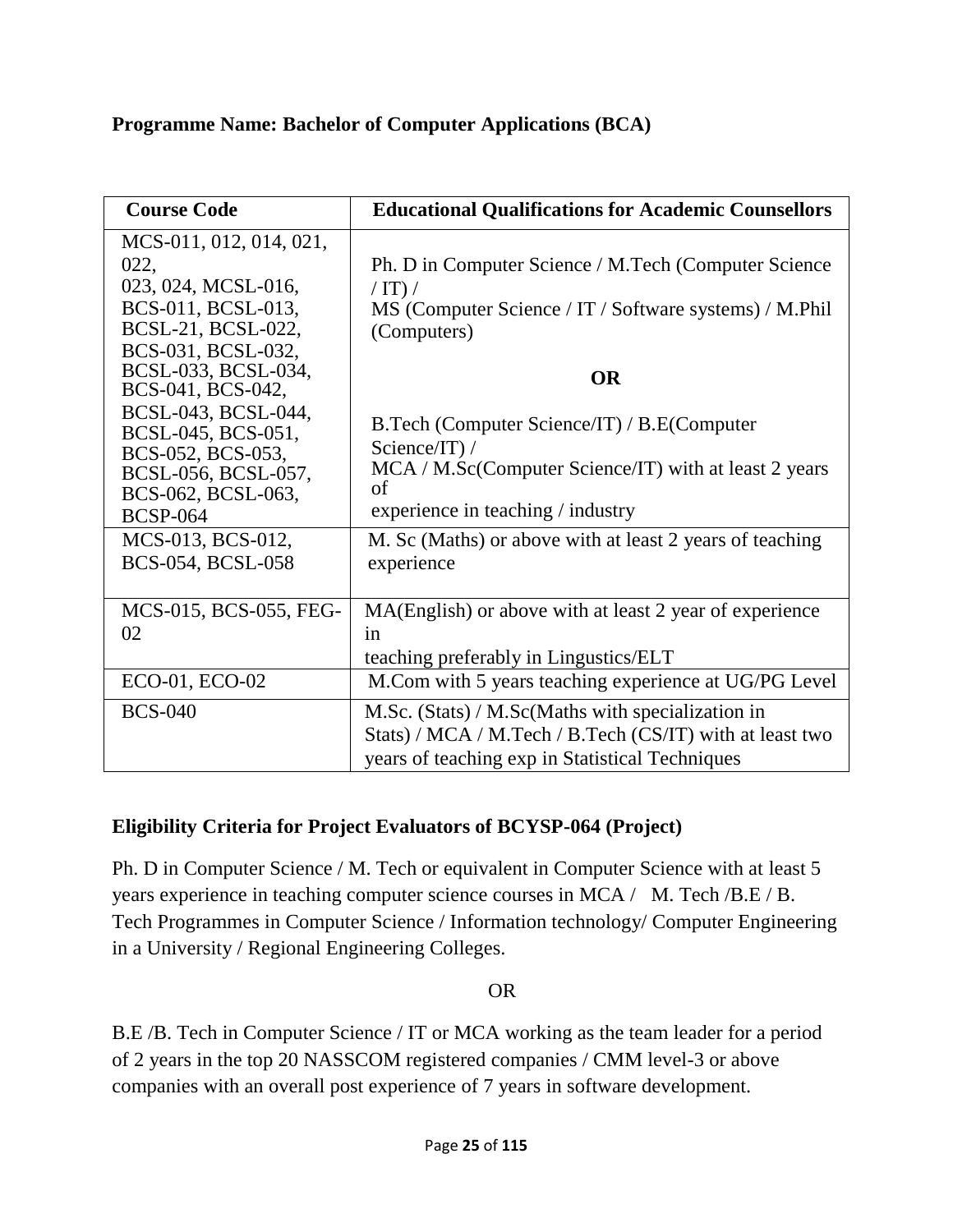**Programme Name: Bachelor of Computer Applications (BCA)**

| Course Code | Educational Qualifications for Academic Counsellors |
|---|---|
| MCS-011, 012, 014, 021, 022, 023, 024, MCSL-016, BCS-011, BCSL-013, BCSL-21, BCSL-022, BCS-031, BCSL-032, BCSL-033, BCSL-034, BCS-041, BCS-042, BCSL-043, BCSL-044, BCSL-045, BCS-051, BCS-052, BCS-053, BCSL-056, BCSL-057, BCS-062, BCSL-063, BCSP-064 | Ph. D in Computer Science / M.Tech (Computer Science / IT) / MS (Computer Science / IT / Software systems) / M.Phil (Computers) **OR** B.Tech (Computer Science/IT) / B.E(Computer Science/IT) / MCA / M.Sc(Computer Science/IT) with at least 2 years of experience in teaching / industry |
| MCS-013, BCS-012, BCS-054, BCSL-058 | M. Sc (Maths) or above with at least 2 years of teaching experience |
| MCS-015, BCS-055, FEG-02 | MA(English) or above with at least 2 year of experience in teaching preferably in Lingustics/ELT |
| ECO-01, ECO-02 | M.Com with 5 years teaching experience at UG/PG Level |
| BCS-040 | M.Sc. (Stats) / M.Sc(Maths with specialization in Stats) / MCA / M.Tech / B.Tech (CS/IT) with at least two years of teaching exp in Statistical Techniques |

**Eligibility Criteria for Project Evaluators of BCYSP-064 (Project)**

Ph. D in Computer Science / M. Tech or equivalent in Computer Science with at least 5 years experience in teaching computer science courses in MCA / M. Tech /B.E / B. Tech Programmes in Computer Science / Information technology/ Computer Engineering in a University / Regional Engineering Colleges.

OR

B.E /B. Tech in Computer Science / IT or MCA working as the team leader for a period of 2 years in the top 20 NASSCOM registered companies / CMM level-3 or above companies with an overall post experience of 7 years in software development.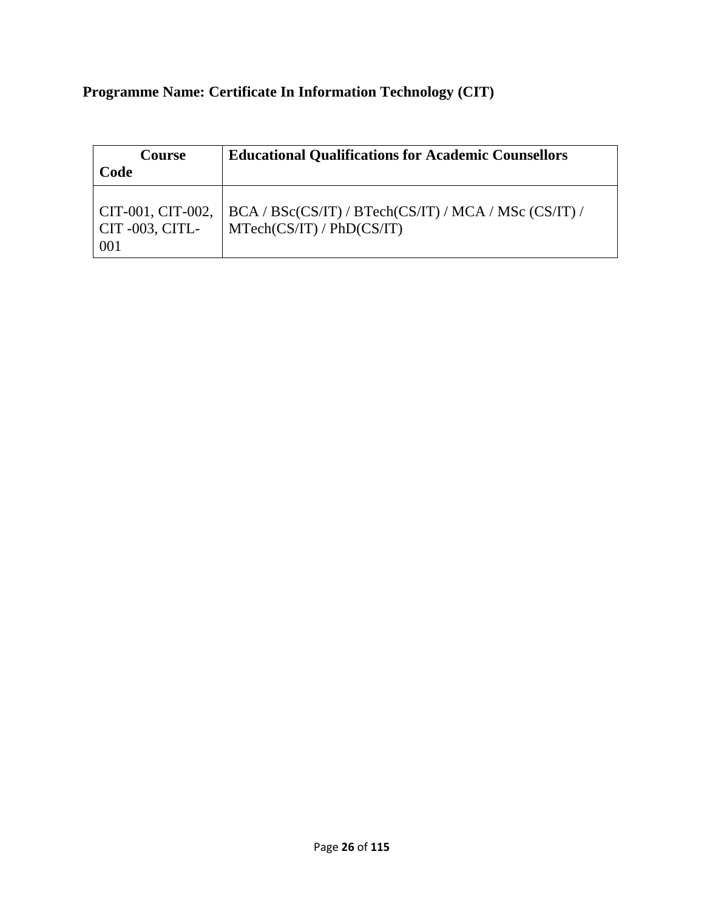**Programme Name: Certificate In Information Technology (CIT)**

| Course Code | Educational Qualifications for Academic Counsellors |
|---|---|
| CIT-001, CIT-002, CIT -003, CITL-001 | BCA / BSc(CS/IT) / BTech(CS/IT) / MCA / MSc (CS/IT) / MTech(CS/IT) / PhD(CS/IT) |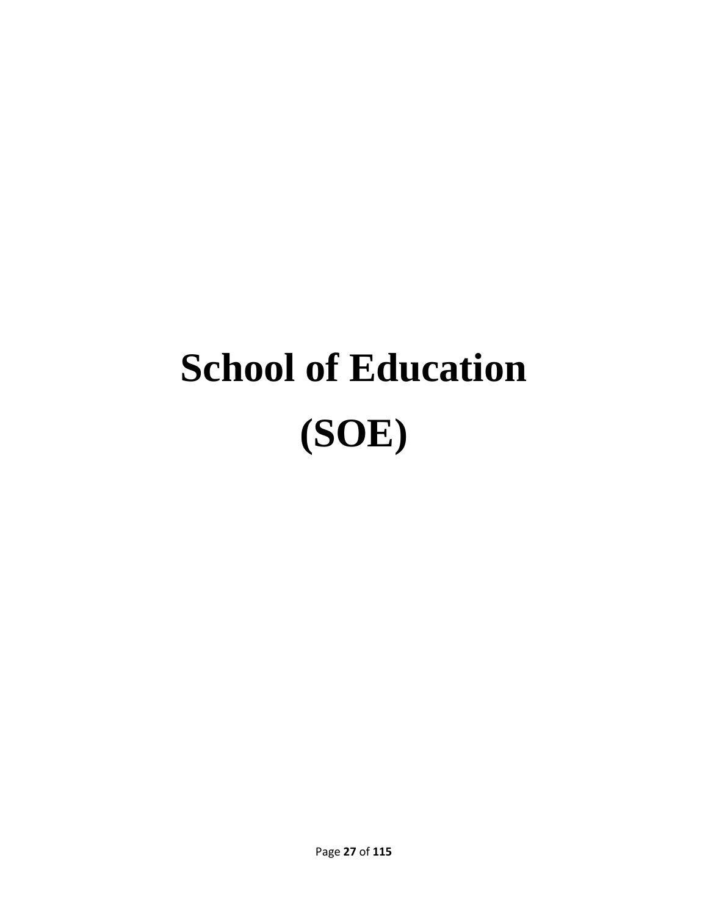# School of Education

# (SOE)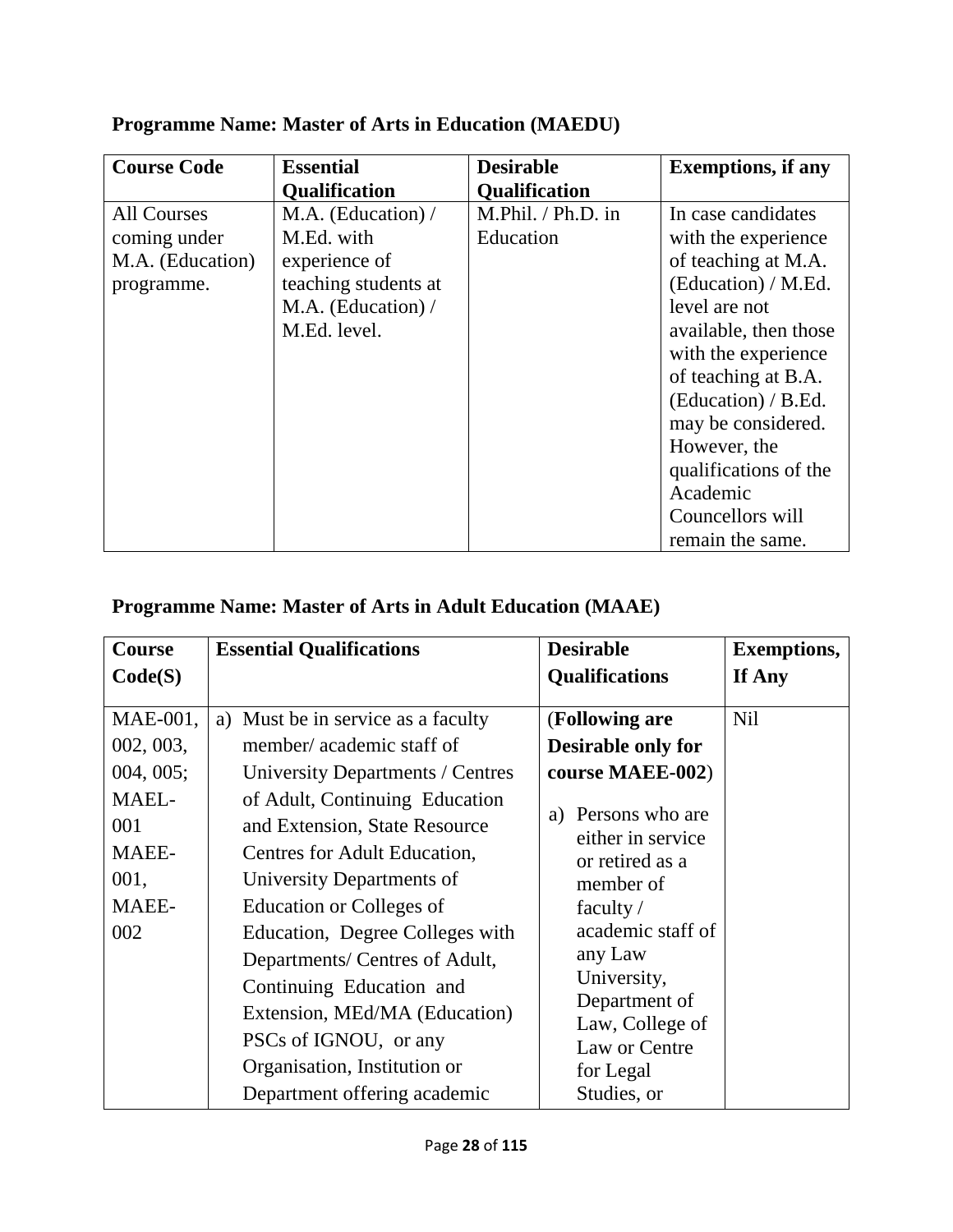**Programme Name: Master of Arts in Education (MAEDU)**

| Course Code | Essential Qualification | Desirable Qualification | Exemptions, if any |
|---|---|---|---|
| All Courses coming under M.A. (Education) programme. | M.A. (Education) / M.Ed. with experience of teaching students at M.A. (Education) / M.Ed. level. | M.Phil. / Ph.D. in Education | In case candidates with the experience of teaching at M.A. (Education) / M.Ed. level are not available, then those with the experience of teaching at B.A. (Education) / B.Ed. may be considered. However, the qualifications of the Academic Councellors will remain the same. |

**Programme Name: Master of Arts in Adult Education (MAAE)**

| Course Code(S) | Essential Qualifications | Desirable Qualifications | Exemptions, If Any |
|---|---|---|---|
| MAE-001, 002, 003, 004, 005; MAEL-001 MAEE-001, MAEE-002 | a) Must be in service as a faculty member/ academic staff of University Departments / Centres of Adult, Continuing Education and Extension, State Resource Centres for Adult Education, University Departments of Education or Colleges of Education, Degree Colleges with Departments/ Centres of Adult, Continuing Education and Extension, MEd/MA (Education) PSCs of IGNOU, or any Organisation, Institution or Department offering academic | (**Following are Desirable only for course MAEE-002**) a) Persons who are either in service or retired as a member of faculty / academic staff of any Law University, Department of Law, College of Law or Centre for Legal Studies, or | Nil |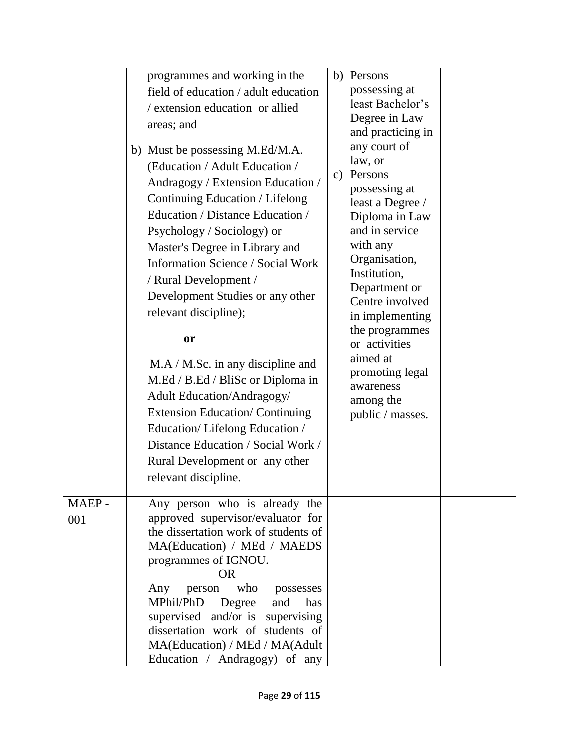| | | | |
|---|---|---|---|
| | programmes and working in the field of education / adult education / extension education or allied areas; and<br><br>b) Must be possessing M.Ed/M.A. (Education / Adult Education / Andragogy / Extension Education / Continuing Education / Lifelong Education / Distance Education / Psychology / Sociology) or Master's Degree in Library and Information Science / Social Work / Rural Development / Development Studies or any other relevant discipline);<br><br>**or**<br><br>M.A / M.Sc. in any discipline and M.Ed / B.Ed / BliSc or Diploma in Adult Education/Andragogy/ Extension Education/ Continuing Education/ Lifelong Education / Distance Education / Social Work / Rural Development or any other relevant discipline. | b) Persons possessing at least Bachelor's Degree in Law and practicing in any court of law, or<br>c) Persons possessing at least a Degree / Diploma in Law and in service with any Organisation, Institution, Department or Centre involved in implementing the programmes or activities aimed at promoting legal awareness among the public / masses. | |
| MAEP - 001 | Any person who is already the approved supervisor/evaluator for the dissertation work of students of MA(Education) / MEd / MAEDS programmes of IGNOU.<br>OR<br>Any person who possesses MPhil/PhD Degree and has supervised and/or is supervising dissertation work of students of MA(Education) / MEd / MA(Adult Education / Andragogy) of any | | |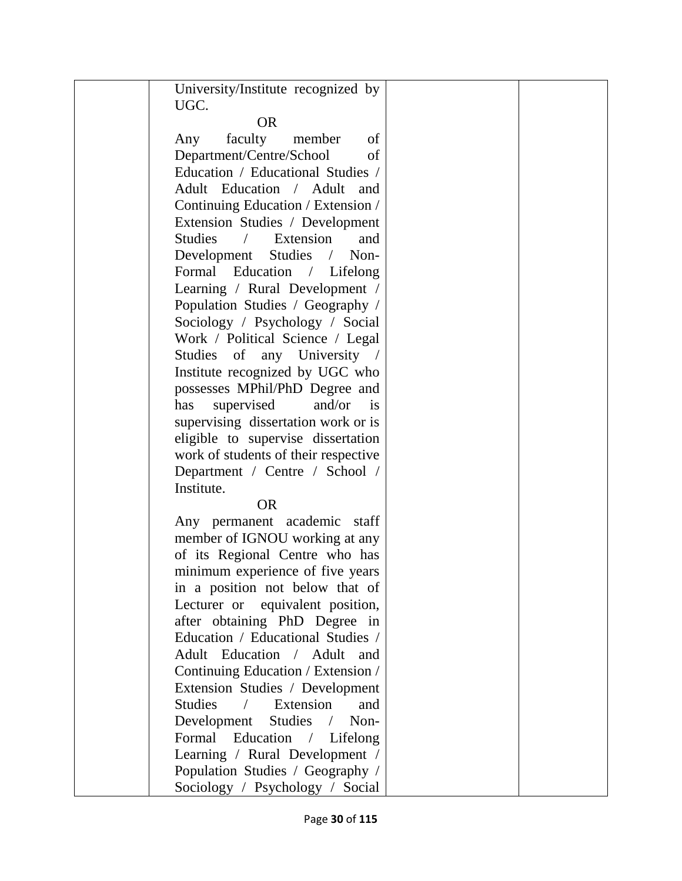| | | | |
|---|---|---|---|
| | University/Institute recognized by UGC.<br><br>OR<br><br>Any faculty member of Department/Centre/School of Education / Educational Studies / Adult Education / Adult and Continuing Education / Extension / Extension Studies / Development Studies / Extension and Development Studies / Non-Formal Education / Lifelong Learning / Rural Development / Population Studies / Geography / Sociology / Psychology / Social Work / Political Science / Legal Studies of any University / Institute recognized by UGC who possesses MPhil/PhD Degree and has supervised and/or is supervising dissertation work or is eligible to supervise dissertation work of students of their respective Department / Centre / School / Institute.<br><br>OR<br><br>Any permanent academic staff member of IGNOU working at any of its Regional Centre who has minimum experience of five years in a position not below that of Lecturer or equivalent position, after obtaining PhD Degree in Education / Educational Studies / Adult Education / Adult and Continuing Education / Extension / Extension Studies / Development Studies / Extension and Development Studies / Non-Formal Education / Lifelong Learning / Rural Development / Population Studies / Geography / Sociology / Psychology / Social | | |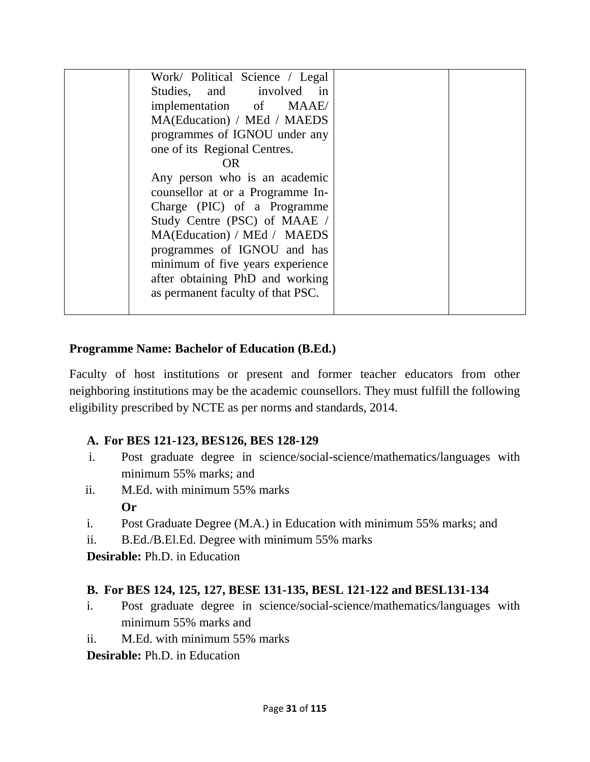|  | Work/ Political Science / Legal Studies, and involved in implementation of MAAE/ MA(Education) / MEd / MAEDS programmes of IGNOU under any one of its Regional Centres.<br>OR<br>Any person who is an academic counsellor at or a Programme In-Charge (PIC) of a Programme Study Centre (PSC) of MAAE / MA(Education) / MEd / MAEDS programmes of IGNOU and has minimum of five years experience after obtaining PhD and working as permanent faculty of that PSC. |  |  |
|---|---|---|---|

**Programme Name: Bachelor of Education (B.Ed.)**

Faculty of host institutions or present and former teacher educators from other neighboring institutions may be the academic counsellors. They must fulfill the following eligibility prescribed by NCTE as per norms and standards, 2014.

**A. For BES 121-123, BES126, BES 128-129**

i. Post graduate degree in science/social-science/mathematics/languages with minimum 55% marks; and
ii. M.Ed. with minimum 55% marks

**Or**

i. Post Graduate Degree (M.A.) in Education with minimum 55% marks; and
ii. B.Ed./B.El.Ed. Degree with minimum 55% marks

**Desirable:** Ph.D. in Education

**B. For BES 124, 125, 127, BESE 131-135, BESL 121-122 and BESL131-134**

i. Post graduate degree in science/social-science/mathematics/languages with minimum 55% marks and
ii. M.Ed. with minimum 55% marks

**Desirable:** Ph.D. in Education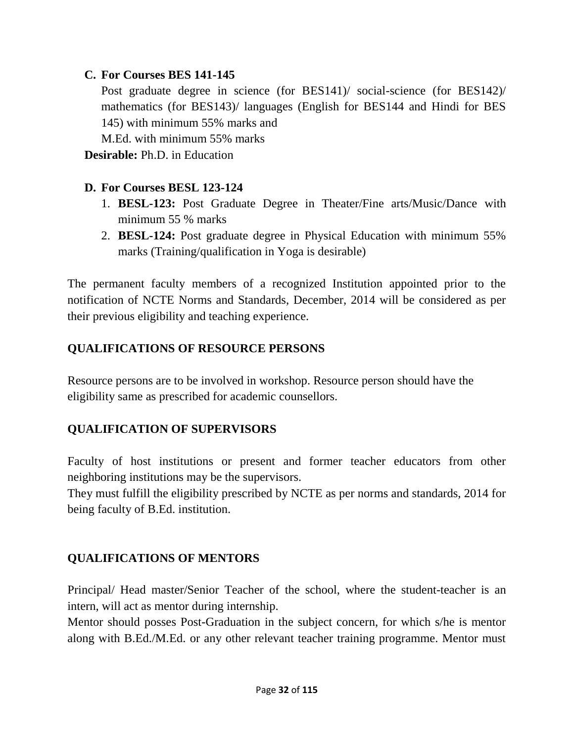**C. For Courses BES 141-145**

Post graduate degree in science (for BES141)/ social-science (for BES142)/ mathematics (for BES143)/ languages (English for BES144 and Hindi for BES 145) with minimum 55% marks and

M.Ed. with minimum 55% marks

**Desirable:** Ph.D. in Education

**D. For Courses BESL 123-124**

1. **BESL-123:** Post Graduate Degree in Theater/Fine arts/Music/Dance with minimum 55 % marks
2. **BESL-124:** Post graduate degree in Physical Education with minimum 55% marks (Training/qualification in Yoga is desirable)

The permanent faculty members of a recognized Institution appointed prior to the notification of NCTE Norms and Standards, December, 2014 will be considered as per their previous eligibility and teaching experience.

## QUALIFICATIONS OF RESOURCE PERSONS

Resource persons are to be involved in workshop. Resource person should have the eligibility same as prescribed for academic counsellors.

## QUALIFICATION OF SUPERVISORS

Faculty of host institutions or present and former teacher educators from other neighboring institutions may be the supervisors.

They must fulfill the eligibility prescribed by NCTE as per norms and standards, 2014 for being faculty of B.Ed. institution.

## QUALIFICATIONS OF MENTORS

Principal/ Head master/Senior Teacher of the school, where the student-teacher is an intern, will act as mentor during internship.

Mentor should posses Post-Graduation in the subject concern, for which s/he is mentor along with B.Ed./M.Ed. or any other relevant teacher training programme. Mentor must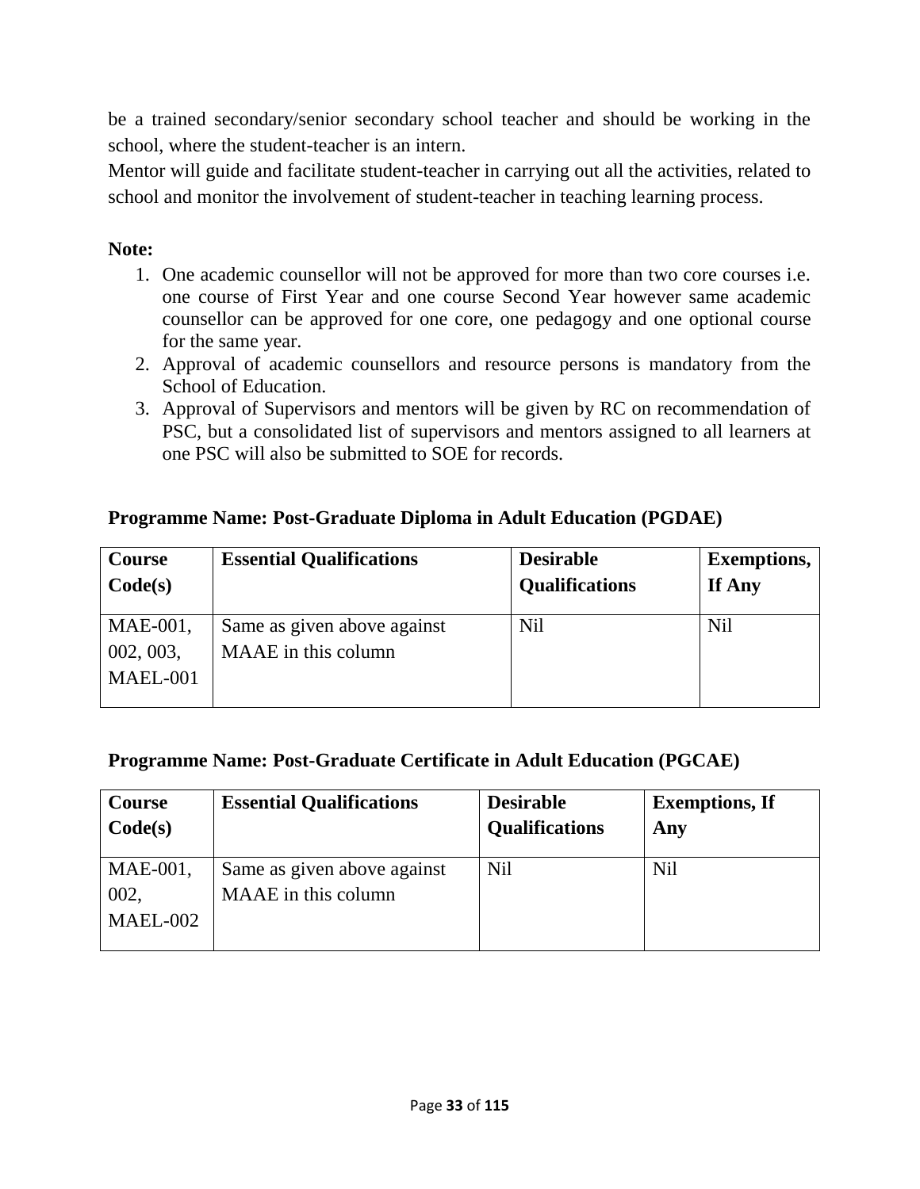be a trained secondary/senior secondary school teacher and should be working in the school, where the student-teacher is an intern.
Mentor will guide and facilitate student-teacher in carrying out all the activities, related to school and monitor the involvement of student-teacher in teaching learning process.

**Note:**

1. One academic counsellor will not be approved for more than two core courses i.e. one course of First Year and one course Second Year however same academic counsellor can be approved for one core, one pedagogy and one optional course for the same year.
2. Approval of academic counsellors and resource persons is mandatory from the School of Education.
3. Approval of Supervisors and mentors will be given by RC on recommendation of PSC, but a consolidated list of supervisors and mentors assigned to all learners at one PSC will also be submitted to SOE for records.

**Programme Name: Post-Graduate Diploma in Adult Education (PGDAE)**

| Course Code(s) | Essential Qualifications | Desirable Qualifications | Exemptions, If Any |
|---|---|---|---|
| MAE-001, 002, 003, MAEL-001 | Same as given above against MAAE in this column | Nil | Nil |

**Programme Name: Post-Graduate Certificate in Adult Education (PGCAE)**

| Course Code(s) | Essential Qualifications | Desirable Qualifications | Exemptions, If Any |
|---|---|---|---|
| MAE-001, 002, MAEL-002 | Same as given above against MAAE in this column | Nil | Nil |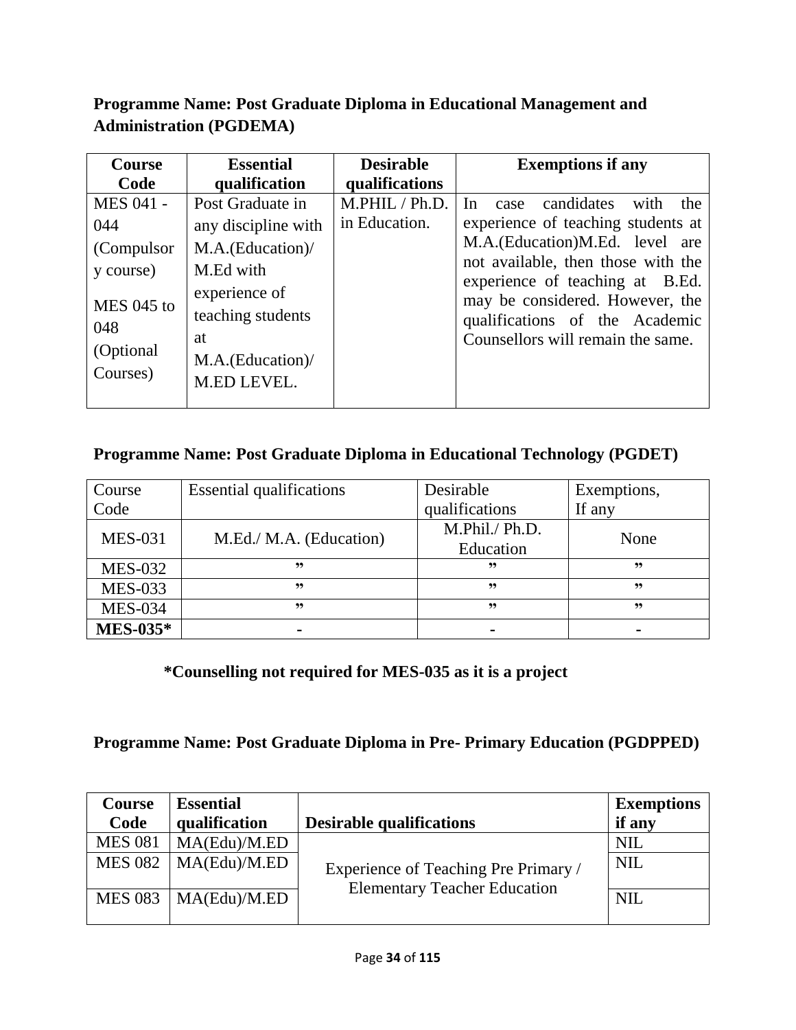**Programme Name: Post Graduate Diploma in Educational Management and Administration (PGDEMA)**

| Course Code | Essential qualification | Desirable qualifications | Exemptions if any |
|---|---|---|---|
| MES 041 - 044 (Compulsory course)<br>MES 045 to 048 (Optional Courses) | Post Graduate in any discipline with M.A.(Education)/ M.Ed with experience of teaching students at M.A.(Education)/ M.ED LEVEL. | M.PHIL / Ph.D. in Education. | In case candidates with the experience of teaching students at M.A.(Education)M.Ed. level are not available, then those with the experience of teaching at B.Ed. may be considered. However, the qualifications of the Academic Counsellors will remain the same. |

**Programme Name: Post Graduate Diploma in Educational Technology (PGDET)**

| Course Code | Essential qualifications | Desirable qualifications | Exemptions, If any |
|---|---|---|---|
| MES-031 | M.Ed./ M.A. (Education) | M.Phil./ Ph.D. Education | None |
| MES-032 | ” | ” | ” |
| MES-033 | ” | ” | ” |
| MES-034 | ” | ” | ” |
| **MES-035*** | - | - | - |

**\*Counselling not required for MES-035 as it is a project**

**Programme Name: Post Graduate Diploma in Pre- Primary Education (PGDPPED)**

| Course Code | Essential qualification | Desirable qualifications | Exemptions if any |
|---|---|---|---|
| MES 081 | MA(Edu)/M.ED | Experience of Teaching Pre Primary / Elementary Teacher Education | NIL |
| MES 082 | MA(Edu)/M.ED | | NIL |
| MES 083 | MA(Edu)/M.ED | | NIL |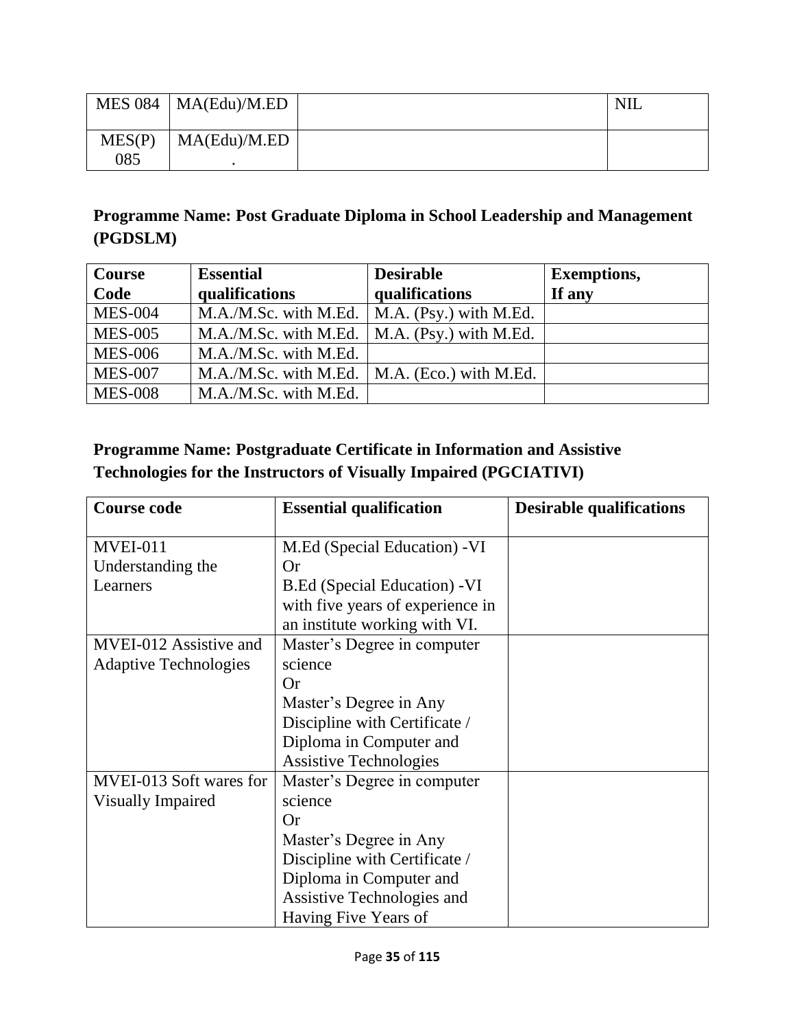| | | | |
|---|---|---|---|
| MES 084 | MA(Edu)/M.ED | | NIL |
| MES(P) 085 | MA(Edu)/M.ED . | | |

## Programme Name: Post Graduate Diploma in School Leadership and Management (PGDSLM)

| Course Code | Essential qualifications | Desirable qualifications | Exemptions, If any |
|---|---|---|---|
| MES-004 | M.A./M.Sc. with M.Ed. | M.A. (Psy.) with M.Ed. | |
| MES-005 | M.A./M.Sc. with M.Ed. | M.A. (Psy.) with M.Ed. | |
| MES-006 | M.A./M.Sc. with M.Ed. | | |
| MES-007 | M.A./M.Sc. with M.Ed. | M.A. (Eco.) with M.Ed. | |
| MES-008 | M.A./M.Sc. with M.Ed. | | |

## Programme Name: Postgraduate Certificate in Information and Assistive Technologies for the Instructors of Visually Impaired (PGCIATIVI)

| Course code | Essential qualification | Desirable qualifications |
|---|---|---|
| MVEI-011 Understanding the Learners | M.Ed (Special Education) -VI Or B.Ed (Special Education) -VI with five years of experience in an institute working with VI. | |
| MVEI-012 Assistive and Adaptive Technologies | Master's Degree in computer science Or Master's Degree in Any Discipline with Certificate / Diploma in Computer and Assistive Technologies | |
| MVEI-013 Soft wares for Visually Impaired | Master's Degree in computer science Or Master's Degree in Any Discipline with Certificate / Diploma in Computer and Assistive Technologies and Having Five Years of | |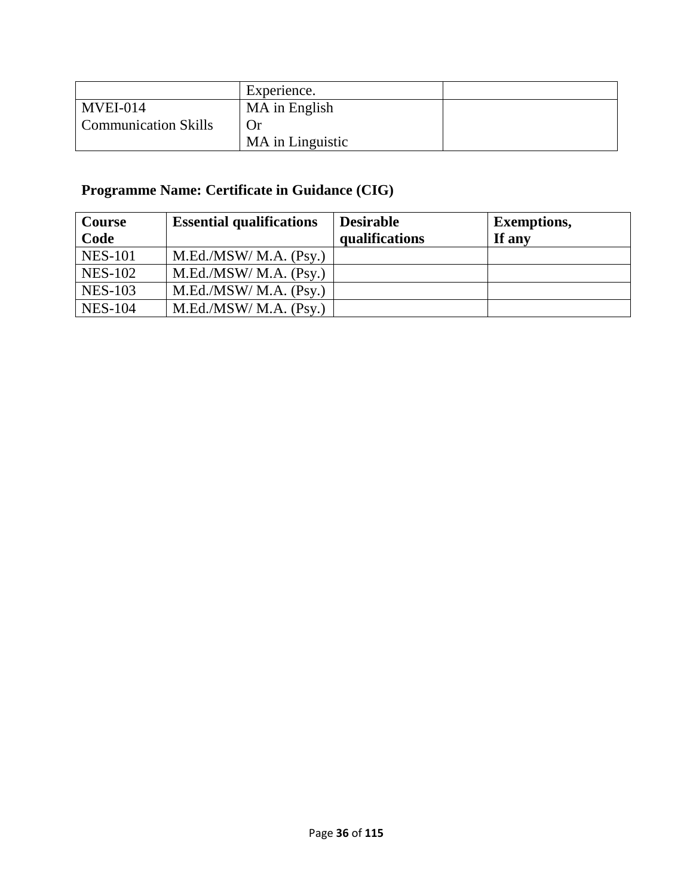| | | |
|---|---|---|
| | Experience. | |
| MVEI-014 Communication Skills | MA in English Or MA in Linguistic | |

## Programme Name: Certificate in Guidance (CIG)

| Course Code | Essential qualifications | Desirable qualifications | Exemptions, If any |
|---|---|---|---|
| NES-101 | M.Ed./MSW/ M.A. (Psy.) | | |
| NES-102 | M.Ed./MSW/ M.A. (Psy.) | | |
| NES-103 | M.Ed./MSW/ M.A. (Psy.) | | |
| NES-104 | M.Ed./MSW/ M.A. (Psy.) | | |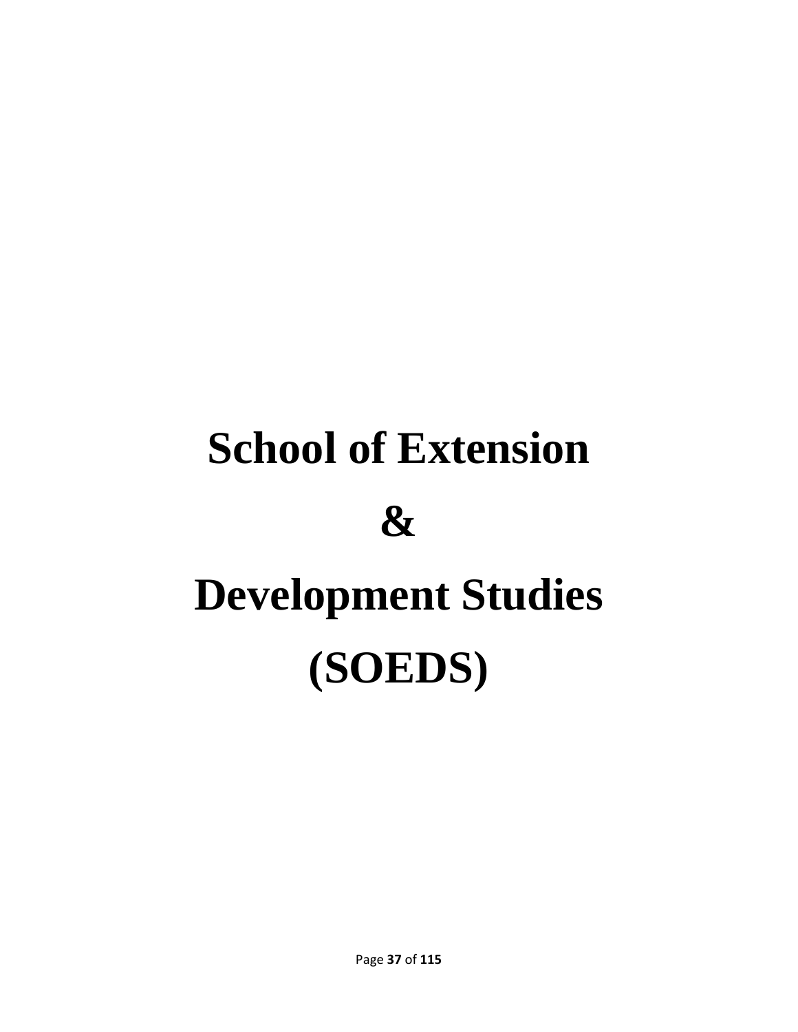# School of Extension

# &

# Development Studies

# (SOEDS)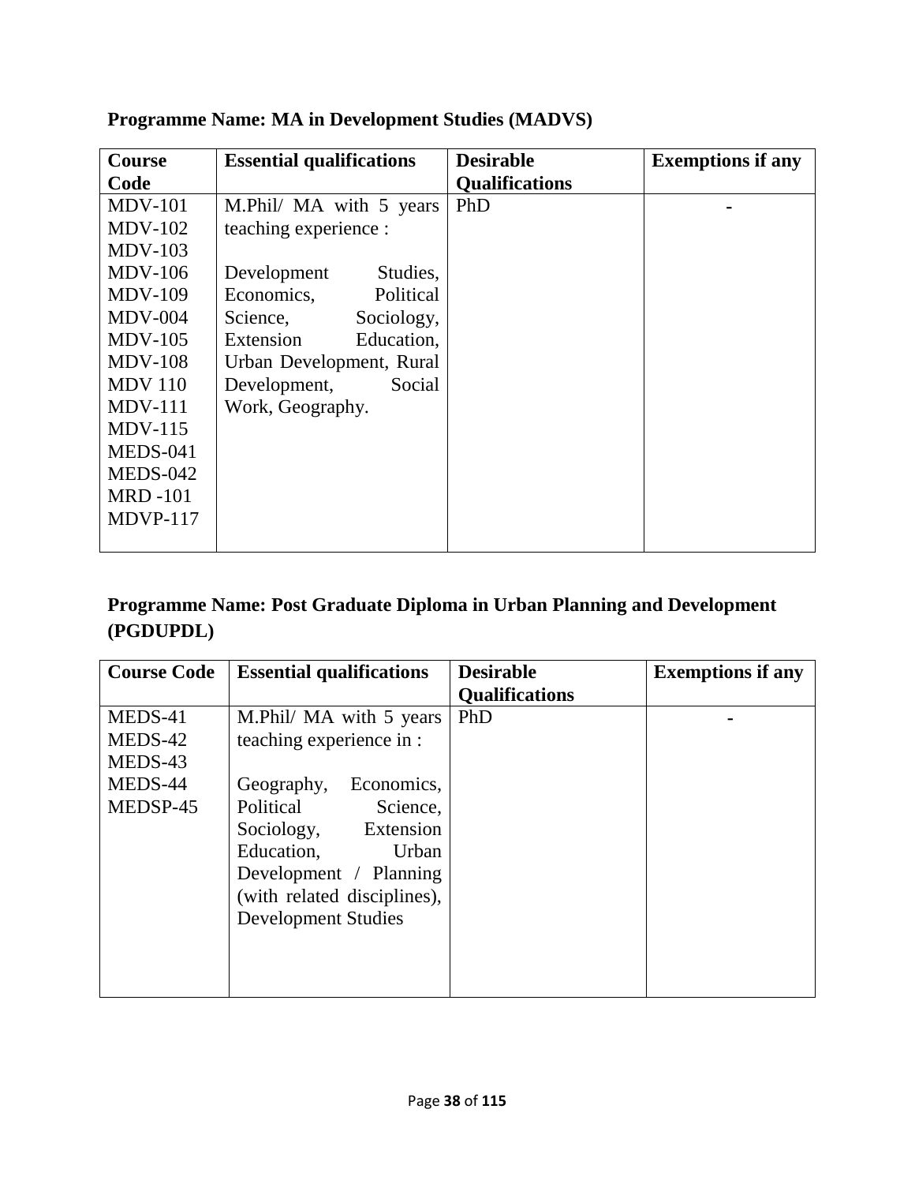**Programme Name: MA in Development Studies (MADVS)**

| Course Code | Essential qualifications | Desirable Qualifications | Exemptions if any |
|---|---|---|---|
| MDV-101<br>MDV-102<br>MDV-103<br>MDV-106<br>MDV-109<br>MDV-004<br>MDV-105<br>MDV-108<br>MDV 110<br>MDV-111<br>MDV-115<br>MEDS-041<br>MEDS-042<br>MRD -101<br>MDVP-117 | M.Phil/ MA with 5 years teaching experience :<br><br>Development Studies, Economics, Political Science, Sociology, Extension Education, Urban Development, Rural Development, Social Work, Geography. | PhD | - |

**Programme Name: Post Graduate Diploma in Urban Planning and Development (PGDUPDL)**

| Course Code | Essential qualifications | Desirable Qualifications | Exemptions if any |
|---|---|---|---|
| MEDS-41<br>MEDS-42<br>MEDS-43<br>MEDS-44<br>MEDSP-45 | M.Phil/ MA with 5 years teaching experience in :<br><br>Geography, Economics, Political Science, Sociology, Extension Education, Urban Development / Planning (with related disciplines), Development Studies | PhD | - |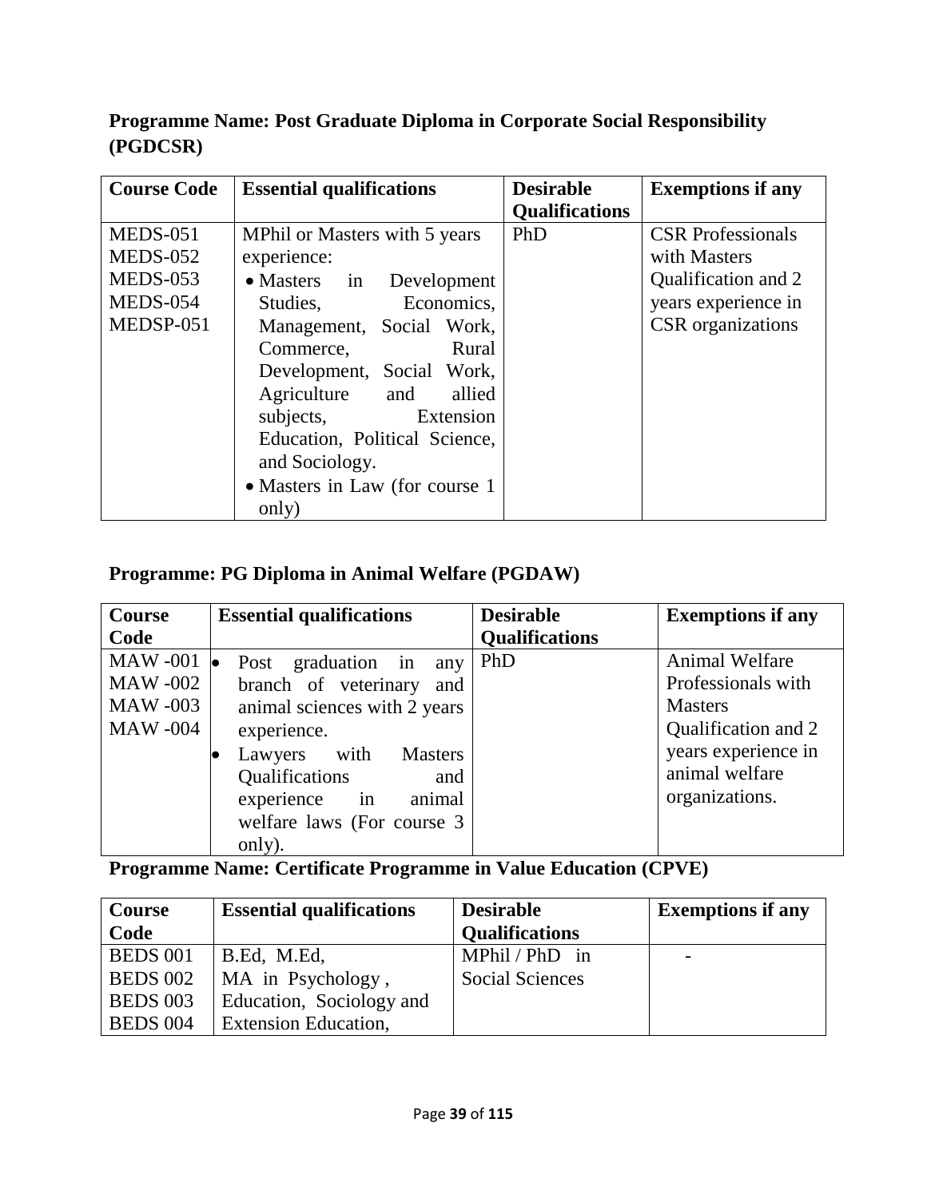**Programme Name: Post Graduate Diploma in Corporate Social Responsibility (PGDCSR)**

| Course Code | Essential qualifications | Desirable Qualifications | Exemptions if any |
|---|---|---|---|
| MEDS-051<br>MEDS-052<br>MEDS-053<br>MEDS-054<br>MEDSP-051 | MPhil or Masters with 5 years experience:<br>• Masters in Development Studies, Economics, Management, Social Work, Commerce, Rural Development, Social Work, Agriculture and allied subjects, Extension Education, Political Science, and Sociology.<br>• Masters in Law (for course 1 only) | PhD | CSR Professionals with Masters Qualification and 2 years experience in CSR organizations |

**Programme: PG Diploma in Animal Welfare (PGDAW)**

| Course Code | Essential qualifications | Desirable Qualifications | Exemptions if any |
|---|---|---|---|
| MAW -001<br>MAW -002<br>MAW -003<br>MAW -004 | • Post graduation in any branch of veterinary and animal sciences with 2 years experience.<br>• Lawyers with Masters Qualifications and experience in animal welfare laws (For course 3 only). | PhD | Animal Welfare Professionals with Masters Qualification and 2 years experience in animal welfare organizations. |

**Programme Name: Certificate Programme in Value Education (CPVE)**

| Course Code | Essential qualifications | Desirable Qualifications | Exemptions if any |
|---|---|---|---|
| BEDS 001<br>BEDS 002<br>BEDS 003<br>BEDS 004 | B.Ed, M.Ed,<br>MA in Psychology ,<br>Education, Sociology and<br>Extension Education, | MPhil / PhD in Social Sciences | - |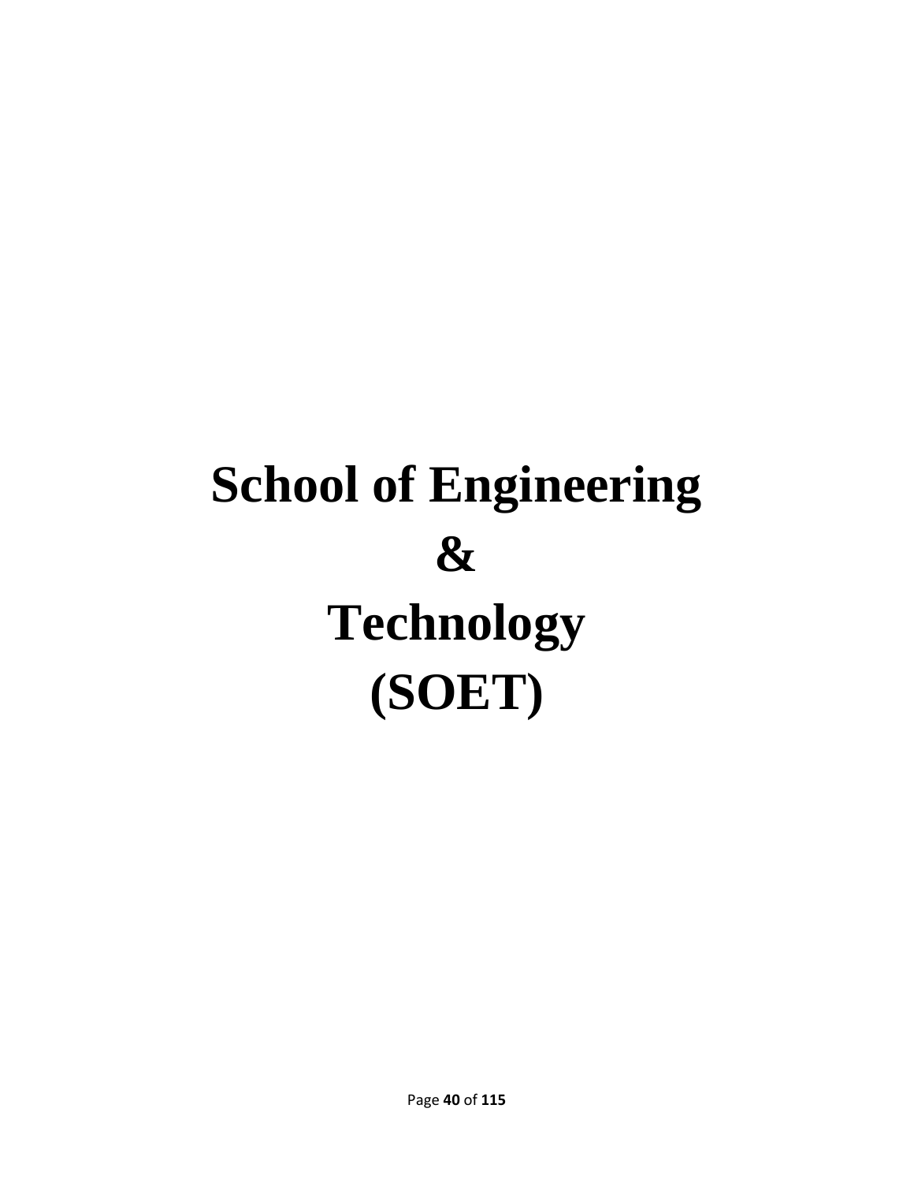# School of Engineering & Technology (SOET)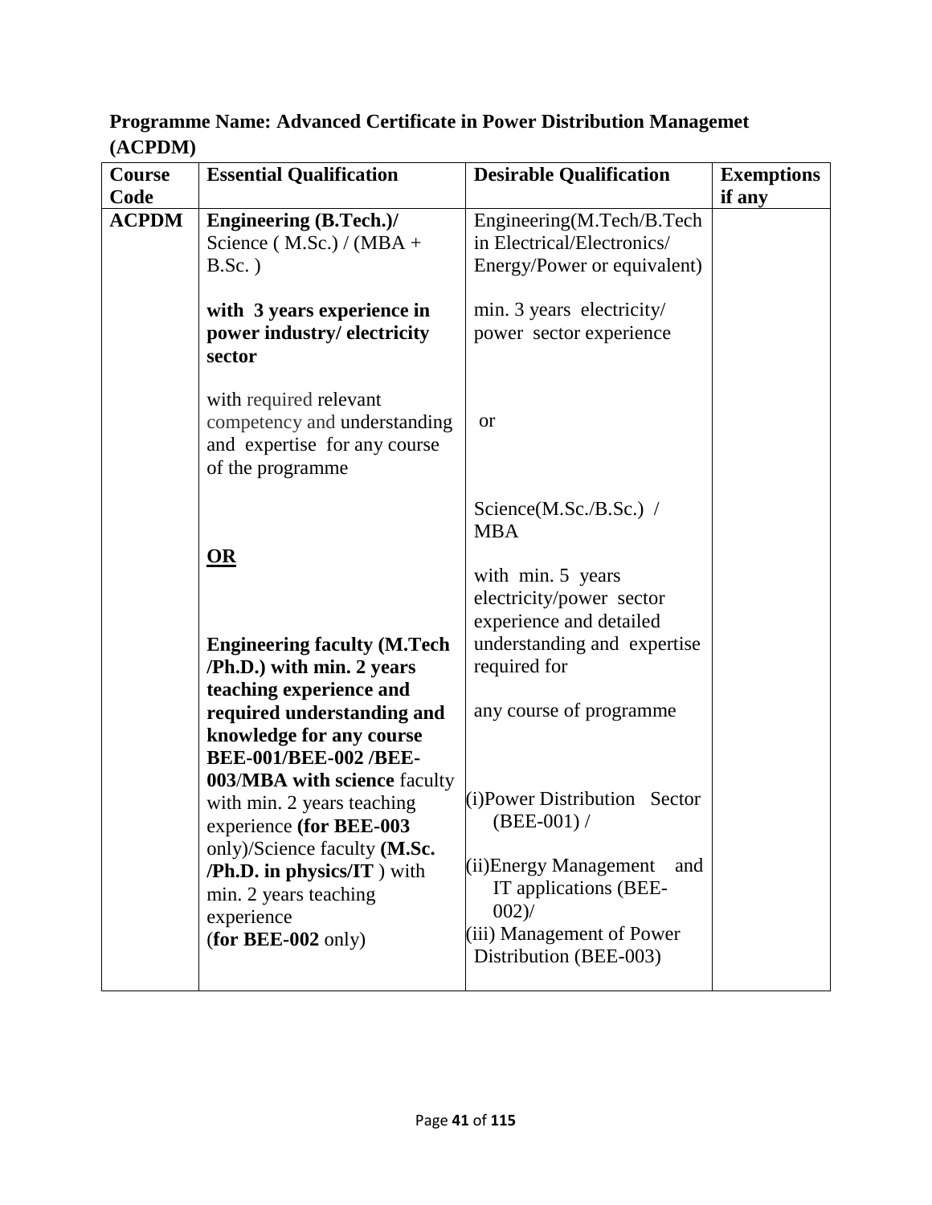**Programme Name: Advanced Certificate in Power Distribution Managemet (ACPDM)**

| Course Code | Essential Qualification | Desirable Qualification | Exemptions if any |
|---|---|---|---|
| **ACPDM** | **Engineering (B.Tech.)/** Science ( M.Sc.) / (MBA + B.Sc. )<br><br>**with 3 years experience in power industry/ electricity sector**<br><br>with required relevant competency and understanding and expertise for any course of the programme<br><br>**OR**<br><br>**Engineering faculty (M.Tech /Ph.D.) with min. 2 years teaching experience and required understanding and knowledge for any course BEE-001/BEE-002 /BEE-003/MBA with science** faculty with min. 2 years teaching experience **(for BEE-003** only)/Science faculty **(M.Sc. /Ph.D. in physics/IT** ) with min. 2 years teaching experience<br>(**for BEE-002** only) | Engineering(M.Tech/B.Tech in Electrical/Electronics/ Energy/Power or equivalent)<br><br>min. 3 years electricity/ power sector experience<br><br>or<br><br>Science(M.Sc./B.Sc.) / MBA<br><br>with min. 5 years electricity/power sector experience and detailed understanding and expertise required for<br><br>any course of programme<br><br>(i)Power Distribution Sector (BEE-001) /<br><br>(ii)Energy Management and IT applications (BEE-002)/<br>(iii) Management of Power Distribution (BEE-003) | |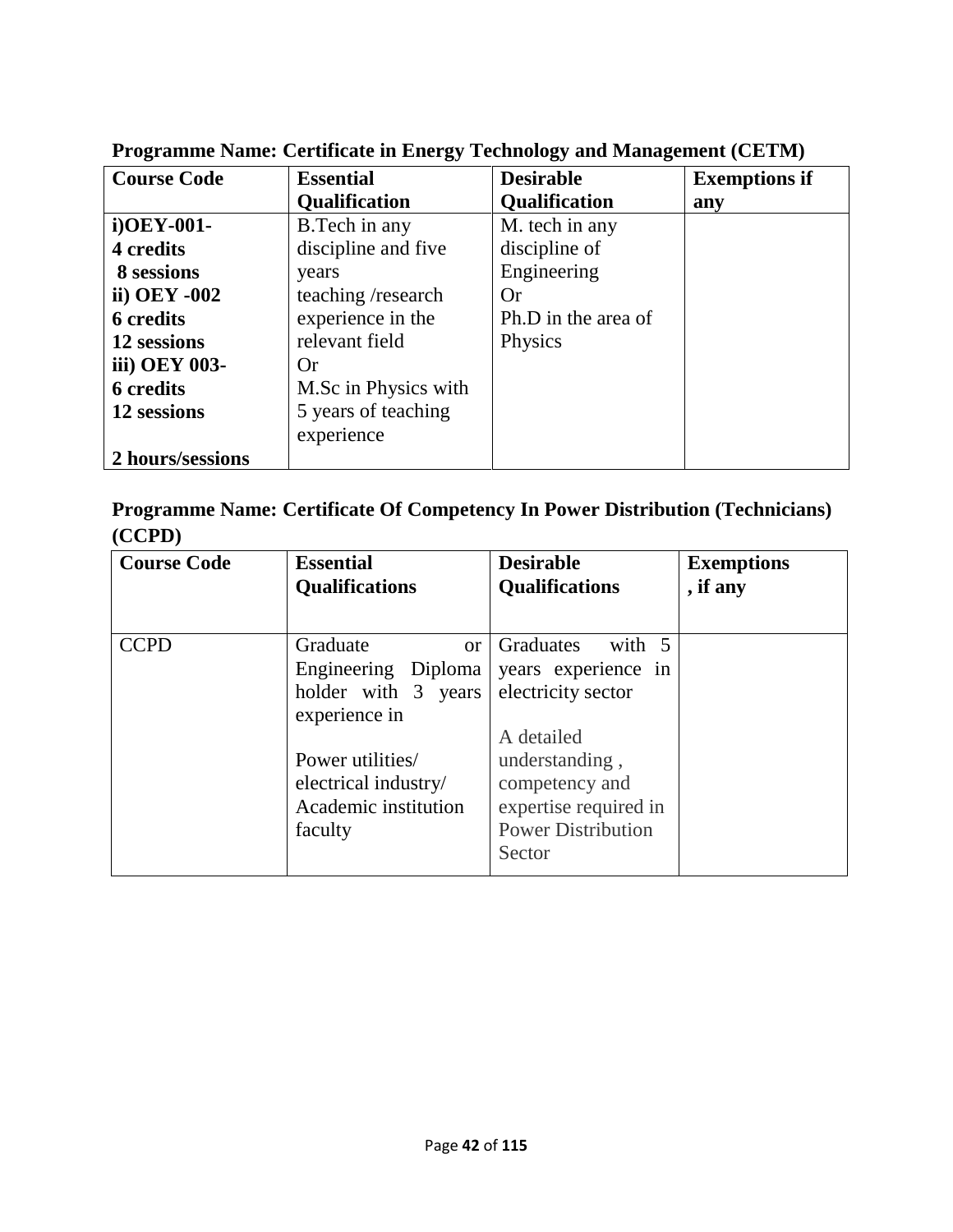**Programme Name: Certificate in Energy Technology and Management (CETM)**

| Course Code | Essential Qualification | Desirable Qualification | Exemptions if any |
|---|---|---|---|
| **i)OEY-001-**<br>**4 credits**<br>**8 sessions**<br>**ii) OEY -002**<br>**6 credits**<br>**12 sessions**<br>**iii) OEY 003-**<br>**6 credits**<br>**12 sessions**<br><br>**2 hours/sessions** | B.Tech in any discipline and five years teaching /research experience in the relevant field<br>Or<br>M.Sc in Physics with 5 years of teaching experience | M. tech in any discipline of Engineering<br>Or<br>Ph.D in the area of Physics | |

**Programme Name: Certificate Of Competency In Power Distribution (Technicians) (CCPD)**

| Course Code | Essential Qualifications | Desirable Qualifications | Exemptions , if any |
|---|---|---|---|
| CCPD | Graduate or Engineering Diploma holder with 3 years experience in<br><br>Power utilities/ electrical industry/ Academic institution faculty | Graduates with 5 years experience in electricity sector<br><br>A detailed understanding , competency and expertise required in Power Distribution Sector | |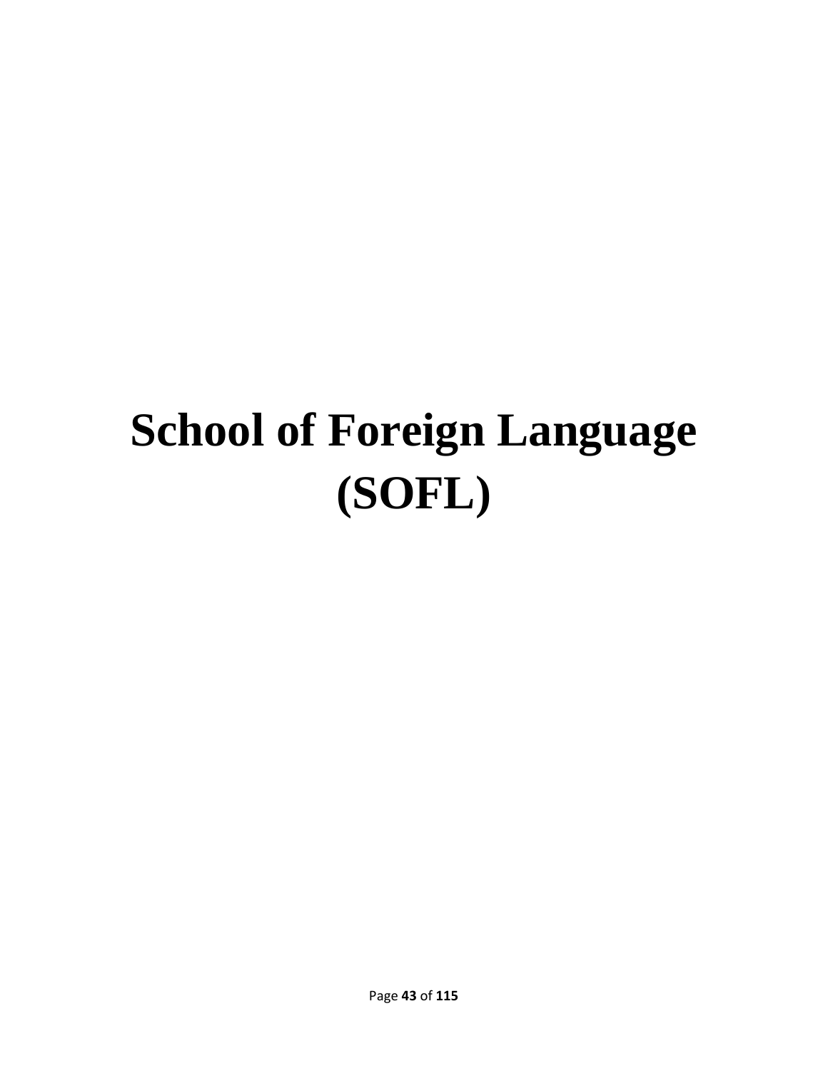# School of Foreign Language (SOFL)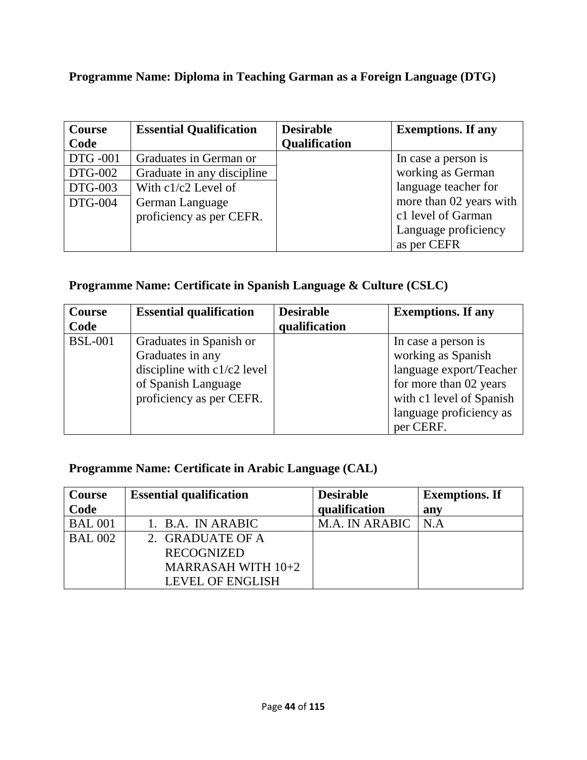**Programme Name: Diploma in Teaching Garman as a Foreign Language (DTG)**

| Course Code | Essential Qualification | Desirable Qualification | Exemptions. If any |
|---|---|---|---|
| DTG -001 | Graduates in German or | | In case a person is working as German language teacher for more than 02 years with c1 level of Garman Language proficiency as per CEFR |
| DTG-002 | Graduate in any discipline | | |
| DTG-003 | With c1/c2 Level of German Language proficiency as per CEFR. | | |
| DTG-004 | | | |

**Programme Name: Certificate in Spanish Language & Culture (CSLC)**

| Course Code | Essential qualification | Desirable qualification | Exemptions. If any |
|---|---|---|---|
| BSL-001 | Graduates in Spanish or Graduates in any discipline with c1/c2 level of Spanish Language proficiency as per CEFR. | | In case a person is working as Spanish language export/Teacher for more than 02 years with c1 level of Spanish language proficiency as per CERF. |

**Programme Name: Certificate in Arabic Language (CAL)**

| Course Code | Essential qualification | Desirable qualification | Exemptions. If any |
|---|---|---|---|
| BAL 001 | 1. B.A. IN ARABIC | M.A. IN ARABIC | N.A |
| BAL 002 | 2. GRADUATE OF A RECOGNIZED MARRASAH WITH 10+2 LEVEL OF ENGLISH | | |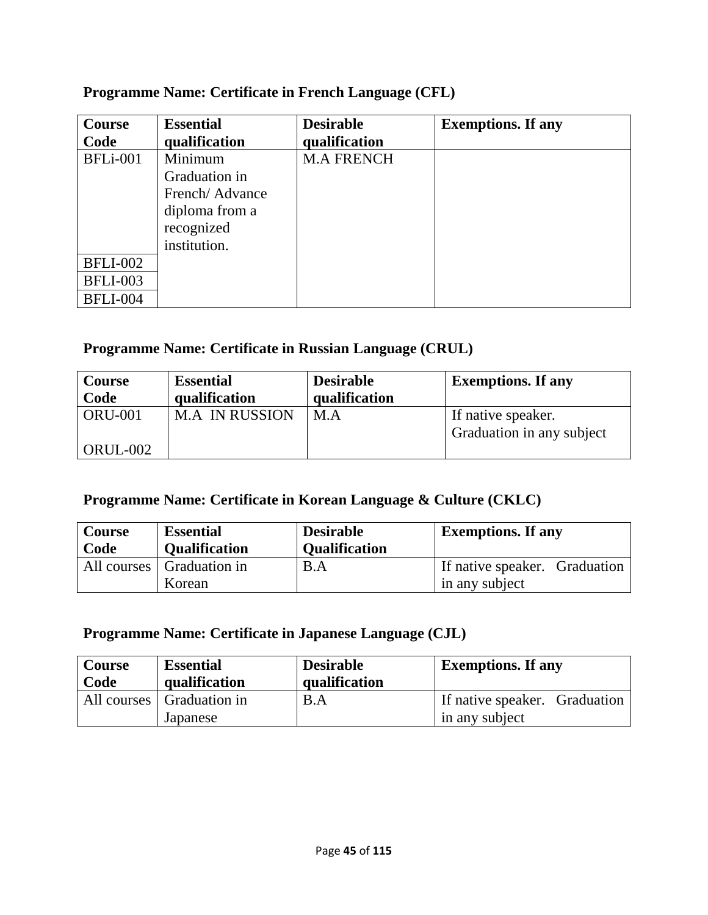**Programme Name: Certificate in French Language (CFL)**

| Course Code | Essential qualification | Desirable qualification | Exemptions. If any |
|---|---|---|---|
| BFLi-001 | Minimum Graduation in French/ Advance diploma from a recognized institution. | M.A FRENCH | |
| BFLI-002 | | | |
| BFLI-003 | | | |
| BFLI-004 | | | |

**Programme Name: Certificate in Russian Language (CRUL)**

| Course Code | Essential qualification | Desirable qualification | Exemptions. If any |
|---|---|---|---|
| ORU-001<br>ORUL-002 | M.A IN RUSSION | M.A | If native speaker. Graduation in any subject |

**Programme Name: Certificate in Korean Language & Culture (CKLC)**

| Course Code | Essential Qualification | Desirable Qualification | Exemptions. If any |
|---|---|---|---|
| All courses | Graduation in Korean | B.A | If native speaker. Graduation in any subject |

**Programme Name: Certificate in Japanese Language (CJL)**

| Course Code | Essential qualification | Desirable qualification | Exemptions. If any |
|---|---|---|---|
| All courses | Graduation in Japanese | B.A | If native speaker. Graduation in any subject |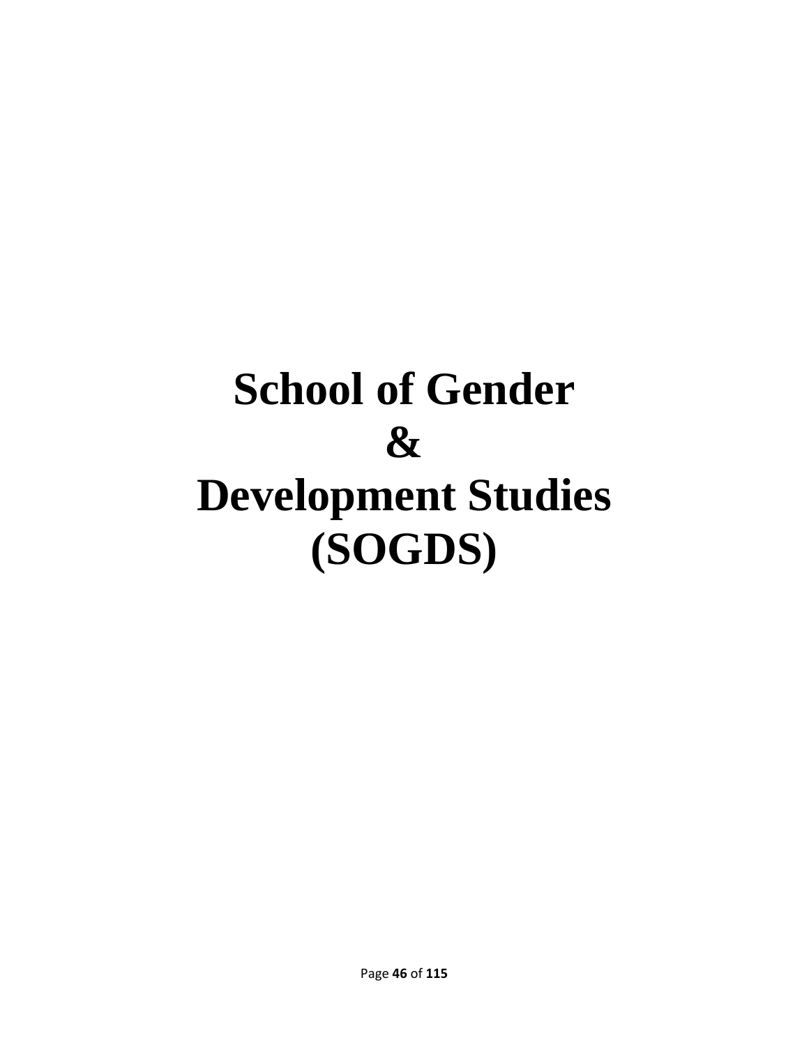# School of Gender & Development Studies (SOGDS)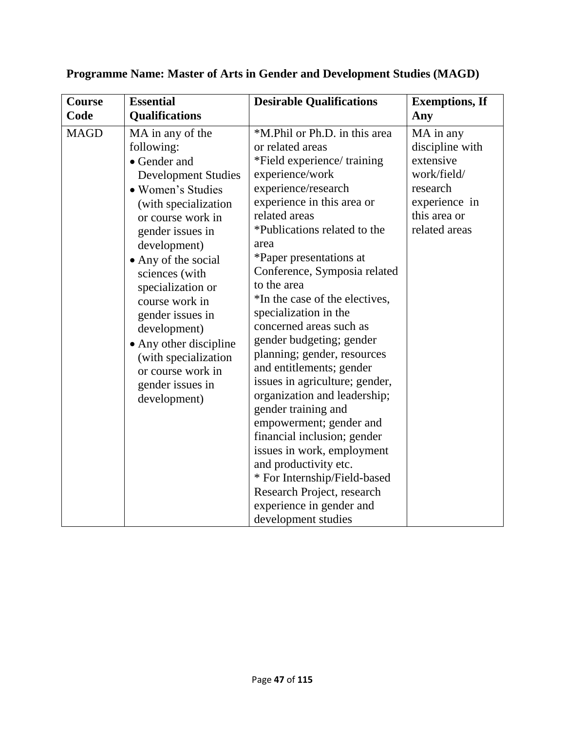**Programme Name: Master of Arts in Gender and Development Studies (MAGD)**

| Course Code | Essential Qualifications | Desirable Qualifications | Exemptions, If Any |
|---|---|---|---|
| MAGD | MA in any of the following:<br>• Gender and Development Studies<br>• Women's Studies (with specialization or course work in gender issues in development)<br>• Any of the social sciences (with specialization or course work in gender issues in development)<br>• Any other discipline (with specialization or course work in gender issues in development) | *M.Phil or Ph.D. in this area or related areas<br>*Field experience/ training experience/work experience/research experience in this area or related areas<br>*Publications related to the area<br>*Paper presentations at Conference, Symposia related to the area<br>*In the case of the electives, specialization in the concerned areas such as gender budgeting; gender planning; gender, resources and entitlements; gender issues in agriculture; gender, organization and leadership; gender training and empowerment; gender and financial inclusion; gender issues in work, employment and productivity etc.<br>* For Internship/Field-based Research Project, research experience in gender and development studies | MA in any discipline with extensive work/field/ research experience in this area or related areas |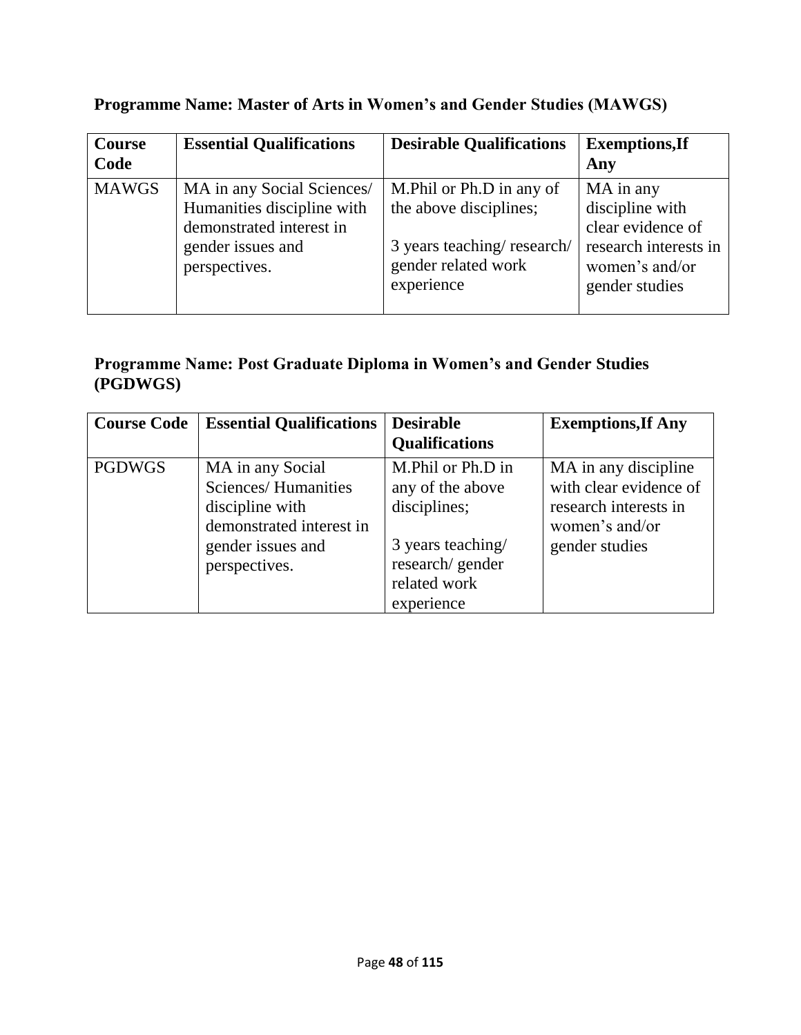**Programme Name: Master of Arts in Women's and Gender Studies (MAWGS)**

| Course Code | Essential Qualifications | Desirable Qualifications | Exemptions,If Any |
|---|---|---|---|
| MAWGS | MA in any Social Sciences/ Humanities discipline with demonstrated interest in gender issues and perspectives. | M.Phil or Ph.D in any of the above disciplines;<br><br>3 years teaching/ research/ gender related work experience | MA in any discipline with clear evidence of research interests in women's and/or gender studies |

**Programme Name: Post Graduate Diploma in Women's and Gender Studies (PGDWGS)**

| Course Code | Essential Qualifications | Desirable Qualifications | Exemptions,If Any |
|---|---|---|---|
| PGDWGS | MA in any Social Sciences/ Humanities discipline with demonstrated interest in gender issues and perspectives. | M.Phil or Ph.D in any of the above disciplines;<br><br>3 years teaching/ research/ gender related work experience | MA in any discipline with clear evidence of research interests in women's and/or gender studies |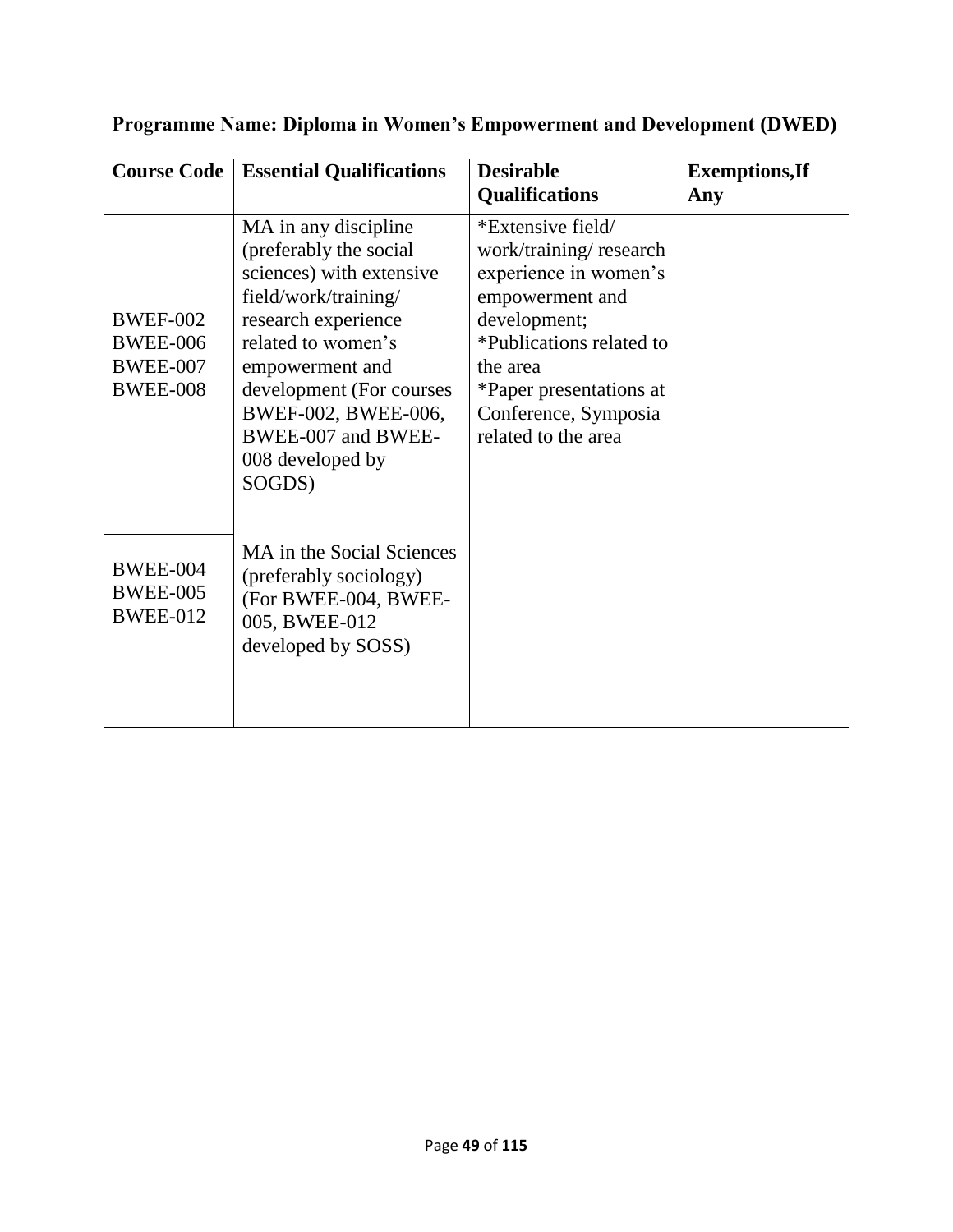**Programme Name: Diploma in Women's Empowerment and Development (DWED)**

| Course Code | Essential Qualifications | Desirable Qualifications | Exemptions,If Any |
|---|---|---|---|
| BWEF-002<br>BWEE-006<br>BWEE-007<br>BWEE-008 | MA in any discipline (preferably the social sciences) with extensive field/work/training/ research experience related to women's empowerment and development (For courses BWEF-002, BWEE-006, BWEE-007 and BWEE-008 developed by SOGDS) | *Extensive field/ work/training/ research experience in women's empowerment and development;<br>*Publications related to the area<br>*Paper presentations at Conference, Symposia related to the area | |
| BWEE-004<br>BWEE-005<br>BWEE-012 | MA in the Social Sciences (preferably sociology) (For BWEE-004, BWEE-005, BWEE-012 developed by SOSS) | | |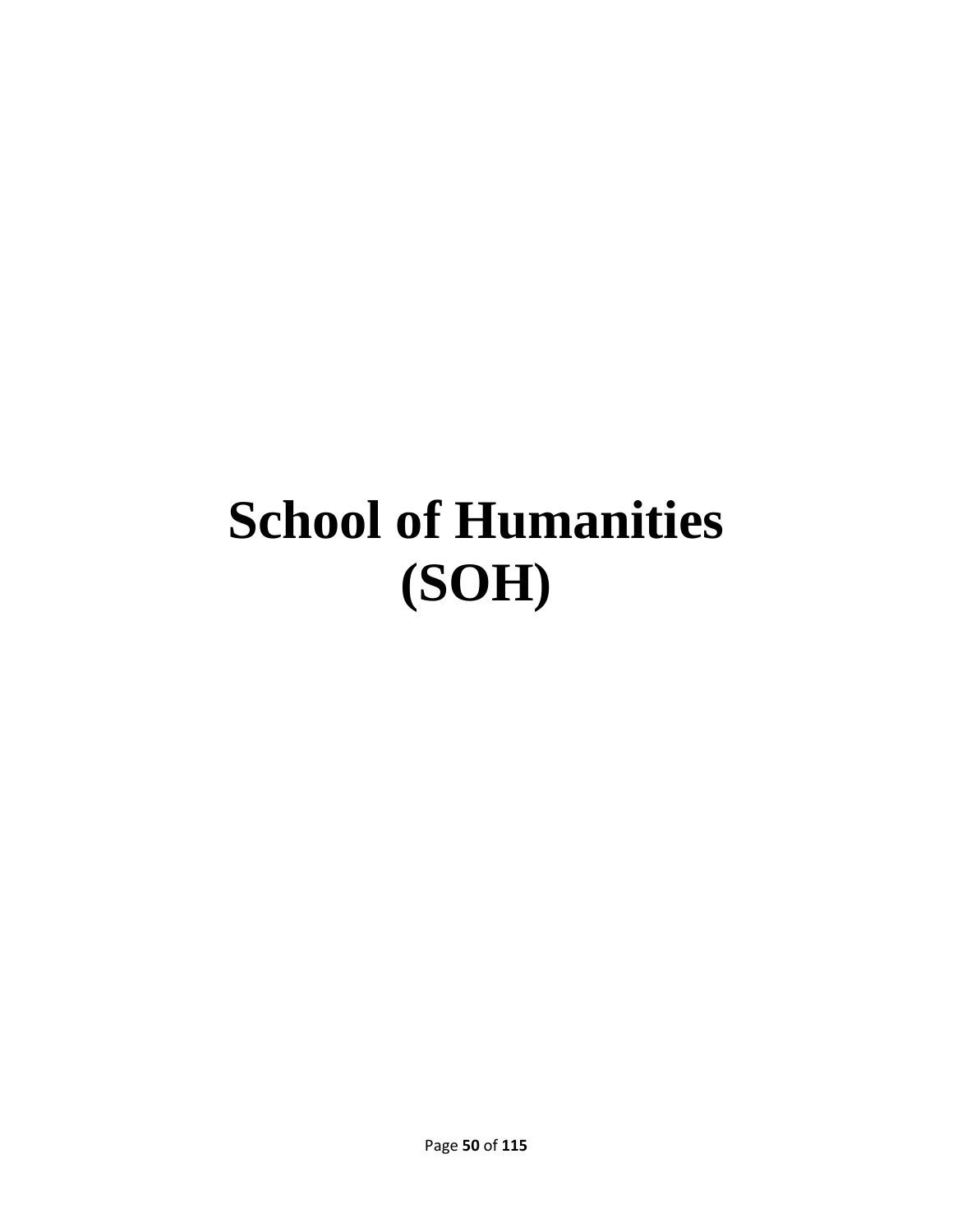# School of Humanities (SOH)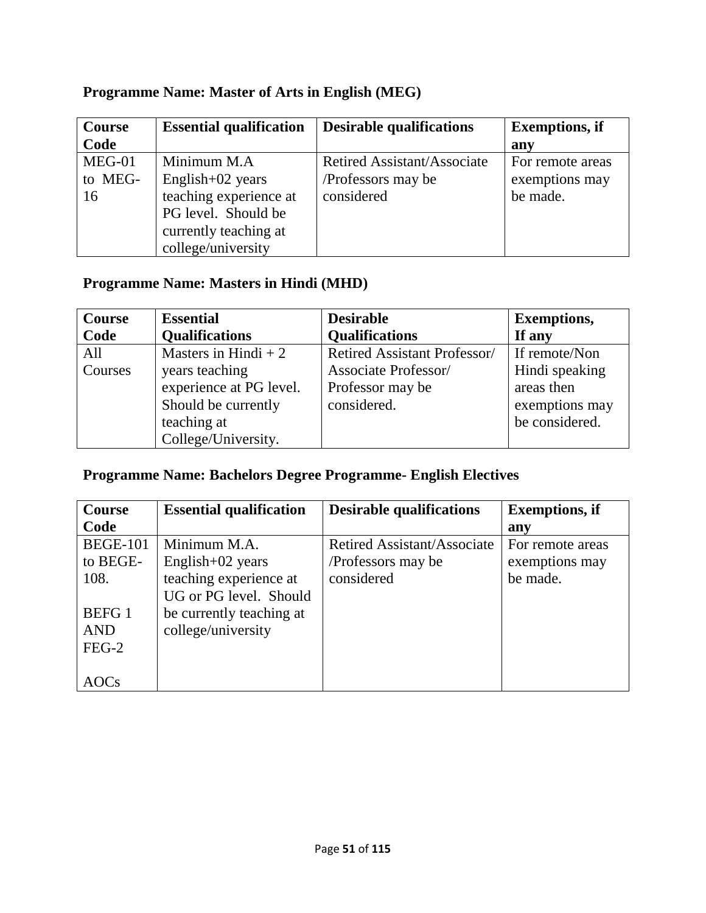**Programme Name: Master of Arts in English (MEG)**

| Course Code | Essential qualification | Desirable qualifications | Exemptions, if any |
|---|---|---|---|
| MEG-01 to MEG-16 | Minimum M.A English+02 years teaching experience at PG level. Should be currently teaching at college/university | Retired Assistant/Associate /Professors may be considered | For remote areas exemptions may be made. |

**Programme Name: Masters in Hindi (MHD)**

| Course Code | Essential Qualifications | Desirable Qualifications | Exemptions, If any |
|---|---|---|---|
| All Courses | Masters in Hindi + 2 years teaching experience at PG level. Should be currently teaching at College/University. | Retired Assistant Professor/ Associate Professor/ Professor may be considered. | If remote/Non Hindi speaking areas then exemptions may be considered. |

**Programme Name: Bachelors Degree Programme- English Electives**

| Course Code | Essential qualification | Desirable qualifications | Exemptions, if any |
|---|---|---|---|
| BEGE-101 to BEGE-108.<br><br>BEFG 1 AND FEG-2<br><br>AOCs | Minimum M.A. English+02 years teaching experience at UG or PG level. Should be currently teaching at college/university | Retired Assistant/Associate /Professors may be considered | For remote areas exemptions may be made. |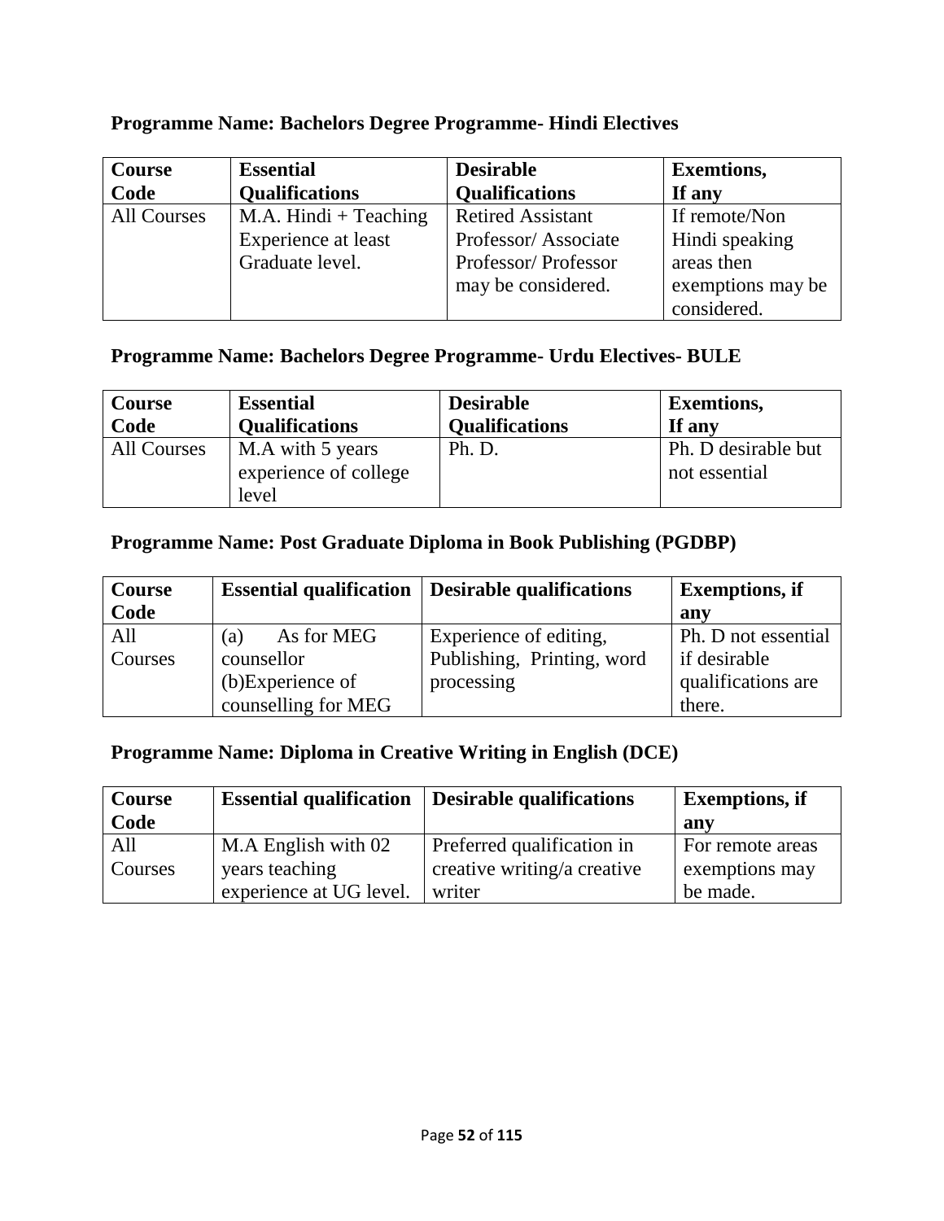**Programme Name: Bachelors Degree Programme- Hindi Electives**

| Course Code | Essential Qualifications | Desirable Qualifications | Exemtions, If any |
|---|---|---|---|
| All Courses | M.A. Hindi + Teaching Experience at least Graduate level. | Retired Assistant Professor/ Associate Professor/ Professor may be considered. | If remote/Non Hindi speaking areas then exemptions may be considered. |

**Programme Name: Bachelors Degree Programme- Urdu Electives- BULE**

| Course Code | Essential Qualifications | Desirable Qualifications | Exemtions, If any |
|---|---|---|---|
| All Courses | M.A with 5 years experience of college level | Ph. D. | Ph. D desirable but not essential |

**Programme Name: Post Graduate Diploma in Book Publishing (PGDBP)**

| Course Code | Essential qualification | Desirable qualifications | Exemptions, if any |
|---|---|---|---|
| All Courses | (a) As for MEG counsellor (b)Experience of counselling for MEG | Experience of editing, Publishing, Printing, word processing | Ph. D not essential if desirable qualifications are there. |

**Programme Name: Diploma in Creative Writing in English (DCE)**

| Course Code | Essential qualification | Desirable qualifications | Exemptions, if any |
|---|---|---|---|
| All Courses | M.A English with 02 years teaching experience at UG level. | Preferred qualification in creative writing/a creative writer | For remote areas exemptions may be made. |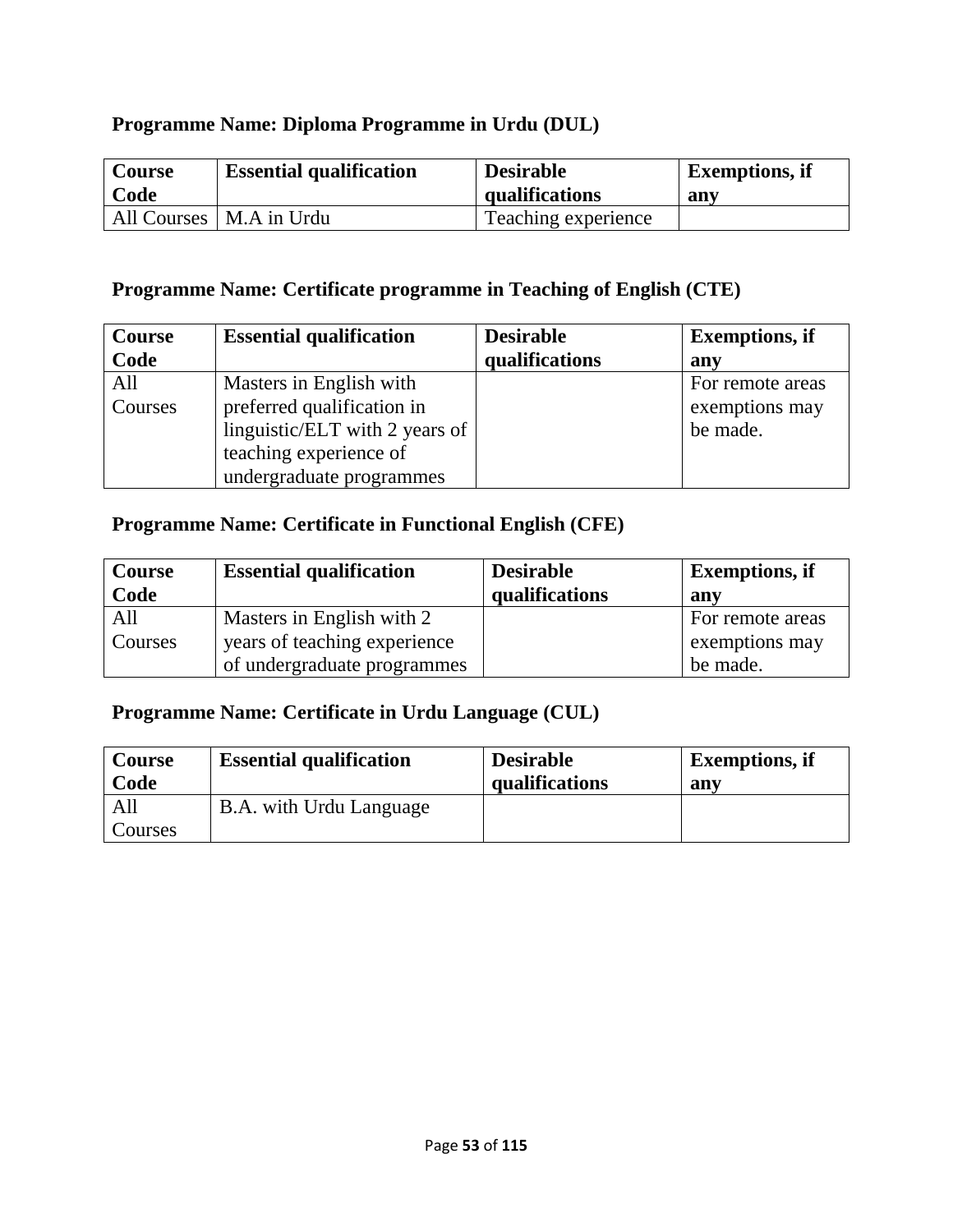**Programme Name: Diploma Programme in Urdu (DUL)**

| Course Code | Essential qualification | Desirable qualifications | Exemptions, if any |
|---|---|---|---|
| All Courses | M.A in Urdu | Teaching experience | |

**Programme Name: Certificate programme in Teaching of English (CTE)**

| Course Code | Essential qualification | Desirable qualifications | Exemptions, if any |
|---|---|---|---|
| All Courses | Masters in English with preferred qualification in linguistic/ELT with 2 years of teaching experience of undergraduate programmes | | For remote areas exemptions may be made. |

**Programme Name: Certificate in Functional English (CFE)**

| Course Code | Essential qualification | Desirable qualifications | Exemptions, if any |
|---|---|---|---|
| All Courses | Masters in English with 2 years of teaching experience of undergraduate programmes | | For remote areas exemptions may be made. |

**Programme Name: Certificate in Urdu Language (CUL)**

| Course Code | Essential qualification | Desirable qualifications | Exemptions, if any |
|---|---|---|---|
| All Courses | B.A. with Urdu Language | | |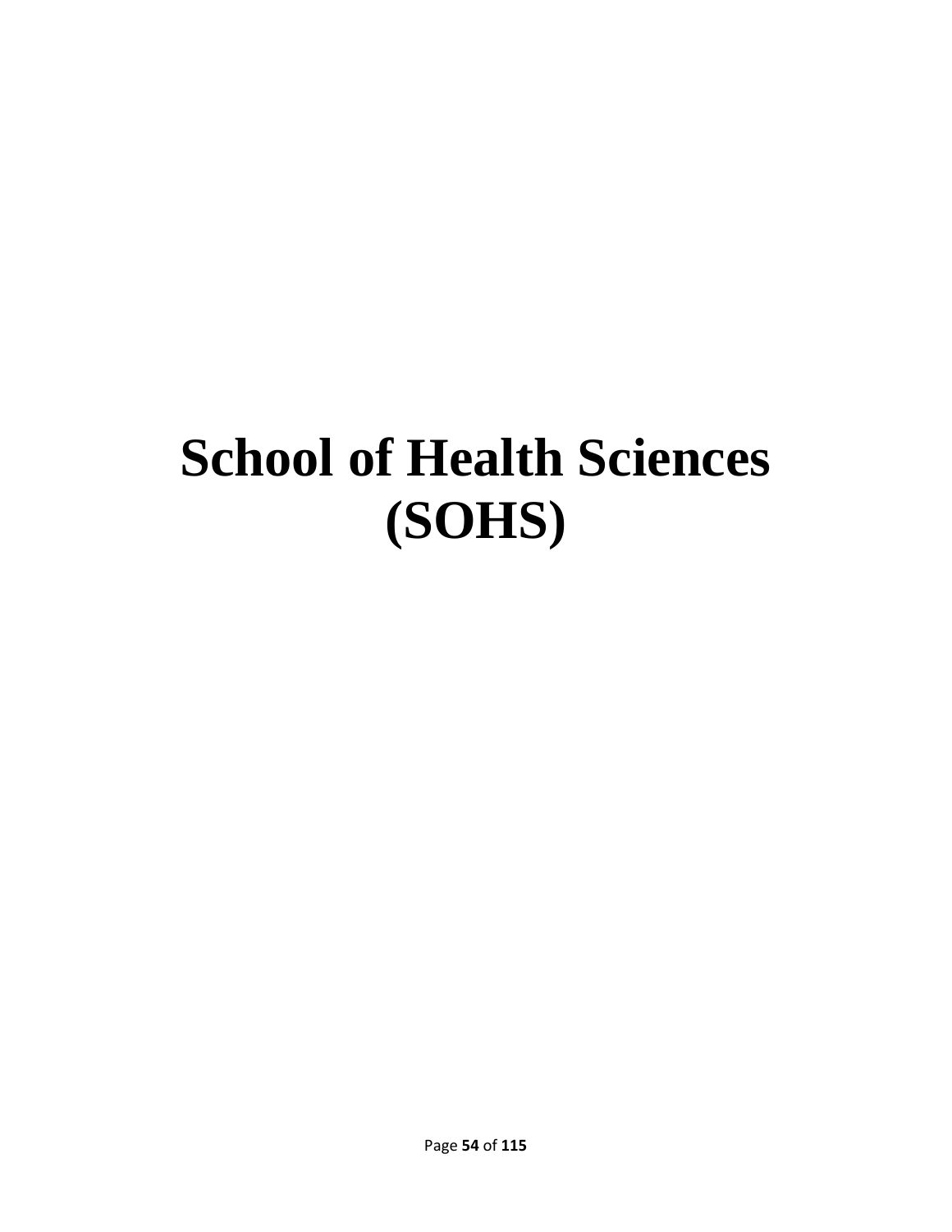# School of Health Sciences (SOHS)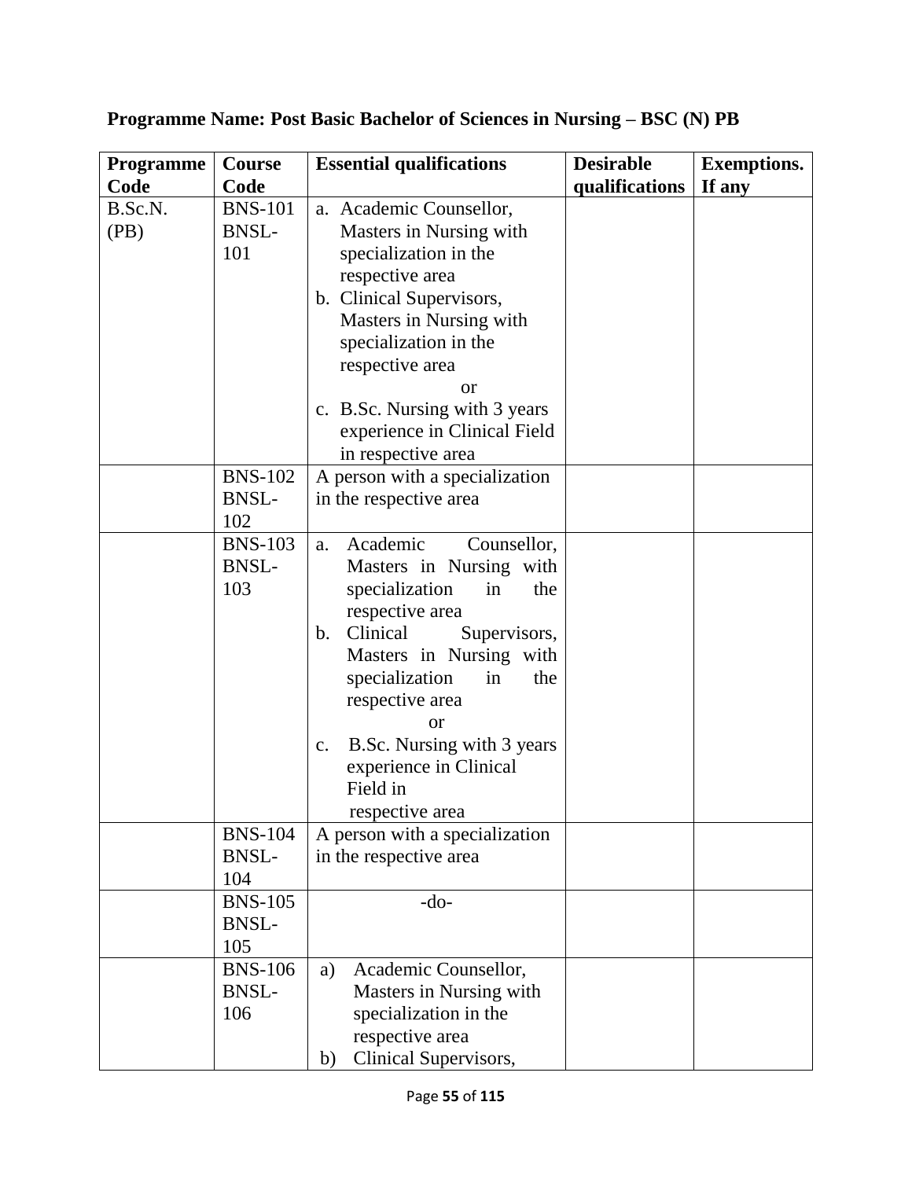**Programme Name: Post Basic Bachelor of Sciences in Nursing – BSC (N) PB**

| Programme Code | Course Code | Essential qualifications | Desirable qualifications | Exemptions. If any |
|---|---|---|---|---|
| B.Sc.N. (PB) | BNS-101 BNSL-101 | a. Academic Counsellor, Masters in Nursing with specialization in the respective area<br>b. Clinical Supervisors, Masters in Nursing with specialization in the respective area<br>or<br>c. B.Sc. Nursing with 3 years experience in Clinical Field in respective area | | |
| | BNS-102 BNSL-102 | A person with a specialization in the respective area | | |
| | BNS-103 BNSL-103 | a. Academic Counsellor, Masters in Nursing with specialization in the respective area<br>b. Clinical Supervisors, Masters in Nursing with specialization in the respective area<br>or<br>c. B.Sc. Nursing with 3 years experience in Clinical Field in respective area | | |
| | BNS-104 BNSL-104 | A person with a specialization in the respective area | | |
| | BNS-105 BNSL-105 | -do- | | |
| | BNS-106 BNSL-106 | a) Academic Counsellor, Masters in Nursing with specialization in the respective area<br>b) Clinical Supervisors, | | |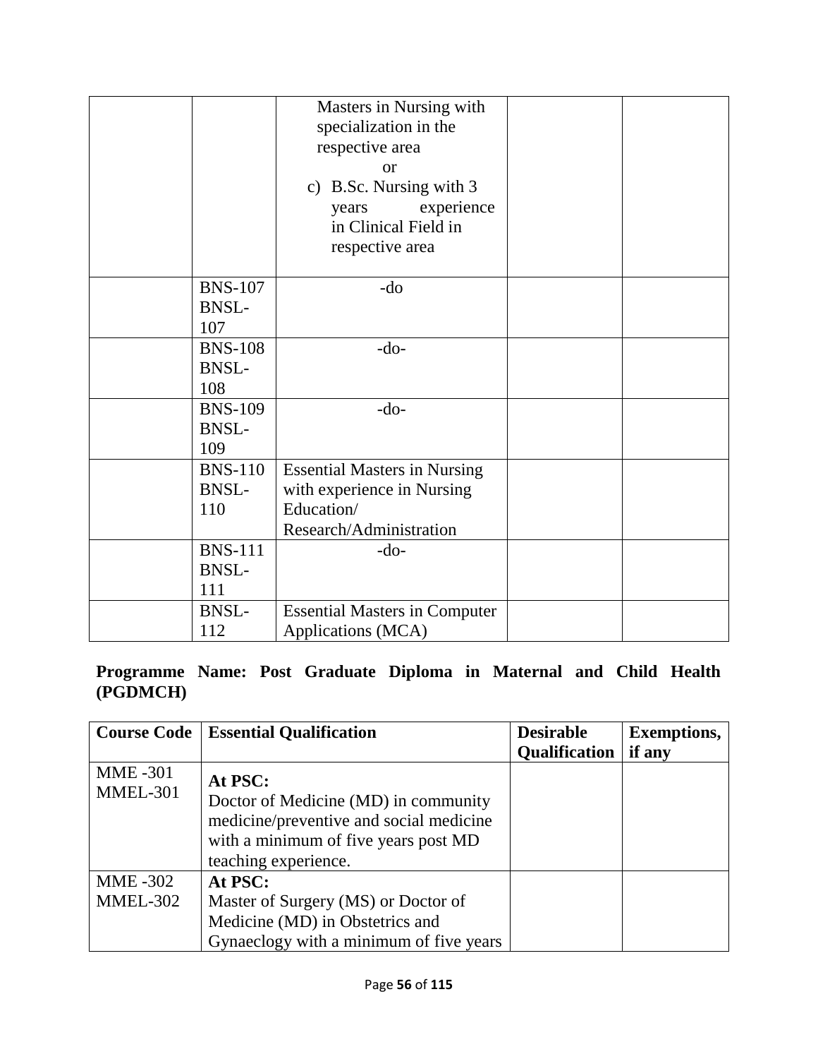| | | Masters in Nursing with specialization in the respective area<br>or<br>c) B.Sc. Nursing with 3 years experience in Clinical Field in respective area | | |
|---|---|---|---|---|
| | BNS-107<br>BNSL-107 | -do | | |
| | BNS-108<br>BNSL-108 | -do- | | |
| | BNS-109<br>BNSL-109 | -do- | | |
| | BNS-110<br>BNSL-110 | Essential Masters in Nursing with experience in Nursing Education/ Research/Administration | | |
| | BNS-111<br>BNSL-111 | -do- | | |
| | BNSL-112 | Essential Masters in Computer Applications (MCA) | | |

**Programme Name: Post Graduate Diploma in Maternal and Child Health (PGDMCH)**

| Course Code | Essential Qualification | Desirable Qualification | Exemptions, if any |
|---|---|---|---|
| MME -301<br>MMEL-301 | **At PSC:**<br>Doctor of Medicine (MD) in community medicine/preventive and social medicine with a minimum of five years post MD teaching experience. | | |
| MME -302<br>MMEL-302 | **At PSC:**<br>Master of Surgery (MS) or Doctor of Medicine (MD) in Obstetrics and Gynaeclogy with a minimum of five years | | |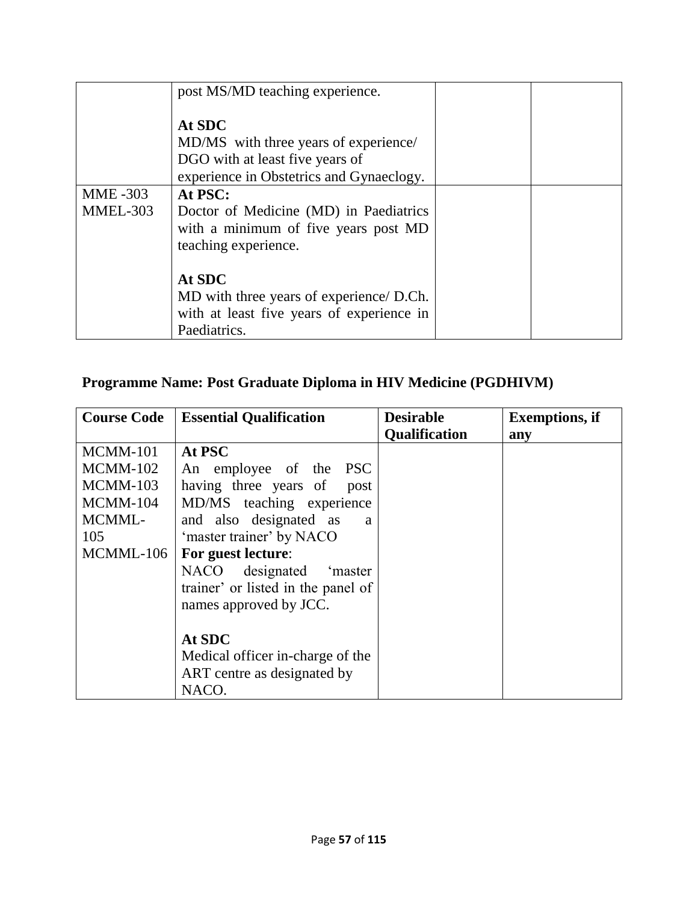|  |  |  |  |
|---|---|---|---|
|  | post MS/MD teaching experience.<br><br>**At SDC**<br>MD/MS with three years of experience/ DGO with at least five years of experience in Obstetrics and Gynaeclogy. |  |  |
| MME -303<br>MMEL-303 | **At PSC:**<br>Doctor of Medicine (MD) in Paediatrics with a minimum of five years post MD teaching experience.<br><br>**At SDC**<br>MD with three years of experience/ D.Ch. with at least five years of experience in Paediatrics. |  |  |

## Programme Name: Post Graduate Diploma in HIV Medicine (PGDHIVM)

| Course Code | Essential Qualification | Desirable Qualification | Exemptions, if any |
|---|---|---|---|
| MCMM-101<br>MCMM-102<br>MCMM-103<br>MCMM-104<br>MCMML-105<br>MCMML-106 | **At PSC**<br>An employee of the PSC having three years of post MD/MS teaching experience and also designated as a 'master trainer' by NACO<br>**For guest lecture**:<br>NACO designated 'master trainer' or listed in the panel of names approved by JCC.<br><br>**At SDC**<br>Medical officer in-charge of the ART centre as designated by NACO. |  |  |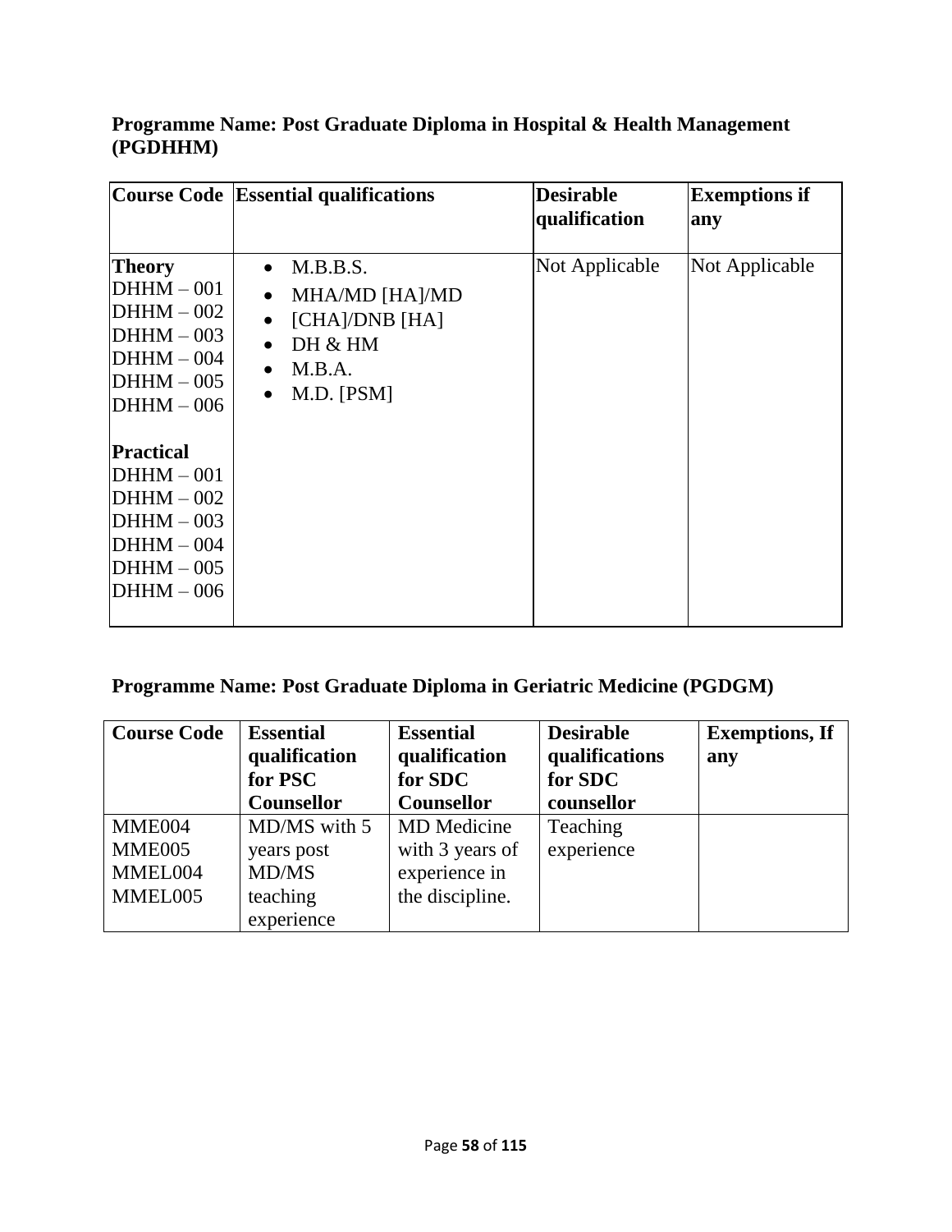**Programme Name: Post Graduate Diploma in Hospital & Health Management (PGDHHM)**

| Course Code | Essential qualifications | Desirable qualification | Exemptions if any |
|---|---|---|---|
| **Theory**<br>DHHM – 001<br>DHHM – 002<br>DHHM – 003<br>DHHM – 004<br>DHHM – 005<br>DHHM – 006<br><br>**Practical**<br>DHHM – 001<br>DHHM – 002<br>DHHM – 003<br>DHHM – 004<br>DHHM – 005<br>DHHM – 006 | • M.B.B.S.<br>• MHA/MD [HA]/MD<br>• [CHA]/DNB [HA]<br>• DH & HM<br>• M.B.A.<br>• M.D. [PSM] | Not Applicable | Not Applicable |

**Programme Name: Post Graduate Diploma in Geriatric Medicine (PGDGM)**

| Course Code | Essential qualification for PSC Counsellor | Essential qualification for SDC Counsellor | Desirable qualifications for SDC counsellor | Exemptions, If any |
|---|---|---|---|---|
| MME004<br>MME005<br>MMEL004<br>MMEL005 | MD/MS with 5 years post MD/MS teaching experience | MD Medicine with 3 years of experience in the discipline. | Teaching experience | |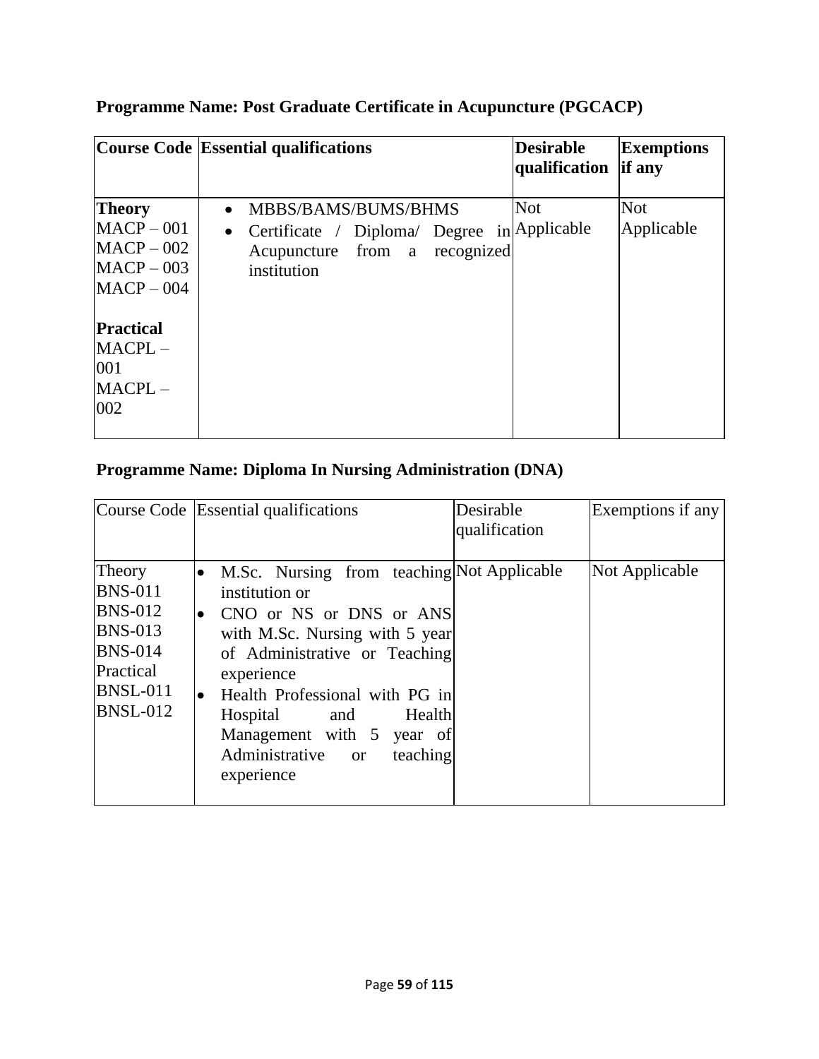**Programme Name: Post Graduate Certificate in Acupuncture (PGCACP)**

| **Course Code** | **Essential qualifications** | **Desirable qualification** | **Exemptions if any** |
|---|---|---|---|
| **Theory**<br>MACP – 001<br>MACP – 002<br>MACP – 003<br>MACP – 004<br><br>**Practical**<br>MACPL – 001<br>MACPL – 002 | • MBBS/BAMS/BUMS/BHMS<br>• Certificate / Diploma/ Degree in Acupuncture from a recognized institution | Not Applicable | Not Applicable |

**Programme Name: Diploma In Nursing Administration (DNA)**

| Course Code | Essential qualifications | Desirable qualification | Exemptions if any |
|---|---|---|---|
| Theory<br>BNS-011<br>BNS-012<br>BNS-013<br>BNS-014<br>Practical<br>BNSL-011<br>BNSL-012 | • M.Sc. Nursing from teaching institution or<br>• CNO or NS or DNS or ANS with M.Sc. Nursing with 5 year of Administrative or Teaching experience<br>• Health Professional with PG in Hospital and Health Management with 5 year of Administrative or teaching experience | Not Applicable | Not Applicable |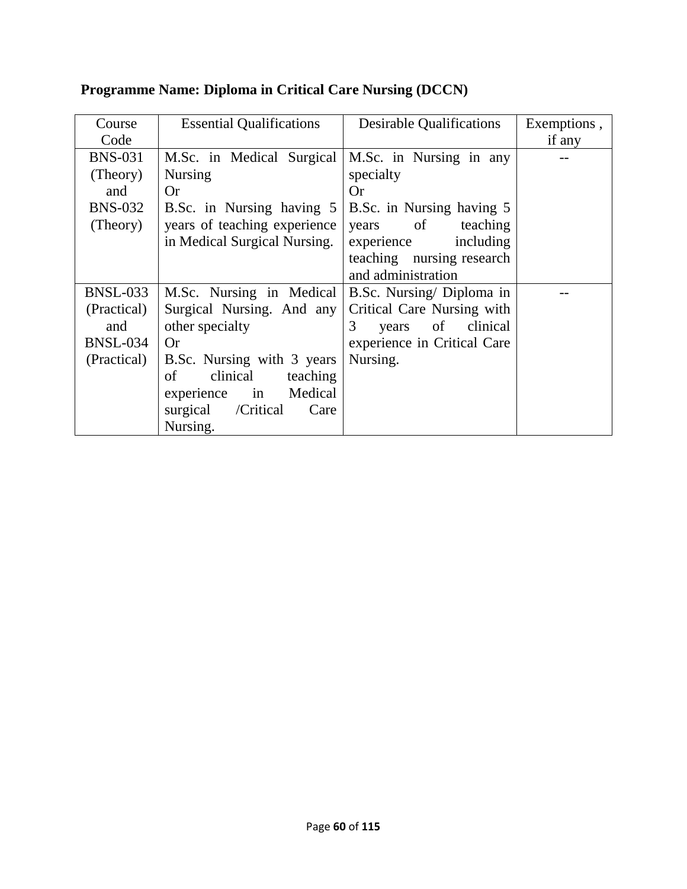**Programme Name: Diploma in Critical Care Nursing (DCCN)**

| Course Code | Essential Qualifications | Desirable Qualifications | Exemptions , if any |
|---|---|---|---|
| BNS-031 (Theory) and BNS-032 (Theory) | M.Sc. in Medical Surgical Nursing<br>Or<br>B.Sc. in Nursing having 5 years of teaching experience in Medical Surgical Nursing. | M.Sc. in Nursing in any specialty<br>Or<br>B.Sc. in Nursing having 5 years of teaching experience including teaching nursing research and administration | -- |
| BNSL-033 (Practical) and BNSL-034 (Practical) | M.Sc. Nursing in Medical Surgical Nursing. And any other specialty<br>Or<br>B.Sc. Nursing with 3 years of clinical teaching experience in Medical surgical /Critical Care Nursing. | B.Sc. Nursing/ Diploma in Critical Care Nursing with 3 years of clinical experience in Critical Care Nursing. | -- |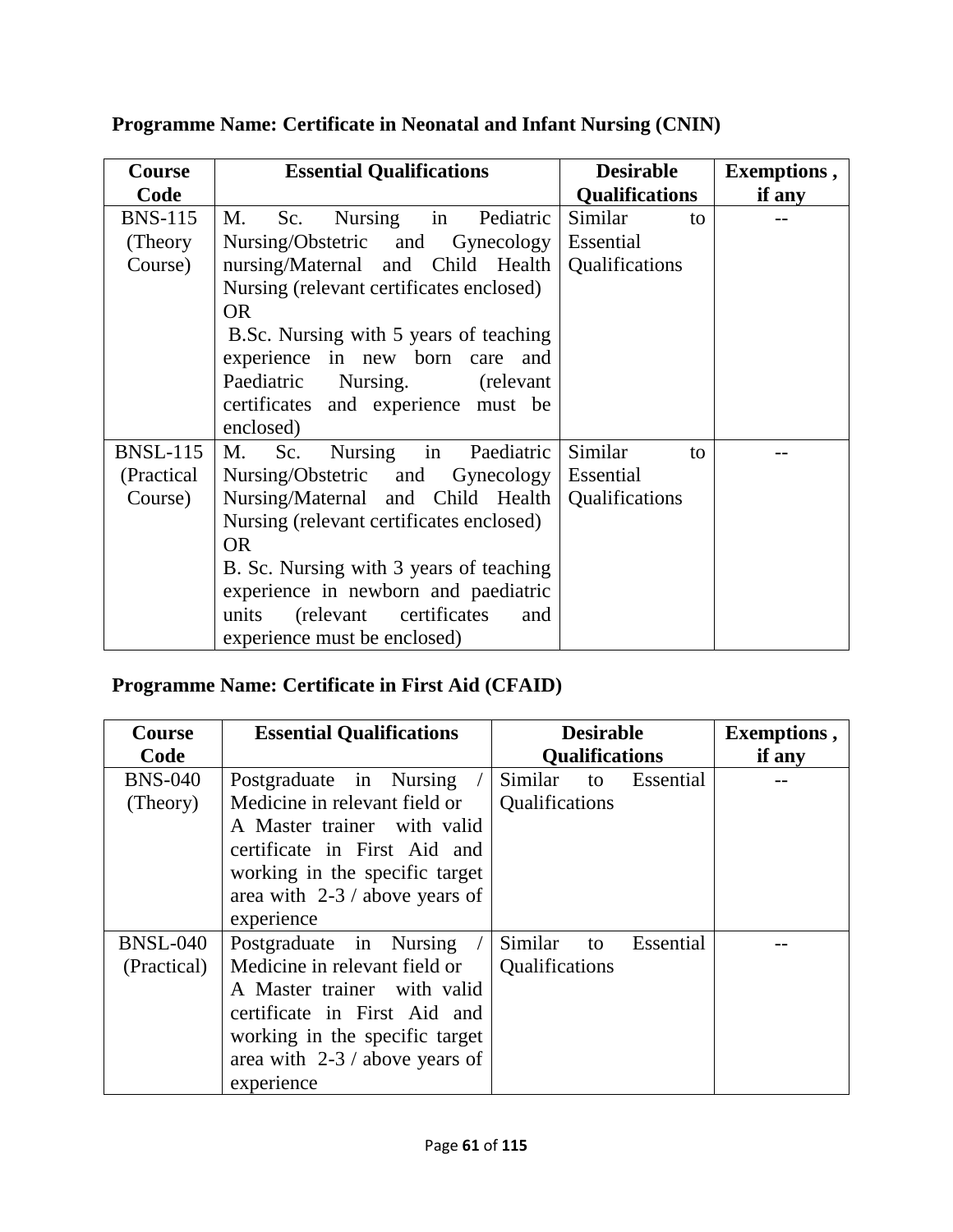**Programme Name: Certificate in Neonatal and Infant Nursing (CNIN)**

| Course Code | Essential Qualifications | Desirable Qualifications | Exemptions , if any |
|---|---|---|---|
| BNS-115 (Theory Course) | M. Sc. Nursing in Pediatric Nursing/Obstetric and Gynecology nursing/Maternal and Child Health Nursing (relevant certificates enclosed) OR B.Sc. Nursing with 5 years of teaching experience in new born care and Paediatric Nursing. (relevant certificates and experience must be enclosed) | Similar to Essential Qualifications | -- |
| BNSL-115 (Practical Course) | M. Sc. Nursing in Paediatric Nursing/Obstetric and Gynecology Nursing/Maternal and Child Health Nursing (relevant certificates enclosed) OR B. Sc. Nursing with 3 years of teaching experience in newborn and paediatric units (relevant certificates and experience must be enclosed) | Similar to Essential Qualifications | -- |

**Programme Name: Certificate in First Aid (CFAID)**

| Course Code | Essential Qualifications | Desirable Qualifications | Exemptions , if any |
|---|---|---|---|
| BNS-040 (Theory) | Postgraduate in Nursing / Medicine in relevant field or A Master trainer with valid certificate in First Aid and working in the specific target area with 2-3 / above years of experience | Similar to Essential Qualifications | -- |
| BNSL-040 (Practical) | Postgraduate in Nursing / Medicine in relevant field or A Master trainer with valid certificate in First Aid and working in the specific target area with 2-3 / above years of experience | Similar to Essential Qualifications | -- |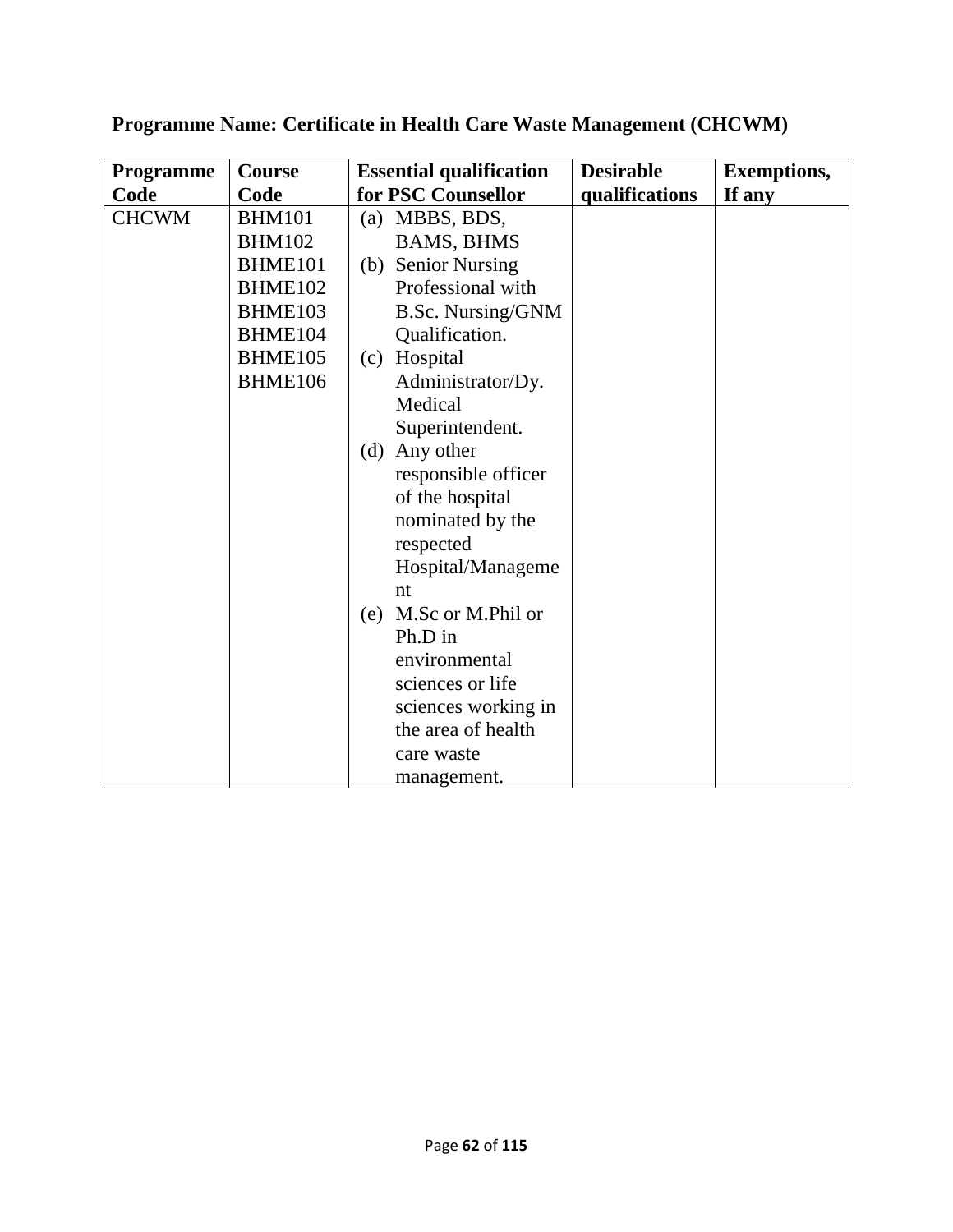**Programme Name: Certificate in Health Care Waste Management (CHCWM)**

| Programme Code | Course Code | Essential qualification for PSC Counsellor | Desirable qualifications | Exemptions, If any |
|---|---|---|---|---|
| CHCWM | BHM101<br>BHM102<br>BHME101<br>BHME102<br>BHME103<br>BHME104<br>BHME105<br>BHME106 | (a) MBBS, BDS, BAMS, BHMS<br>(b) Senior Nursing Professional with B.Sc. Nursing/GNM Qualification.<br>(c) Hospital Administrator/Dy. Medical Superintendent.<br>(d) Any other responsible officer of the hospital nominated by the respected Hospital/Management<br>(e) M.Sc or M.Phil or Ph.D in environmental sciences or life sciences working in the area of health care waste management. | | |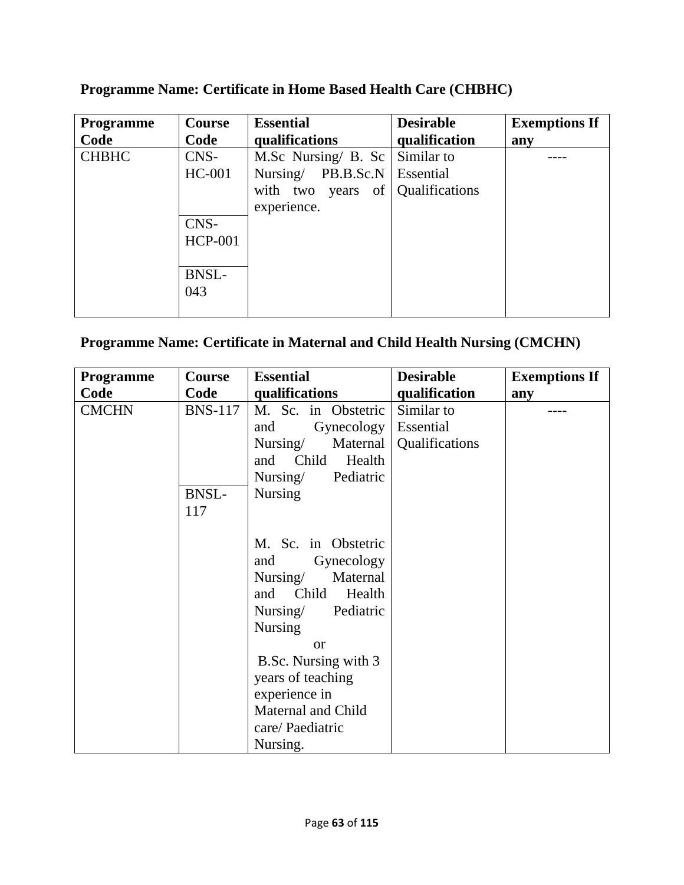**Programme Name: Certificate in Home Based Health Care (CHBHC)**

| Programme Code | Course Code | Essential qualifications | Desirable qualification | Exemptions If any |
|---|---|---|---|---|
| CHBHC | CNS-HC-001 | M.Sc Nursing/ B. Sc Nursing/ PB.B.Sc.N with two years of experience. | Similar to Essential Qualifications | ---- |
| | CNS-HCP-001 | | | |
| | BNSL-043 | | | |

**Programme Name: Certificate in Maternal and Child Health Nursing (CMCHN)**

| Programme Code | Course Code | Essential qualifications | Desirable qualification | Exemptions If any |
|---|---|---|---|---|
| CMCHN | BNS-117 | M. Sc. in Obstetric and Gynecology Nursing/ Maternal and Child Health Nursing/ Pediatric Nursing | Similar to Essential Qualifications | ---- |
| | BNSL-117 | M. Sc. in Obstetric and Gynecology Nursing/ Maternal and Child Health Nursing/ Pediatric Nursing or B.Sc. Nursing with 3 years of teaching experience in Maternal and Child care/ Paediatric Nursing. | | |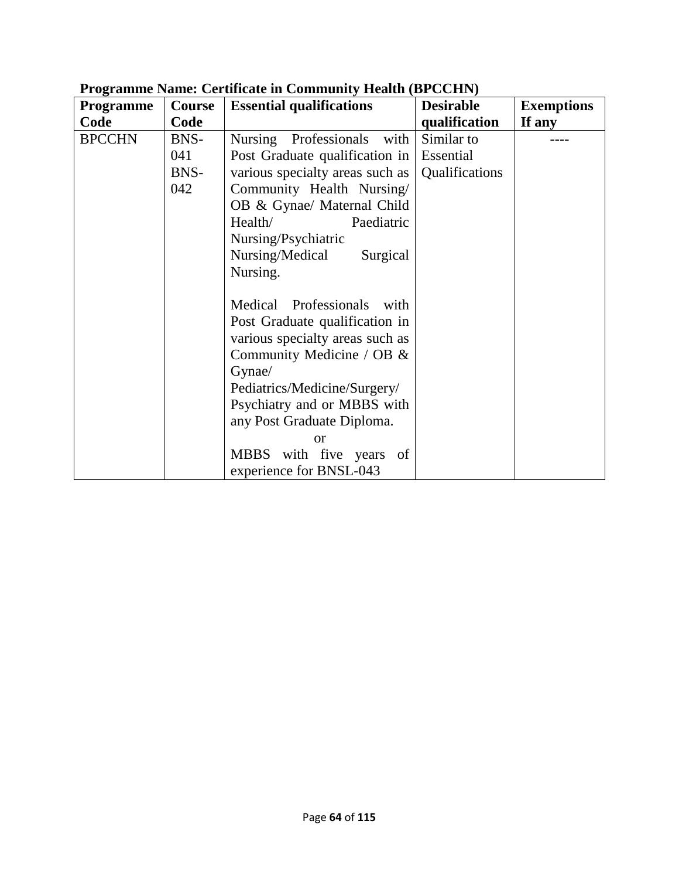**Programme Name: Certificate in Community Health (BPCCHN)**

| Programme Code | Course Code | Essential qualifications | Desirable qualification | Exemptions If any |
|---|---|---|---|---|
| BPCCHN | BNS-041 BNS-042 | Nursing Professionals with Post Graduate qualification in various specialty areas such as Community Health Nursing/ OB & Gynae/ Maternal Child Health/ Paediatric Nursing/Psychiatric Nursing/Medical Surgical Nursing.<br><br>Medical Professionals with Post Graduate qualification in various specialty areas such as Community Medicine / OB & Gynae/ Pediatrics/Medicine/Surgery/ Psychiatry and or MBBS with any Post Graduate Diploma.<br>or<br>MBBS with five years of experience for BNSL-043 | Similar to Essential Qualifications | ---- |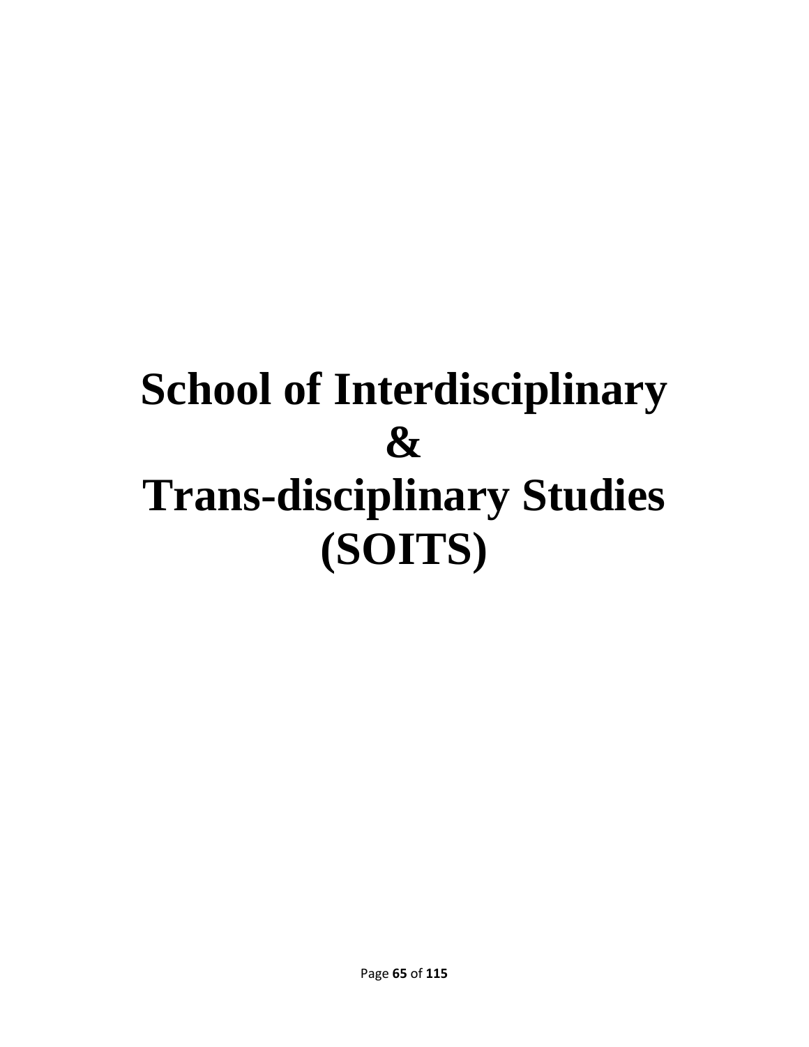# School of Interdisciplinary & Trans-disciplinary Studies (SOITS)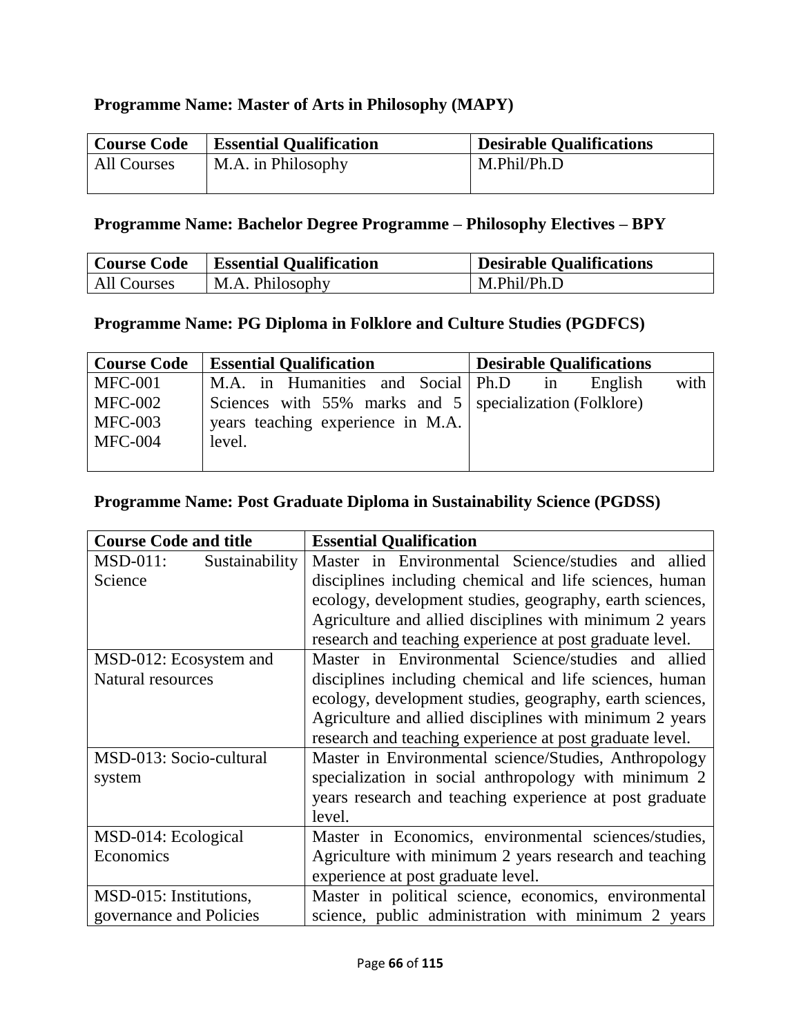**Programme Name: Master of Arts in Philosophy (MAPY)**

| Course Code | Essential Qualification | Desirable Qualifications |
|---|---|---|
| All Courses | M.A. in Philosophy | M.Phil/Ph.D |

**Programme Name: Bachelor Degree Programme – Philosophy Electives – BPY**

| Course Code | Essential Qualification | Desirable Qualifications |
|---|---|---|
| All Courses | M.A. Philosophy | M.Phil/Ph.D |

**Programme Name: PG Diploma in Folklore and Culture Studies (PGDFCS)**

| Course Code | Essential Qualification | Desirable Qualifications |
|---|---|---|
| MFC-001<br>MFC-002<br>MFC-003<br>MFC-004 | M.A. in Humanities and Social Sciences with 55% marks and 5 years teaching experience in M.A. level. | Ph.D in English with specialization (Folklore) |

**Programme Name: Post Graduate Diploma in Sustainability Science (PGDSS)**

| Course Code and title | Essential Qualification |
|---|---|
| MSD-011: Sustainability Science | Master in Environmental Science/studies and allied disciplines including chemical and life sciences, human ecology, development studies, geography, earth sciences, Agriculture and allied disciplines with minimum 2 years research and teaching experience at post graduate level. |
| MSD-012: Ecosystem and Natural resources | Master in Environmental Science/studies and allied disciplines including chemical and life sciences, human ecology, development studies, geography, earth sciences, Agriculture and allied disciplines with minimum 2 years research and teaching experience at post graduate level. |
| MSD-013: Socio-cultural system | Master in Environmental science/Studies, Anthropology specialization in social anthropology with minimum 2 years research and teaching experience at post graduate level. |
| MSD-014: Ecological Economics | Master in Economics, environmental sciences/studies, Agriculture with minimum 2 years research and teaching experience at post graduate level. |
| MSD-015: Institutions, governance and Policies | Master in political science, economics, environmental science, public administration with minimum 2 years |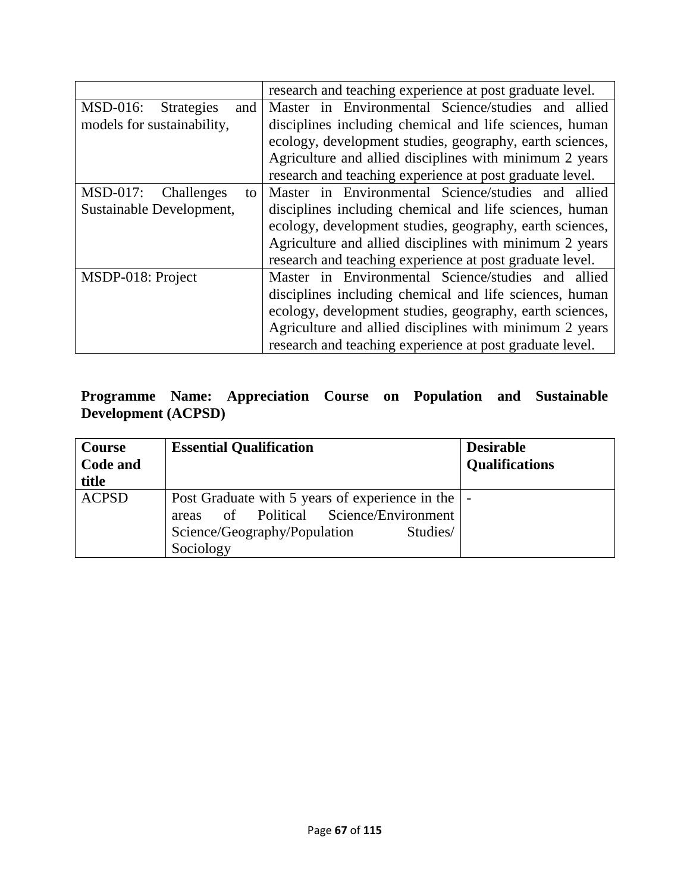| | |
|---|---|
| | research and teaching experience at post graduate level. |
| MSD-016: Strategies and models for sustainability, | Master in Environmental Science/studies and allied disciplines including chemical and life sciences, human ecology, development studies, geography, earth sciences, Agriculture and allied disciplines with minimum 2 years research and teaching experience at post graduate level. |
| MSD-017: Challenges to Sustainable Development, | Master in Environmental Science/studies and allied disciplines including chemical and life sciences, human ecology, development studies, geography, earth sciences, Agriculture and allied disciplines with minimum 2 years research and teaching experience at post graduate level. |
| MSDP-018: Project | Master in Environmental Science/studies and allied disciplines including chemical and life sciences, human ecology, development studies, geography, earth sciences, Agriculture and allied disciplines with minimum 2 years research and teaching experience at post graduate level. |

**Programme Name: Appreciation Course on Population and Sustainable Development (ACPSD)**

| Course Code and title | Essential Qualification | Desirable Qualifications |
|---|---|---|
| ACPSD | Post Graduate with 5 years of experience in the areas of Political Science/Environment Science/Geography/Population Studies/ Sociology | - |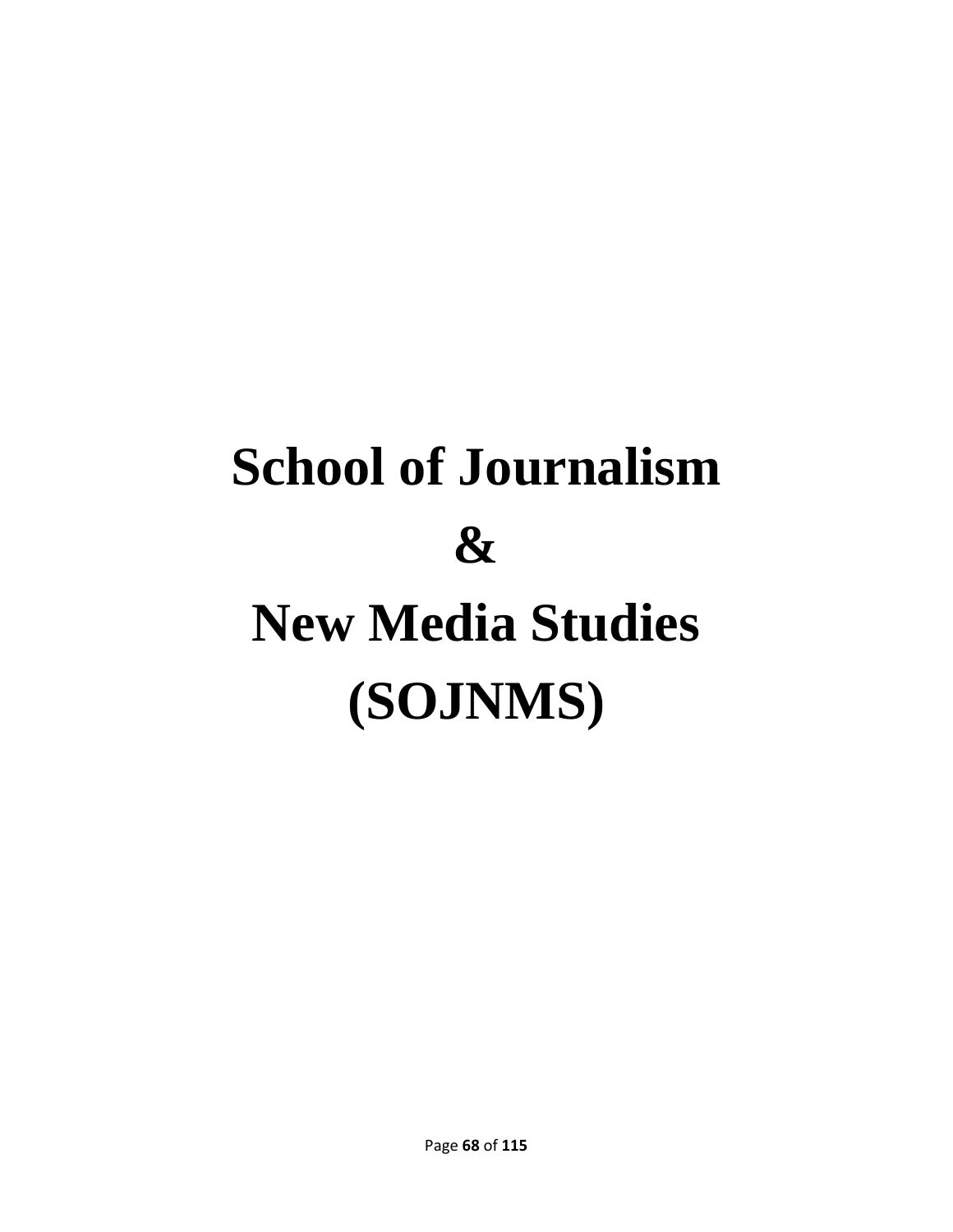# School of Journalism

# &

# New Media Studies

# (SOJNMS)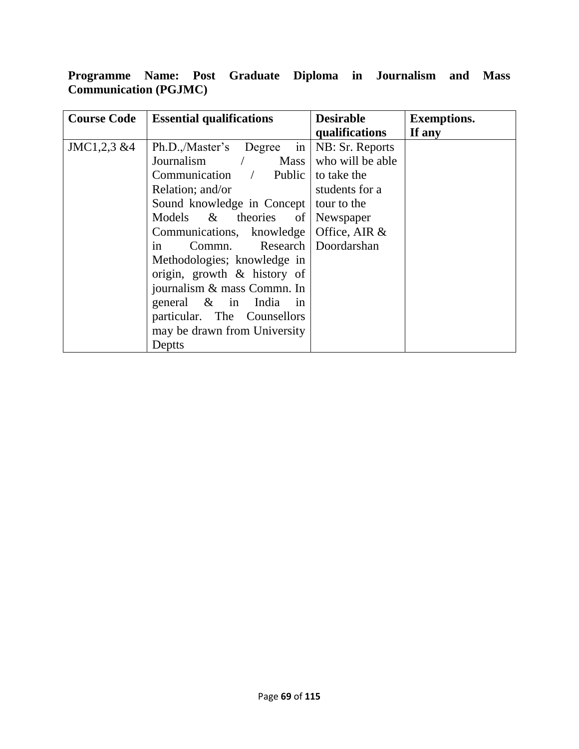**Programme Name: Post Graduate Diploma in Journalism and Mass Communication (PGJMC)**

| Course Code | Essential qualifications | Desirable qualifications | Exemptions. If any |
|---|---|---|---|
| JMC1,2,3 &4 | Ph.D.,/Master's Degree in Journalism / Mass Communication / Public Relation; and/or Sound knowledge in Concept Models & theories of Communications, knowledge in Commn. Research Methodologies; knowledge in origin, growth & history of journalism & mass Commn. In general & in India in particular. The Counsellors may be drawn from University Deptts | NB: Sr. Reports who will be able to take the students for a tour to the Newspaper Office, AIR & Doordarshan | |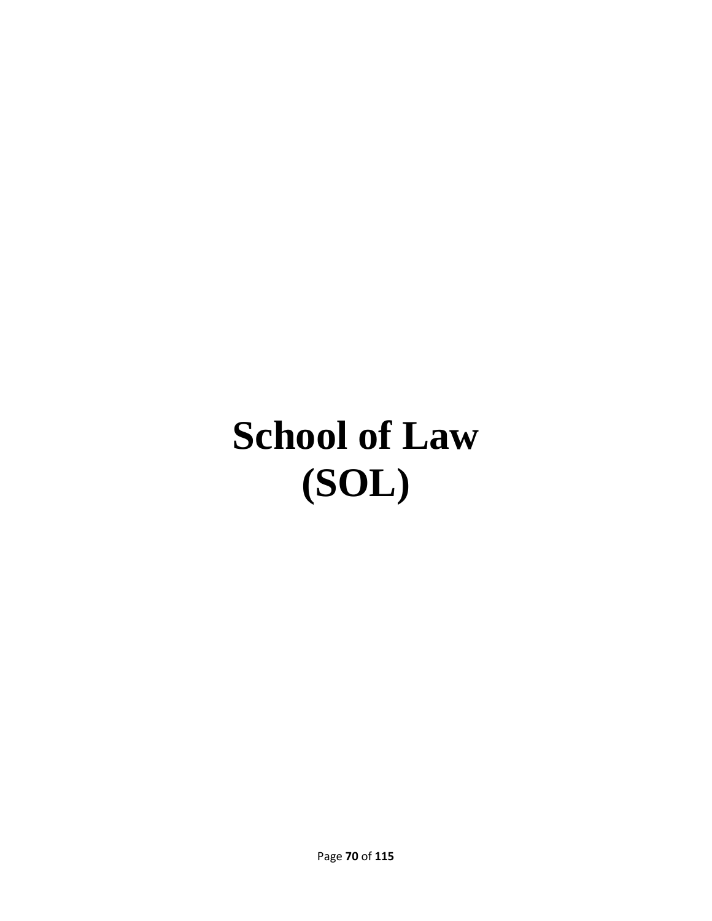# School of Law (SOL)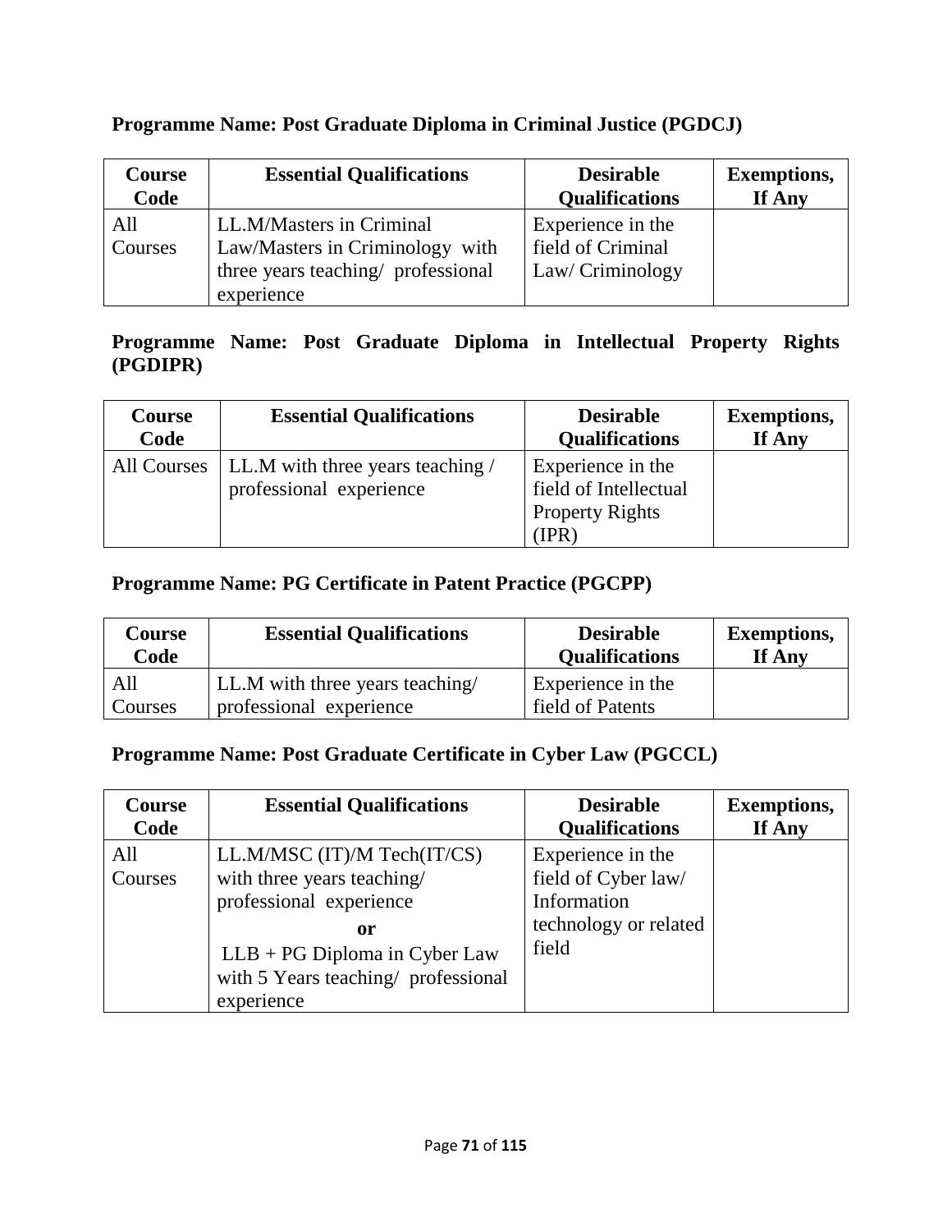**Programme Name: Post Graduate Diploma in Criminal Justice (PGDCJ)**

| Course Code | Essential Qualifications | Desirable Qualifications | Exemptions, If Any |
|---|---|---|---|
| All Courses | LL.M/Masters in Criminal Law/Masters in Criminology with three years teaching/ professional experience | Experience in the field of Criminal Law/ Criminology | |

**Programme Name: Post Graduate Diploma in Intellectual Property Rights (PGDIPR)**

| Course Code | Essential Qualifications | Desirable Qualifications | Exemptions, If Any |
|---|---|---|---|
| All Courses | LL.M with three years teaching / professional experience | Experience in the field of Intellectual Property Rights (IPR) | |

**Programme Name: PG Certificate in Patent Practice (PGCPP)**

| Course Code | Essential Qualifications | Desirable Qualifications | Exemptions, If Any |
|---|---|---|---|
| All Courses | LL.M with three years teaching/ professional experience | Experience in the field of Patents | |

**Programme Name: Post Graduate Certificate in Cyber Law (PGCCL)**

| Course Code | Essential Qualifications | Desirable Qualifications | Exemptions, If Any |
|---|---|---|---|
| All Courses | LL.M/MSC (IT)/M Tech(IT/CS) with three years teaching/ professional experience **or** LLB + PG Diploma in Cyber Law with 5 Years teaching/ professional experience | Experience in the field of Cyber law/ Information technology or related field | |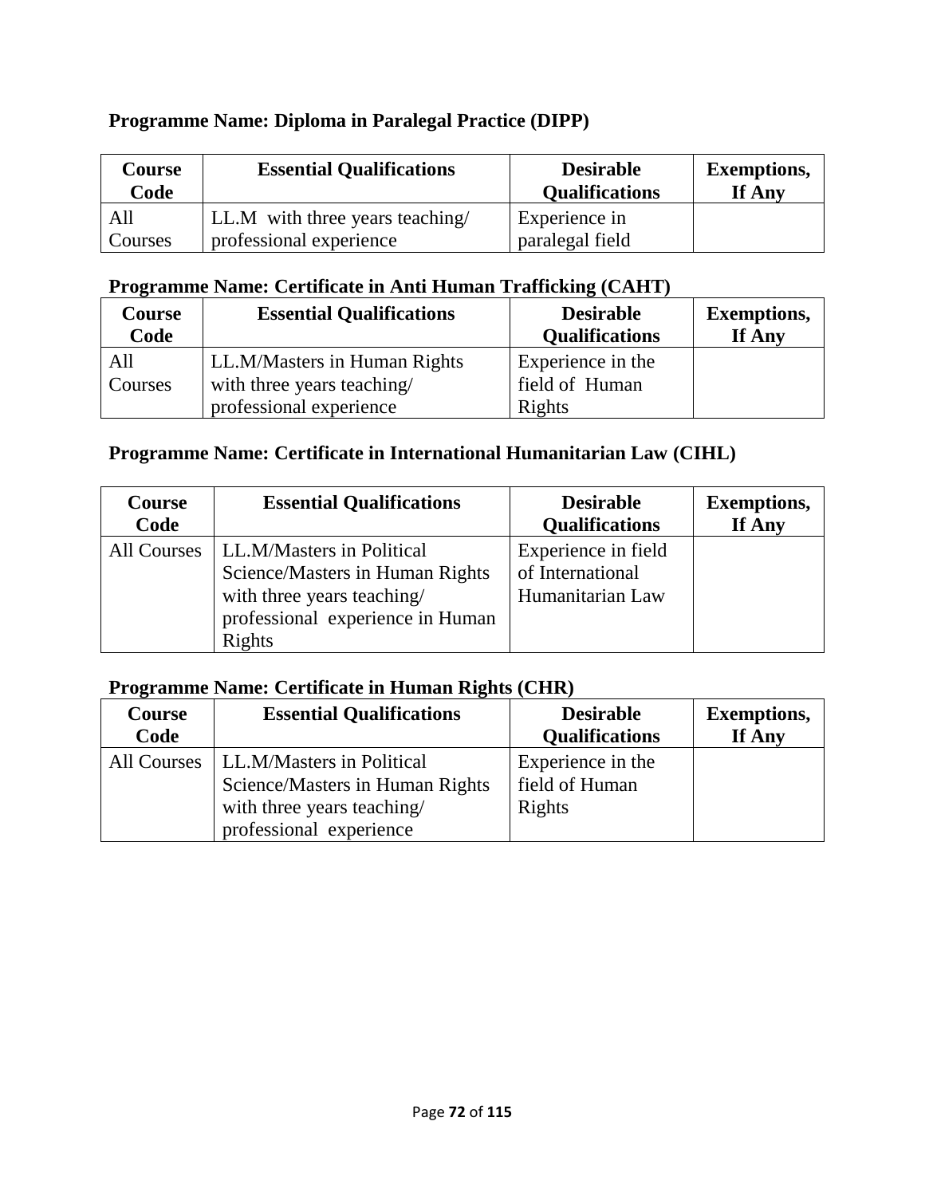**Programme Name: Diploma in Paralegal Practice (DIPP)**

| Course Code | Essential Qualifications | Desirable Qualifications | Exemptions, If Any |
|---|---|---|---|
| All Courses | LL.M with three years teaching/ professional experience | Experience in paralegal field | |

**Programme Name: Certificate in Anti Human Trafficking (CAHT)**

| Course Code | Essential Qualifications | Desirable Qualifications | Exemptions, If Any |
|---|---|---|---|
| All Courses | LL.M/Masters in Human Rights with three years teaching/ professional experience | Experience in the field of Human Rights | |

**Programme Name: Certificate in International Humanitarian Law (CIHL)**

| Course Code | Essential Qualifications | Desirable Qualifications | Exemptions, If Any |
|---|---|---|---|
| All Courses | LL.M/Masters in Political Science/Masters in Human Rights with three years teaching/ professional experience in Human Rights | Experience in field of International Humanitarian Law | |

**Programme Name: Certificate in Human Rights (CHR)**

| Course Code | Essential Qualifications | Desirable Qualifications | Exemptions, If Any |
|---|---|---|---|
| All Courses | LL.M/Masters in Political Science/Masters in Human Rights with three years teaching/ professional experience | Experience in the field of Human Rights | |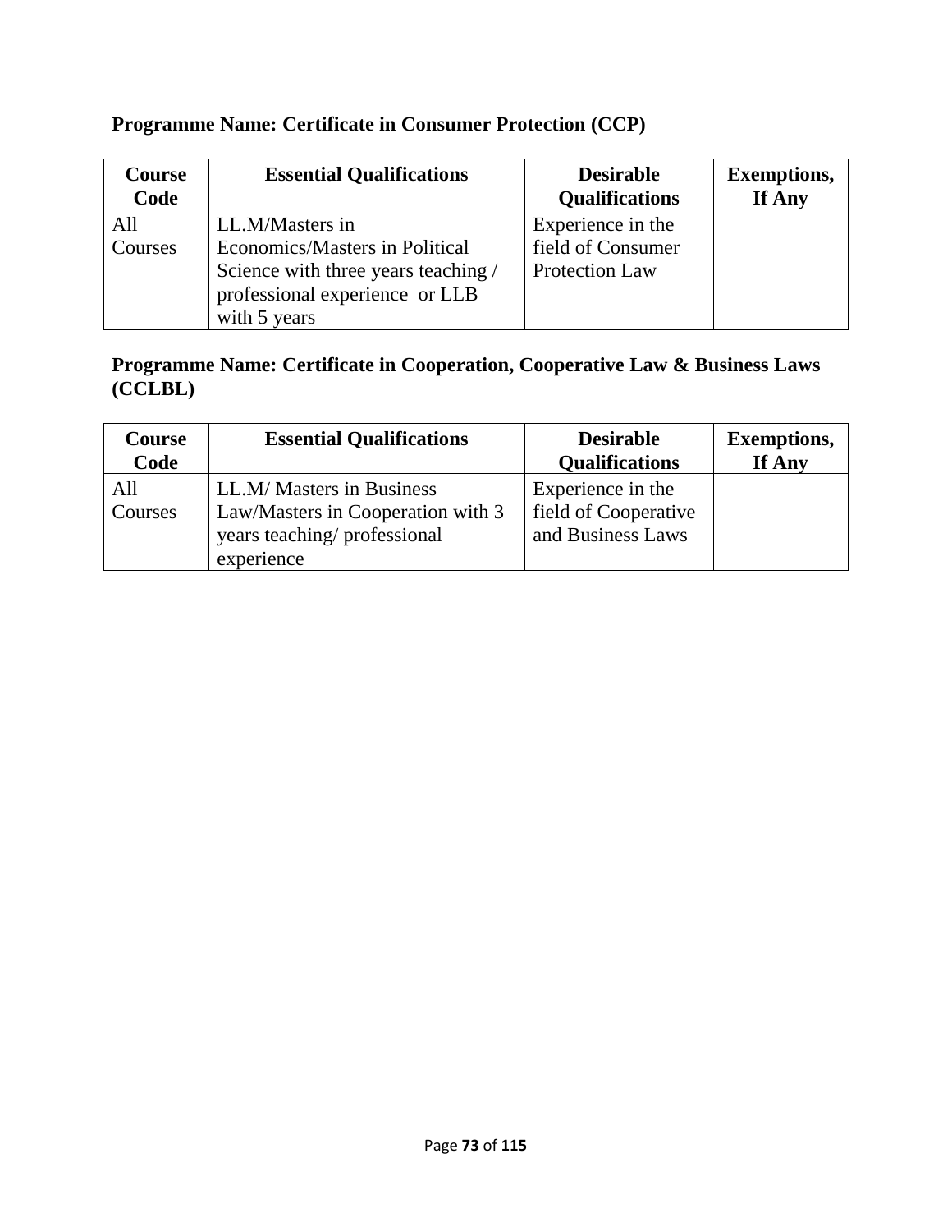**Programme Name: Certificate in Consumer Protection (CCP)**

| Course Code | Essential Qualifications | Desirable Qualifications | Exemptions, If Any |
|---|---|---|---|
| All Courses | LL.M/Masters in Economics/Masters in Political Science with three years teaching / professional experience or LLB with 5 years | Experience in the field of Consumer Protection Law | |

**Programme Name: Certificate in Cooperation, Cooperative Law & Business Laws (CCLBL)**

| Course Code | Essential Qualifications | Desirable Qualifications | Exemptions, If Any |
|---|---|---|---|
| All Courses | LL.M/ Masters in Business Law/Masters in Cooperation with 3 years teaching/ professional experience | Experience in the field of Cooperative and Business Laws | |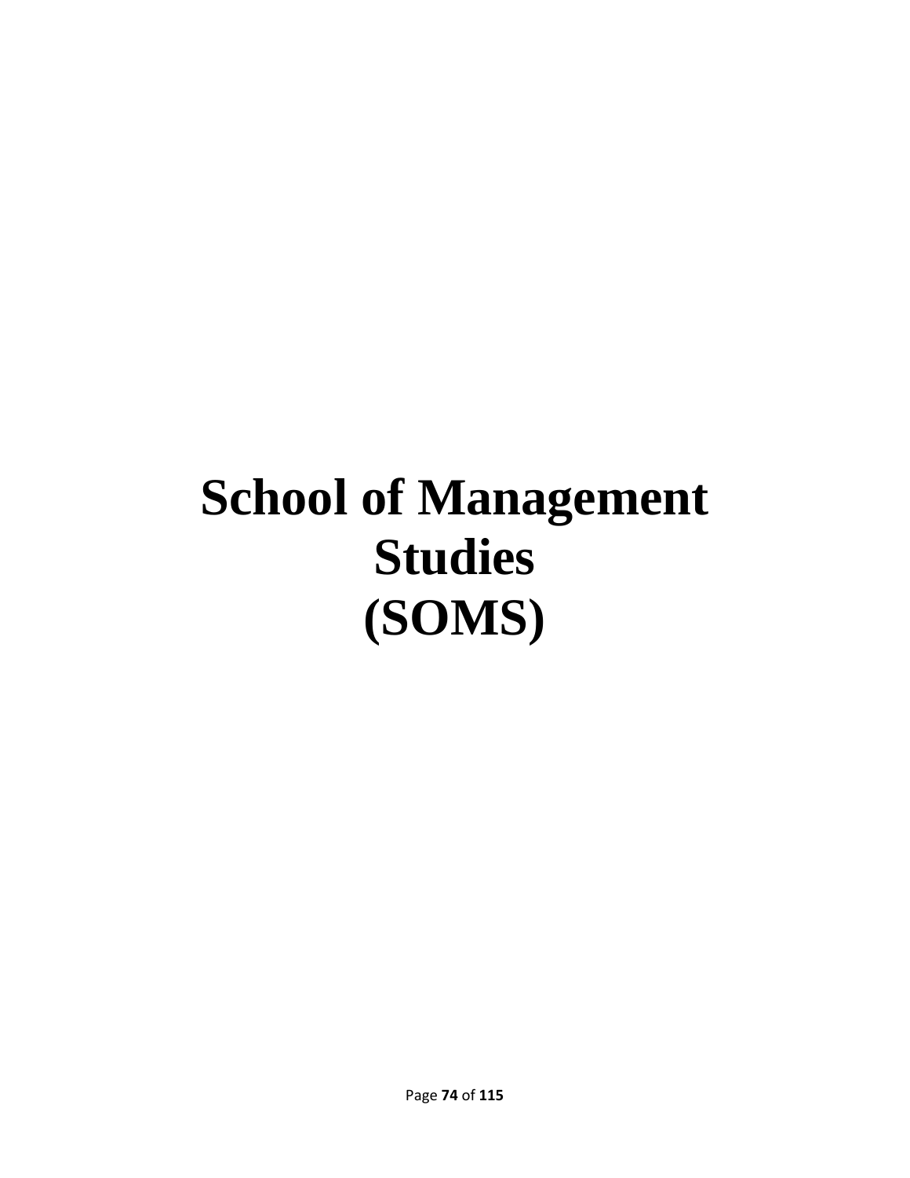# School of Management Studies (SOMS)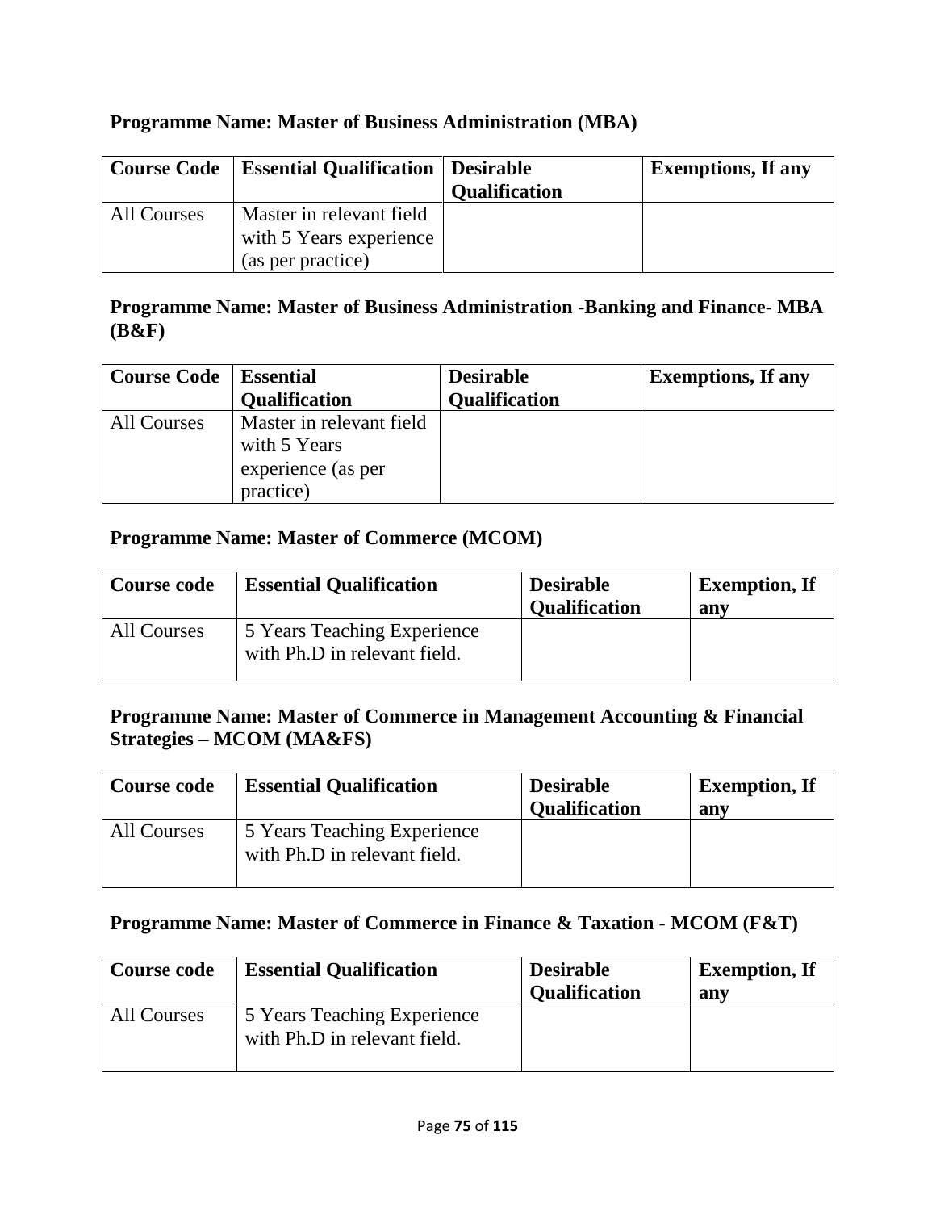**Programme Name: Master of Business Administration (MBA)**

| Course Code | Essential Qualification | Desirable Qualification | Exemptions, If any |
|---|---|---|---|
| All Courses | Master in relevant field with 5 Years experience (as per practice) | | |

**Programme Name: Master of Business Administration -Banking and Finance- MBA (B&F)**

| Course Code | Essential Qualification | Desirable Qualification | Exemptions, If any |
|---|---|---|---|
| All Courses | Master in relevant field with 5 Years experience (as per practice) | | |

**Programme Name: Master of Commerce (MCOM)**

| Course code | Essential Qualification | Desirable Qualification | Exemption, If any |
|---|---|---|---|
| All Courses | 5 Years Teaching Experience with Ph.D in relevant field. | | |

**Programme Name: Master of Commerce in Management Accounting & Financial Strategies – MCOM (MA&FS)**

| Course code | Essential Qualification | Desirable Qualification | Exemption, If any |
|---|---|---|---|
| All Courses | 5 Years Teaching Experience with Ph.D in relevant field. | | |

**Programme Name: Master of Commerce in Finance & Taxation - MCOM (F&T)**

| Course code | Essential Qualification | Desirable Qualification | Exemption, If any |
|---|---|---|---|
| All Courses | 5 Years Teaching Experience with Ph.D in relevant field. | | |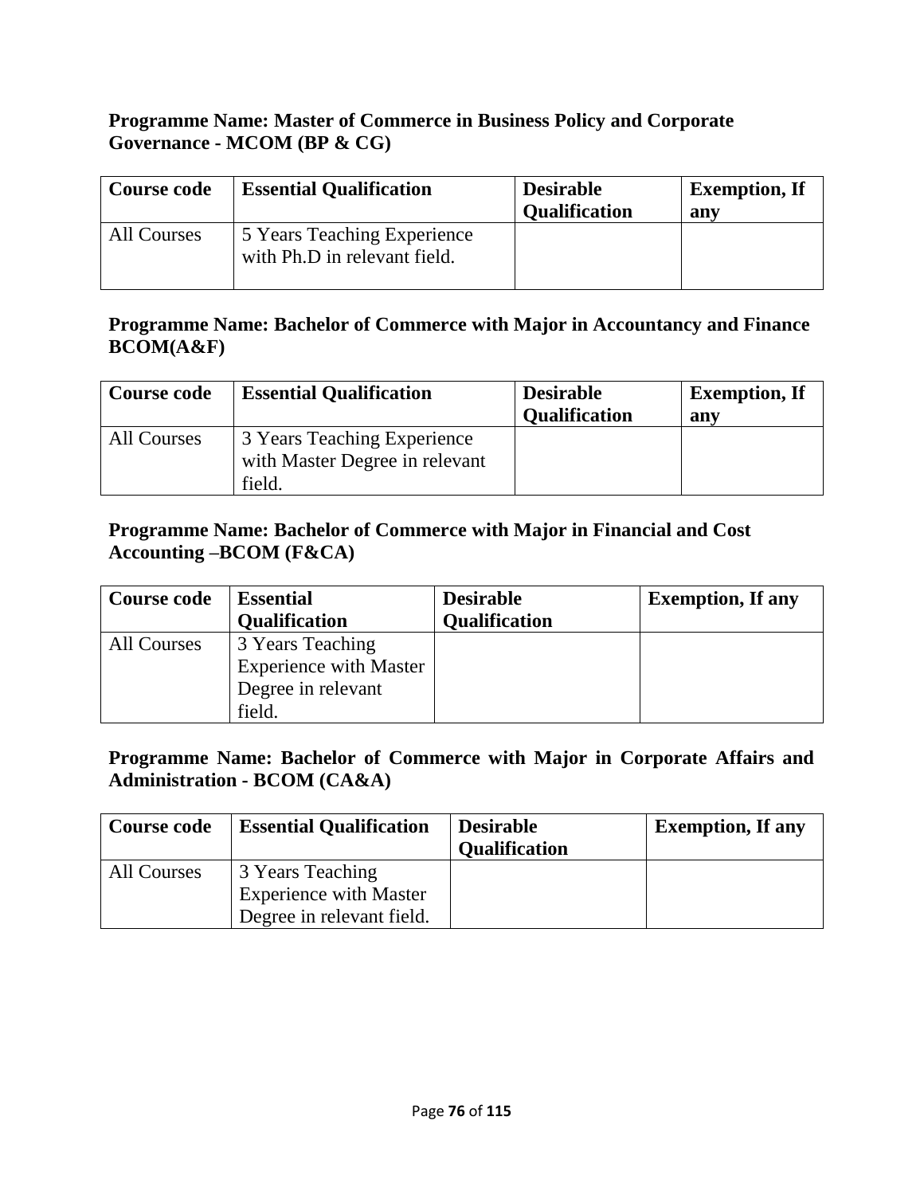**Programme Name: Master of Commerce in Business Policy and Corporate Governance - MCOM (BP & CG)**

| Course code | Essential Qualification | Desirable Qualification | Exemption, If any |
|---|---|---|---|
| All Courses | 5 Years Teaching Experience with Ph.D in relevant field. | | |

**Programme Name: Bachelor of Commerce with Major in Accountancy and Finance BCOM(A&F)**

| Course code | Essential Qualification | Desirable Qualification | Exemption, If any |
|---|---|---|---|
| All Courses | 3 Years Teaching Experience with Master Degree in relevant field. | | |

**Programme Name: Bachelor of Commerce with Major in Financial and Cost Accounting –BCOM (F&CA)**

| Course code | Essential Qualification | Desirable Qualification | Exemption, If any |
|---|---|---|---|
| All Courses | 3 Years Teaching Experience with Master Degree in relevant field. | | |

**Programme Name: Bachelor of Commerce with Major in Corporate Affairs and Administration - BCOM (CA&A)**

| Course code | Essential Qualification | Desirable Qualification | Exemption, If any |
|---|---|---|---|
| All Courses | 3 Years Teaching Experience with Master Degree in relevant field. | | |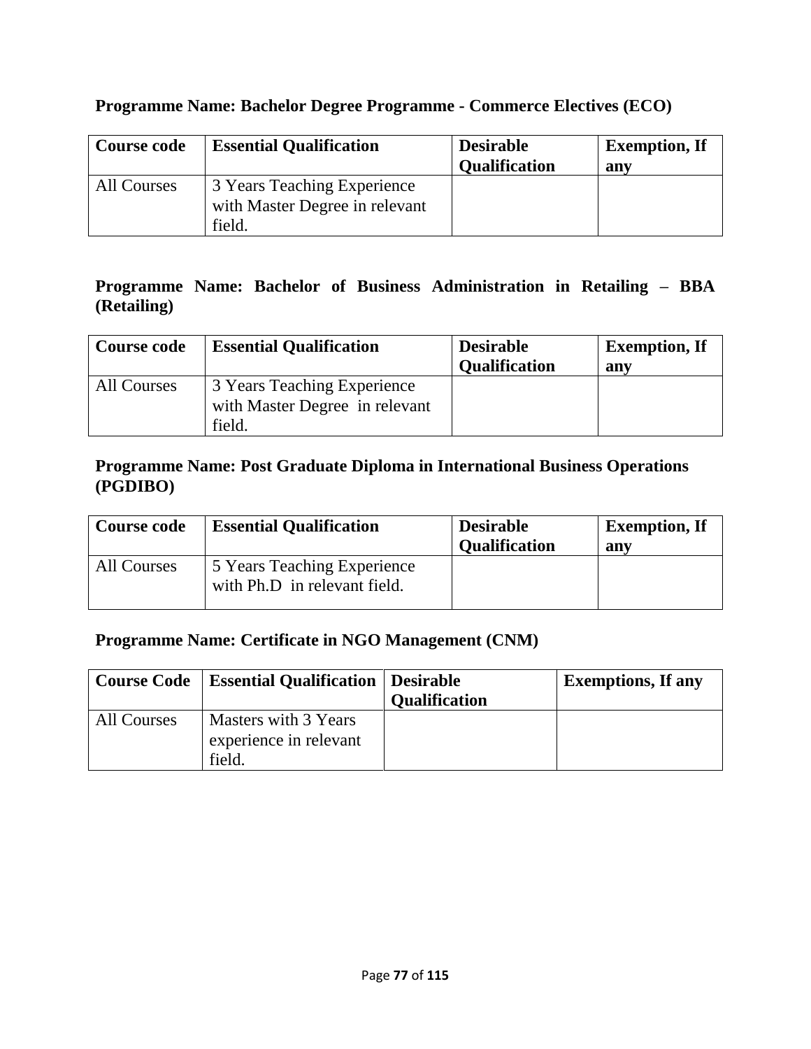**Programme Name: Bachelor Degree Programme - Commerce Electives (ECO)**

| Course code | Essential Qualification | Desirable Qualification | Exemption, If any |
|---|---|---|---|
| All Courses | 3 Years Teaching Experience with Master Degree in relevant field. | | |

**Programme Name: Bachelor of Business Administration in Retailing – BBA (Retailing)**

| Course code | Essential Qualification | Desirable Qualification | Exemption, If any |
|---|---|---|---|
| All Courses | 3 Years Teaching Experience with Master Degree in relevant field. | | |

**Programme Name: Post Graduate Diploma in International Business Operations (PGDIBO)**

| Course code | Essential Qualification | Desirable Qualification | Exemption, If any |
|---|---|---|---|
| All Courses | 5 Years Teaching Experience with Ph.D in relevant field. | | |

**Programme Name: Certificate in NGO Management (CNM)**

| Course Code | Essential Qualification | Desirable Qualification | Exemptions, If any |
|---|---|---|---|
| All Courses | Masters with 3 Years experience in relevant field. | | |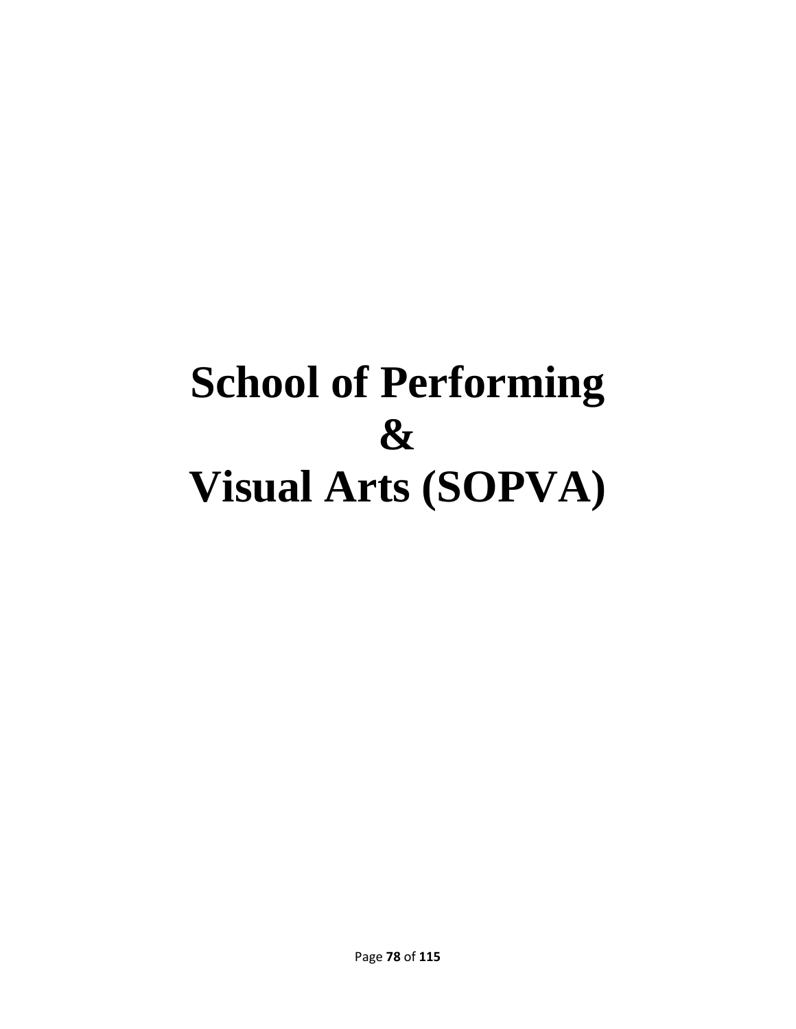# School of Performing & Visual Arts (SOPVA)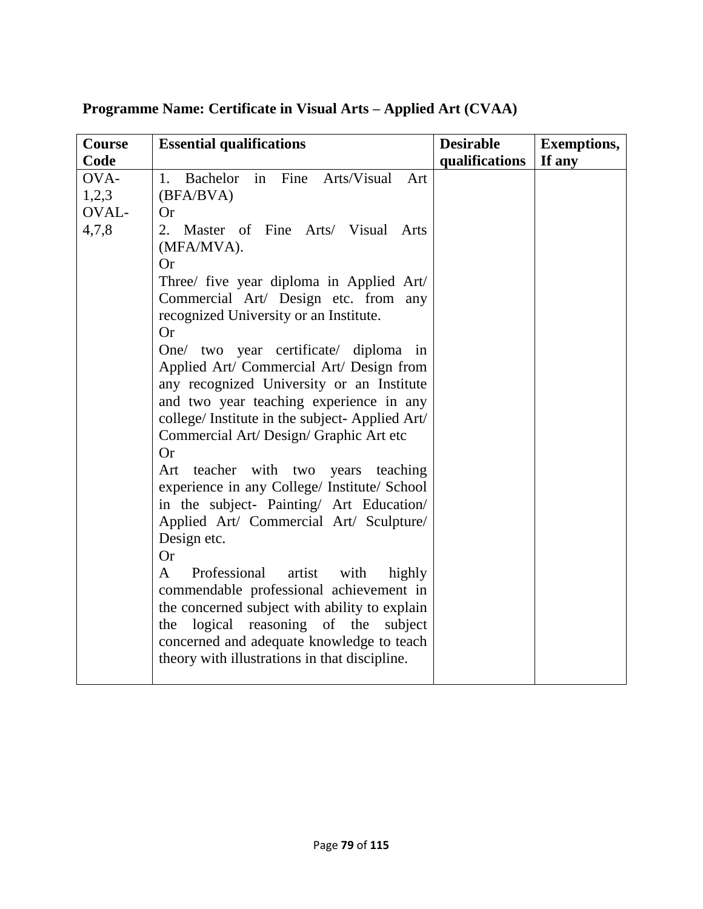**Programme Name: Certificate in Visual Arts – Applied Art (CVAA)**

| Course Code | Essential qualifications | Desirable qualifications | Exemptions, If any |
|---|---|---|---|
| OVA-1,2,3<br>OVAL-4,7,8 | 1. Bachelor in Fine Arts/Visual Art (BFA/BVA)<br>Or<br>2. Master of Fine Arts/ Visual Arts (MFA/MVA).<br>Or<br>Three/ five year diploma in Applied Art/ Commercial Art/ Design etc. from any recognized University or an Institute.<br>Or<br>One/ two year certificate/ diploma in Applied Art/ Commercial Art/ Design from any recognized University or an Institute and two year teaching experience in any college/ Institute in the subject- Applied Art/ Commercial Art/ Design/ Graphic Art etc<br>Or<br>Art teacher with two years teaching experience in any College/ Institute/ School in the subject- Painting/ Art Education/ Applied Art/ Commercial Art/ Sculpture/ Design etc.<br>Or<br>A Professional artist with highly commendable professional achievement in the concerned subject with ability to explain the logical reasoning of the subject concerned and adequate knowledge to teach theory with illustrations in that discipline. | | |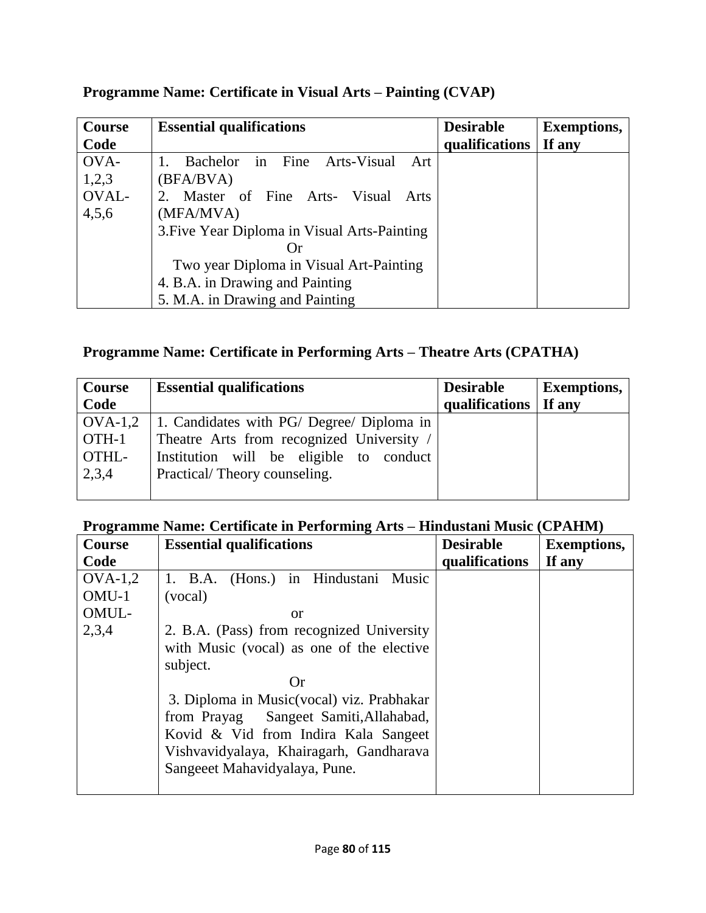### Programme Name: Certificate in Visual Arts – Painting (CVAP)

| Course Code | Essential qualifications | Desirable qualifications | Exemptions, If any |
|---|---|---|---|
| OVA-1,2,3<br>OVAL-4,5,6 | 1. Bachelor in Fine Arts-Visual Art (BFA/BVA)<br>2. Master of Fine Arts- Visual Arts (MFA/MVA)<br>3.Five Year Diploma in Visual Arts-Painting<br>Or<br>Two year Diploma in Visual Art-Painting<br>4. B.A. in Drawing and Painting<br>5. M.A. in Drawing and Painting | | |

### Programme Name: Certificate in Performing Arts – Theatre Arts (CPATHA)

| Course Code | Essential qualifications | Desirable qualifications | Exemptions, If any |
|---|---|---|---|
| OVA-1,2<br>OTH-1<br>OTHL-2,3,4 | 1. Candidates with PG/ Degree/ Diploma in Theatre Arts from recognized University / Institution will be eligible to conduct Practical/ Theory counseling. | | |

### Programme Name: Certificate in Performing Arts – Hindustani Music (CPAHM)

| Course Code | Essential qualifications | Desirable qualifications | Exemptions, If any |
|---|---|---|---|
| OVA-1,2<br>OMU-1<br>OMUL-2,3,4 | 1. B.A. (Hons.) in Hindustani Music (vocal)<br>or<br>2. B.A. (Pass) from recognized University with Music (vocal) as one of the elective subject.<br>Or<br>3. Diploma in Music(vocal) viz. Prabhakar from Prayag Sangeet Samiti,Allahabad, Kovid & Vid from Indira Kala Sangeet Vishvavidyalaya, Khairagarh, Gandharava Sangeeet Mahavidyalaya, Pune. | | |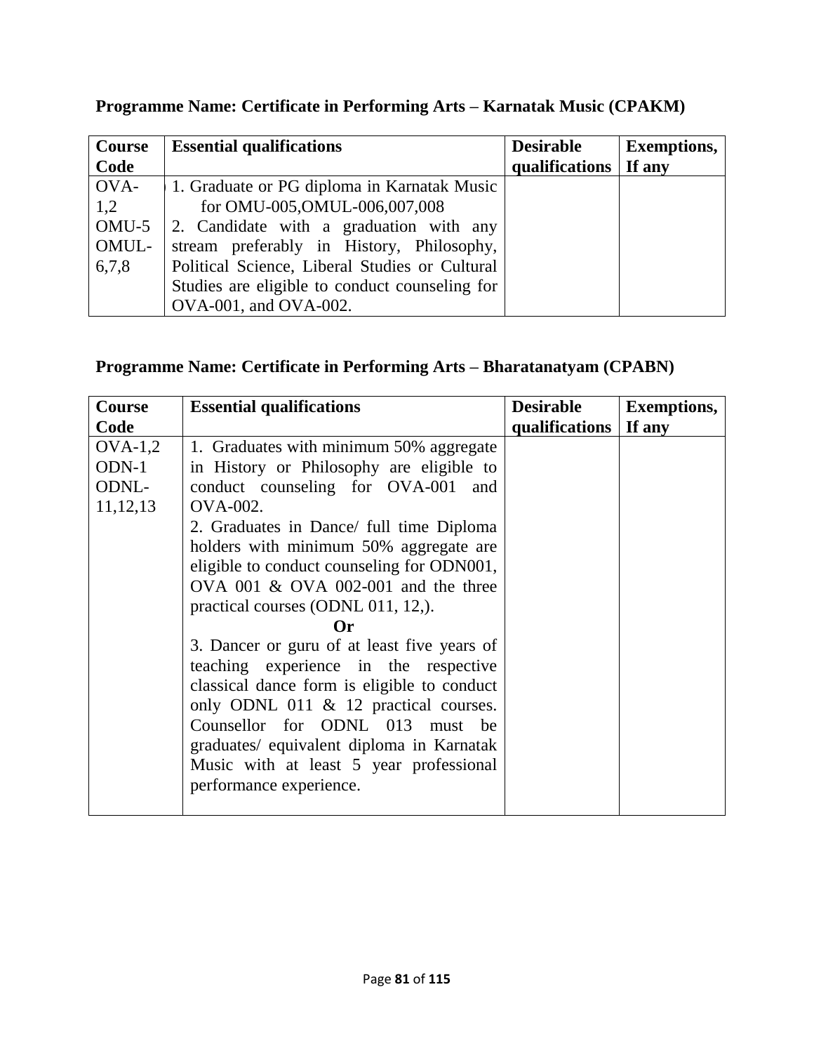**Programme Name: Certificate in Performing Arts – Karnatak Music (CPAKM)**

| Course Code | Essential qualifications | Desirable qualifications | Exemptions, If any |
|---|---|---|---|
| OVA-1,2 OMU-5 OMUL-6,7,8 | 1. Graduate or PG diploma in Karnatak Music for OMU-005,OMUL-006,007,008<br>2. Candidate with a graduation with any stream preferably in History, Philosophy, Political Science, Liberal Studies or Cultural Studies are eligible to conduct counseling for OVA-001, and OVA-002. | | |

**Programme Name: Certificate in Performing Arts – Bharatanatyam (CPABN)**

| Course Code | Essential qualifications | Desirable qualifications | Exemptions, If any |
|---|---|---|---|
| OVA-1,2 ODN-1 ODNL-11,12,13 | 1. Graduates with minimum 50% aggregate in History or Philosophy are eligible to conduct counseling for OVA-001 and OVA-002.<br>2. Graduates in Dance/ full time Diploma holders with minimum 50% aggregate are eligible to conduct counseling for ODN001, OVA 001 & OVA 002-001 and the three practical courses (ODNL 011, 12,).<br>**Or**<br>3. Dancer or guru of at least five years of teaching experience in the respective classical dance form is eligible to conduct only ODNL 011 & 12 practical courses. Counsellor for ODNL 013 must be graduates/ equivalent diploma in Karnatak Music with at least 5 year professional performance experience. | | |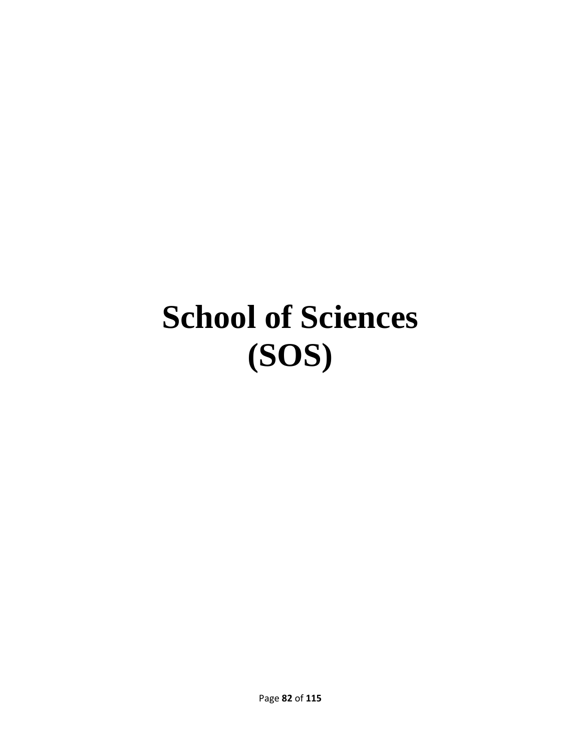# School of Sciences (SOS)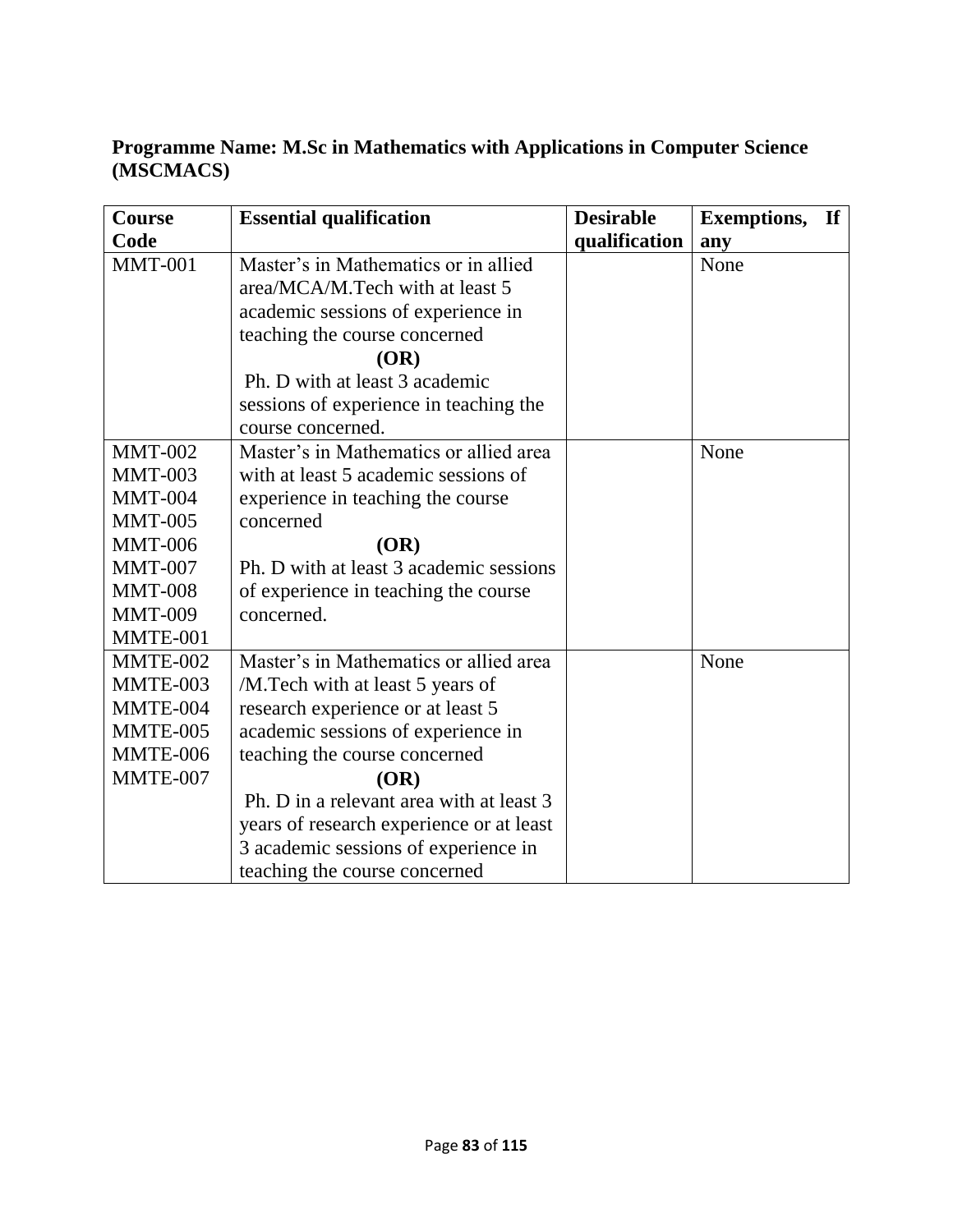**Programme Name: M.Sc in Mathematics with Applications in Computer Science (MSCMACS)**

| Course Code | Essential qualification | Desirable qualification | Exemptions, If any |
|---|---|---|---|
| MMT-001 | Master's in Mathematics or in allied area/MCA/M.Tech with at least 5 academic sessions of experience in teaching the course concerned<br>**(OR)**<br>Ph. D with at least 3 academic sessions of experience in teaching the course concerned. | | None |
| MMT-002<br>MMT-003<br>MMT-004<br>MMT-005<br>MMT-006<br>MMT-007<br>MMT-008<br>MMT-009<br>MMTE-001 | Master's in Mathematics or allied area with at least 5 academic sessions of experience in teaching the course concerned<br>**(OR)**<br>Ph. D with at least 3 academic sessions of experience in teaching the course concerned. | | None |
| MMTE-002<br>MMTE-003<br>MMTE-004<br>MMTE-005<br>MMTE-006<br>MMTE-007 | Master's in Mathematics or allied area /M.Tech with at least 5 years of research experience or at least 5 academic sessions of experience in teaching the course concerned<br>**(OR)**<br>Ph. D in a relevant area with at least 3 years of research experience or at least 3 academic sessions of experience in teaching the course concerned | | None |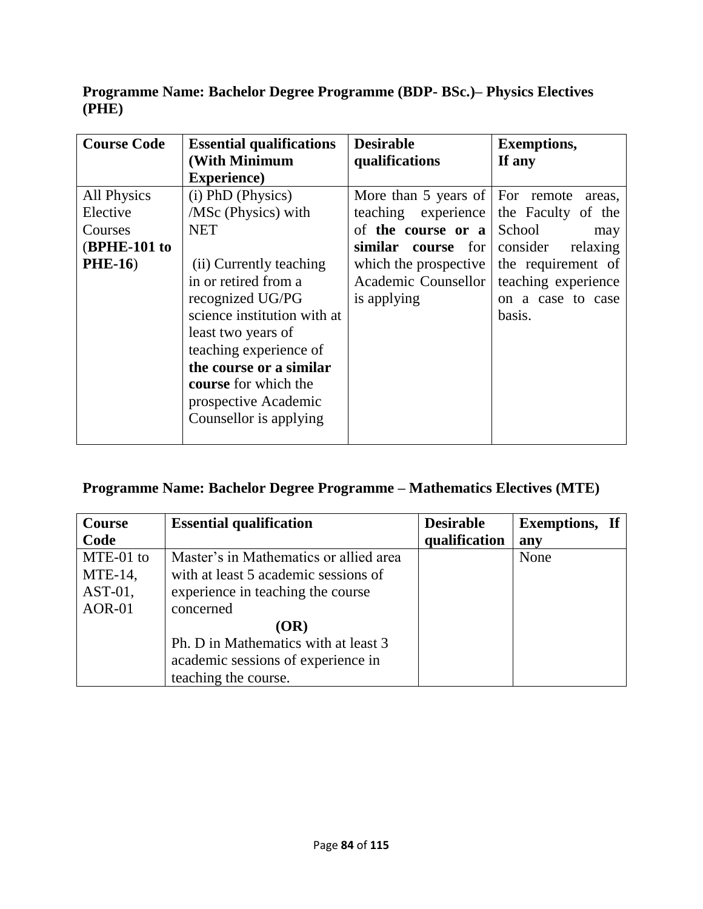**Programme Name: Bachelor Degree Programme (BDP- BSc.)– Physics Electives (PHE)**

| Course Code | Essential qualifications (With Minimum Experience) | Desirable qualifications | Exemptions, If any |
|---|---|---|---|
| All Physics Elective Courses (**BPHE-101 to PHE-16**) | (i) PhD (Physics) /MSc (Physics) with NET<br><br>(ii) Currently teaching in or retired from a recognized UG/PG science institution with at least two years of teaching experience of **the course or a similar course** for which the prospective Academic Counsellor is applying | More than 5 years of teaching experience of **the course or a similar course** for which the prospective Academic Counsellor is applying | For remote areas, the Faculty of the School may consider relaxing the requirement of teaching experience on a case to case basis. |

**Programme Name: Bachelor Degree Programme – Mathematics Electives (MTE)**

| Course Code | Essential qualification | Desirable qualification | Exemptions, If any |
|---|---|---|---|
| MTE-01 to MTE-14, AST-01, AOR-01 | Master's in Mathematics or allied area with at least 5 academic sessions of experience in teaching the course concerned<br>**(OR)**<br>Ph. D in Mathematics with at least 3 academic sessions of experience in teaching the course. | | None |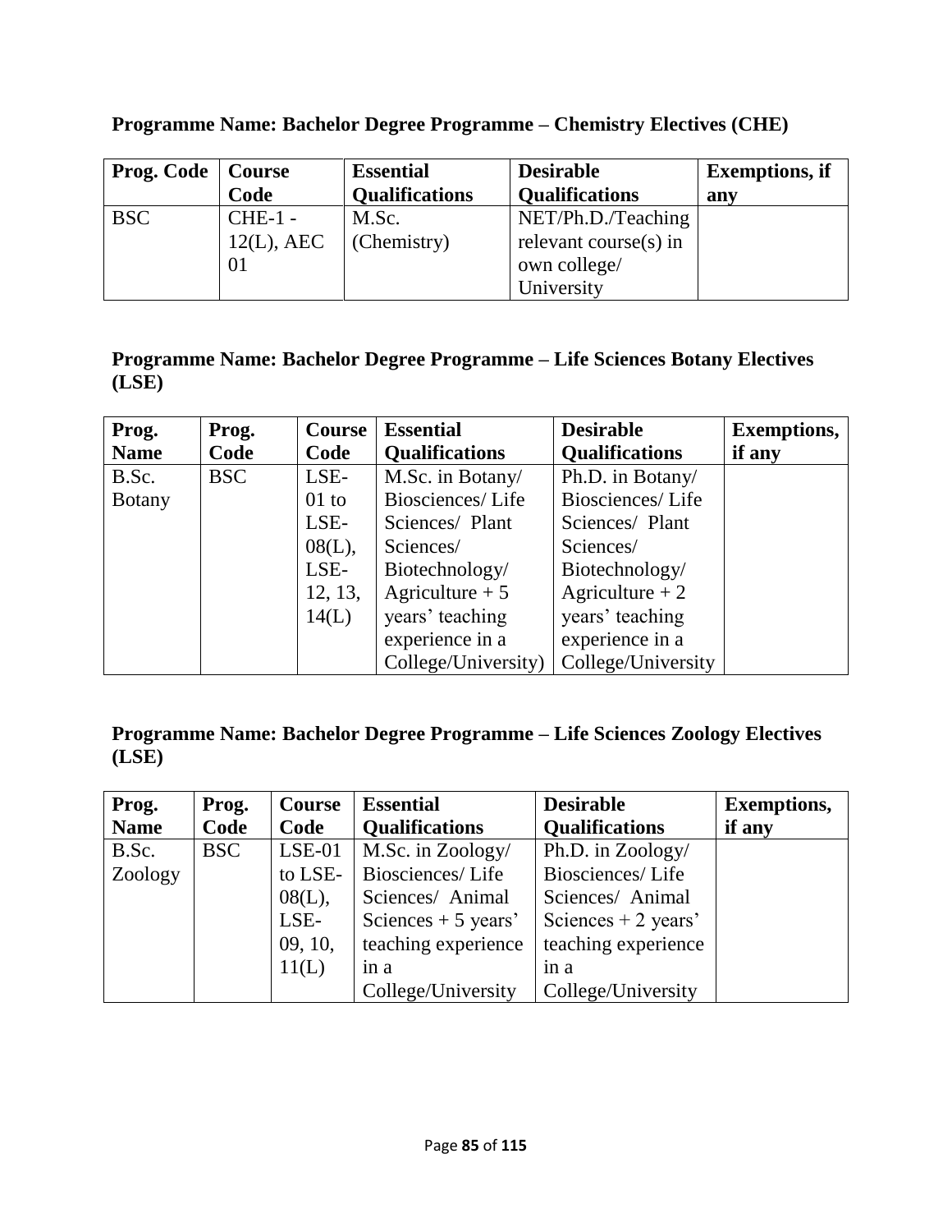**Programme Name: Bachelor Degree Programme – Chemistry Electives (CHE)**

| Prog. Code | Course Code | Essential Qualifications | Desirable Qualifications | Exemptions, if any |
|---|---|---|---|---|
| BSC | CHE-1 - 12(L), AEC 01 | M.Sc. (Chemistry) | NET/Ph.D./Teaching relevant course(s) in own college/ University | |

**Programme Name: Bachelor Degree Programme – Life Sciences Botany Electives (LSE)**

| Prog. Name | Prog. Code | Course Code | Essential Qualifications | Desirable Qualifications | Exemptions, if any |
|---|---|---|---|---|---|
| B.Sc. Botany | BSC | LSE-01 to LSE-08(L), LSE-12, 13, 14(L) | M.Sc. in Botany/ Biosciences/ Life Sciences/ Plant Sciences/ Biotechnology/ Agriculture + 5 years' teaching experience in a College/University) | Ph.D. in Botany/ Biosciences/ Life Sciences/ Plant Sciences/ Biotechnology/ Agriculture + 2 years' teaching experience in a College/University | |

**Programme Name: Bachelor Degree Programme – Life Sciences Zoology Electives (LSE)**

| Prog. Name | Prog. Code | Course Code | Essential Qualifications | Desirable Qualifications | Exemptions, if any |
|---|---|---|---|---|---|
| B.Sc. Zoology | BSC | LSE-01 to LSE-08(L), LSE-09, 10, 11(L) | M.Sc. in Zoology/ Biosciences/ Life Sciences/ Animal Sciences + 5 years' teaching experience in a College/University | Ph.D. in Zoology/ Biosciences/ Life Sciences/ Animal Sciences + 2 years' teaching experience in a College/University | |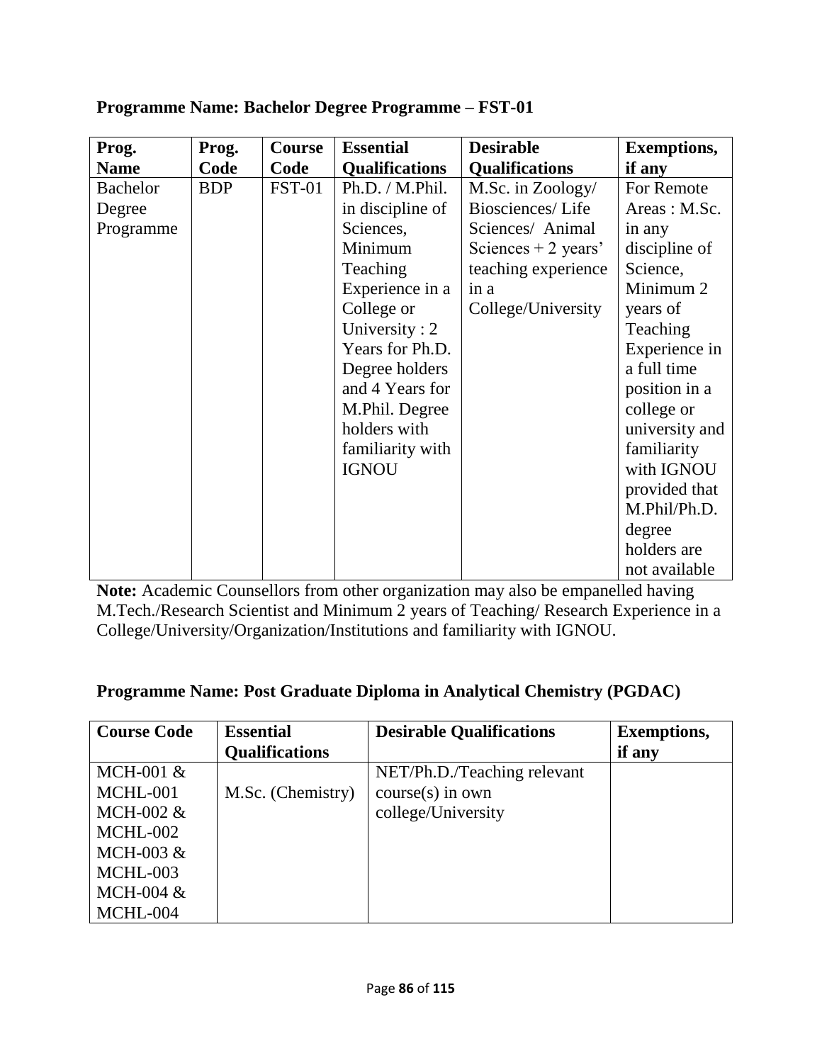**Programme Name: Bachelor Degree Programme – FST-01**

| Prog. Name | Prog. Code | Course Code | Essential Qualifications | Desirable Qualifications | Exemptions, if any |
|---|---|---|---|---|---|
| Bachelor Degree Programme | BDP | FST-01 | Ph.D. / M.Phil. in discipline of Sciences, Minimum Teaching Experience in a College or University : 2 Years for Ph.D. Degree holders and 4 Years for M.Phil. Degree holders with familiarity with IGNOU | M.Sc. in Zoology/ Biosciences/ Life Sciences/ Animal Sciences + 2 years' teaching experience in a College/University | For Remote Areas : M.Sc. in any discipline of Science, Minimum 2 years of Teaching Experience in a full time position in a college or university and familiarity with IGNOU provided that M.Phil/Ph.D. degree holders are not available |

**Note:** Academic Counsellors from other organization may also be empanelled having M.Tech./Research Scientist and Minimum 2 years of Teaching/ Research Experience in a College/University/Organization/Institutions and familiarity with IGNOU.

**Programme Name: Post Graduate Diploma in Analytical Chemistry (PGDAC)**

| Course Code | Essential Qualifications | Desirable Qualifications | Exemptions, if any |
|---|---|---|---|
| MCH-001 & MCHL-001<br>MCH-002 & MCHL-002<br>MCH-003 & MCHL-003<br>MCH-004 & MCHL-004 | M.Sc. (Chemistry) | NET/Ph.D./Teaching relevant course(s) in own college/University | |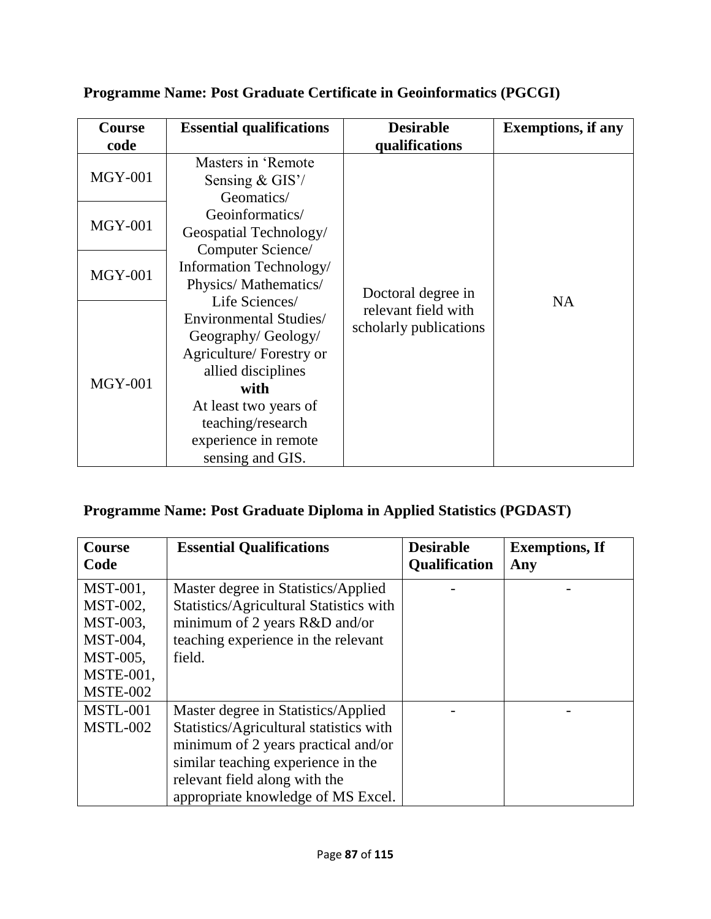**Programme Name: Post Graduate Certificate in Geoinformatics (PGCGI)**

| Course code | Essential qualifications | Desirable qualifications | Exemptions, if any |
|---|---|---|---|
| MGY-001 | Masters in 'Remote Sensing & GIS'/ Geomatics/ Geoinformatics/ Geospatial Technology/ Computer Science/ Information Technology/ Physics/ Mathematics/ Life Sciences/ Environmental Studies/ Geography/ Geology/ Agriculture/ Forestry or allied disciplines **with** At least two years of teaching/research experience in remote sensing and GIS. | Doctoral degree in relevant field with scholarly publications | NA |
| MGY-001 | | | |
| MGY-001 | | | |
| MGY-001 | | | |

**Programme Name: Post Graduate Diploma in Applied Statistics (PGDAST)**

| Course Code | Essential Qualifications | Desirable Qualification | Exemptions, If Any |
|---|---|---|---|
| MST-001, MST-002, MST-003, MST-004, MST-005, MSTE-001, MSTE-002 | Master degree in Statistics/Applied Statistics/Agricultural Statistics with minimum of 2 years R&D and/or teaching experience in the relevant field. | - | - |
| MSTL-001 MSTL-002 | Master degree in Statistics/Applied Statistics/Agricultural statistics with minimum of 2 years practical and/or similar teaching experience in the relevant field along with the appropriate knowledge of MS Excel. | - | - |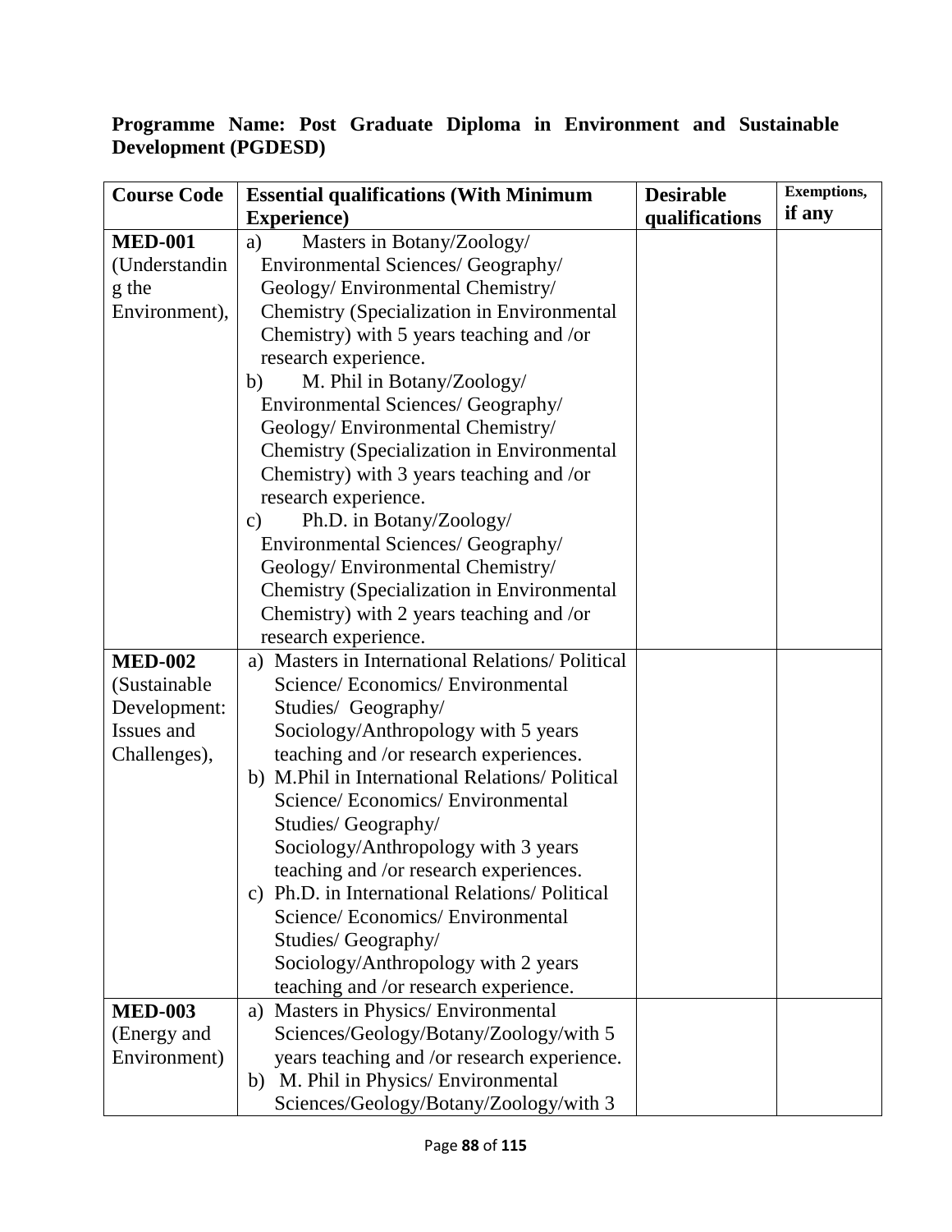**Programme Name: Post Graduate Diploma in Environment and Sustainable Development (PGDESD)**

| Course Code | Essential qualifications (With Minimum Experience) | Desirable qualifications | Exemptions, if any |
|---|---|---|---|
| **MED-001** (Understanding the Environment), | a) Masters in Botany/Zoology/ Environmental Sciences/ Geography/ Geology/ Environmental Chemistry/ Chemistry (Specialization in Environmental Chemistry) with 5 years teaching and /or research experience.<br>b) M. Phil in Botany/Zoology/ Environmental Sciences/ Geography/ Geology/ Environmental Chemistry/ Chemistry (Specialization in Environmental Chemistry) with 3 years teaching and /or research experience.<br>c) Ph.D. in Botany/Zoology/ Environmental Sciences/ Geography/ Geology/ Environmental Chemistry/ Chemistry (Specialization in Environmental Chemistry) with 2 years teaching and /or research experience. | | |
| **MED-002** (Sustainable Development: Issues and Challenges), | a) Masters in International Relations/ Political Science/ Economics/ Environmental Studies/ Geography/ Sociology/Anthropology with 5 years teaching and /or research experiences.<br>b) M.Phil in International Relations/ Political Science/ Economics/ Environmental Studies/ Geography/ Sociology/Anthropology with 3 years teaching and /or research experiences.<br>c) Ph.D. in International Relations/ Political Science/ Economics/ Environmental Studies/ Geography/ Sociology/Anthropology with 2 years teaching and /or research experience. | | |
| **MED-003** (Energy and Environment) | a) Masters in Physics/ Environmental Sciences/Geology/Botany/Zoology/with 5 years teaching and /or research experience.<br>b) M. Phil in Physics/ Environmental Sciences/Geology/Botany/Zoology/with 3 | | |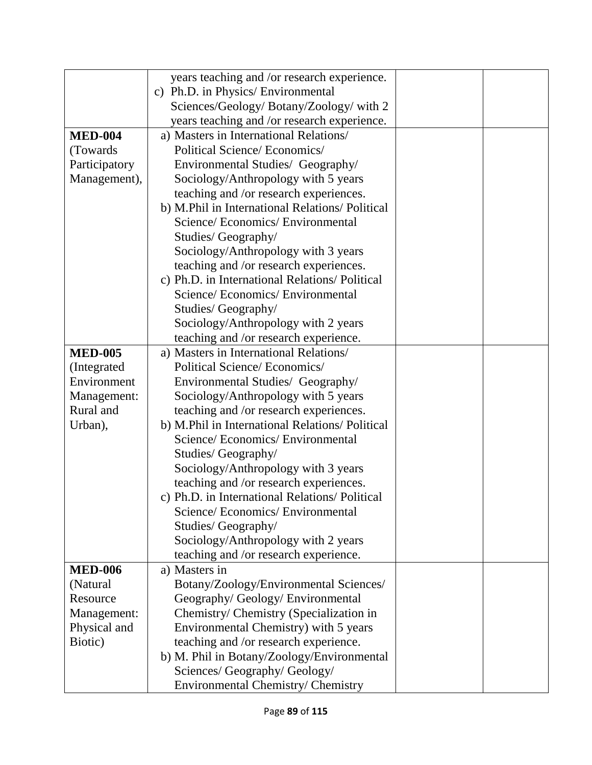| | | | |
|---|---|---|---|
| | years teaching and /or research experience.<br>c) Ph.D. in Physics/ Environmental Sciences/Geology/ Botany/Zoology/ with 2 years teaching and /or research experience. | | |
| **MED-004** (Towards Participatory Management), | a) Masters in International Relations/ Political Science/ Economics/ Environmental Studies/ Geography/ Sociology/Anthropology with 5 years teaching and /or research experiences.<br>b) M.Phil in International Relations/ Political Science/ Economics/ Environmental Studies/ Geography/ Sociology/Anthropology with 3 years teaching and /or research experiences.<br>c) Ph.D. in International Relations/ Political Science/ Economics/ Environmental Studies/ Geography/ Sociology/Anthropology with 2 years teaching and /or research experience. | | |
| **MED-005** (Integrated Environment Management: Rural and Urban), | a) Masters in International Relations/ Political Science/ Economics/ Environmental Studies/ Geography/ Sociology/Anthropology with 5 years teaching and /or research experiences.<br>b) M.Phil in International Relations/ Political Science/ Economics/ Environmental Studies/ Geography/ Sociology/Anthropology with 3 years teaching and /or research experiences.<br>c) Ph.D. in International Relations/ Political Science/ Economics/ Environmental Studies/ Geography/ Sociology/Anthropology with 2 years teaching and /or research experience. | | |
| **MED-006** (Natural Resource Management: Physical and Biotic) | a) Masters in Botany/Zoology/Environmental Sciences/ Geography/ Geology/ Environmental Chemistry/ Chemistry (Specialization in Environmental Chemistry) with 5 years teaching and /or research experience.<br>b) M. Phil in Botany/Zoology/Environmental Sciences/ Geography/ Geology/ Environmental Chemistry/ Chemistry | | |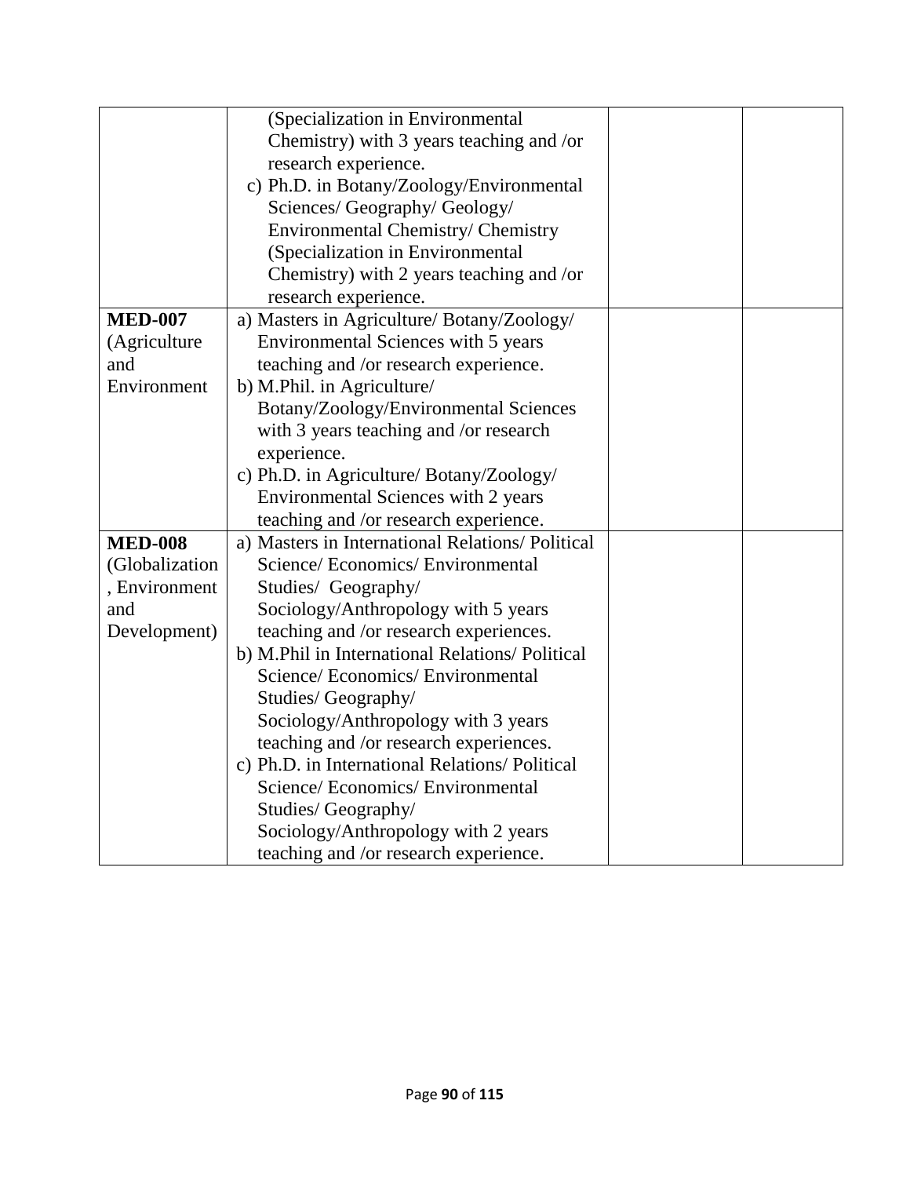| | | | |
|---|---|---|---|
| | (Specialization in Environmental Chemistry) with 3 years teaching and /or research experience.<br>c) Ph.D. in Botany/Zoology/Environmental Sciences/ Geography/ Geology/ Environmental Chemistry/ Chemistry (Specialization in Environmental Chemistry) with 2 years teaching and /or research experience. | | |
| **MED-007** (Agriculture and Environment | a) Masters in Agriculture/ Botany/Zoology/ Environmental Sciences with 5 years teaching and /or research experience.<br>b) M.Phil. in Agriculture/ Botany/Zoology/Environmental Sciences with 3 years teaching and /or research experience.<br>c) Ph.D. in Agriculture/ Botany/Zoology/ Environmental Sciences with 2 years teaching and /or research experience. | | |
| **MED-008** (Globalization, Environment and Development) | a) Masters in International Relations/ Political Science/ Economics/ Environmental Studies/ Geography/ Sociology/Anthropology with 5 years teaching and /or research experiences.<br>b) M.Phil in International Relations/ Political Science/ Economics/ Environmental Studies/ Geography/ Sociology/Anthropology with 3 years teaching and /or research experiences.<br>c) Ph.D. in International Relations/ Political Science/ Economics/ Environmental Studies/ Geography/ Sociology/Anthropology with 2 years teaching and /or research experience. | | |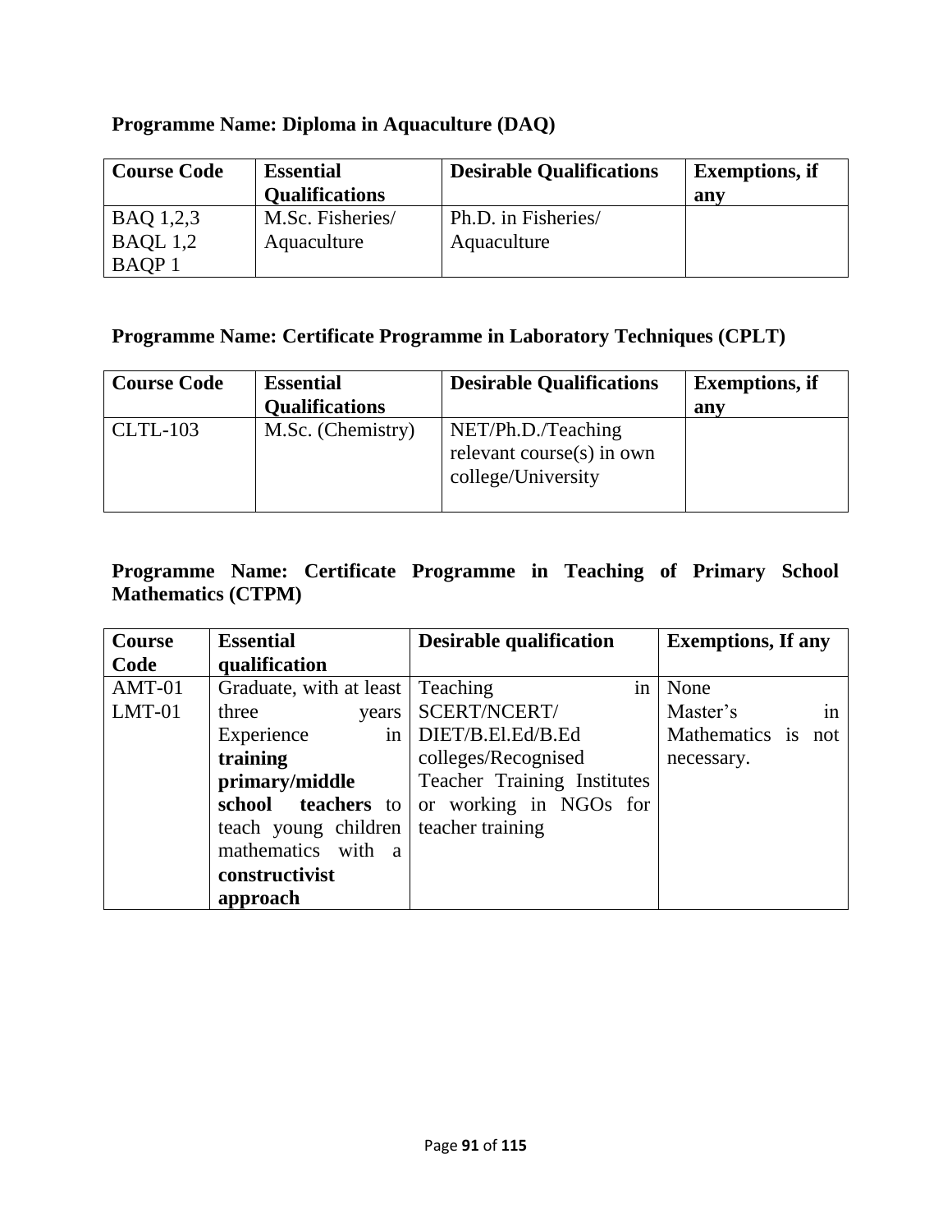**Programme Name: Diploma in Aquaculture (DAQ)**

| Course Code | Essential Qualifications | Desirable Qualifications | Exemptions, if any |
|---|---|---|---|
| BAQ 1,2,3<br>BAQL 1,2<br>BAQP 1 | M.Sc. Fisheries/ Aquaculture | Ph.D. in Fisheries/ Aquaculture | |

**Programme Name: Certificate Programme in Laboratory Techniques (CPLT)**

| Course Code | Essential Qualifications | Desirable Qualifications | Exemptions, if any |
|---|---|---|---|
| CLTL-103 | M.Sc. (Chemistry) | NET/Ph.D./Teaching relevant course(s) in own college/University | |

**Programme Name: Certificate Programme in Teaching of Primary School Mathematics (CTPM)**

| Course Code | Essential qualification | Desirable qualification | Exemptions, If any |
|---|---|---|---|
| AMT-01<br>LMT-01 | Graduate, with at least three years Experience in **training primary/middle school teachers** to teach young children mathematics with a **constructivist approach** | Teaching in SCERT/NCERT/ DIET/B.El.Ed/B.Ed colleges/Recognised Teacher Training Institutes or working in NGOs for teacher training | None<br>Master's in Mathematics is not necessary. |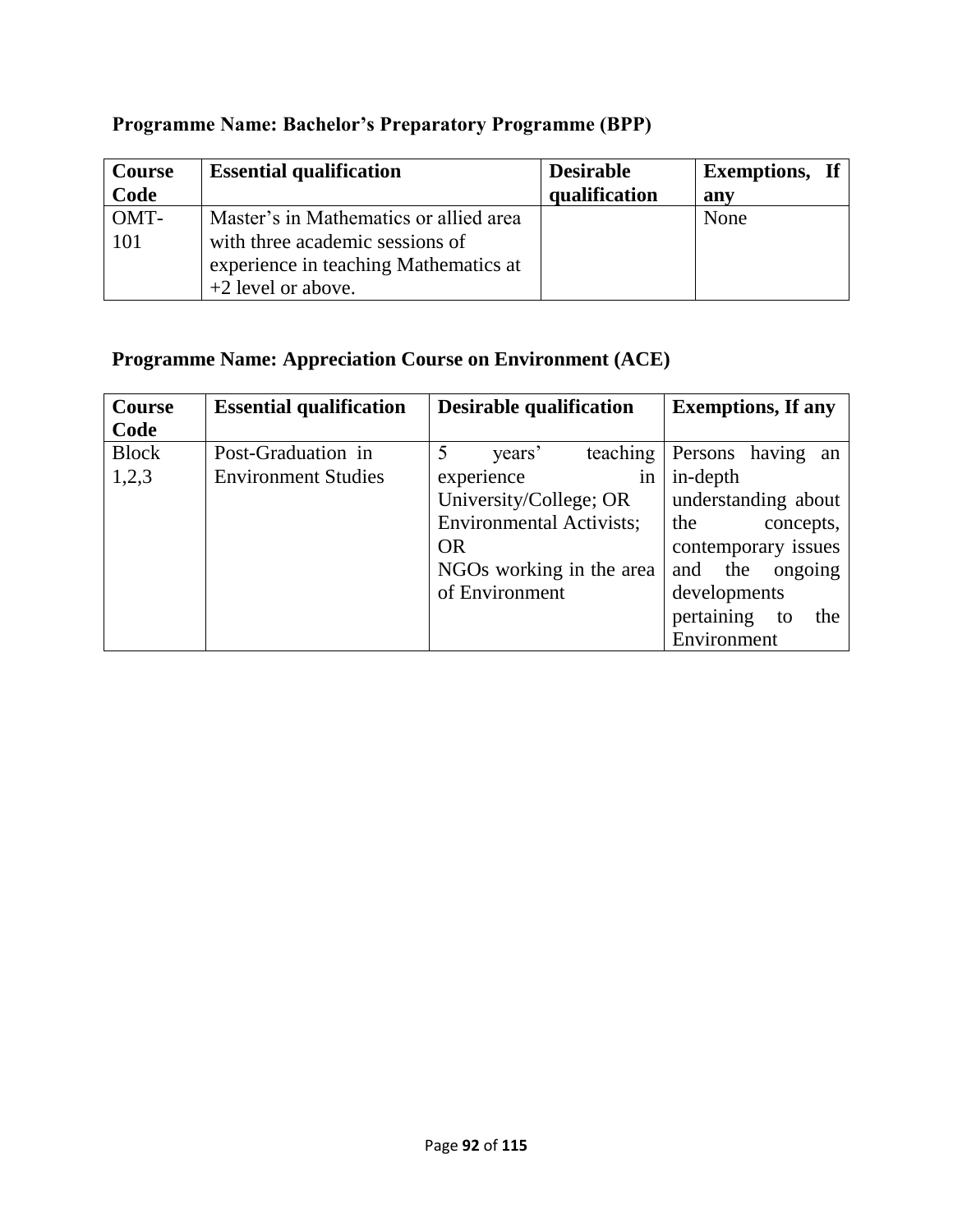**Programme Name: Bachelor's Preparatory Programme (BPP)**

| Course Code | Essential qualification | Desirable qualification | Exemptions, If any |
|---|---|---|---|
| OMT-101 | Master's in Mathematics or allied area with three academic sessions of experience in teaching Mathematics at +2 level or above. | | None |

**Programme Name: Appreciation Course on Environment (ACE)**

| Course Code | Essential qualification | Desirable qualification | Exemptions, If any |
|---|---|---|---|
| Block 1,2,3 | Post-Graduation in Environment Studies | 5 years' teaching experience in University/College; OR Environmental Activists; OR NGOs working in the area of Environment | Persons having an in-depth understanding about the concepts, contemporary issues and the ongoing developments pertaining to the Environment |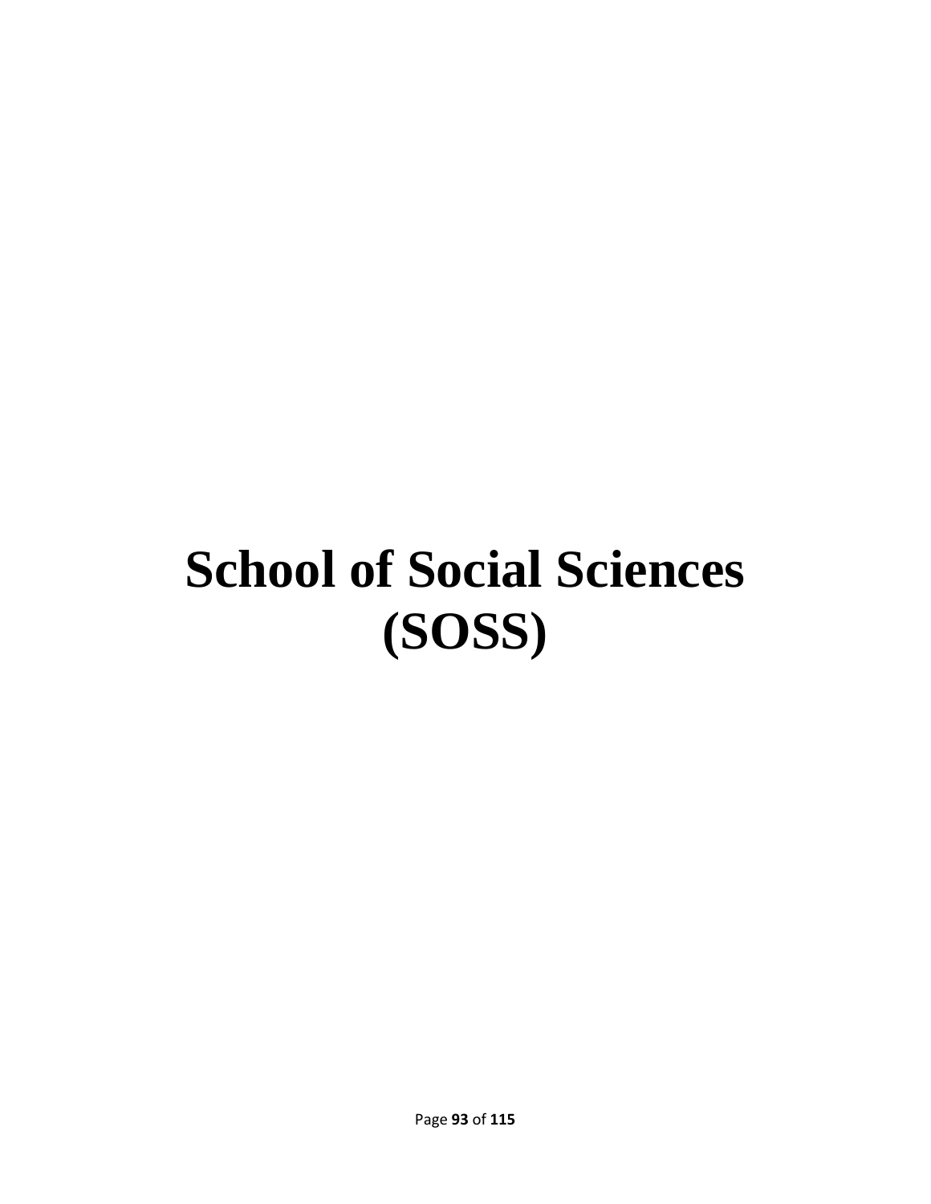# School of Social Sciences (SOSS)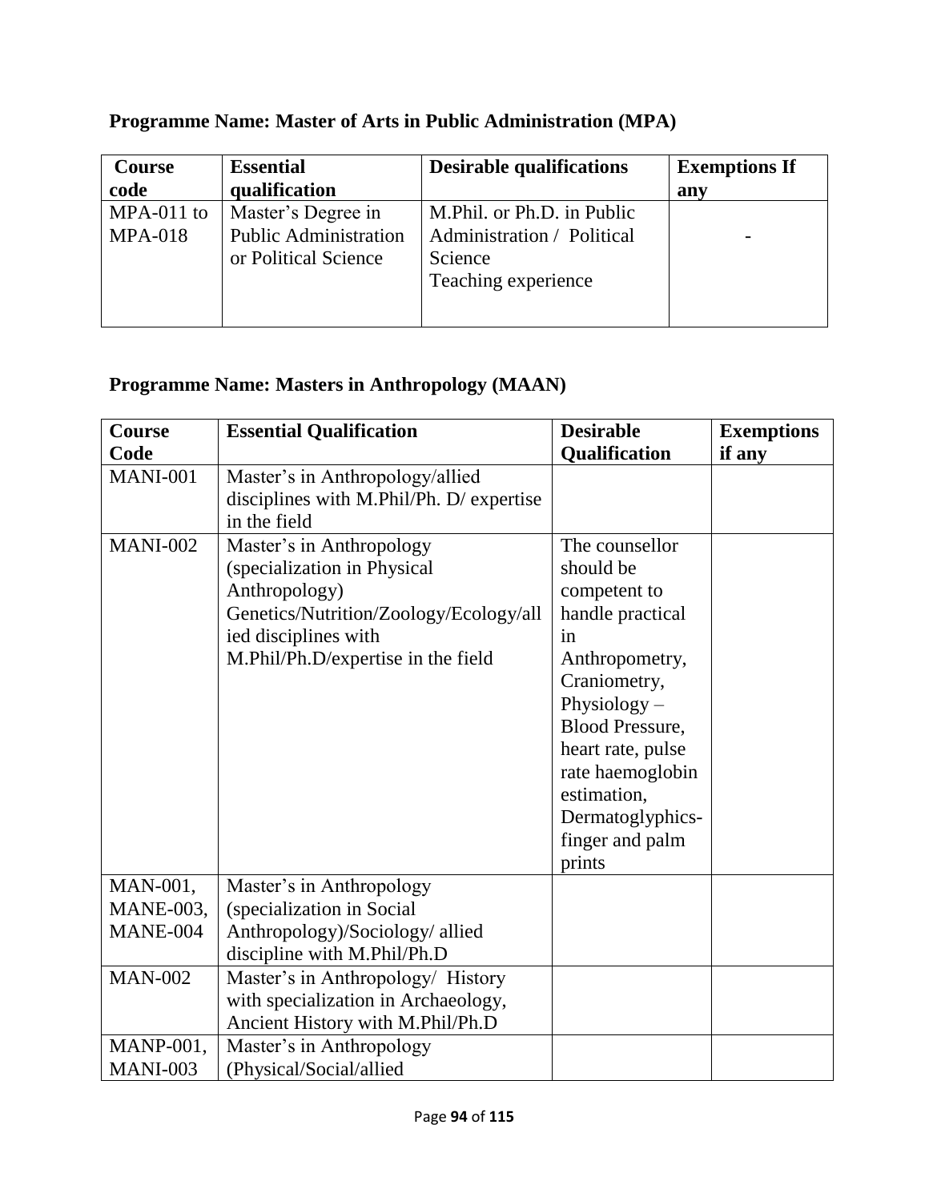**Programme Name: Master of Arts in Public Administration (MPA)**

| Course code | Essential qualification | Desirable qualifications | Exemptions If any |
|---|---|---|---|
| MPA-011 to MPA-018 | Master's Degree in Public Administration or Political Science | M.Phil. or Ph.D. in Public Administration / Political Science<br>Teaching experience | - |

**Programme Name: Masters in Anthropology (MAAN)**

| Course Code | Essential Qualification | Desirable Qualification | Exemptions if any |
|---|---|---|---|
| MANI-001 | Master's in Anthropology/allied disciplines with M.Phil/Ph. D/ expertise in the field | | |
| MANI-002 | Master's in Anthropology (specialization in Physical Anthropology) Genetics/Nutrition/Zoology/Ecology/allied disciplines with M.Phil/Ph.D/expertise in the field | The counsellor should be competent to handle practical in Anthropometry, Craniometry, Physiology – Blood Pressure, heart rate, pulse rate haemoglobin estimation, Dermatoglyphics-finger and palm prints | |
| MAN-001, MANE-003, MANE-004 | Master's in Anthropology (specialization in Social Anthropology)/Sociology/ allied discipline with M.Phil/Ph.D | | |
| MAN-002 | Master's in Anthropology/ History with specialization in Archaeology, Ancient History with M.Phil/Ph.D | | |
| MANP-001, MANI-003 | Master's in Anthropology (Physical/Social/allied | | |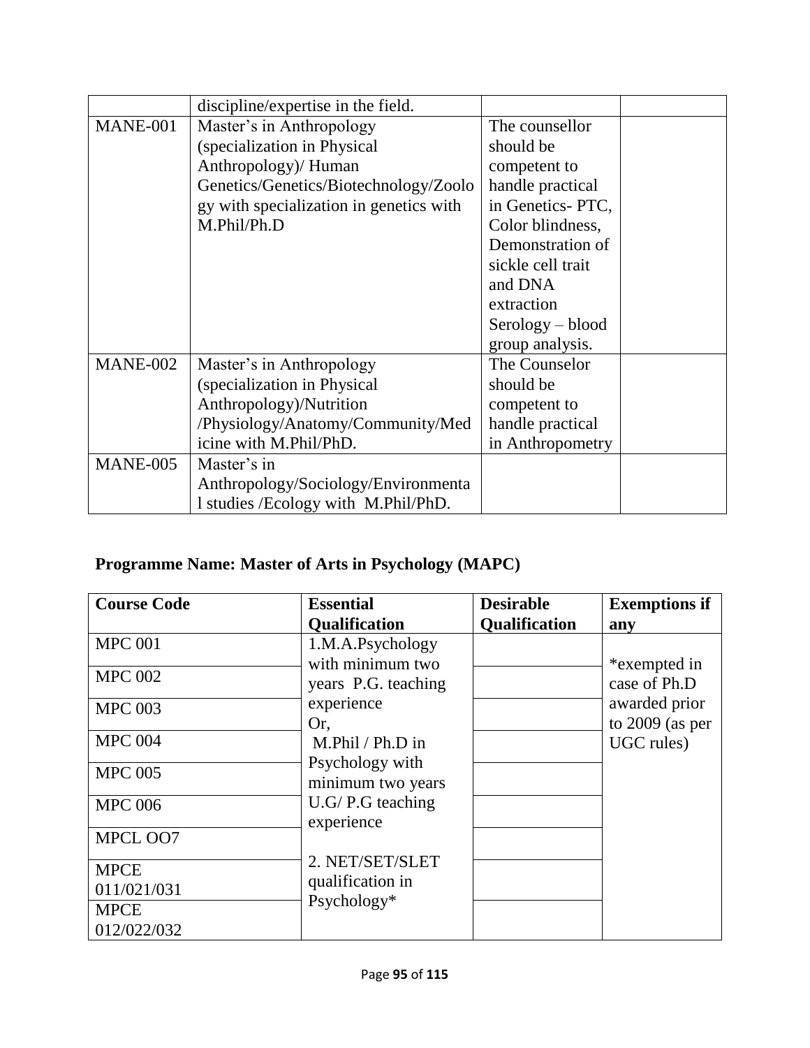|  | discipline/expertise in the field. |  |  |
|---|---|---|---|
| MANE-001 | Master's in Anthropology (specialization in Physical Anthropology)/ Human Genetics/Genetics/Biotechnology/Zoology with specialization in genetics with M.Phil/Ph.D | The counsellor should be competent to handle practical in Genetics- PTC, Color blindness, Demonstration of sickle cell trait and DNA extraction Serology – blood group analysis. |  |
| MANE-002 | Master's in Anthropology (specialization in Physical Anthropology)/Nutrition /Physiology/Anatomy/Community/Medicine with M.Phil/PhD. | The Counselor should be competent to handle practical in Anthropometry |  |
| MANE-005 | Master's in Anthropology/Sociology/Environmental studies /Ecology with M.Phil/PhD. |  |  |

**Programme Name: Master of Arts in Psychology (MAPC)**

| Course Code | Essential Qualification | Desirable Qualification | Exemptions if any |
|---|---|---|---|
| MPC 001 | 1.M.A.Psychology with minimum two years P.G. teaching experience Or, M.Phil / Ph.D in Psychology with minimum two years U.G/ P.G teaching experience<br><br>2. NET/SET/SLET qualification in Psychology* |  | *exempted in case of Ph.D awarded prior to 2009 (as per UGC rules) |
| MPC 002 |  |  |  |
| MPC 003 |  |  |  |
| MPC 004 |  |  |  |
| MPC 005 |  |  |  |
| MPC 006 |  |  |  |
| MPCL OO7 |  |  |  |
| MPCE 011/021/031 |  |  |  |
| MPCE 012/022/032 |  |  |  |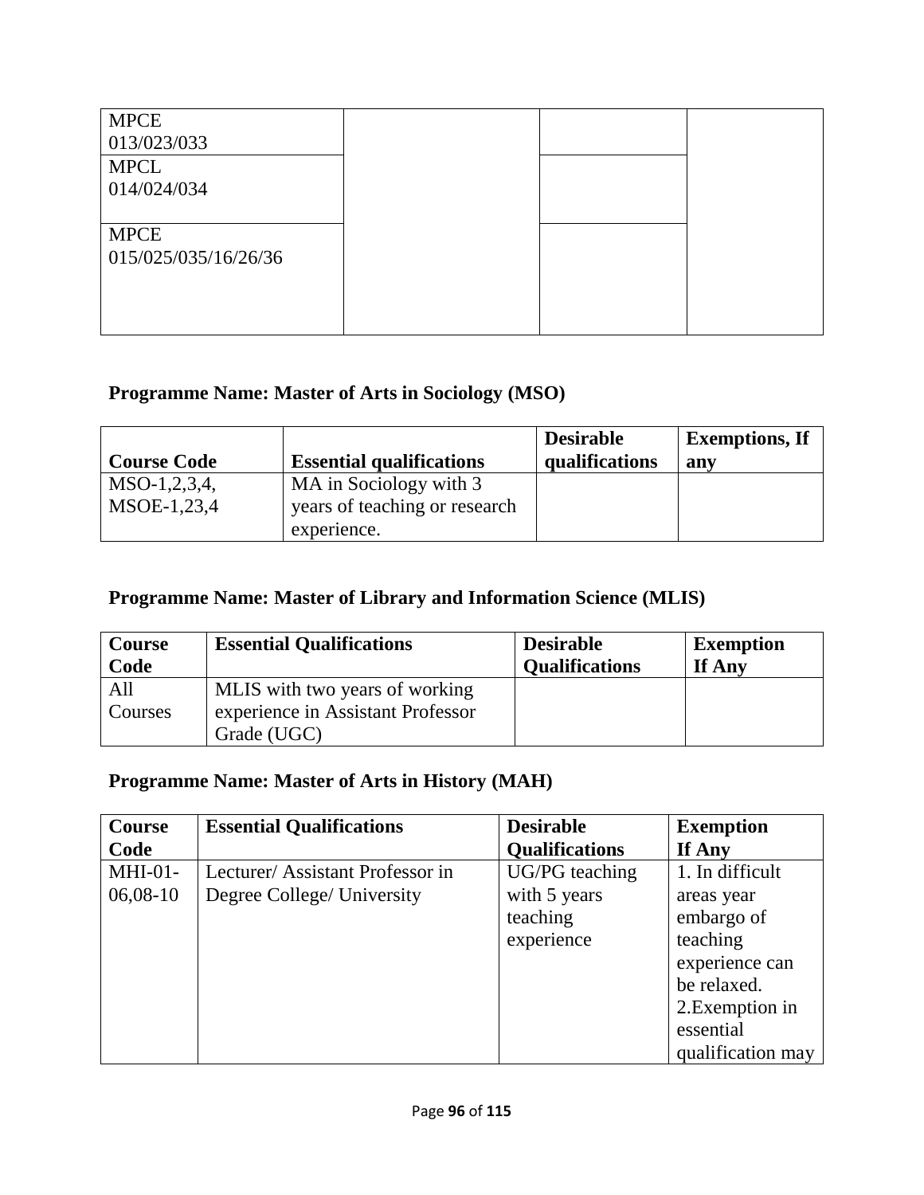| | | | |
|---|---|---|---|
| MPCE 013/023/033 | | | |
| MPCL 014/024/034 | | | |
| MPCE 015/025/035/16/26/36 | | | |

## Programme Name: Master of Arts in Sociology (MSO)

| Course Code | Essential qualifications | Desirable qualifications | Exemptions, If any |
|---|---|---|---|
| MSO-1,2,3,4, MSOE-1,23,4 | MA in Sociology with 3 years of teaching or research experience. | | |

## Programme Name: Master of Library and Information Science (MLIS)

| Course Code | Essential Qualifications | Desirable Qualifications | Exemption If Any |
|---|---|---|---|
| All Courses | MLIS with two years of working experience in Assistant Professor Grade (UGC) | | |

## Programme Name: Master of Arts in History (MAH)

| Course Code | Essential Qualifications | Desirable Qualifications | Exemption If Any |
|---|---|---|---|
| MHI-01-06,08-10 | Lecturer/ Assistant Professor in Degree College/ University | UG/PG teaching with 5 years teaching experience | 1. In difficult areas year embargo of teaching experience can be relaxed. 2.Exemption in essential qualification may |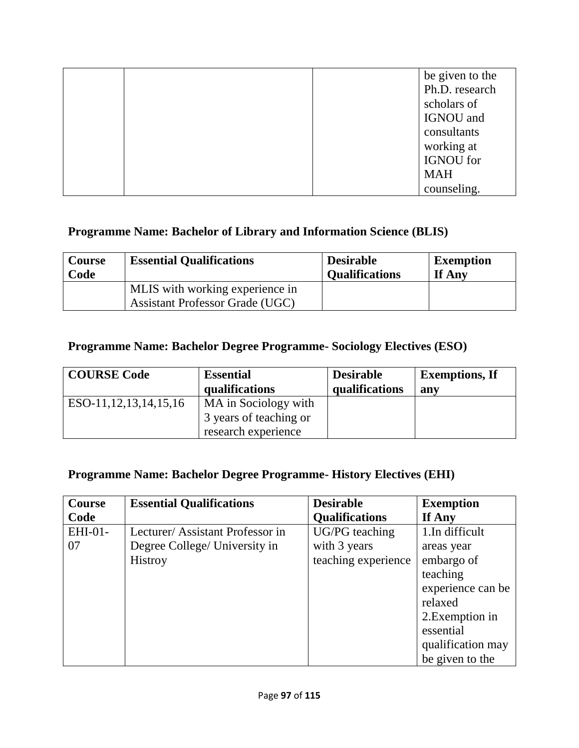| | | | be given to the Ph.D. research scholars of IGNOU and consultants working at IGNOU for MAH counseling. |
|---|---|---|---|

**Programme Name: Bachelor of Library and Information Science (BLIS)**

| Course Code | Essential Qualifications | Desirable Qualifications | Exemption If Any |
|---|---|---|---|
| | MLIS with working experience in Assistant Professor Grade (UGC) | | |

**Programme Name: Bachelor Degree Programme- Sociology Electives (ESO)**

| COURSE Code | Essential qualifications | Desirable qualifications | Exemptions, If any |
|---|---|---|---|
| ESO-11,12,13,14,15,16 | MA in Sociology with 3 years of teaching or research experience | | |

**Programme Name: Bachelor Degree Programme- History Electives (EHI)**

| Course Code | Essential Qualifications | Desirable Qualifications | Exemption If Any |
|---|---|---|---|
| EHI-01-07 | Lecturer/ Assistant Professor in Degree College/ University in Histroy | UG/PG teaching with 3 years teaching experience | 1.In difficult areas year embargo of teaching experience can be relaxed 2.Exemption in essential qualification may be given to the |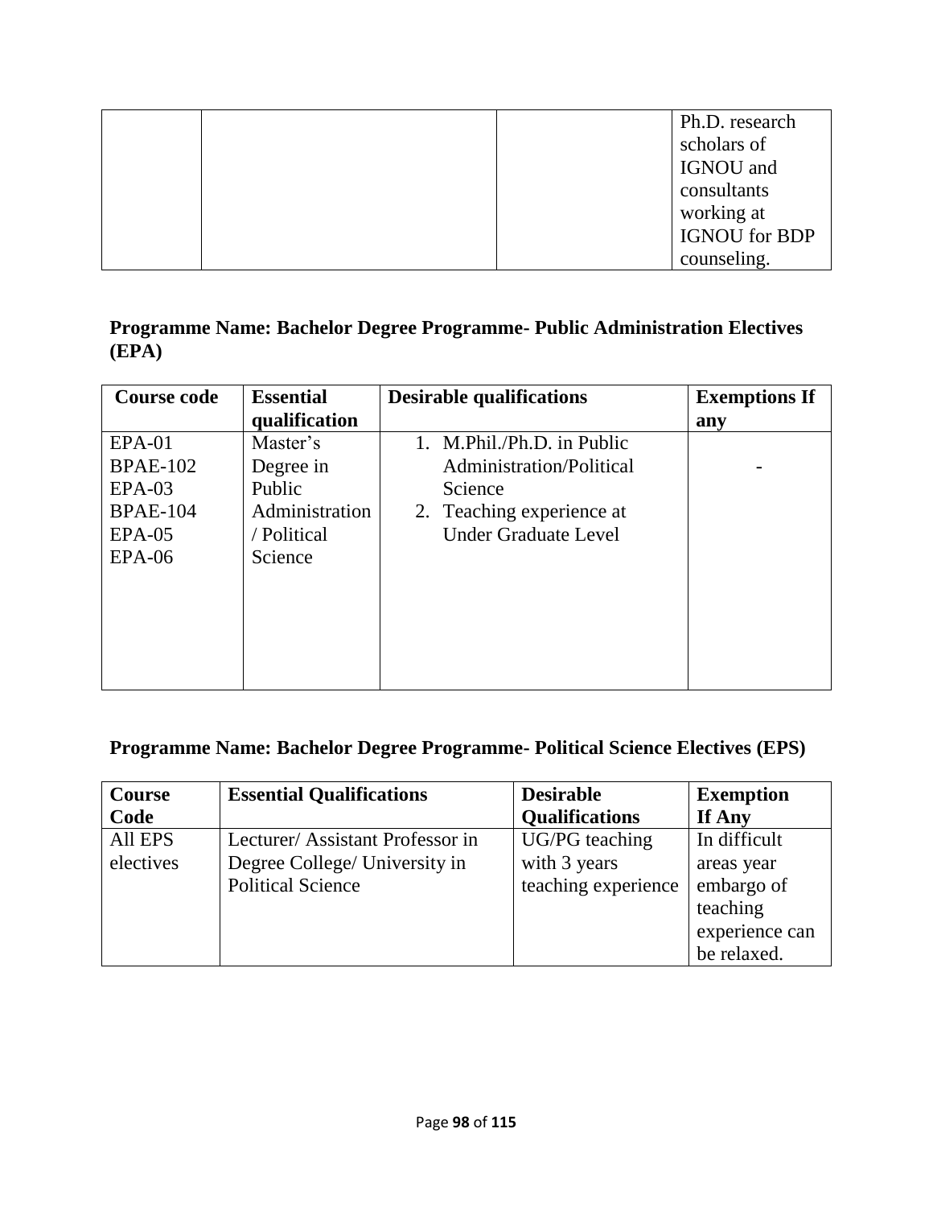| | | | Ph.D. research scholars of IGNOU and consultants working at IGNOU for BDP counseling. |
|---|---|---|---|

**Programme Name: Bachelor Degree Programme- Public Administration Electives (EPA)**

| Course code | Essential qualification | Desirable qualifications | Exemptions If any |
|---|---|---|---|
| EPA-01<br>BPAE-102<br>EPA-03<br>BPAE-104<br>EPA-05<br>EPA-06 | Master's Degree in Public Administration / Political Science | 1. M.Phil./Ph.D. in Public Administration/Political Science<br>2. Teaching experience at Under Graduate Level | - |

**Programme Name: Bachelor Degree Programme- Political Science Electives (EPS)**

| Course Code | Essential Qualifications | Desirable Qualifications | Exemption If Any |
|---|---|---|---|
| All EPS electives | Lecturer/ Assistant Professor in Degree College/ University in Political Science | UG/PG teaching with 3 years teaching experience | In difficult areas year embargo of teaching experience can be relaxed. |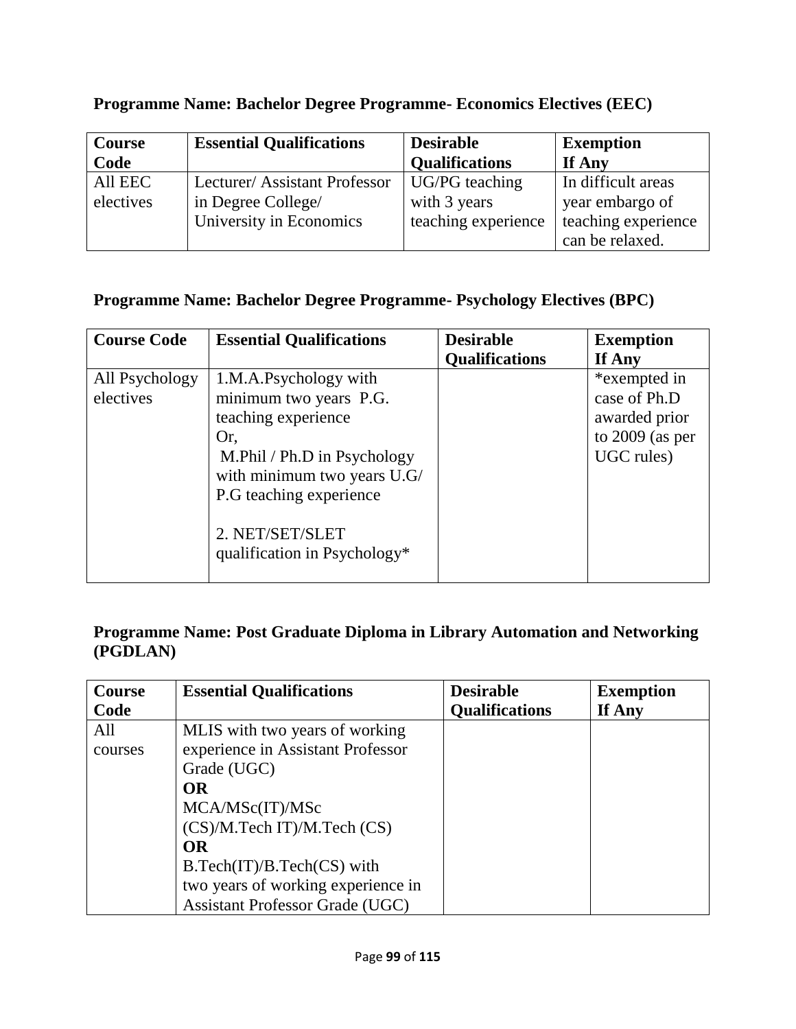**Programme Name: Bachelor Degree Programme- Economics Electives (EEC)**

| Course Code | Essential Qualifications | Desirable Qualifications | Exemption If Any |
|---|---|---|---|
| All EEC electives | Lecturer/ Assistant Professor in Degree College/ University in Economics | UG/PG teaching with 3 years teaching experience | In difficult areas year embargo of teaching experience can be relaxed. |

**Programme Name: Bachelor Degree Programme- Psychology Electives (BPC)**

| Course Code | Essential Qualifications | Desirable Qualifications | Exemption If Any |
|---|---|---|---|
| All Psychology electives | 1.M.A.Psychology with minimum two years P.G. teaching experience<br>Or,<br>M.Phil / Ph.D in Psychology with minimum two years U.G/ P.G teaching experience<br><br>2. NET/SET/SLET qualification in Psychology* | | *exempted in case of Ph.D awarded prior to 2009 (as per UGC rules) |

**Programme Name: Post Graduate Diploma in Library Automation and Networking (PGDLAN)**

| Course Code | Essential Qualifications | Desirable Qualifications | Exemption If Any |
|---|---|---|---|
| All courses | MLIS with two years of working experience in Assistant Professor Grade (UGC)<br>**OR**<br>MCA/MSc(IT)/MSc (CS)/M.Tech IT)/M.Tech (CS)<br>**OR**<br>B.Tech(IT)/B.Tech(CS) with two years of working experience in Assistant Professor Grade (UGC) | | |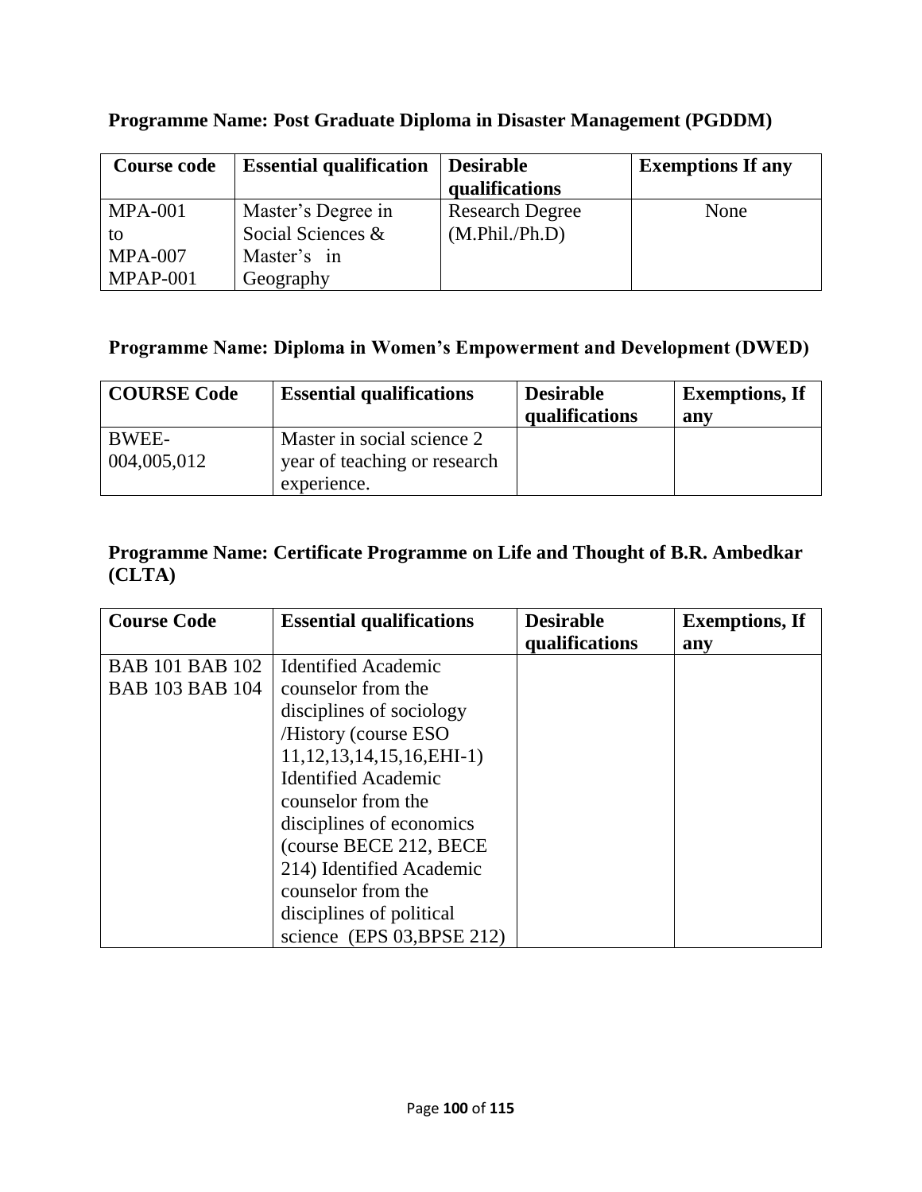**Programme Name: Post Graduate Diploma in Disaster Management (PGDDM)**

| Course code | Essential qualification | Desirable qualifications | Exemptions If any |
|---|---|---|---|
| MPA-001 to MPA-007 MPAP-001 | Master's Degree in Social Sciences & Master's in Geography | Research Degree (M.Phil./Ph.D) | None |

**Programme Name: Diploma in Women's Empowerment and Development (DWED)**

| COURSE Code | Essential qualifications | Desirable qualifications | Exemptions, If any |
|---|---|---|---|
| BWEE-004,005,012 | Master in social science 2 year of teaching or research experience. | | |

**Programme Name: Certificate Programme on Life and Thought of B.R. Ambedkar (CLTA)**

| Course Code | Essential qualifications | Desirable qualifications | Exemptions, If any |
|---|---|---|---|
| BAB 101 BAB 102 BAB 103 BAB 104 | Identified Academic counselor from the disciplines of sociology /History (course ESO 11,12,13,14,15,16,EHI-1) Identified Academic counselor from the disciplines of economics (course BECE 212, BECE 214) Identified Academic counselor from the disciplines of political science (EPS 03,BPSE 212) | | |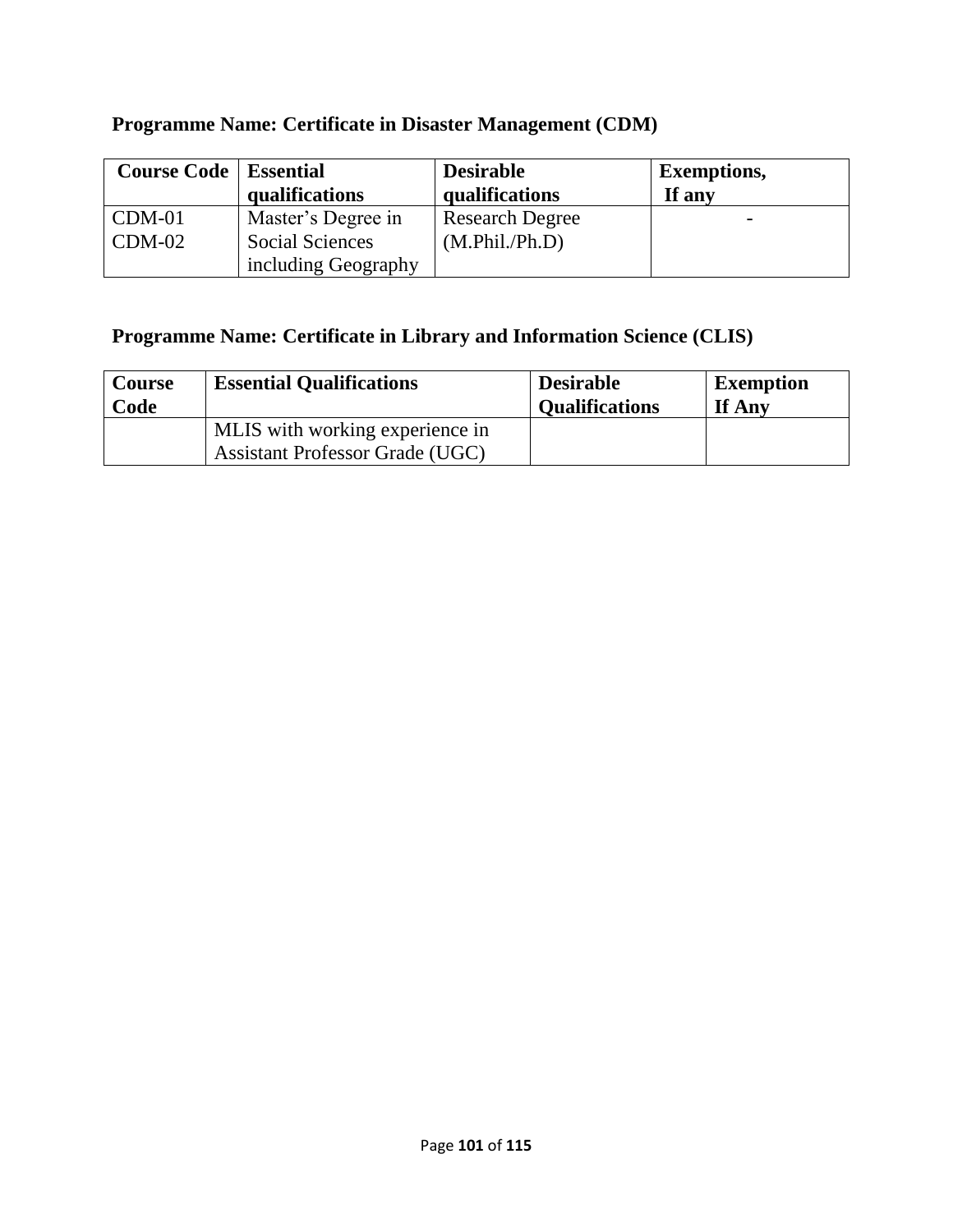**Programme Name: Certificate in Disaster Management (CDM)**

| Course Code | Essential qualifications | Desirable qualifications | Exemptions, If any |
|---|---|---|---|
| CDM-01<br>CDM-02 | Master's Degree in Social Sciences including Geography | Research Degree (M.Phil./Ph.D) | - |

**Programme Name: Certificate in Library and Information Science (CLIS)**

| Course Code | Essential Qualifications | Desirable Qualifications | Exemption If Any |
|---|---|---|---|
| | MLIS with working experience in Assistant Professor Grade (UGC) | | |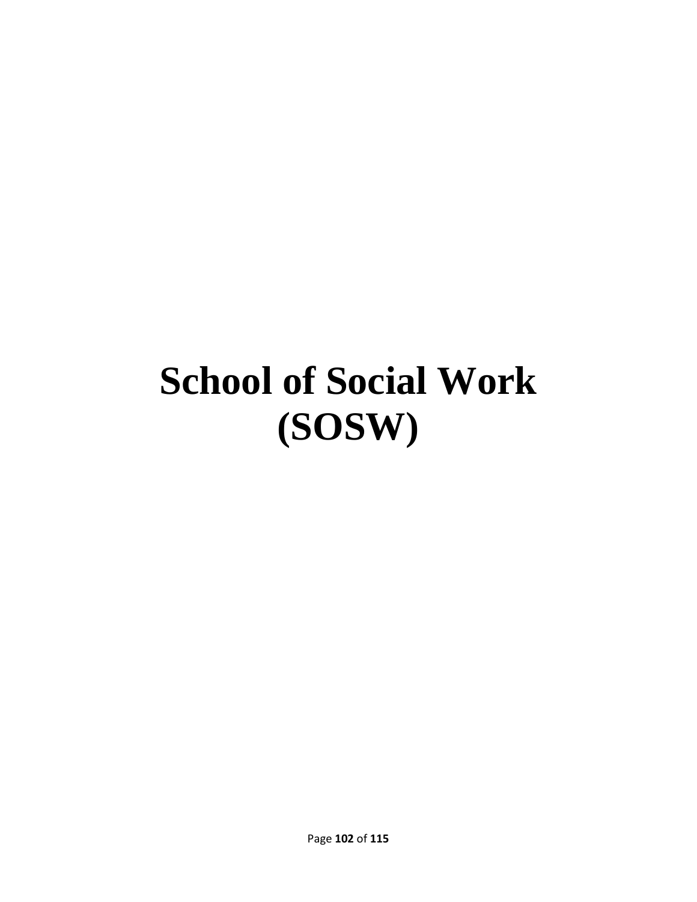# School of Social Work (SOSW)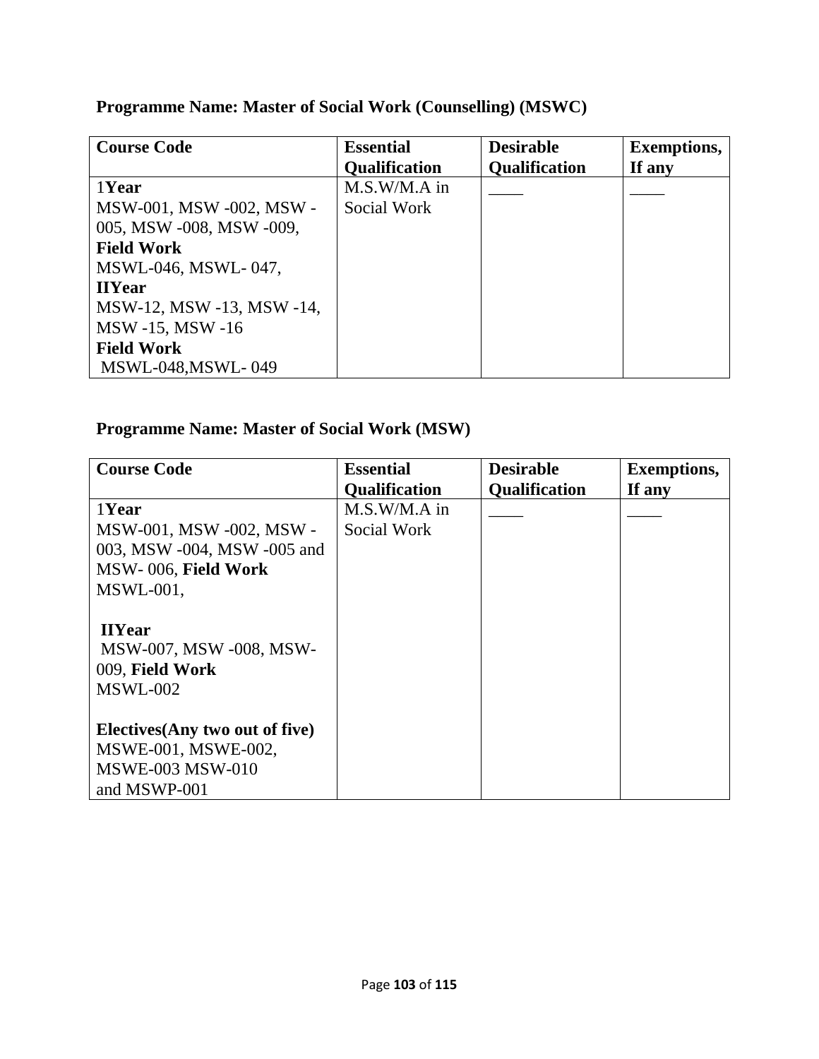**Programme Name: Master of Social Work (Counselling) (MSWC)**

| Course Code | Essential Qualification | Desirable Qualification | Exemptions, If any |
|---|---|---|---|
| 1**Year**<br>MSW-001, MSW -002, MSW -005, MSW -008, MSW -009,<br>**Field Work**<br>MSWL-046, MSWL- 047,<br>**IIYear**<br>MSW-12, MSW -13, MSW -14, MSW -15, MSW -16<br>**Field Work**<br>MSWL-048,MSWL- 049 | M.S.W/M.A in Social Work | ____ | ____ |

**Programme Name: Master of Social Work (MSW)**

| Course Code | Essential Qualification | Desirable Qualification | Exemptions, If any |
|---|---|---|---|
| 1**Year**<br>MSW-001, MSW -002, MSW -003, MSW -004, MSW -005 and MSW- 006, **Field Work**<br>MSWL-001,<br><br>**IIYear**<br>MSW-007, MSW -008, MSW-009, **Field Work**<br>MSWL-002<br><br>**Electives(Any two out of five)**<br>MSWE-001, MSWE-002, MSWE-003 MSW-010 and MSWP-001 | M.S.W/M.A in Social Work | ____ | ____ |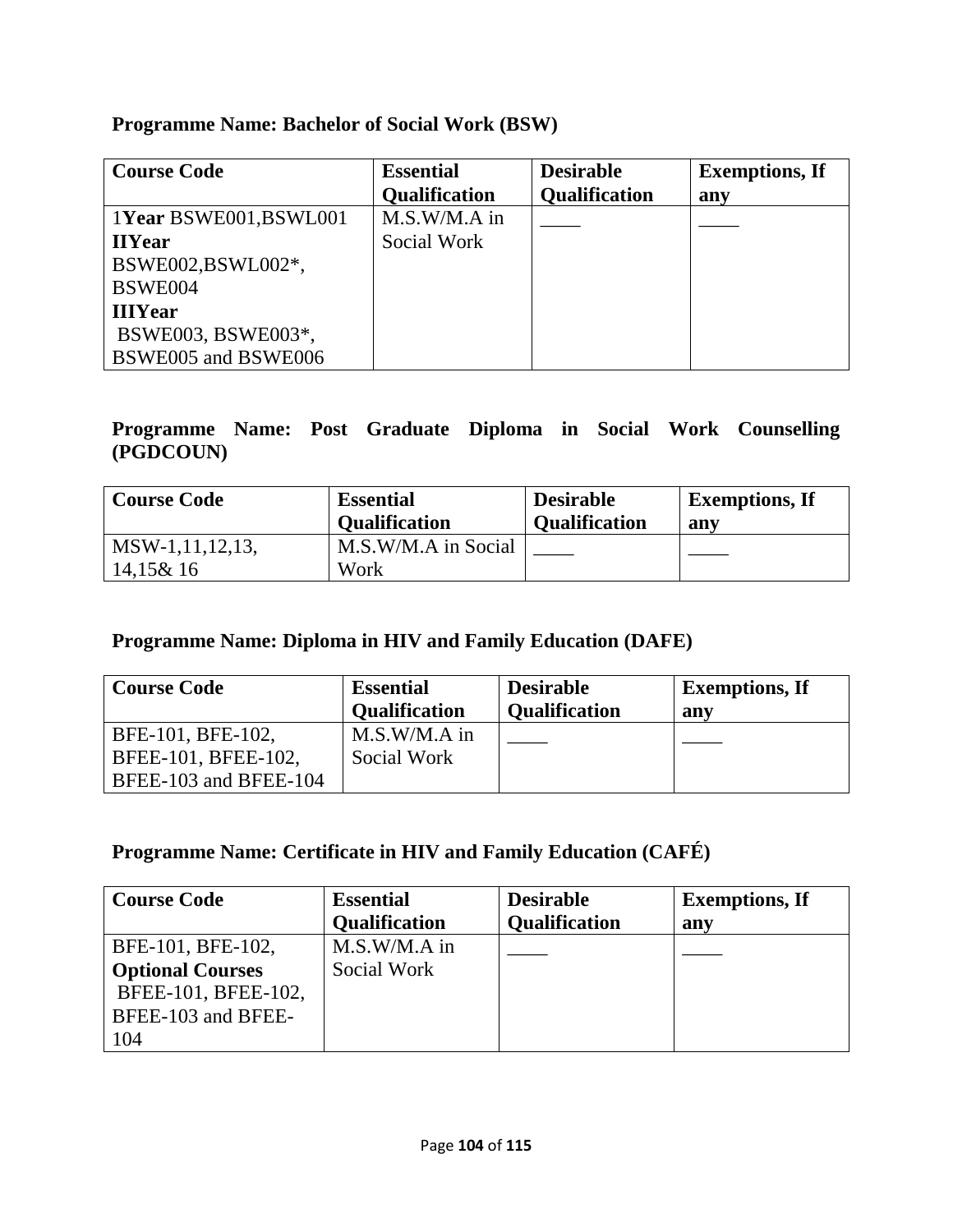**Programme Name: Bachelor of Social Work (BSW)**

| Course Code | Essential Qualification | Desirable Qualification | Exemptions, If any |
|---|---|---|---|
| 1**Year** BSWE001,BSWL001 **IIYear** BSWE002,BSWL002*, BSWE004 **IIIYear** BSWE003, BSWE003*, BSWE005 and BSWE006 | M.S.W/M.A in Social Work | ____ | ____ |

**Programme Name: Post Graduate Diploma in Social Work Counselling (PGDCOUN)**

| Course Code | Essential Qualification | Desirable Qualification | Exemptions, If any |
|---|---|---|---|
| MSW-1,11,12,13, 14,15& 16 | M.S.W/M.A in Social Work | ____ | ____ |

**Programme Name: Diploma in HIV and Family Education (DAFE)**

| Course Code | Essential Qualification | Desirable Qualification | Exemptions, If any |
|---|---|---|---|
| BFE-101, BFE-102, BFEE-101, BFEE-102, BFEE-103 and BFEE-104 | M.S.W/M.A in Social Work | ____ | ____ |

**Programme Name: Certificate in HIV and Family Education (CAFÉ)**

| Course Code | Essential Qualification | Desirable Qualification | Exemptions, If any |
|---|---|---|---|
| BFE-101, BFE-102, **Optional Courses** BFEE-101, BFEE-102, BFEE-103 and BFEE-104 | M.S.W/M.A in Social Work | ____ | ____ |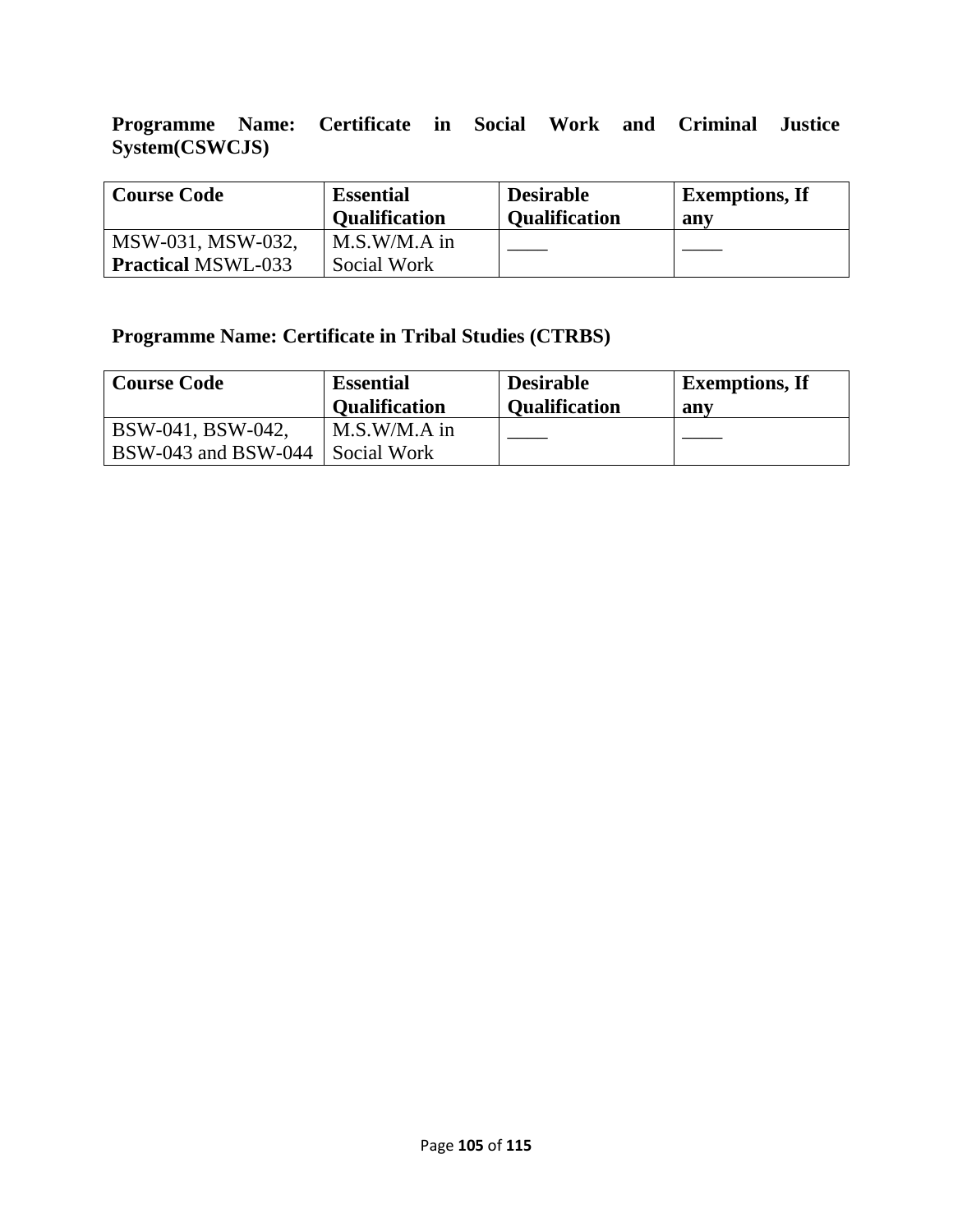**Programme Name: Certificate in Social Work and Criminal Justice System(CSWCJS)**

| Course Code | Essential Qualification | Desirable Qualification | Exemptions, If any |
|---|---|---|---|
| MSW-031, MSW-032, **Practical** MSWL-033 | M.S.W/M.A in Social Work | ____ | ____ |

**Programme Name: Certificate in Tribal Studies (CTRBS)**

| Course Code | Essential Qualification | Desirable Qualification | Exemptions, If any |
|---|---|---|---|
| BSW-041, BSW-042, BSW-043 and BSW-044 | M.S.W/M.A in Social Work | ____ | ____ |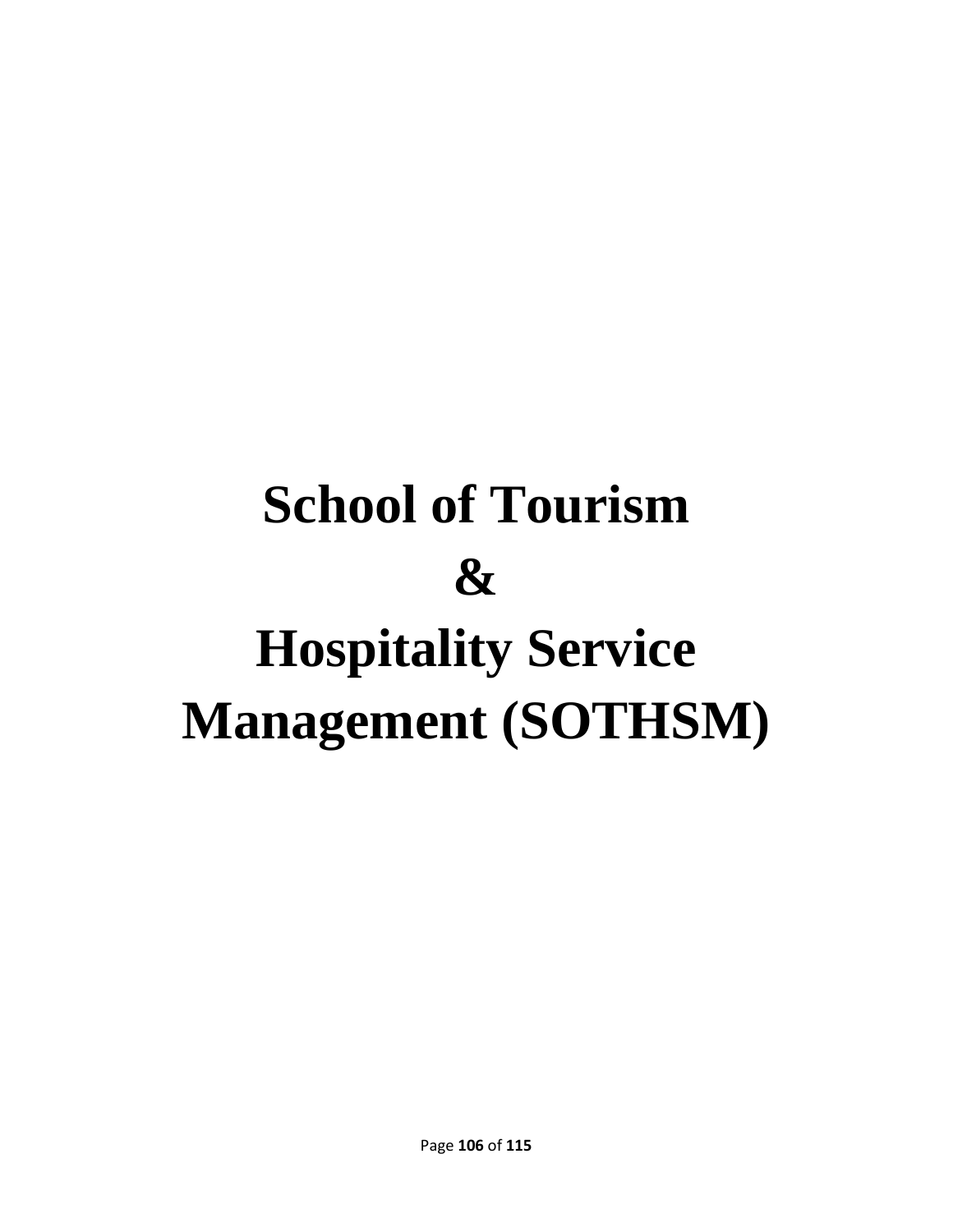# School of Tourism & Hospitality Service Management (SOTHSM)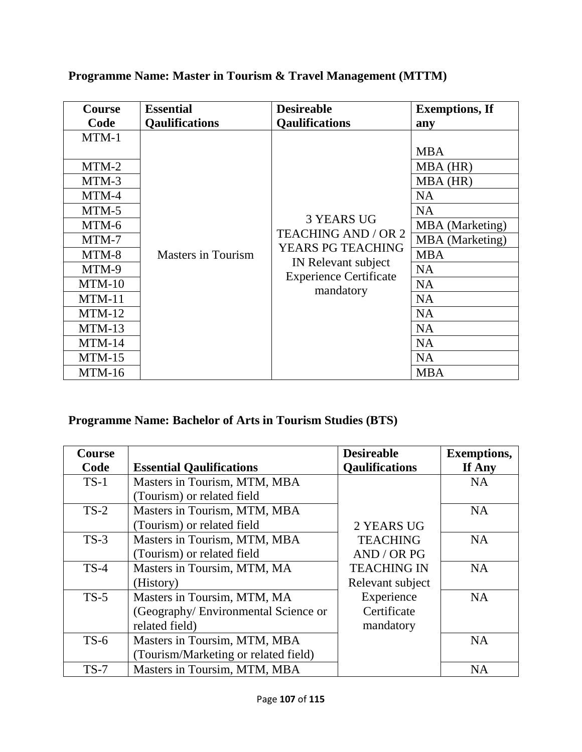**Programme Name: Master in Tourism & Travel Management (MTTM)**

| Course Code | Essential Qaulifications | Desireable Qaulifications | Exemptions, If any |
|---|---|---|---|
| MTM-1 | Masters in Tourism | 3 YEARS UG TEACHING AND / OR 2 YEARS PG TEACHING IN Relevant subject Experience Certificate mandatory | MBA |
| MTM-2 | | | MBA (HR) |
| MTM-3 | | | MBA (HR) |
| MTM-4 | | | NA |
| MTM-5 | | | NA |
| MTM-6 | | | MBA (Marketing) |
| MTM-7 | | | MBA (Marketing) |
| MTM-8 | | | MBA |
| MTM-9 | | | NA |
| MTM-10 | | | NA |
| MTM-11 | | | NA |
| MTM-12 | | | NA |
| MTM-13 | | | NA |
| MTM-14 | | | NA |
| MTM-15 | | | NA |
| MTM-16 | | | MBA |

**Programme Name: Bachelor of Arts in Tourism Studies (BTS)**

| Course Code | Essential Qaulifications | Desireable Qaulifications | Exemptions, If Any |
|---|---|---|---|
| TS-1 | Masters in Tourism, MTM, MBA (Tourism) or related field | 2 YEARS UG TEACHING AND / OR PG TEACHING IN Relevant subject Experience Certificate mandatory | NA |
| TS-2 | Masters in Tourism, MTM, MBA (Tourism) or related field | | NA |
| TS-3 | Masters in Tourism, MTM, MBA (Tourism) or related field | | NA |
| TS-4 | Masters in Toursim, MTM, MA (History) | | NA |
| TS-5 | Masters in Toursim, MTM, MA (Geography/ Environmental Science or related field) | | NA |
| TS-6 | Masters in Toursim, MTM, MBA (Tourism/Marketing or related field) | | NA |
| TS-7 | Masters in Toursim, MTM, MBA | | NA |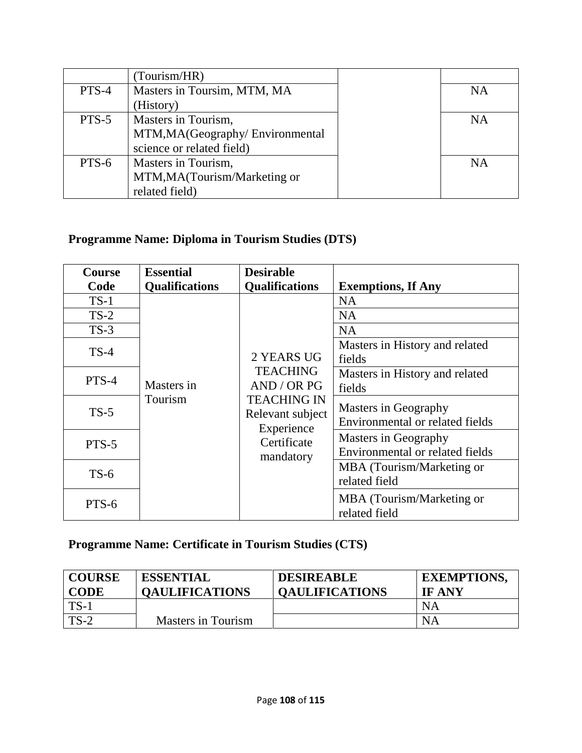|  | (Tourism/HR) |  |  |
|---|---|---|---|
| PTS-4 | Masters in Toursim, MTM, MA (History) |  | NA |
| PTS-5 | Masters in Tourism, MTM,MA(Geography/ Environmental science or related field) |  | NA |
| PTS-6 | Masters in Tourism, MTM,MA(Tourism/Marketing or related field) |  | NA |

## Programme Name: Diploma in Tourism Studies (DTS)

| Course Code | Essential Qualifications | Desirable Qualifications | Exemptions, If Any |
|---|---|---|---|
| TS-1 | Masters in Tourism | 2 YEARS UG TEACHING AND / OR PG TEACHING IN Relevant subject Experience Certificate mandatory | NA |
| TS-2 |  |  | NA |
| TS-3 |  |  | NA |
| TS-4 |  |  | Masters in History and related fields |
| PTS-4 |  |  | Masters in History and related fields |
| TS-5 |  |  | Masters in Geography Environmental or related fields |
| PTS-5 |  |  | Masters in Geography Environmental or related fields |
| TS-6 |  |  | MBA (Tourism/Marketing or related field |
| PTS-6 |  |  | MBA (Tourism/Marketing or related field |

## Programme Name: Certificate in Tourism Studies (CTS)

| COURSE CODE | ESSENTIAL QAULIFICATIONS | DESIREABLE QAULIFICATIONS | EXEMPTIONS, IF ANY |
|---|---|---|---|
| TS-1 | Masters in Tourism |  | NA |
| TS-2 |  |  | NA |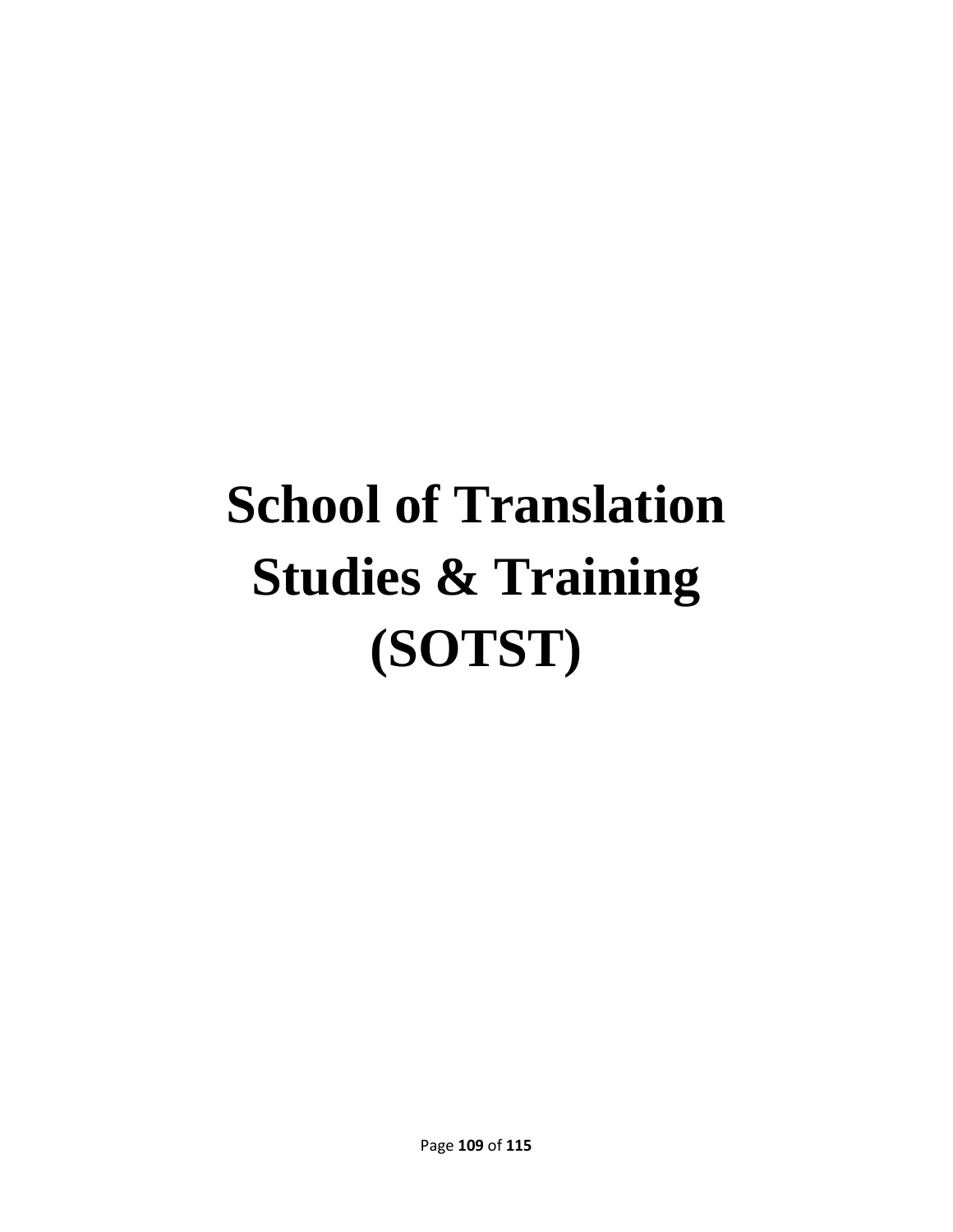# School of Translation Studies & Training (SOTST)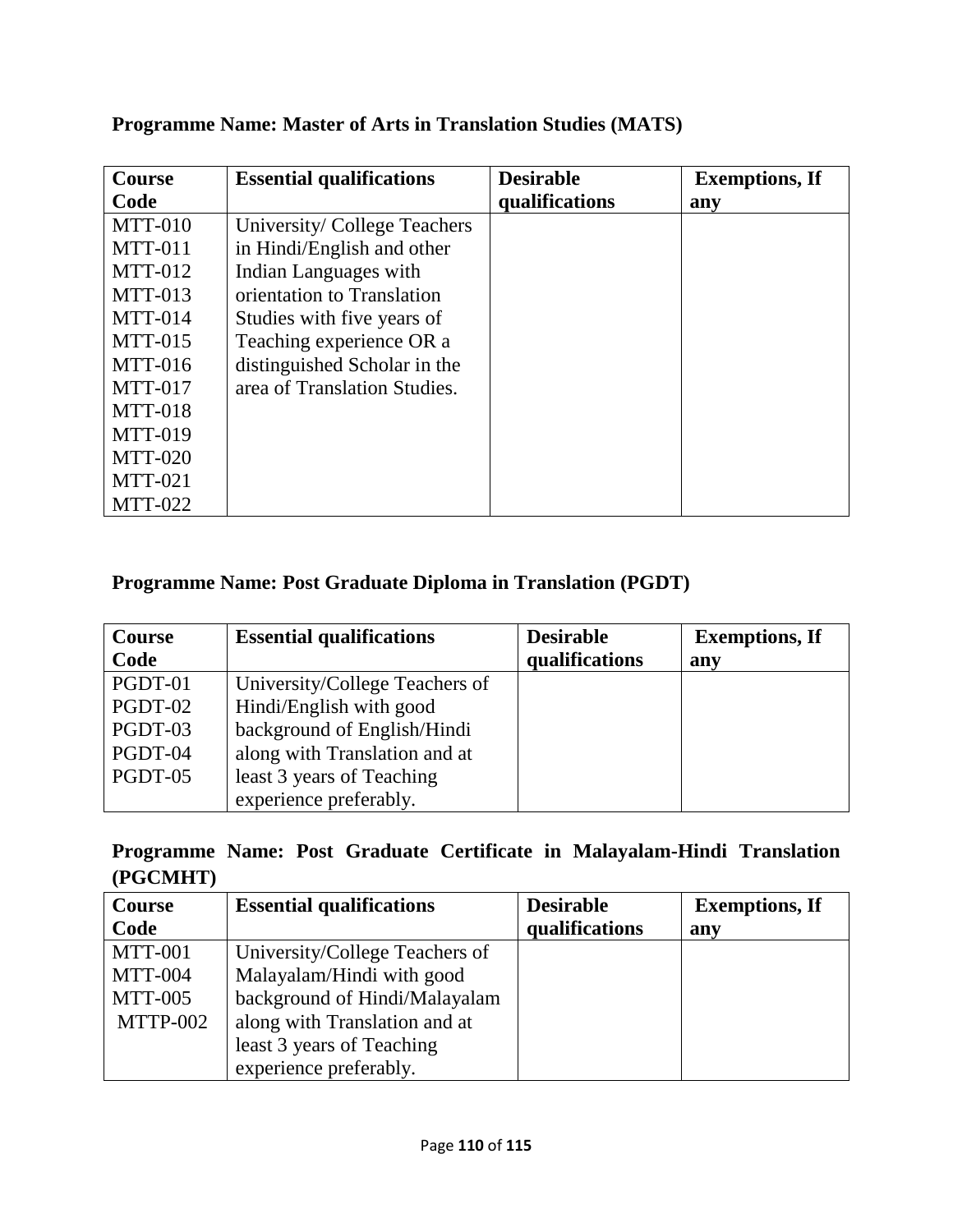**Programme Name: Master of Arts in Translation Studies (MATS)**

| Course Code | Essential qualifications | Desirable qualifications | Exemptions, If any |
|---|---|---|---|
| MTT-010<br>MTT-011<br>MTT-012<br>MTT-013<br>MTT-014<br>MTT-015<br>MTT-016<br>MTT-017<br>MTT-018<br>MTT-019<br>MTT-020<br>MTT-021<br>MTT-022 | University/ College Teachers in Hindi/English and other Indian Languages with orientation to Translation Studies with five years of Teaching experience OR a distinguished Scholar in the area of Translation Studies. | | |

**Programme Name: Post Graduate Diploma in Translation (PGDT)**

| Course Code | Essential qualifications | Desirable qualifications | Exemptions, If any |
|---|---|---|---|
| PGDT-01<br>PGDT-02<br>PGDT-03<br>PGDT-04<br>PGDT-05 | University/College Teachers of Hindi/English with good background of English/Hindi along with Translation and at least 3 years of Teaching experience preferably. | | |

**Programme Name: Post Graduate Certificate in Malayalam-Hindi Translation (PGCMHT)**

| Course Code | Essential qualifications | Desirable qualifications | Exemptions, If any |
|---|---|---|---|
| MTT-001<br>MTT-004<br>MTT-005<br>MTTP-002 | University/College Teachers of Malayalam/Hindi with good background of Hindi/Malayalam along with Translation and at least 3 years of Teaching experience preferably. | | |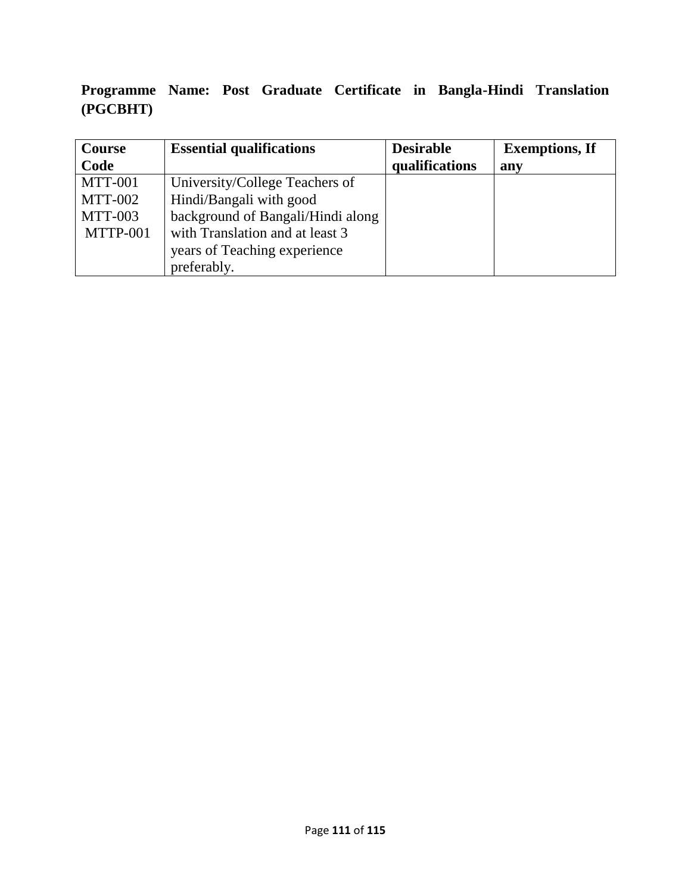**Programme Name: Post Graduate Certificate in Bangla-Hindi Translation (PGCBHT)**

| Course Code | Essential qualifications | Desirable qualifications | Exemptions, If any |
|---|---|---|---|
| MTT-001<br>MTT-002<br>MTT-003<br>MTTP-001 | University/College Teachers of Hindi/Bangali with good background of Bangali/Hindi along with Translation and at least 3 years of Teaching experience preferably. | | |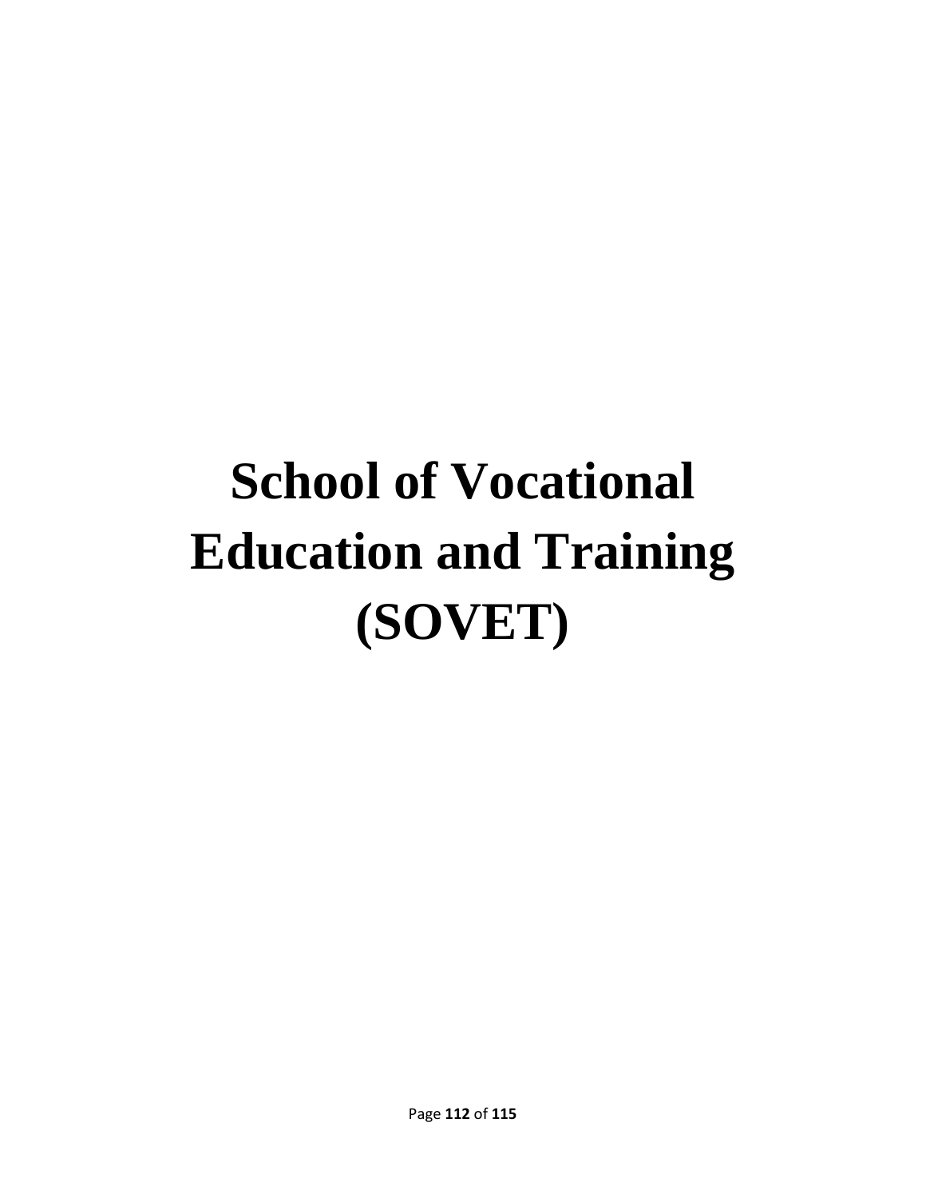# School of Vocational Education and Training (SOVET)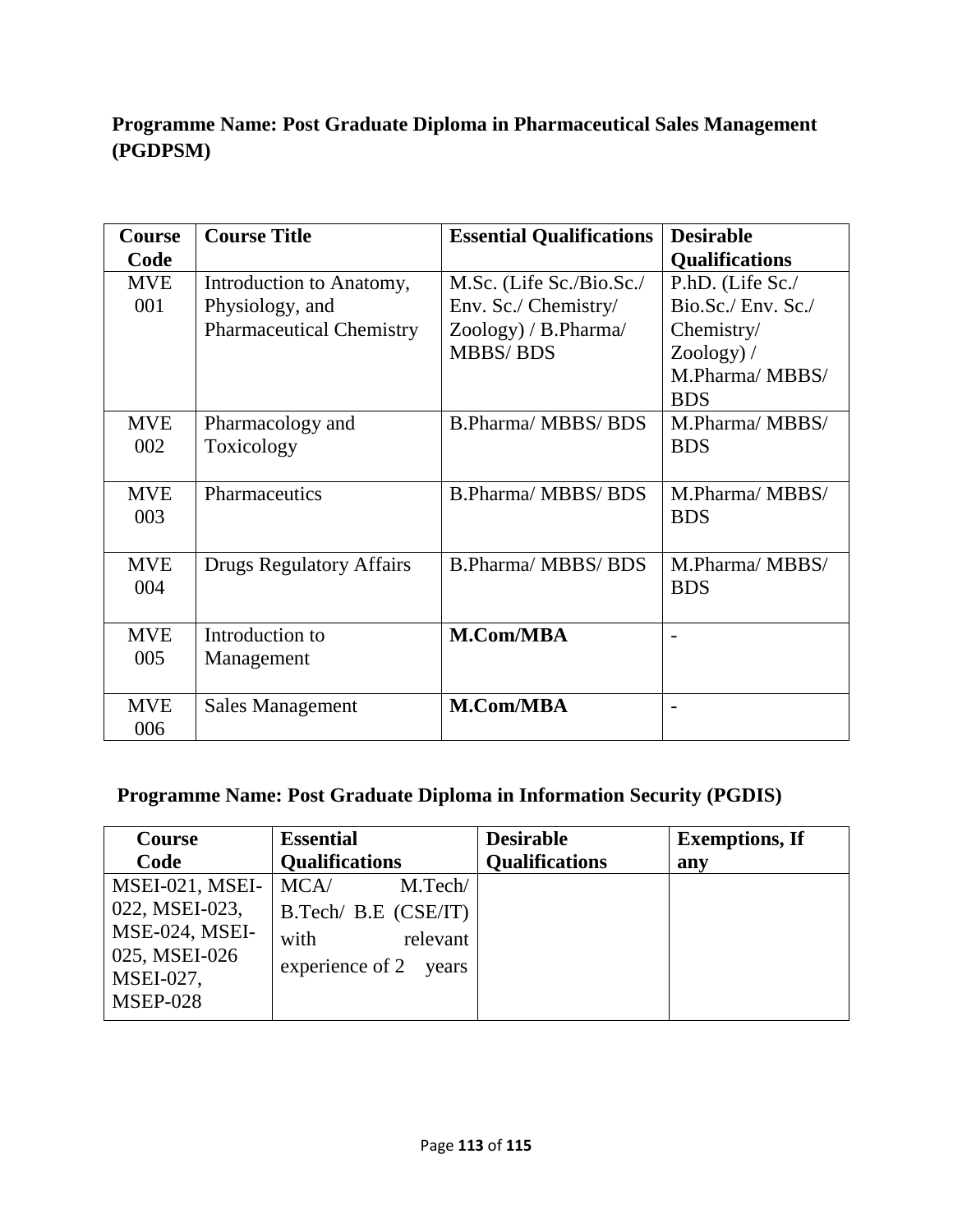**Programme Name: Post Graduate Diploma in Pharmaceutical Sales Management (PGDPSM)**

| Course Code | Course Title | Essential Qualifications | Desirable Qualifications |
|---|---|---|---|
| MVE 001 | Introduction to Anatomy, Physiology, and Pharmaceutical Chemistry | M.Sc. (Life Sc./Bio.Sc./ Env. Sc./ Chemistry/ Zoology) / B.Pharma/ MBBS/ BDS | P.hD. (Life Sc./ Bio.Sc./ Env. Sc./ Chemistry/ Zoology) / M.Pharma/ MBBS/ BDS |
| MVE 002 | Pharmacology and Toxicology | B.Pharma/ MBBS/ BDS | M.Pharma/ MBBS/ BDS |
| MVE 003 | Pharmaceutics | B.Pharma/ MBBS/ BDS | M.Pharma/ MBBS/ BDS |
| MVE 004 | Drugs Regulatory Affairs | B.Pharma/ MBBS/ BDS | M.Pharma/ MBBS/ BDS |
| MVE 005 | Introduction to Management | **M.Com/MBA** | - |
| MVE 006 | Sales Management | **M.Com/MBA** | - |

**Programme Name: Post Graduate Diploma in Information Security (PGDIS)**

| Course Code | Essential Qualifications | Desirable Qualifications | Exemptions, If any |
|---|---|---|---|
| MSEI-021, MSEI-022, MSEI-023, MSE-024, MSEI-025, MSEI-026 MSEI-027, MSEP-028 | MCA/ M.Tech/ B.Tech/ B.E (CSE/IT) with relevant experience of 2 years | | |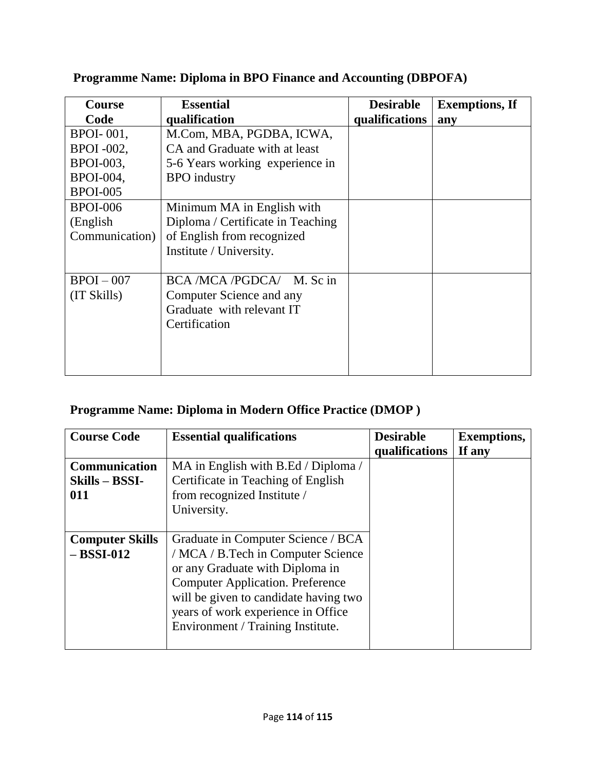**Programme Name: Diploma in BPO Finance and Accounting (DBPOFA)**

| Course Code | Essential qualification | Desirable qualifications | Exemptions, If any |
|---|---|---|---|
| BPOI- 001, BPOI -002, BPOI-003, BPOI-004, BPOI-005 | M.Com, MBA, PGDBA, ICWA, CA and Graduate with at least 5-6 Years working experience in BPO industry | | |
| BPOI-006 (English Communication) | Minimum MA in English with Diploma / Certificate in Teaching of English from recognized Institute / University. | | |
| BPOI – 007 (IT Skills) | BCA /MCA /PGDCA/ M. Sc in Computer Science and any Graduate with relevant IT Certification | | |

**Programme Name: Diploma in Modern Office Practice (DMOP )**

| Course Code | Essential qualifications | Desirable qualifications | Exemptions, If any |
|---|---|---|---|
| **Communication Skills – BSSI-011** | MA in English with B.Ed / Diploma / Certificate in Teaching of English from recognized Institute / University. | | |
| **Computer Skills – BSSI-012** | Graduate in Computer Science / BCA / MCA / B.Tech in Computer Science or any Graduate with Diploma in Computer Application. Preference will be given to candidate having two years of work experience in Office Environment / Training Institute. | | |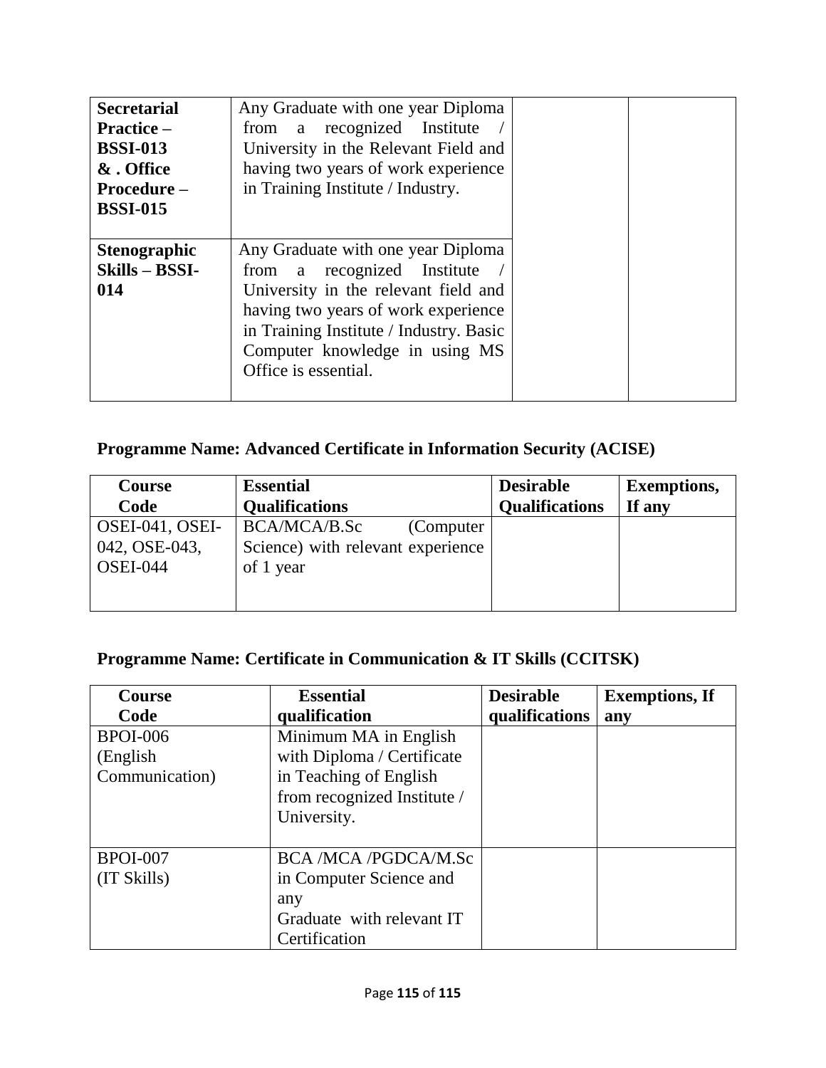| | | | |
|---|---|---|---|
| **Secretarial Practice – BSSI-013 & . Office Procedure – BSSI-015** | Any Graduate with one year Diploma from a recognized Institute / University in the Relevant Field and having two years of work experience in Training Institute / Industry. | | |
| **Stenographic Skills – BSSI-014** | Any Graduate with one year Diploma from a recognized Institute / University in the relevant field and having two years of work experience in Training Institute / Industry. Basic Computer knowledge in using MS Office is essential. | | |

## Programme Name: Advanced Certificate in Information Security (ACISE)

| Course Code | Essential Qualifications | Desirable Qualifications | Exemptions, If any |
|---|---|---|---|
| OSEI-041, OSEI-042, OSE-043, OSEI-044 | BCA/MCA/B.Sc (Computer Science) with relevant experience of 1 year | | |

## Programme Name: Certificate in Communication & IT Skills (CCITSK)

| Course Code | Essential qualification | Desirable qualifications | Exemptions, If any |
|---|---|---|---|
| BPOI-006 (English Communication) | Minimum MA in English with Diploma / Certificate in Teaching of English from recognized Institute / University. | | |
| BPOI-007 (IT Skills) | BCA /MCA /PGDCA/M.Sc in Computer Science and any Graduate with relevant IT Certification | | |